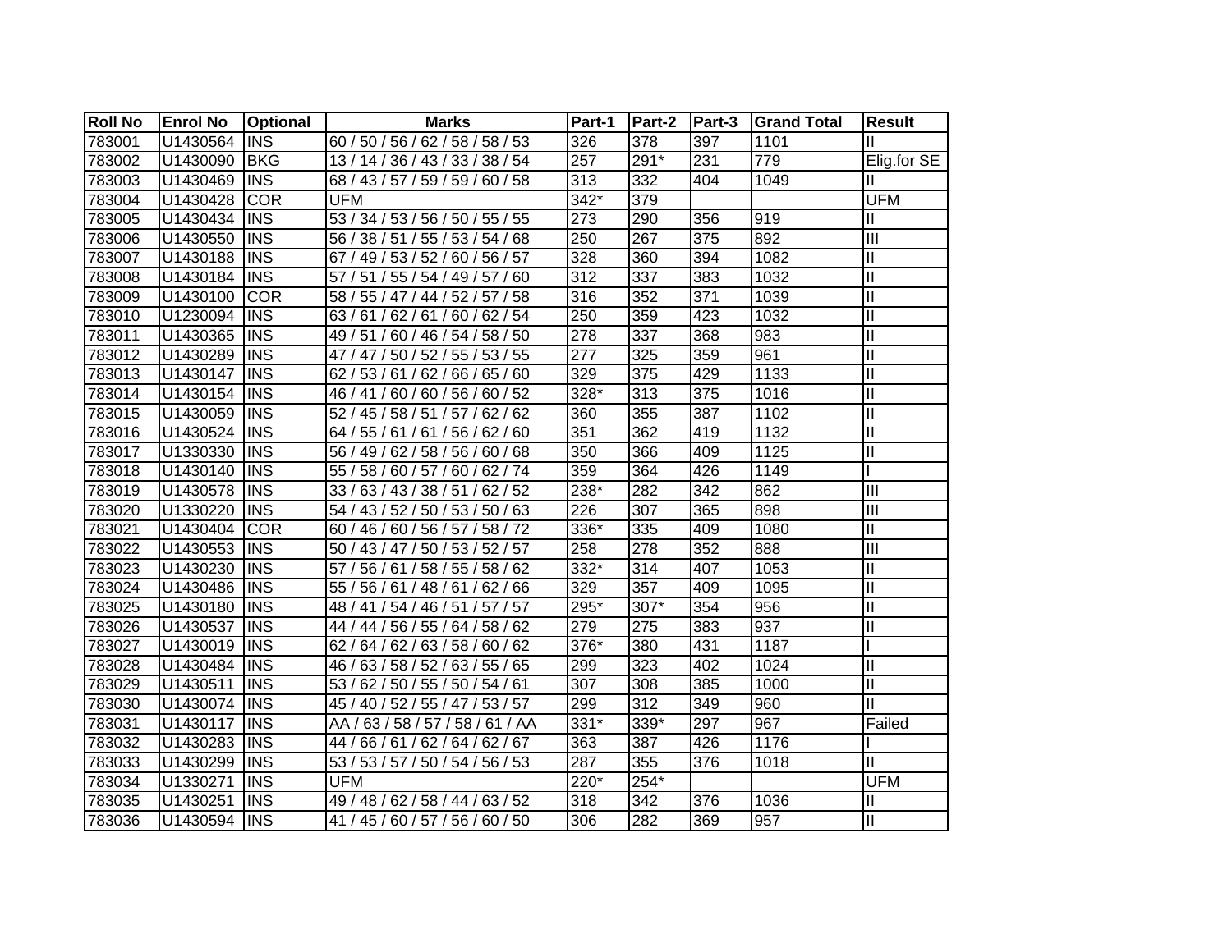| Roll No | Enrol No | Optional | Marks | Part-1 | Part-2 | Part-3 | Grand Total | Result |
|---|---|---|---|---|---|---|---|---|
| 783001 | U1430564 | INS | 60 / 50 / 56 / 62 / 58 / 58 / 53 | 326 | 378 | 397 | 1101 | II |
| 783002 | U1430090 | BKG | 13 / 14 / 36 / 43 / 33 / 38 / 54 | 257 | 291* | 231 | 779 | Elig.for SE |
| 783003 | U1430469 | INS | 68 / 43 / 57 / 59 / 59 / 60 / 58 | 313 | 332 | 404 | 1049 | II |
| 783004 | U1430428 | COR | UFM | 342* | 379 | | | UFM |
| 783005 | U1430434 | INS | 53 / 34 / 53 / 56 / 50 / 55 / 55 | 273 | 290 | 356 | 919 | II |
| 783006 | U1430550 | INS | 56 / 38 / 51 / 55 / 53 / 54 / 68 | 250 | 267 | 375 | 892 | III |
| 783007 | U1430188 | INS | 67 / 49 / 53 / 52 / 60 / 56 / 57 | 328 | 360 | 394 | 1082 | II |
| 783008 | U1430184 | INS | 57 / 51 / 55 / 54 / 49 / 57 / 60 | 312 | 337 | 383 | 1032 | II |
| 783009 | U1430100 | COR | 58 / 55 / 47 / 44 / 52 / 57 / 58 | 316 | 352 | 371 | 1039 | II |
| 783010 | U1230094 | INS | 63 / 61 / 62 / 61 / 60 / 62 / 54 | 250 | 359 | 423 | 1032 | II |
| 783011 | U1430365 | INS | 49 / 51 / 60 / 46 / 54 / 58 / 50 | 278 | 337 | 368 | 983 | II |
| 783012 | U1430289 | INS | 47 / 47 / 50 / 52 / 55 / 53 / 55 | 277 | 325 | 359 | 961 | II |
| 783013 | U1430147 | INS | 62 / 53 / 61 / 62 / 66 / 65 / 60 | 329 | 375 | 429 | 1133 | II |
| 783014 | U1430154 | INS | 46 / 41 / 60 / 60 / 56 / 60 / 52 | 328* | 313 | 375 | 1016 | II |
| 783015 | U1430059 | INS | 52 / 45 / 58 / 51 / 57 / 62 / 62 | 360 | 355 | 387 | 1102 | II |
| 783016 | U1430524 | INS | 64 / 55 / 61 / 61 / 56 / 62 / 60 | 351 | 362 | 419 | 1132 | II |
| 783017 | U1330330 | INS | 56 / 49 / 62 / 58 / 56 / 60 / 68 | 350 | 366 | 409 | 1125 | II |
| 783018 | U1430140 | INS | 55 / 58 / 60 / 57 / 60 / 62 / 74 | 359 | 364 | 426 | 1149 | I |
| 783019 | U1430578 | INS | 33 / 63 / 43 / 38 / 51 / 62 / 52 | 238* | 282 | 342 | 862 | III |
| 783020 | U1330220 | INS | 54 / 43 / 52 / 50 / 53 / 50 / 63 | 226 | 307 | 365 | 898 | III |
| 783021 | U1430404 | COR | 60 / 46 / 60 / 56 / 57 / 58 / 72 | 336* | 335 | 409 | 1080 | II |
| 783022 | U1430553 | INS | 50 / 43 / 47 / 50 / 53 / 52 / 57 | 258 | 278 | 352 | 888 | III |
| 783023 | U1430230 | INS | 57 / 56 / 61 / 58 / 55 / 58 / 62 | 332* | 314 | 407 | 1053 | II |
| 783024 | U1430486 | INS | 55 / 56 / 61 / 48 / 61 / 62 / 66 | 329 | 357 | 409 | 1095 | II |
| 783025 | U1430180 | INS | 48 / 41 / 54 / 46 / 51 / 57 / 57 | 295* | 307* | 354 | 956 | II |
| 783026 | U1430537 | INS | 44 / 44 / 56 / 55 / 64 / 58 / 62 | 279 | 275 | 383 | 937 | II |
| 783027 | U1430019 | INS | 62 / 64 / 62 / 63 / 58 / 60 / 62 | 376* | 380 | 431 | 1187 | I |
| 783028 | U1430484 | INS | 46 / 63 / 58 / 52 / 63 / 55 / 65 | 299 | 323 | 402 | 1024 | II |
| 783029 | U1430511 | INS | 53 / 62 / 50 / 55 / 50 / 54 / 61 | 307 | 308 | 385 | 1000 | II |
| 783030 | U1430074 | INS | 45 / 40 / 52 / 55 / 47 / 53 / 57 | 299 | 312 | 349 | 960 | II |
| 783031 | U1430117 | INS | AA / 63 / 58 / 57 / 58 / 61 / AA | 331* | 339* | 297 | 967 | Failed |
| 783032 | U1430283 | INS | 44 / 66 / 61 / 62 / 64 / 62 / 67 | 363 | 387 | 426 | 1176 | I |
| 783033 | U1430299 | INS | 53 / 53 / 57 / 50 / 54 / 56 / 53 | 287 | 355 | 376 | 1018 | II |
| 783034 | U1330271 | INS | UFM | 220* | 254* | | | UFM |
| 783035 | U1430251 | INS | 49 / 48 / 62 / 58 / 44 / 63 / 52 | 318 | 342 | 376 | 1036 | II |
| 783036 | U1430594 | INS | 41 / 45 / 60 / 57 / 56 / 60 / 50 | 306 | 282 | 369 | 957 | II |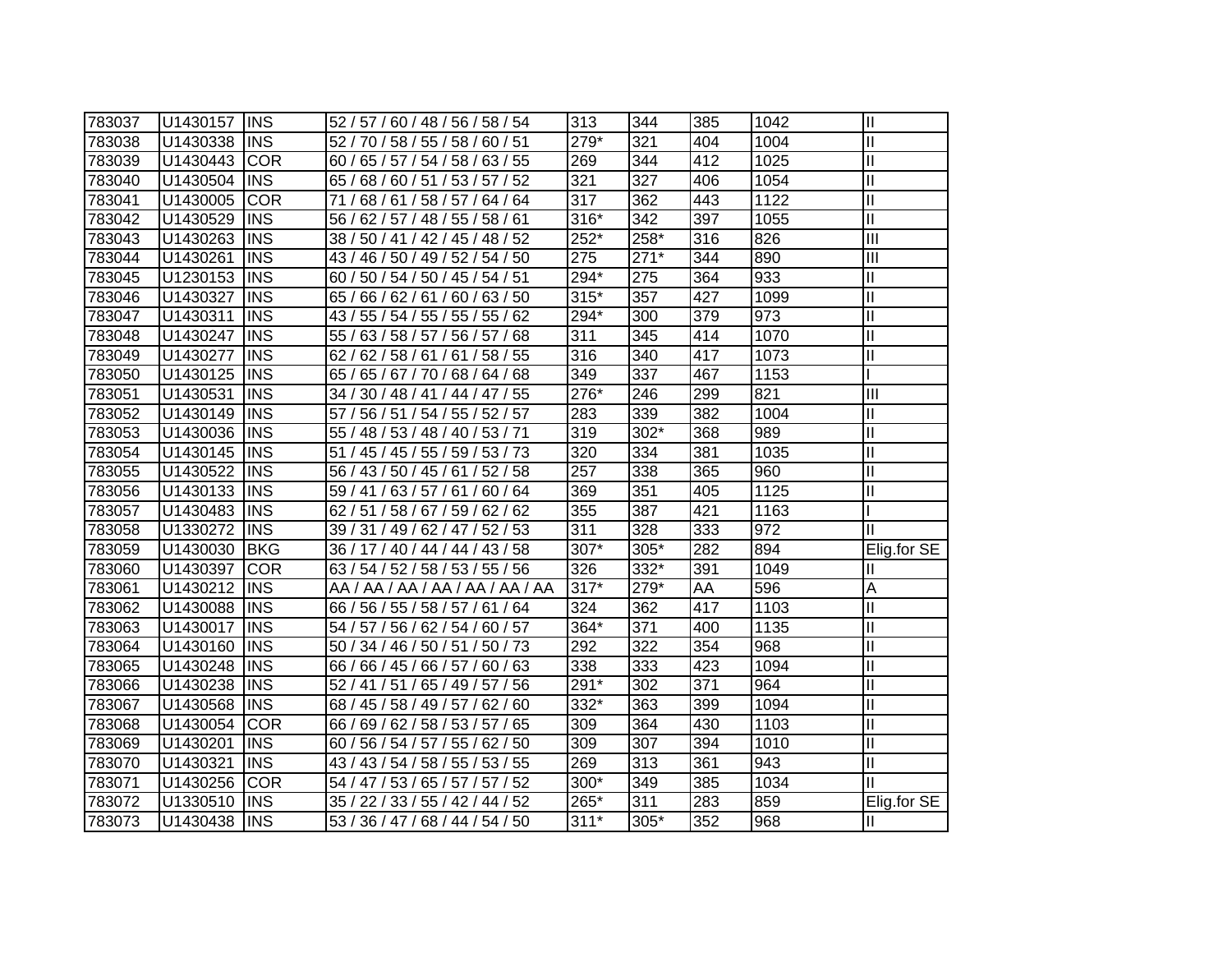| | | | | | | | | |
|---|---|---|---|---|---|---|---|---|
| 783037 | U1430157 | INS | 52 / 57 / 60 / 48 / 56 / 58 / 54 | 313 | 344 | 385 | 1042 | II |
| 783038 | U1430338 | INS | 52 / 70 / 58 / 55 / 58 / 60 / 51 | 279* | 321 | 404 | 1004 | II |
| 783039 | U1430443 | COR | 60 / 65 / 57 / 54 / 58 / 63 / 55 | 269 | 344 | 412 | 1025 | II |
| 783040 | U1430504 | INS | 65 / 68 / 60 / 51 / 53 / 57 / 52 | 321 | 327 | 406 | 1054 | II |
| 783041 | U1430005 | COR | 71 / 68 / 61 / 58 / 57 / 64 / 64 | 317 | 362 | 443 | 1122 | II |
| 783042 | U1430529 | INS | 56 / 62 / 57 / 48 / 55 / 58 / 61 | 316* | 342 | 397 | 1055 | II |
| 783043 | U1430263 | INS | 38 / 50 / 41 / 42 / 45 / 48 / 52 | 252* | 258* | 316 | 826 | III |
| 783044 | U1430261 | INS | 43 / 46 / 50 / 49 / 52 / 54 / 50 | 275 | 271* | 344 | 890 | III |
| 783045 | U1230153 | INS | 60 / 50 / 54 / 50 / 45 / 54 / 51 | 294* | 275 | 364 | 933 | II |
| 783046 | U1430327 | INS | 65 / 66 / 62 / 61 / 60 / 63 / 50 | 315* | 357 | 427 | 1099 | II |
| 783047 | U1430311 | INS | 43 / 55 / 54 / 55 / 55 / 55 / 62 | 294* | 300 | 379 | 973 | II |
| 783048 | U1430247 | INS | 55 / 63 / 58 / 57 / 56 / 57 / 68 | 311 | 345 | 414 | 1070 | II |
| 783049 | U1430277 | INS | 62 / 62 / 58 / 61 / 61 / 58 / 55 | 316 | 340 | 417 | 1073 | II |
| 783050 | U1430125 | INS | 65 / 65 / 67 / 70 / 68 / 64 / 68 | 349 | 337 | 467 | 1153 | I |
| 783051 | U1430531 | INS | 34 / 30 / 48 / 41 / 44 / 47 / 55 | 276* | 246 | 299 | 821 | III |
| 783052 | U1430149 | INS | 57 / 56 / 51 / 54 / 55 / 52 / 57 | 283 | 339 | 382 | 1004 | II |
| 783053 | U1430036 | INS | 55 / 48 / 53 / 48 / 40 / 53 / 71 | 319 | 302* | 368 | 989 | II |
| 783054 | U1430145 | INS | 51 / 45 / 45 / 55 / 59 / 53 / 73 | 320 | 334 | 381 | 1035 | II |
| 783055 | U1430522 | INS | 56 / 43 / 50 / 45 / 61 / 52 / 58 | 257 | 338 | 365 | 960 | II |
| 783056 | U1430133 | INS | 59 / 41 / 63 / 57 / 61 / 60 / 64 | 369 | 351 | 405 | 1125 | II |
| 783057 | U1430483 | INS | 62 / 51 / 58 / 67 / 59 / 62 / 62 | 355 | 387 | 421 | 1163 | I |
| 783058 | U1330272 | INS | 39 / 31 / 49 / 62 / 47 / 52 / 53 | 311 | 328 | 333 | 972 | II |
| 783059 | U1430030 | BKG | 36 / 17 / 40 / 44 / 44 / 43 / 58 | 307* | 305* | 282 | 894 | Elig.for SE |
| 783060 | U1430397 | COR | 63 / 54 / 52 / 58 / 53 / 55 / 56 | 326 | 332* | 391 | 1049 | II |
| 783061 | U1430212 | INS | AA / AA / AA / AA / AA / AA / AA | 317* | 279* | AA | 596 | A |
| 783062 | U1430088 | INS | 66 / 56 / 55 / 58 / 57 / 61 / 64 | 324 | 362 | 417 | 1103 | II |
| 783063 | U1430017 | INS | 54 / 57 / 56 / 62 / 54 / 60 / 57 | 364* | 371 | 400 | 1135 | II |
| 783064 | U1430160 | INS | 50 / 34 / 46 / 50 / 51 / 50 / 73 | 292 | 322 | 354 | 968 | II |
| 783065 | U1430248 | INS | 66 / 66 / 45 / 66 / 57 / 60 / 63 | 338 | 333 | 423 | 1094 | II |
| 783066 | U1430238 | INS | 52 / 41 / 51 / 65 / 49 / 57 / 56 | 291* | 302 | 371 | 964 | II |
| 783067 | U1430568 | INS | 68 / 45 / 58 / 49 / 57 / 62 / 60 | 332* | 363 | 399 | 1094 | II |
| 783068 | U1430054 | COR | 66 / 69 / 62 / 58 / 53 / 57 / 65 | 309 | 364 | 430 | 1103 | II |
| 783069 | U1430201 | INS | 60 / 56 / 54 / 57 / 55 / 62 / 50 | 309 | 307 | 394 | 1010 | II |
| 783070 | U1430321 | INS | 43 / 43 / 54 / 58 / 55 / 53 / 55 | 269 | 313 | 361 | 943 | II |
| 783071 | U1430256 | COR | 54 / 47 / 53 / 65 / 57 / 57 / 52 | 300* | 349 | 385 | 1034 | II |
| 783072 | U1330510 | INS | 35 / 22 / 33 / 55 / 42 / 44 / 52 | 265* | 311 | 283 | 859 | Elig.for SE |
| 783073 | U1430438 | INS | 53 / 36 / 47 / 68 / 44 / 54 / 50 | 311* | 305* | 352 | 968 | II |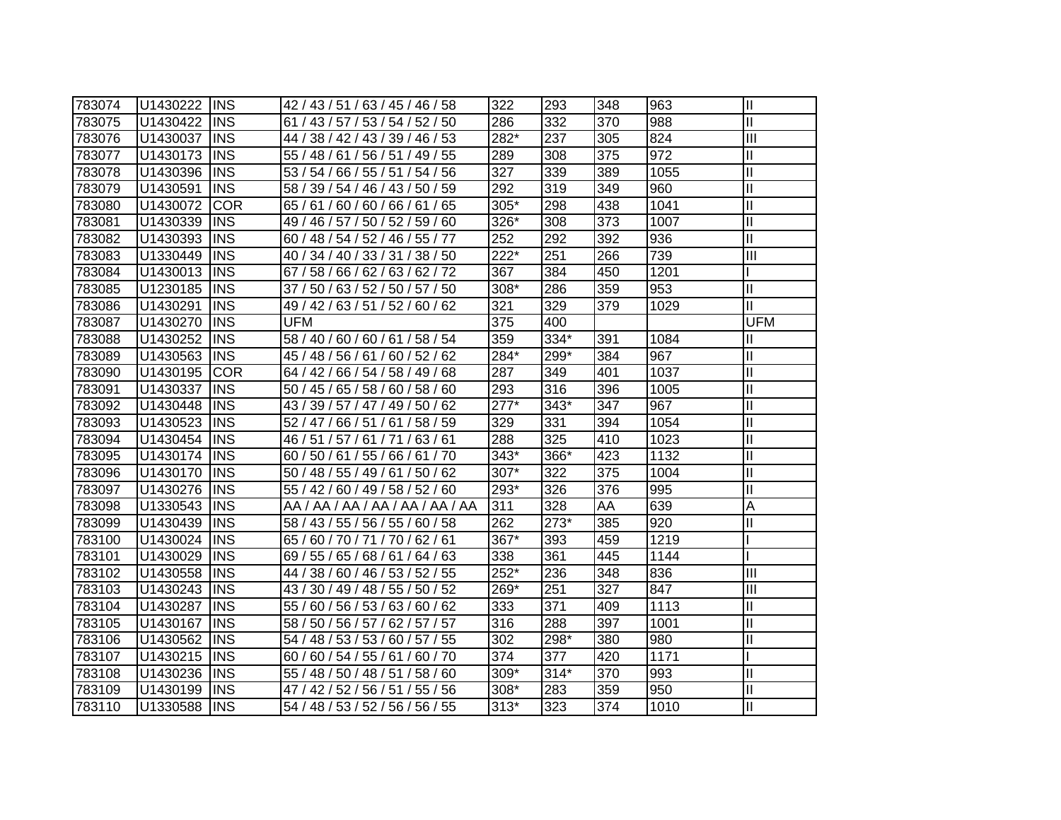| 783074 | U1430222 | INS | 42 / 43 / 51 / 63 / 45 / 46 / 58 | 322 | 293 | 348 | 963 | II |
|---|---|---|---|---|---|---|---|---|
| 783075 | U1430422 | INS | 61 / 43 / 57 / 53 / 54 / 52 / 50 | 286 | 332 | 370 | 988 | II |
| 783076 | U1430037 | INS | 44 / 38 / 42 / 43 / 39 / 46 / 53 | 282* | 237 | 305 | 824 | III |
| 783077 | U1430173 | INS | 55 / 48 / 61 / 56 / 51 / 49 / 55 | 289 | 308 | 375 | 972 | II |
| 783078 | U1430396 | INS | 53 / 54 / 66 / 55 / 51 / 54 / 56 | 327 | 339 | 389 | 1055 | II |
| 783079 | U1430591 | INS | 58 / 39 / 54 / 46 / 43 / 50 / 59 | 292 | 319 | 349 | 960 | II |
| 783080 | U1430072 | COR | 65 / 61 / 60 / 60 / 66 / 61 / 65 | 305* | 298 | 438 | 1041 | II |
| 783081 | U1430339 | INS | 49 / 46 / 57 / 50 / 52 / 59 / 60 | 326* | 308 | 373 | 1007 | II |
| 783082 | U1430393 | INS | 60 / 48 / 54 / 52 / 46 / 55 / 77 | 252 | 292 | 392 | 936 | II |
| 783083 | U1330449 | INS | 40 / 34 / 40 / 33 / 31 / 38 / 50 | 222* | 251 | 266 | 739 | III |
| 783084 | U1430013 | INS | 67 / 58 / 66 / 62 / 63 / 62 / 72 | 367 | 384 | 450 | 1201 | I |
| 783085 | U1230185 | INS | 37 / 50 / 63 / 52 / 50 / 57 / 50 | 308* | 286 | 359 | 953 | II |
| 783086 | U1430291 | INS | 49 / 42 / 63 / 51 / 52 / 60 / 62 | 321 | 329 | 379 | 1029 | II |
| 783087 | U1430270 | INS | UFM | 375 | 400 | | | UFM |
| 783088 | U1430252 | INS | 58 / 40 / 60 / 60 / 61 / 58 / 54 | 359 | 334* | 391 | 1084 | II |
| 783089 | U1430563 | INS | 45 / 48 / 56 / 61 / 60 / 52 / 62 | 284* | 299* | 384 | 967 | II |
| 783090 | U1430195 | COR | 64 / 42 / 66 / 54 / 58 / 49 / 68 | 287 | 349 | 401 | 1037 | II |
| 783091 | U1430337 | INS | 50 / 45 / 65 / 58 / 60 / 58 / 60 | 293 | 316 | 396 | 1005 | II |
| 783092 | U1430448 | INS | 43 / 39 / 57 / 47 / 49 / 50 / 62 | 277* | 343* | 347 | 967 | II |
| 783093 | U1430523 | INS | 52 / 47 / 66 / 51 / 61 / 58 / 59 | 329 | 331 | 394 | 1054 | II |
| 783094 | U1430454 | INS | 46 / 51 / 57 / 61 / 71 / 63 / 61 | 288 | 325 | 410 | 1023 | II |
| 783095 | U1430174 | INS | 60 / 50 / 61 / 55 / 66 / 61 / 70 | 343* | 366* | 423 | 1132 | II |
| 783096 | U1430170 | INS | 50 / 48 / 55 / 49 / 61 / 50 / 62 | 307* | 322 | 375 | 1004 | II |
| 783097 | U1430276 | INS | 55 / 42 / 60 / 49 / 58 / 52 / 60 | 293* | 326 | 376 | 995 | II |
| 783098 | U1330543 | INS | AA / AA / AA / AA / AA / AA / AA | 311 | 328 | AA | 639 | A |
| 783099 | U1430439 | INS | 58 / 43 / 55 / 56 / 55 / 60 / 58 | 262 | 273* | 385 | 920 | II |
| 783100 | U1430024 | INS | 65 / 60 / 70 / 71 / 70 / 62 / 61 | 367* | 393 | 459 | 1219 | I |
| 783101 | U1430029 | INS | 69 / 55 / 65 / 68 / 61 / 64 / 63 | 338 | 361 | 445 | 1144 | I |
| 783102 | U1430558 | INS | 44 / 38 / 60 / 46 / 53 / 52 / 55 | 252* | 236 | 348 | 836 | III |
| 783103 | U1430243 | INS | 43 / 30 / 49 / 48 / 55 / 50 / 52 | 269* | 251 | 327 | 847 | III |
| 783104 | U1430287 | INS | 55 / 60 / 56 / 53 / 63 / 60 / 62 | 333 | 371 | 409 | 1113 | II |
| 783105 | U1430167 | INS | 58 / 50 / 56 / 57 / 62 / 57 / 57 | 316 | 288 | 397 | 1001 | II |
| 783106 | U1430562 | INS | 54 / 48 / 53 / 53 / 60 / 57 / 55 | 302 | 298* | 380 | 980 | II |
| 783107 | U1430215 | INS | 60 / 60 / 54 / 55 / 61 / 60 / 70 | 374 | 377 | 420 | 1171 | I |
| 783108 | U1430236 | INS | 55 / 48 / 50 / 48 / 51 / 58 / 60 | 309* | 314* | 370 | 993 | II |
| 783109 | U1430199 | INS | 47 / 42 / 52 / 56 / 51 / 55 / 56 | 308* | 283 | 359 | 950 | II |
| 783110 | U1330588 | INS | 54 / 48 / 53 / 52 / 56 / 56 / 55 | 313* | 323 | 374 | 1010 | II |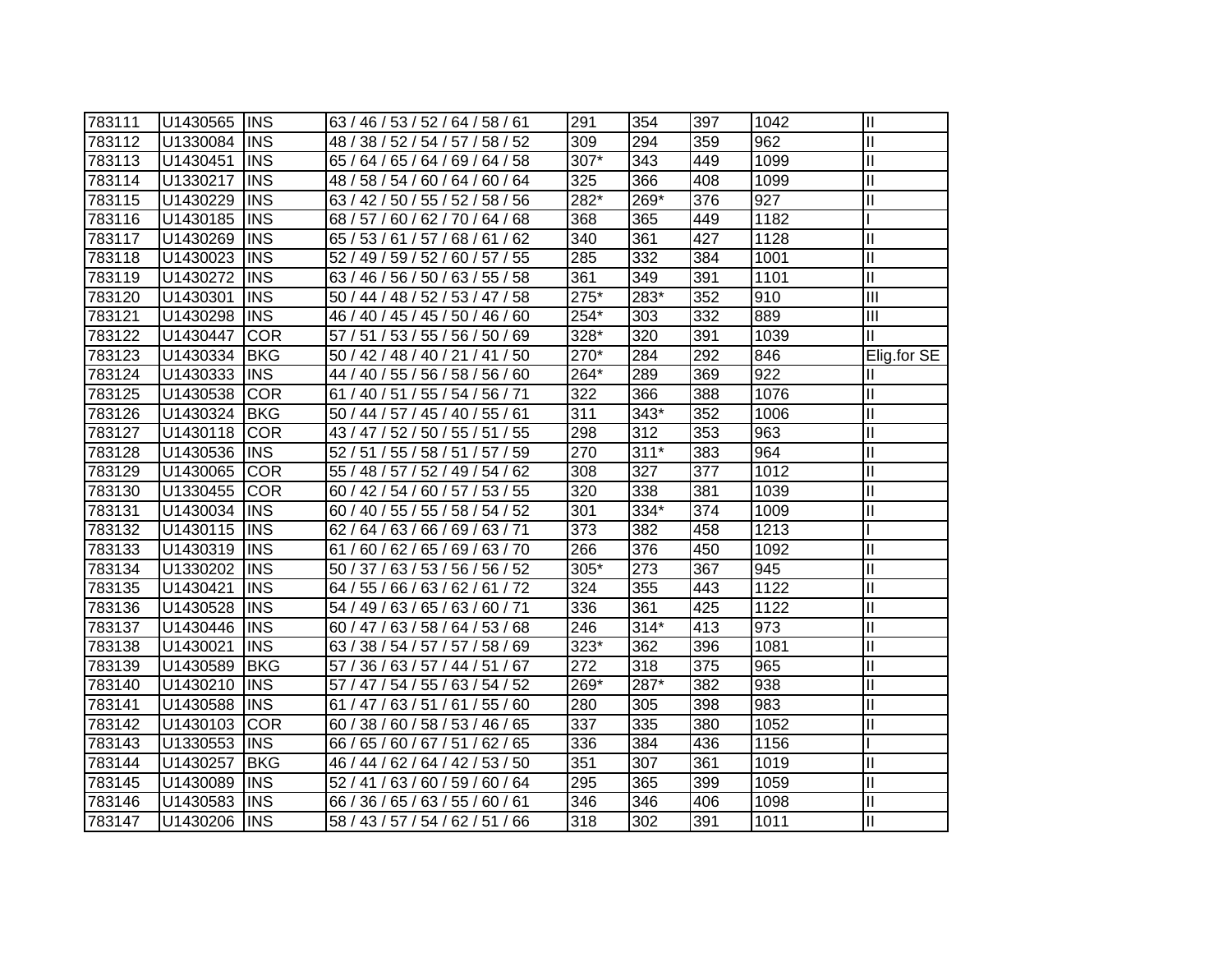| | | | | | | | | |
|---|---|---|---|---|---|---|---|---|
| 783111 | U1430565 | INS | 63 / 46 / 53 / 52 / 64 / 58 / 61 | 291 | 354 | 397 | 1042 | II |
| 783112 | U1330084 | INS | 48 / 38 / 52 / 54 / 57 / 58 / 52 | 309 | 294 | 359 | 962 | II |
| 783113 | U1430451 | INS | 65 / 64 / 65 / 64 / 69 / 64 / 58 | 307* | 343 | 449 | 1099 | II |
| 783114 | U1330217 | INS | 48 / 58 / 54 / 60 / 64 / 60 / 64 | 325 | 366 | 408 | 1099 | II |
| 783115 | U1430229 | INS | 63 / 42 / 50 / 55 / 52 / 58 / 56 | 282* | 269* | 376 | 927 | II |
| 783116 | U1430185 | INS | 68 / 57 / 60 / 62 / 70 / 64 / 68 | 368 | 365 | 449 | 1182 | I |
| 783117 | U1430269 | INS | 65 / 53 / 61 / 57 / 68 / 61 / 62 | 340 | 361 | 427 | 1128 | II |
| 783118 | U1430023 | INS | 52 / 49 / 59 / 52 / 60 / 57 / 55 | 285 | 332 | 384 | 1001 | II |
| 783119 | U1430272 | INS | 63 / 46 / 56 / 50 / 63 / 55 / 58 | 361 | 349 | 391 | 1101 | II |
| 783120 | U1430301 | INS | 50 / 44 / 48 / 52 / 53 / 47 / 58 | 275* | 283* | 352 | 910 | III |
| 783121 | U1430298 | INS | 46 / 40 / 45 / 45 / 50 / 46 / 60 | 254* | 303 | 332 | 889 | III |
| 783122 | U1430447 | COR | 57 / 51 / 53 / 55 / 56 / 50 / 69 | 328* | 320 | 391 | 1039 | II |
| 783123 | U1430334 | BKG | 50 / 42 / 48 / 40 / 21 / 41 / 50 | 270* | 284 | 292 | 846 | Elig.for SE |
| 783124 | U1430333 | INS | 44 / 40 / 55 / 56 / 58 / 56 / 60 | 264* | 289 | 369 | 922 | II |
| 783125 | U1430538 | COR | 61 / 40 / 51 / 55 / 54 / 56 / 71 | 322 | 366 | 388 | 1076 | II |
| 783126 | U1430324 | BKG | 50 / 44 / 57 / 45 / 40 / 55 / 61 | 311 | 343* | 352 | 1006 | II |
| 783127 | U1430118 | COR | 43 / 47 / 52 / 50 / 55 / 51 / 55 | 298 | 312 | 353 | 963 | II |
| 783128 | U1430536 | INS | 52 / 51 / 55 / 58 / 51 / 57 / 59 | 270 | 311* | 383 | 964 | II |
| 783129 | U1430065 | COR | 55 / 48 / 57 / 52 / 49 / 54 / 62 | 308 | 327 | 377 | 1012 | II |
| 783130 | U1330455 | COR | 60 / 42 / 54 / 60 / 57 / 53 / 55 | 320 | 338 | 381 | 1039 | II |
| 783131 | U1430034 | INS | 60 / 40 / 55 / 55 / 58 / 54 / 52 | 301 | 334* | 374 | 1009 | II |
| 783132 | U1430115 | INS | 62 / 64 / 63 / 66 / 69 / 63 / 71 | 373 | 382 | 458 | 1213 | I |
| 783133 | U1430319 | INS | 61 / 60 / 62 / 65 / 69 / 63 / 70 | 266 | 376 | 450 | 1092 | II |
| 783134 | U1330202 | INS | 50 / 37 / 63 / 53 / 56 / 56 / 52 | 305* | 273 | 367 | 945 | II |
| 783135 | U1430421 | INS | 64 / 55 / 66 / 63 / 62 / 61 / 72 | 324 | 355 | 443 | 1122 | II |
| 783136 | U1430528 | INS | 54 / 49 / 63 / 65 / 63 / 60 / 71 | 336 | 361 | 425 | 1122 | II |
| 783137 | U1430446 | INS | 60 / 47 / 63 / 58 / 64 / 53 / 68 | 246 | 314* | 413 | 973 | II |
| 783138 | U1430021 | INS | 63 / 38 / 54 / 57 / 57 / 58 / 69 | 323* | 362 | 396 | 1081 | II |
| 783139 | U1430589 | BKG | 57 / 36 / 63 / 57 / 44 / 51 / 67 | 272 | 318 | 375 | 965 | II |
| 783140 | U1430210 | INS | 57 / 47 / 54 / 55 / 63 / 54 / 52 | 269* | 287* | 382 | 938 | II |
| 783141 | U1430588 | INS | 61 / 47 / 63 / 51 / 61 / 55 / 60 | 280 | 305 | 398 | 983 | II |
| 783142 | U1430103 | COR | 60 / 38 / 60 / 58 / 53 / 46 / 65 | 337 | 335 | 380 | 1052 | II |
| 783143 | U1330553 | INS | 66 / 65 / 60 / 67 / 51 / 62 / 65 | 336 | 384 | 436 | 1156 | I |
| 783144 | U1430257 | BKG | 46 / 44 / 62 / 64 / 42 / 53 / 50 | 351 | 307 | 361 | 1019 | II |
| 783145 | U1430089 | INS | 52 / 41 / 63 / 60 / 59 / 60 / 64 | 295 | 365 | 399 | 1059 | II |
| 783146 | U1430583 | INS | 66 / 36 / 65 / 63 / 55 / 60 / 61 | 346 | 346 | 406 | 1098 | II |
| 783147 | U1430206 | INS | 58 / 43 / 57 / 54 / 62 / 51 / 66 | 318 | 302 | 391 | 1011 | II |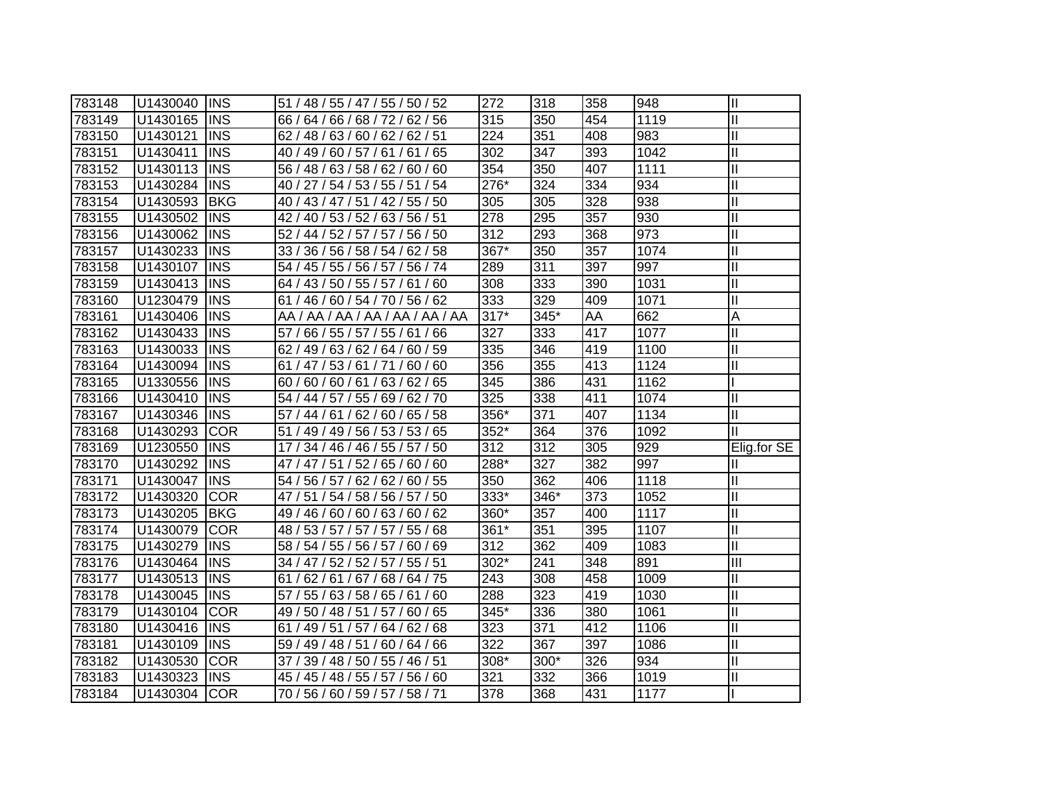| | | | | | | | | |
|---|---|---|---|---|---|---|---|---|
| 783148 | U1430040 | INS | 51 / 48 / 55 / 47 / 55 / 50 / 52 | 272 | 318 | 358 | 948 | II |
| 783149 | U1430165 | INS | 66 / 64 / 66 / 68 / 72 / 62 / 56 | 315 | 350 | 454 | 1119 | II |
| 783150 | U1430121 | INS | 62 / 48 / 63 / 60 / 62 / 62 / 51 | 224 | 351 | 408 | 983 | II |
| 783151 | U1430411 | INS | 40 / 49 / 60 / 57 / 61 / 61 / 65 | 302 | 347 | 393 | 1042 | II |
| 783152 | U1430113 | INS | 56 / 48 / 63 / 58 / 62 / 60 / 60 | 354 | 350 | 407 | 1111 | II |
| 783153 | U1430284 | INS | 40 / 27 / 54 / 53 / 55 / 51 / 54 | 276* | 324 | 334 | 934 | II |
| 783154 | U1430593 | BKG | 40 / 43 / 47 / 51 / 42 / 55 / 50 | 305 | 305 | 328 | 938 | II |
| 783155 | U1430502 | INS | 42 / 40 / 53 / 52 / 63 / 56 / 51 | 278 | 295 | 357 | 930 | II |
| 783156 | U1430062 | INS | 52 / 44 / 52 / 57 / 57 / 56 / 50 | 312 | 293 | 368 | 973 | II |
| 783157 | U1430233 | INS | 33 / 36 / 56 / 58 / 54 / 62 / 58 | 367* | 350 | 357 | 1074 | II |
| 783158 | U1430107 | INS | 54 / 45 / 55 / 56 / 57 / 56 / 74 | 289 | 311 | 397 | 997 | II |
| 783159 | U1430413 | INS | 64 / 43 / 50 / 55 / 57 / 61 / 60 | 308 | 333 | 390 | 1031 | II |
| 783160 | U1230479 | INS | 61 / 46 / 60 / 54 / 70 / 56 / 62 | 333 | 329 | 409 | 1071 | II |
| 783161 | U1430406 | INS | AA / AA / AA / AA / AA / AA / AA | 317* | 345* | AA | 662 | A |
| 783162 | U1430433 | INS | 57 / 66 / 55 / 57 / 55 / 61 / 66 | 327 | 333 | 417 | 1077 | II |
| 783163 | U1430033 | INS | 62 / 49 / 63 / 62 / 64 / 60 / 59 | 335 | 346 | 419 | 1100 | II |
| 783164 | U1430094 | INS | 61 / 47 / 53 / 61 / 71 / 60 / 60 | 356 | 355 | 413 | 1124 | II |
| 783165 | U1330556 | INS | 60 / 60 / 60 / 61 / 63 / 62 / 65 | 345 | 386 | 431 | 1162 | I |
| 783166 | U1430410 | INS | 54 / 44 / 57 / 55 / 69 / 62 / 70 | 325 | 338 | 411 | 1074 | II |
| 783167 | U1430346 | INS | 57 / 44 / 61 / 62 / 60 / 65 / 58 | 356* | 371 | 407 | 1134 | II |
| 783168 | U1430293 | COR | 51 / 49 / 49 / 56 / 53 / 53 / 65 | 352* | 364 | 376 | 1092 | II |
| 783169 | U1230550 | INS | 17 / 34 / 46 / 46 / 55 / 57 / 50 | 312 | 312 | 305 | 929 | Elig.for SE |
| 783170 | U1430292 | INS | 47 / 47 / 51 / 52 / 65 / 60 / 60 | 288* | 327 | 382 | 997 | II |
| 783171 | U1430047 | INS | 54 / 56 / 57 / 62 / 62 / 60 / 55 | 350 | 362 | 406 | 1118 | II |
| 783172 | U1430320 | COR | 47 / 51 / 54 / 58 / 56 / 57 / 50 | 333* | 346* | 373 | 1052 | II |
| 783173 | U1430205 | BKG | 49 / 46 / 60 / 60 / 63 / 60 / 62 | 360* | 357 | 400 | 1117 | II |
| 783174 | U1430079 | COR | 48 / 53 / 57 / 57 / 57 / 55 / 68 | 361* | 351 | 395 | 1107 | II |
| 783175 | U1430279 | INS | 58 / 54 / 55 / 56 / 57 / 60 / 69 | 312 | 362 | 409 | 1083 | II |
| 783176 | U1430464 | INS | 34 / 47 / 52 / 52 / 57 / 55 / 51 | 302* | 241 | 348 | 891 | III |
| 783177 | U1430513 | INS | 61 / 62 / 61 / 67 / 68 / 64 / 75 | 243 | 308 | 458 | 1009 | II |
| 783178 | U1430045 | INS | 57 / 55 / 63 / 58 / 65 / 61 / 60 | 288 | 323 | 419 | 1030 | II |
| 783179 | U1430104 | COR | 49 / 50 / 48 / 51 / 57 / 60 / 65 | 345* | 336 | 380 | 1061 | II |
| 783180 | U1430416 | INS | 61 / 49 / 51 / 57 / 64 / 62 / 68 | 323 | 371 | 412 | 1106 | II |
| 783181 | U1430109 | INS | 59 / 49 / 48 / 51 / 60 / 64 / 66 | 322 | 367 | 397 | 1086 | II |
| 783182 | U1430530 | COR | 37 / 39 / 48 / 50 / 55 / 46 / 51 | 308* | 300* | 326 | 934 | II |
| 783183 | U1430323 | INS | 45 / 45 / 48 / 55 / 57 / 56 / 60 | 321 | 332 | 366 | 1019 | II |
| 783184 | U1430304 | COR | 70 / 56 / 60 / 59 / 57 / 58 / 71 | 378 | 368 | 431 | 1177 | I |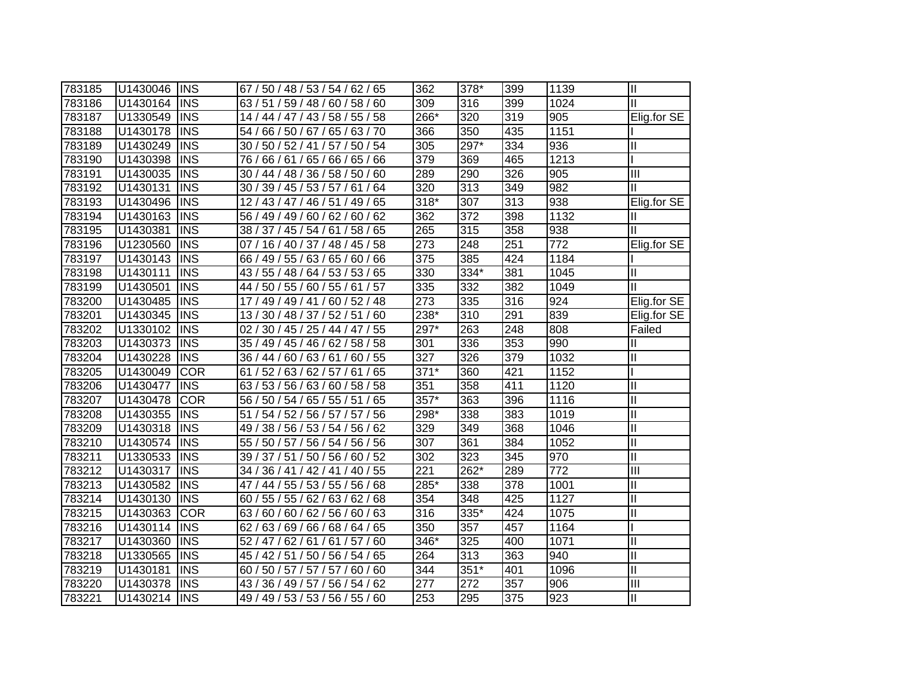| | | | | | | | | |
|---|---|---|---|---|---|---|---|---|
| 783185 | U1430046 | INS | 67 / 50 / 48 / 53 / 54 / 62 / 65 | 362 | 378* | 399 | 1139 | II |
| 783186 | U1430164 | INS | 63 / 51 / 59 / 48 / 60 / 58 / 60 | 309 | 316 | 399 | 1024 | II |
| 783187 | U1330549 | INS | 14 / 44 / 47 / 43 / 58 / 55 / 58 | 266* | 320 | 319 | 905 | Elig.for SE |
| 783188 | U1430178 | INS | 54 / 66 / 50 / 67 / 65 / 63 / 70 | 366 | 350 | 435 | 1151 | I |
| 783189 | U1430249 | INS | 30 / 50 / 52 / 41 / 57 / 50 / 54 | 305 | 297* | 334 | 936 | II |
| 783190 | U1430398 | INS | 76 / 66 / 61 / 65 / 66 / 65 / 66 | 379 | 369 | 465 | 1213 | I |
| 783191 | U1430035 | INS | 30 / 44 / 48 / 36 / 58 / 50 / 60 | 289 | 290 | 326 | 905 | III |
| 783192 | U1430131 | INS | 30 / 39 / 45 / 53 / 57 / 61 / 64 | 320 | 313 | 349 | 982 | II |
| 783193 | U1430496 | INS | 12 / 43 / 47 / 46 / 51 / 49 / 65 | 318* | 307 | 313 | 938 | Elig.for SE |
| 783194 | U1430163 | INS | 56 / 49 / 49 / 60 / 62 / 60 / 62 | 362 | 372 | 398 | 1132 | II |
| 783195 | U1430381 | INS | 38 / 37 / 45 / 54 / 61 / 58 / 65 | 265 | 315 | 358 | 938 | II |
| 783196 | U1230560 | INS | 07 / 16 / 40 / 37 / 48 / 45 / 58 | 273 | 248 | 251 | 772 | Elig.for SE |
| 783197 | U1430143 | INS | 66 / 49 / 55 / 63 / 65 / 60 / 66 | 375 | 385 | 424 | 1184 | I |
| 783198 | U1430111 | INS | 43 / 55 / 48 / 64 / 53 / 53 / 65 | 330 | 334* | 381 | 1045 | II |
| 783199 | U1430501 | INS | 44 / 50 / 55 / 60 / 55 / 61 / 57 | 335 | 332 | 382 | 1049 | II |
| 783200 | U1430485 | INS | 17 / 49 / 49 / 41 / 60 / 52 / 48 | 273 | 335 | 316 | 924 | Elig.for SE |
| 783201 | U1430345 | INS | 13 / 30 / 48 / 37 / 52 / 51 / 60 | 238* | 310 | 291 | 839 | Elig.for SE |
| 783202 | U1330102 | INS | 02 / 30 / 45 / 25 / 44 / 47 / 55 | 297* | 263 | 248 | 808 | Failed |
| 783203 | U1430373 | INS | 35 / 49 / 45 / 46 / 62 / 58 / 58 | 301 | 336 | 353 | 990 | II |
| 783204 | U1430228 | INS | 36 / 44 / 60 / 63 / 61 / 60 / 55 | 327 | 326 | 379 | 1032 | II |
| 783205 | U1430049 | COR | 61 / 52 / 63 / 62 / 57 / 61 / 65 | 371* | 360 | 421 | 1152 | I |
| 783206 | U1430477 | INS | 63 / 53 / 56 / 63 / 60 / 58 / 58 | 351 | 358 | 411 | 1120 | II |
| 783207 | U1430478 | COR | 56 / 50 / 54 / 65 / 55 / 51 / 65 | 357* | 363 | 396 | 1116 | II |
| 783208 | U1430355 | INS | 51 / 54 / 52 / 56 / 57 / 57 / 56 | 298* | 338 | 383 | 1019 | II |
| 783209 | U1430318 | INS | 49 / 38 / 56 / 53 / 54 / 56 / 62 | 329 | 349 | 368 | 1046 | II |
| 783210 | U1430574 | INS | 55 / 50 / 57 / 56 / 54 / 56 / 56 | 307 | 361 | 384 | 1052 | II |
| 783211 | U1330533 | INS | 39 / 37 / 51 / 50 / 56 / 60 / 52 | 302 | 323 | 345 | 970 | II |
| 783212 | U1430317 | INS | 34 / 36 / 41 / 42 / 41 / 40 / 55 | 221 | 262* | 289 | 772 | III |
| 783213 | U1430582 | INS | 47 / 44 / 55 / 53 / 55 / 56 / 68 | 285* | 338 | 378 | 1001 | II |
| 783214 | U1430130 | INS | 60 / 55 / 55 / 62 / 63 / 62 / 68 | 354 | 348 | 425 | 1127 | II |
| 783215 | U1430363 | COR | 63 / 60 / 60 / 62 / 56 / 60 / 63 | 316 | 335* | 424 | 1075 | II |
| 783216 | U1430114 | INS | 62 / 63 / 69 / 66 / 68 / 64 / 65 | 350 | 357 | 457 | 1164 | I |
| 783217 | U1430360 | INS | 52 / 47 / 62 / 61 / 61 / 57 / 60 | 346* | 325 | 400 | 1071 | II |
| 783218 | U1330565 | INS | 45 / 42 / 51 / 50 / 56 / 54 / 65 | 264 | 313 | 363 | 940 | II |
| 783219 | U1430181 | INS | 60 / 50 / 57 / 57 / 57 / 60 / 60 | 344 | 351* | 401 | 1096 | II |
| 783220 | U1430378 | INS | 43 / 36 / 49 / 57 / 56 / 54 / 62 | 277 | 272 | 357 | 906 | III |
| 783221 | U1430214 | INS | 49 / 49 / 53 / 56 / 55 / 60 | 253 | 295 | 375 | 923 | II |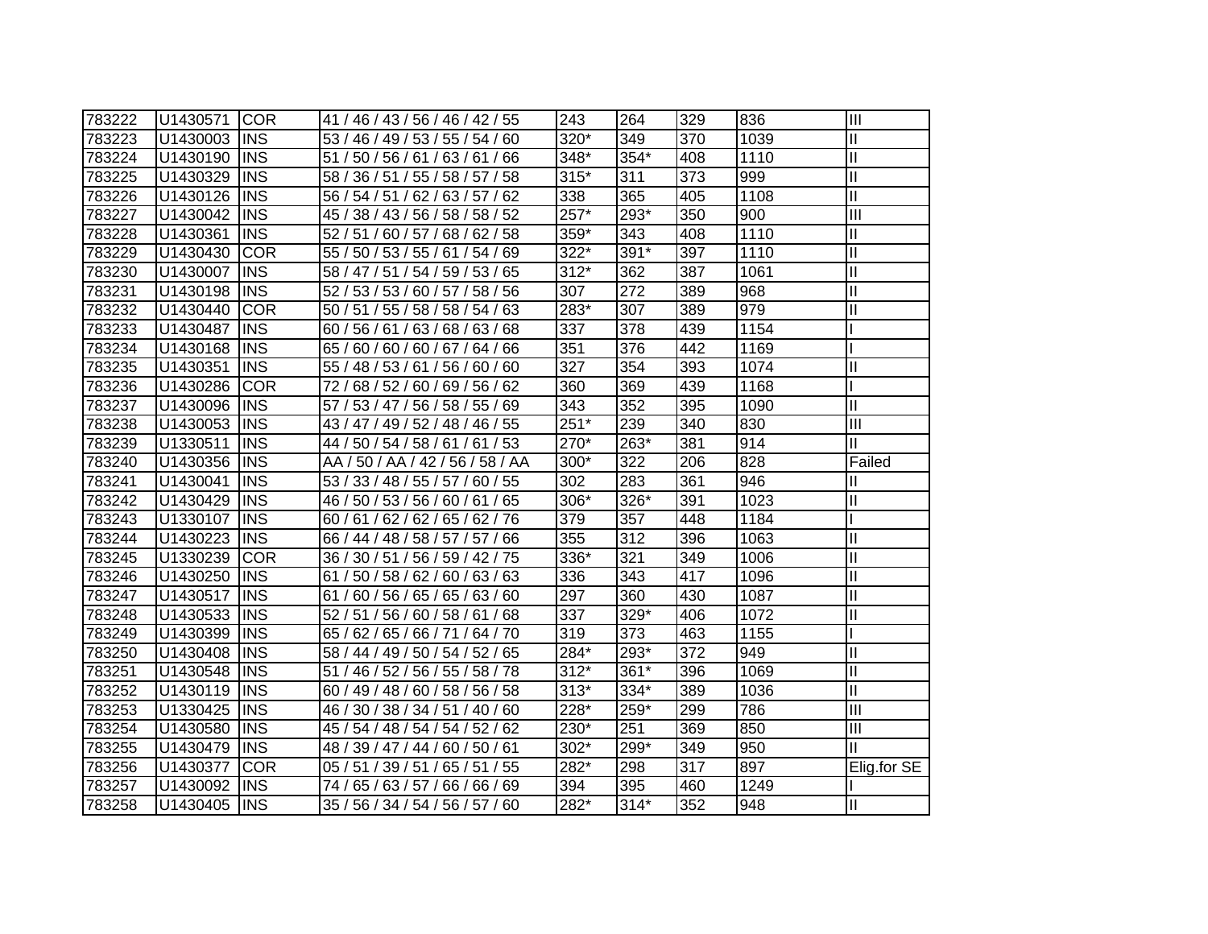| | | | | | | | | |
|---|---|---|---|---|---|---|---|---|
| 783222 | U1430571 | COR | 41 / 46 / 43 / 56 / 46 / 42 / 55 | 243 | 264 | 329 | 836 | III |
| 783223 | U1430003 | INS | 53 / 46 / 49 / 53 / 55 / 54 / 60 | 320* | 349 | 370 | 1039 | II |
| 783224 | U1430190 | INS | 51 / 50 / 56 / 61 / 63 / 61 / 66 | 348* | 354* | 408 | 1110 | II |
| 783225 | U1430329 | INS | 58 / 36 / 51 / 55 / 58 / 57 / 58 | 315* | 311 | 373 | 999 | II |
| 783226 | U1430126 | INS | 56 / 54 / 51 / 62 / 63 / 57 / 62 | 338 | 365 | 405 | 1108 | II |
| 783227 | U1430042 | INS | 45 / 38 / 43 / 56 / 58 / 58 / 52 | 257* | 293* | 350 | 900 | III |
| 783228 | U1430361 | INS | 52 / 51 / 60 / 57 / 68 / 62 / 58 | 359* | 343 | 408 | 1110 | II |
| 783229 | U1430430 | COR | 55 / 50 / 53 / 55 / 61 / 54 / 69 | 322* | 391* | 397 | 1110 | II |
| 783230 | U1430007 | INS | 58 / 47 / 51 / 54 / 59 / 53 / 65 | 312* | 362 | 387 | 1061 | II |
| 783231 | U1430198 | INS | 52 / 53 / 53 / 60 / 57 / 58 / 56 | 307 | 272 | 389 | 968 | II |
| 783232 | U1430440 | COR | 50 / 51 / 55 / 58 / 58 / 54 / 63 | 283* | 307 | 389 | 979 | II |
| 783233 | U1430487 | INS | 60 / 56 / 61 / 63 / 68 / 63 / 68 | 337 | 378 | 439 | 1154 | I |
| 783234 | U1430168 | INS | 65 / 60 / 60 / 60 / 67 / 64 / 66 | 351 | 376 | 442 | 1169 | I |
| 783235 | U1430351 | INS | 55 / 48 / 53 / 61 / 56 / 60 / 60 | 327 | 354 | 393 | 1074 | II |
| 783236 | U1430286 | COR | 72 / 68 / 52 / 60 / 69 / 56 / 62 | 360 | 369 | 439 | 1168 | I |
| 783237 | U1430096 | INS | 57 / 53 / 47 / 56 / 58 / 55 / 69 | 343 | 352 | 395 | 1090 | II |
| 783238 | U1430053 | INS | 43 / 47 / 49 / 52 / 48 / 46 / 55 | 251* | 239 | 340 | 830 | III |
| 783239 | U1330511 | INS | 44 / 50 / 54 / 58 / 61 / 61 / 53 | 270* | 263* | 381 | 914 | II |
| 783240 | U1430356 | INS | AA / 50 / AA / 42 / 56 / 58 / AA | 300* | 322 | 206 | 828 | Failed |
| 783241 | U1430041 | INS | 53 / 33 / 48 / 55 / 57 / 60 / 55 | 302 | 283 | 361 | 946 | II |
| 783242 | U1430429 | INS | 46 / 50 / 53 / 56 / 60 / 61 / 65 | 306* | 326* | 391 | 1023 | II |
| 783243 | U1330107 | INS | 60 / 61 / 62 / 62 / 65 / 62 / 76 | 379 | 357 | 448 | 1184 | I |
| 783244 | U1430223 | INS | 66 / 44 / 48 / 58 / 57 / 57 / 66 | 355 | 312 | 396 | 1063 | II |
| 783245 | U1330239 | COR | 36 / 30 / 51 / 56 / 59 / 42 / 75 | 336* | 321 | 349 | 1006 | II |
| 783246 | U1430250 | INS | 61 / 50 / 58 / 62 / 60 / 63 / 63 | 336 | 343 | 417 | 1096 | II |
| 783247 | U1430517 | INS | 61 / 60 / 56 / 65 / 65 / 63 / 60 | 297 | 360 | 430 | 1087 | II |
| 783248 | U1430533 | INS | 52 / 51 / 56 / 60 / 58 / 61 / 68 | 337 | 329* | 406 | 1072 | II |
| 783249 | U1430399 | INS | 65 / 62 / 65 / 66 / 71 / 64 / 70 | 319 | 373 | 463 | 1155 | I |
| 783250 | U1430408 | INS | 58 / 44 / 49 / 50 / 54 / 52 / 65 | 284* | 293* | 372 | 949 | II |
| 783251 | U1430548 | INS | 51 / 46 / 52 / 56 / 55 / 58 / 78 | 312* | 361* | 396 | 1069 | II |
| 783252 | U1430119 | INS | 60 / 49 / 48 / 60 / 58 / 56 / 58 | 313* | 334* | 389 | 1036 | II |
| 783253 | U1330425 | INS | 46 / 30 / 38 / 34 / 51 / 40 / 60 | 228* | 259* | 299 | 786 | III |
| 783254 | U1430580 | INS | 45 / 54 / 48 / 54 / 54 / 52 / 62 | 230* | 251 | 369 | 850 | III |
| 783255 | U1430479 | INS | 48 / 39 / 47 / 44 / 60 / 50 / 61 | 302* | 299* | 349 | 950 | II |
| 783256 | U1430377 | COR | 05 / 51 / 39 / 51 / 65 / 51 / 55 | 282* | 298 | 317 | 897 | Elig.for SE |
| 783257 | U1430092 | INS | 74 / 65 / 63 / 57 / 66 / 66 / 69 | 394 | 395 | 460 | 1249 | I |
| 783258 | U1430405 | INS | 35 / 56 / 34 / 54 / 56 / 57 / 60 | 282* | 314* | 352 | 948 | II |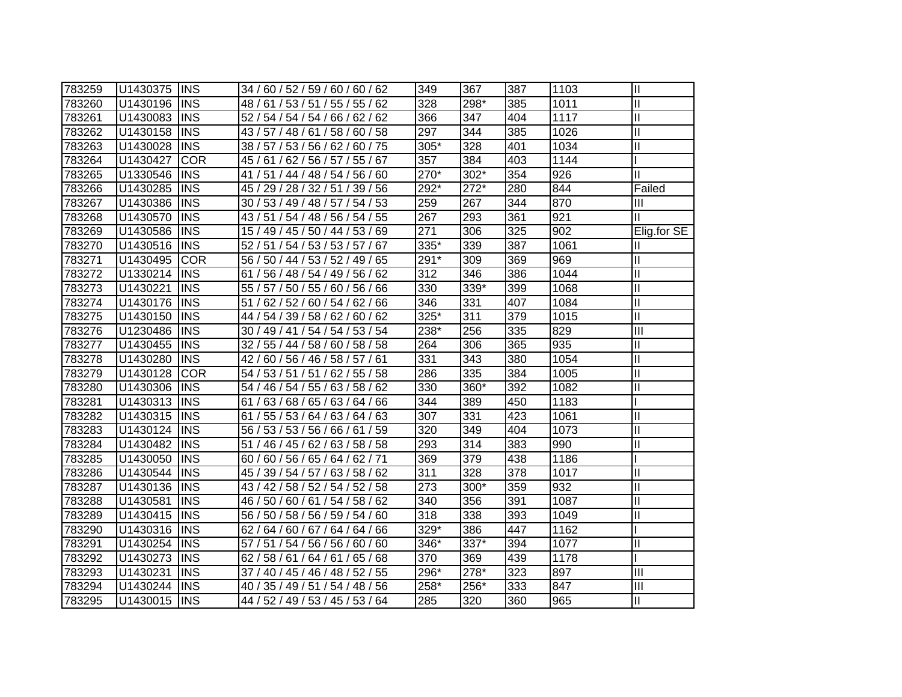| | | | | | | | | |
|---|---|---|---|---|---|---|---|---|
| 783259 | U1430375 | INS | 34 / 60 / 52 / 59 / 60 / 60 / 62 | 349 | 367 | 387 | 1103 | II |
| 783260 | U1430196 | INS | 48 / 61 / 53 / 51 / 55 / 55 / 62 | 328 | 298* | 385 | 1011 | II |
| 783261 | U1430083 | INS | 52 / 54 / 54 / 54 / 66 / 62 / 62 | 366 | 347 | 404 | 1117 | II |
| 783262 | U1430158 | INS | 43 / 57 / 48 / 61 / 58 / 60 / 58 | 297 | 344 | 385 | 1026 | II |
| 783263 | U1430028 | INS | 38 / 57 / 53 / 56 / 62 / 60 / 75 | 305* | 328 | 401 | 1034 | II |
| 783264 | U1430427 | COR | 45 / 61 / 62 / 56 / 57 / 55 / 67 | 357 | 384 | 403 | 1144 | I |
| 783265 | U1330546 | INS | 41 / 51 / 44 / 48 / 54 / 56 / 60 | 270* | 302* | 354 | 926 | II |
| 783266 | U1430285 | INS | 45 / 29 / 28 / 32 / 51 / 39 / 56 | 292* | 272* | 280 | 844 | Failed |
| 783267 | U1430386 | INS | 30 / 53 / 49 / 48 / 57 / 54 / 53 | 259 | 267 | 344 | 870 | III |
| 783268 | U1430570 | INS | 43 / 51 / 54 / 48 / 56 / 54 / 55 | 267 | 293 | 361 | 921 | II |
| 783269 | U1430586 | INS | 15 / 49 / 45 / 50 / 44 / 53 / 69 | 271 | 306 | 325 | 902 | Elig.for SE |
| 783270 | U1430516 | INS | 52 / 51 / 54 / 53 / 53 / 57 / 67 | 335* | 339 | 387 | 1061 | II |
| 783271 | U1430495 | COR | 56 / 50 / 44 / 53 / 52 / 49 / 65 | 291* | 309 | 369 | 969 | II |
| 783272 | U1330214 | INS | 61 / 56 / 48 / 54 / 49 / 56 / 62 | 312 | 346 | 386 | 1044 | II |
| 783273 | U1430221 | INS | 55 / 57 / 50 / 55 / 60 / 56 / 66 | 330 | 339* | 399 | 1068 | II |
| 783274 | U1430176 | INS | 51 / 62 / 52 / 60 / 54 / 62 / 66 | 346 | 331 | 407 | 1084 | II |
| 783275 | U1430150 | INS | 44 / 54 / 39 / 58 / 62 / 60 / 62 | 325* | 311 | 379 | 1015 | II |
| 783276 | U1230486 | INS | 30 / 49 / 41 / 54 / 54 / 53 / 54 | 238* | 256 | 335 | 829 | III |
| 783277 | U1430455 | INS | 32 / 55 / 44 / 58 / 60 / 58 / 58 | 264 | 306 | 365 | 935 | II |
| 783278 | U1430280 | INS | 42 / 60 / 56 / 46 / 58 / 57 / 61 | 331 | 343 | 380 | 1054 | II |
| 783279 | U1430128 | COR | 54 / 53 / 51 / 51 / 62 / 55 / 58 | 286 | 335 | 384 | 1005 | II |
| 783280 | U1430306 | INS | 54 / 46 / 54 / 55 / 63 / 58 / 62 | 330 | 360* | 392 | 1082 | II |
| 783281 | U1430313 | INS | 61 / 63 / 68 / 65 / 63 / 64 / 66 | 344 | 389 | 450 | 1183 | I |
| 783282 | U1430315 | INS | 61 / 55 / 53 / 64 / 63 / 64 / 63 | 307 | 331 | 423 | 1061 | II |
| 783283 | U1430124 | INS | 56 / 53 / 53 / 56 / 66 / 61 / 59 | 320 | 349 | 404 | 1073 | II |
| 783284 | U1430482 | INS | 51 / 46 / 45 / 62 / 63 / 58 / 58 | 293 | 314 | 383 | 990 | II |
| 783285 | U1430050 | INS | 60 / 60 / 56 / 65 / 64 / 62 / 71 | 369 | 379 | 438 | 1186 | I |
| 783286 | U1430544 | INS | 45 / 39 / 54 / 57 / 63 / 58 / 62 | 311 | 328 | 378 | 1017 | II |
| 783287 | U1430136 | INS | 43 / 42 / 58 / 52 / 54 / 52 / 58 | 273 | 300* | 359 | 932 | II |
| 783288 | U1430581 | INS | 46 / 50 / 60 / 61 / 54 / 58 / 62 | 340 | 356 | 391 | 1087 | II |
| 783289 | U1430415 | INS | 56 / 50 / 58 / 56 / 59 / 54 / 60 | 318 | 338 | 393 | 1049 | II |
| 783290 | U1430316 | INS | 62 / 64 / 60 / 67 / 64 / 64 / 66 | 329* | 386 | 447 | 1162 | I |
| 783291 | U1430254 | INS | 57 / 51 / 54 / 56 / 56 / 60 / 60 | 346* | 337* | 394 | 1077 | II |
| 783292 | U1430273 | INS | 62 / 58 / 61 / 64 / 61 / 65 / 68 | 370 | 369 | 439 | 1178 | I |
| 783293 | U1430231 | INS | 37 / 40 / 45 / 46 / 48 / 52 / 55 | 296* | 278* | 323 | 897 | III |
| 783294 | U1430244 | INS | 40 / 35 / 49 / 51 / 54 / 48 / 56 | 258* | 256* | 333 | 847 | III |
| 783295 | U1430015 | INS | 44 / 52 / 49 / 53 / 45 / 53 / 64 | 285 | 320 | 360 | 965 | II |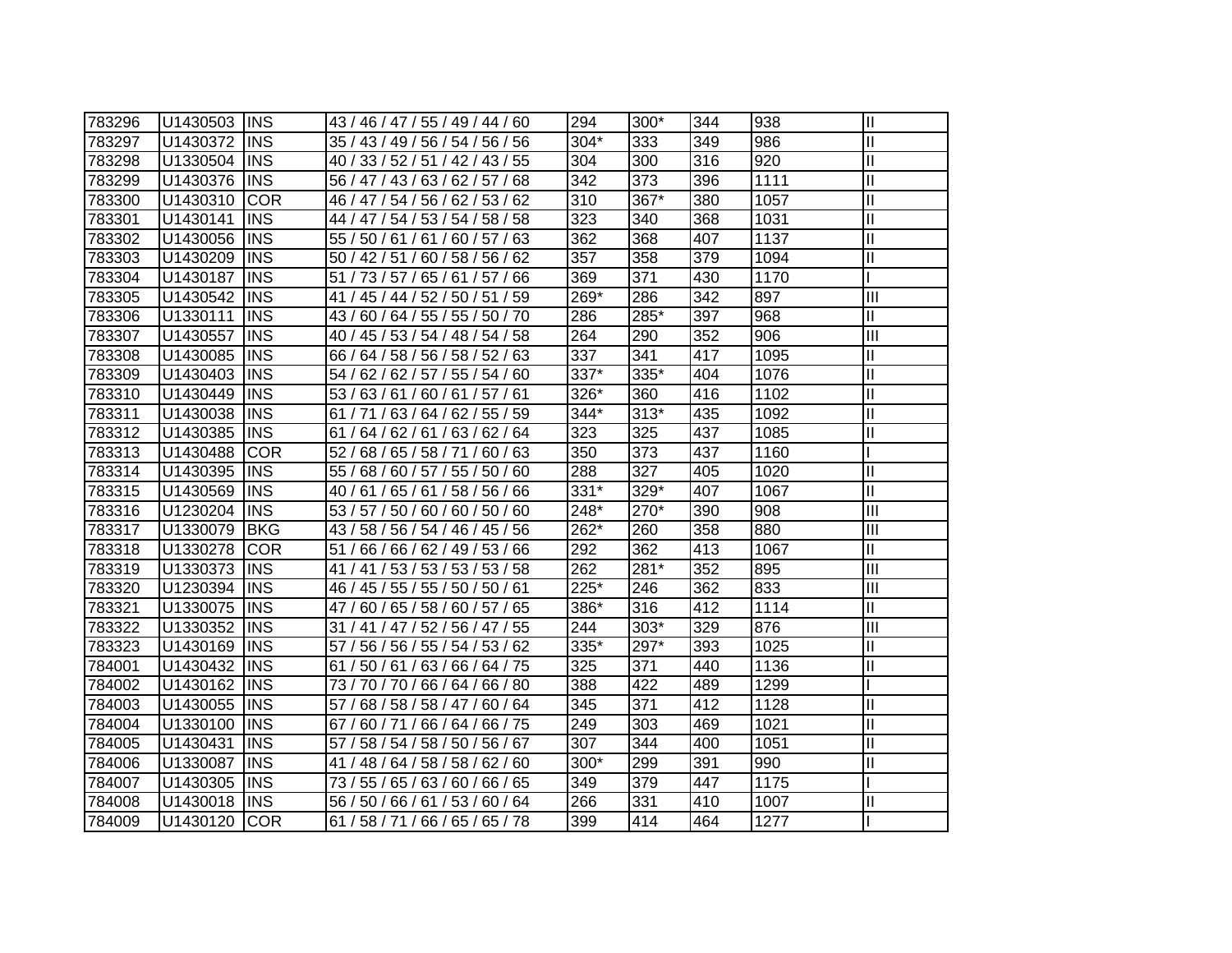| | | | | | | | | |
|---|---|---|---|---|---|---|---|---|
| 783296 | U1430503 | INS | 43 / 46 / 47 / 55 / 49 / 44 / 60 | 294 | 300* | 344 | 938 | II |
| 783297 | U1430372 | INS | 35 / 43 / 49 / 56 / 54 / 56 / 56 | 304* | 333 | 349 | 986 | II |
| 783298 | U1330504 | INS | 40 / 33 / 52 / 51 / 42 / 43 / 55 | 304 | 300 | 316 | 920 | II |
| 783299 | U1430376 | INS | 56 / 47 / 43 / 63 / 62 / 57 / 68 | 342 | 373 | 396 | 1111 | II |
| 783300 | U1430310 | COR | 46 / 47 / 54 / 56 / 62 / 53 / 62 | 310 | 367* | 380 | 1057 | II |
| 783301 | U1430141 | INS | 44 / 47 / 54 / 53 / 54 / 58 / 58 | 323 | 340 | 368 | 1031 | II |
| 783302 | U1430056 | INS | 55 / 50 / 61 / 61 / 60 / 57 / 63 | 362 | 368 | 407 | 1137 | II |
| 783303 | U1430209 | INS | 50 / 42 / 51 / 60 / 58 / 56 / 62 | 357 | 358 | 379 | 1094 | II |
| 783304 | U1430187 | INS | 51 / 73 / 57 / 65 / 61 / 57 / 66 | 369 | 371 | 430 | 1170 | I |
| 783305 | U1430542 | INS | 41 / 45 / 44 / 52 / 50 / 51 / 59 | 269* | 286 | 342 | 897 | III |
| 783306 | U1330111 | INS | 43 / 60 / 64 / 55 / 55 / 50 / 70 | 286 | 285* | 397 | 968 | II |
| 783307 | U1430557 | INS | 40 / 45 / 53 / 54 / 48 / 54 / 58 | 264 | 290 | 352 | 906 | III |
| 783308 | U1430085 | INS | 66 / 64 / 58 / 56 / 58 / 52 / 63 | 337 | 341 | 417 | 1095 | II |
| 783309 | U1430403 | INS | 54 / 62 / 62 / 57 / 55 / 54 / 60 | 337* | 335* | 404 | 1076 | II |
| 783310 | U1430449 | INS | 53 / 63 / 61 / 60 / 61 / 57 / 61 | 326* | 360 | 416 | 1102 | II |
| 783311 | U1430038 | INS | 61 / 71 / 63 / 64 / 62 / 55 / 59 | 344* | 313* | 435 | 1092 | II |
| 783312 | U1430385 | INS | 61 / 64 / 62 / 61 / 63 / 62 / 64 | 323 | 325 | 437 | 1085 | II |
| 783313 | U1430488 | COR | 52 / 68 / 65 / 58 / 71 / 60 / 63 | 350 | 373 | 437 | 1160 | I |
| 783314 | U1430395 | INS | 55 / 68 / 60 / 57 / 55 / 50 / 60 | 288 | 327 | 405 | 1020 | II |
| 783315 | U1430569 | INS | 40 / 61 / 65 / 61 / 58 / 56 / 66 | 331* | 329* | 407 | 1067 | II |
| 783316 | U1230204 | INS | 53 / 57 / 50 / 60 / 60 / 50 / 60 | 248* | 270* | 390 | 908 | III |
| 783317 | U1330079 | BKG | 43 / 58 / 56 / 54 / 46 / 45 / 56 | 262* | 260 | 358 | 880 | III |
| 783318 | U1330278 | COR | 51 / 66 / 66 / 62 / 49 / 53 / 66 | 292 | 362 | 413 | 1067 | II |
| 783319 | U1330373 | INS | 41 / 41 / 53 / 53 / 53 / 53 / 58 | 262 | 281* | 352 | 895 | III |
| 783320 | U1230394 | INS | 46 / 45 / 55 / 55 / 50 / 50 / 61 | 225* | 246 | 362 | 833 | III |
| 783321 | U1330075 | INS | 47 / 60 / 65 / 58 / 60 / 57 / 65 | 386* | 316 | 412 | 1114 | II |
| 783322 | U1330352 | INS | 31 / 41 / 47 / 52 / 56 / 47 / 55 | 244 | 303* | 329 | 876 | III |
| 783323 | U1430169 | INS | 57 / 56 / 56 / 55 / 54 / 53 / 62 | 335* | 297* | 393 | 1025 | II |
| 784001 | U1430432 | INS | 61 / 50 / 61 / 63 / 66 / 64 / 75 | 325 | 371 | 440 | 1136 | II |
| 784002 | U1430162 | INS | 73 / 70 / 70 / 66 / 64 / 66 / 80 | 388 | 422 | 489 | 1299 | I |
| 784003 | U1430055 | INS | 57 / 68 / 58 / 58 / 47 / 60 / 64 | 345 | 371 | 412 | 1128 | II |
| 784004 | U1330100 | INS | 67 / 60 / 71 / 66 / 64 / 66 / 75 | 249 | 303 | 469 | 1021 | II |
| 784005 | U1430431 | INS | 57 / 58 / 54 / 58 / 50 / 56 / 67 | 307 | 344 | 400 | 1051 | II |
| 784006 | U1330087 | INS | 41 / 48 / 64 / 58 / 58 / 62 / 60 | 300* | 299 | 391 | 990 | II |
| 784007 | U1430305 | INS | 73 / 55 / 65 / 63 / 60 / 66 / 65 | 349 | 379 | 447 | 1175 | I |
| 784008 | U1430018 | INS | 56 / 50 / 66 / 61 / 53 / 60 / 64 | 266 | 331 | 410 | 1007 | II |
| 784009 | U1430120 | COR | 61 / 58 / 71 / 66 / 65 / 65 / 78 | 399 | 414 | 464 | 1277 | I |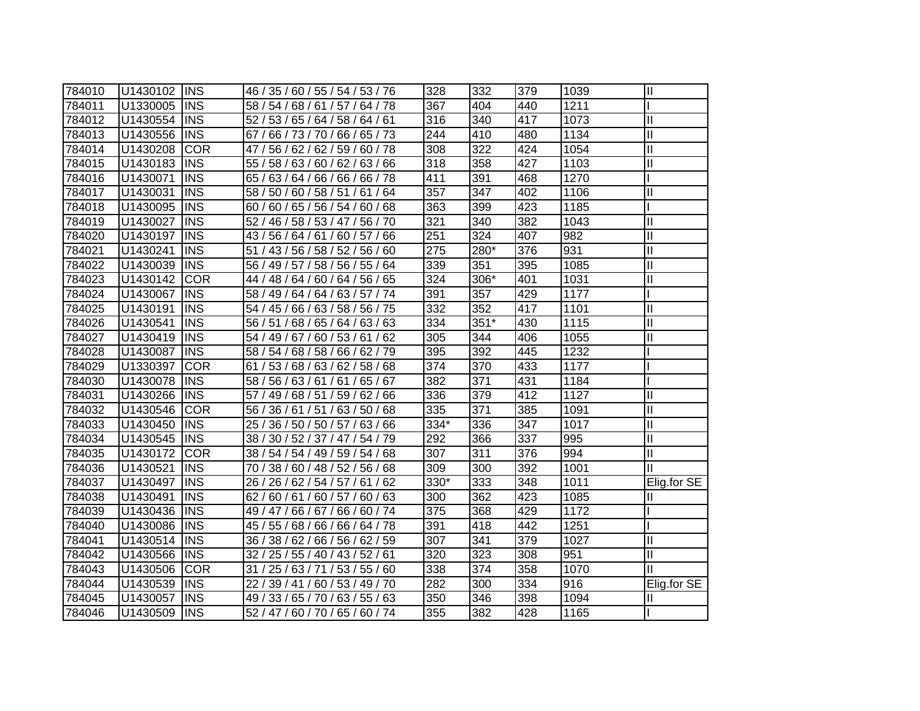| | | | | | | | | |
|---|---|---|---|---|---|---|---|---|
| 784010 | U1430102 | INS | 46 / 35 / 60 / 55 / 54 / 53 / 76 | 328 | 332 | 379 | 1039 | II |
| 784011 | U1330005 | INS | 58 / 54 / 68 / 61 / 57 / 64 / 78 | 367 | 404 | 440 | 1211 | I |
| 784012 | U1430554 | INS | 52 / 53 / 65 / 64 / 58 / 64 / 61 | 316 | 340 | 417 | 1073 | II |
| 784013 | U1430556 | INS | 67 / 66 / 73 / 70 / 66 / 65 / 73 | 244 | 410 | 480 | 1134 | II |
| 784014 | U1430208 | COR | 47 / 56 / 62 / 62 / 59 / 60 / 78 | 308 | 322 | 424 | 1054 | II |
| 784015 | U1430183 | INS | 55 / 58 / 63 / 60 / 62 / 63 / 66 | 318 | 358 | 427 | 1103 | II |
| 784016 | U1430071 | INS | 65 / 63 / 64 / 66 / 66 / 66 / 78 | 411 | 391 | 468 | 1270 | I |
| 784017 | U1430031 | INS | 58 / 50 / 60 / 58 / 51 / 61 / 64 | 357 | 347 | 402 | 1106 | II |
| 784018 | U1430095 | INS | 60 / 60 / 65 / 56 / 54 / 60 / 68 | 363 | 399 | 423 | 1185 | I |
| 784019 | U1430027 | INS | 52 / 46 / 58 / 53 / 47 / 56 / 70 | 321 | 340 | 382 | 1043 | II |
| 784020 | U1430197 | INS | 43 / 56 / 64 / 61 / 60 / 57 / 66 | 251 | 324 | 407 | 982 | II |
| 784021 | U1430241 | INS | 51 / 43 / 56 / 58 / 52 / 56 / 60 | 275 | 280* | 376 | 931 | II |
| 784022 | U1430039 | INS | 56 / 49 / 57 / 58 / 56 / 55 / 64 | 339 | 351 | 395 | 1085 | II |
| 784023 | U1430142 | COR | 44 / 48 / 64 / 60 / 64 / 56 / 65 | 324 | 306* | 401 | 1031 | II |
| 784024 | U1430067 | INS | 58 / 49 / 64 / 64 / 63 / 57 / 74 | 391 | 357 | 429 | 1177 | I |
| 784025 | U1430191 | INS | 54 / 45 / 66 / 63 / 58 / 56 / 75 | 332 | 352 | 417 | 1101 | II |
| 784026 | U1430541 | INS | 56 / 51 / 68 / 65 / 64 / 63 / 63 | 334 | 351* | 430 | 1115 | II |
| 784027 | U1430419 | INS | 54 / 49 / 67 / 60 / 53 / 61 / 62 | 305 | 344 | 406 | 1055 | II |
| 784028 | U1430087 | INS | 58 / 54 / 68 / 58 / 66 / 62 / 79 | 395 | 392 | 445 | 1232 | I |
| 784029 | U1330397 | COR | 61 / 53 / 68 / 63 / 62 / 58 / 68 | 374 | 370 | 433 | 1177 | I |
| 784030 | U1430078 | INS | 58 / 56 / 63 / 61 / 61 / 65 / 67 | 382 | 371 | 431 | 1184 | I |
| 784031 | U1430266 | INS | 57 / 49 / 68 / 51 / 59 / 62 / 66 | 336 | 379 | 412 | 1127 | II |
| 784032 | U1430546 | COR | 56 / 36 / 61 / 51 / 63 / 50 / 68 | 335 | 371 | 385 | 1091 | II |
| 784033 | U1430450 | INS | 25 / 36 / 50 / 50 / 57 / 63 / 66 | 334* | 336 | 347 | 1017 | II |
| 784034 | U1430545 | INS | 38 / 30 / 52 / 37 / 47 / 54 / 79 | 292 | 366 | 337 | 995 | II |
| 784035 | U1430172 | COR | 38 / 54 / 54 / 49 / 59 / 54 / 68 | 307 | 311 | 376 | 994 | II |
| 784036 | U1430521 | INS | 70 / 38 / 60 / 48 / 52 / 56 / 68 | 309 | 300 | 392 | 1001 | II |
| 784037 | U1430497 | INS | 26 / 26 / 62 / 54 / 57 / 61 / 62 | 330* | 333 | 348 | 1011 | Elig.for SE |
| 784038 | U1430491 | INS | 62 / 60 / 61 / 60 / 57 / 60 / 63 | 300 | 362 | 423 | 1085 | II |
| 784039 | U1430436 | INS | 49 / 47 / 66 / 67 / 66 / 60 / 74 | 375 | 368 | 429 | 1172 | I |
| 784040 | U1430086 | INS | 45 / 55 / 68 / 66 / 66 / 64 / 78 | 391 | 418 | 442 | 1251 | I |
| 784041 | U1430514 | INS | 36 / 38 / 62 / 66 / 56 / 62 / 59 | 307 | 341 | 379 | 1027 | II |
| 784042 | U1430566 | INS | 32 / 25 / 55 / 40 / 43 / 52 / 61 | 320 | 323 | 308 | 951 | II |
| 784043 | U1430506 | COR | 31 / 25 / 63 / 71 / 53 / 55 / 60 | 338 | 374 | 358 | 1070 | II |
| 784044 | U1430539 | INS | 22 / 39 / 41 / 60 / 53 / 49 / 70 | 282 | 300 | 334 | 916 | Elig.for SE |
| 784045 | U1430057 | INS | 49 / 33 / 65 / 70 / 63 / 55 / 63 | 350 | 346 | 398 | 1094 | II |
| 784046 | U1430509 | INS | 52 / 47 / 60 / 70 / 65 / 60 / 74 | 355 | 382 | 428 | 1165 | I |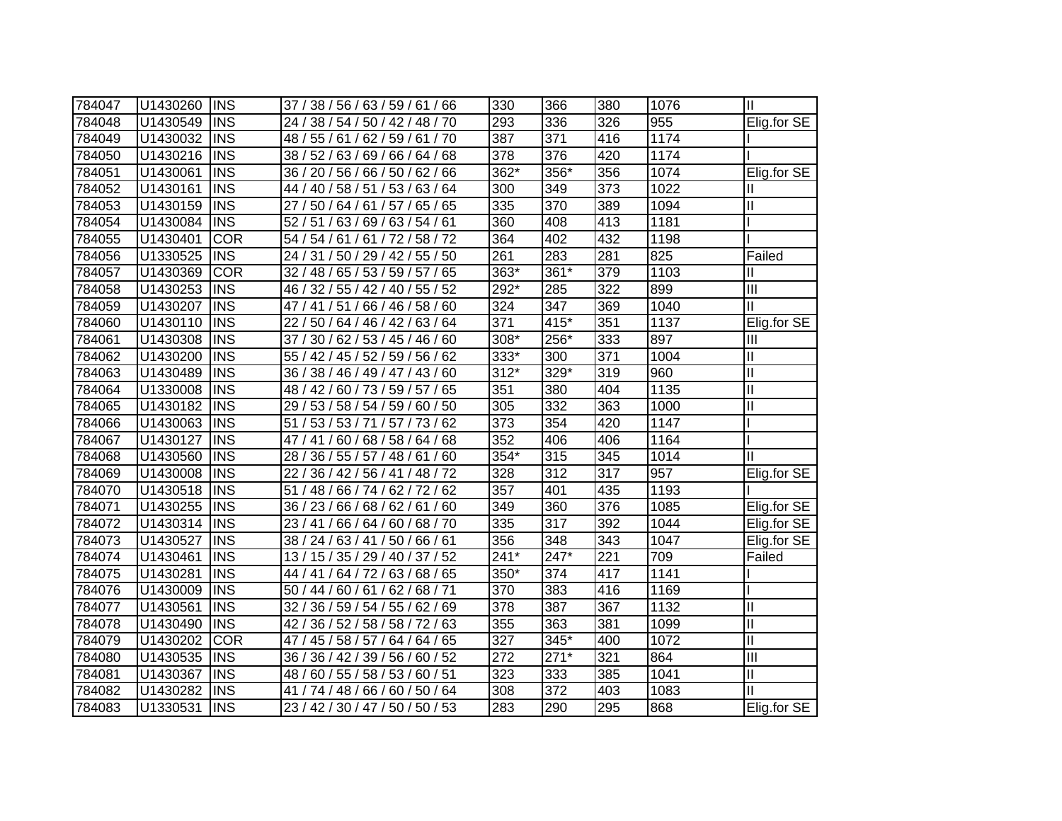| | | | | | | | | |
|---|---|---|---|---|---|---|---|---|
| 784047 | U1430260 | INS | 37 / 38 / 56 / 63 / 59 / 61 / 66 | 330 | 366 | 380 | 1076 | II |
| 784048 | U1430549 | INS | 24 / 38 / 54 / 50 / 42 / 48 / 70 | 293 | 336 | 326 | 955 | Elig.for SE |
| 784049 | U1430032 | INS | 48 / 55 / 61 / 62 / 59 / 61 / 70 | 387 | 371 | 416 | 1174 | I |
| 784050 | U1430216 | INS | 38 / 52 / 63 / 69 / 66 / 64 / 68 | 378 | 376 | 420 | 1174 | I |
| 784051 | U1430061 | INS | 36 / 20 / 56 / 66 / 50 / 62 / 66 | 362* | 356* | 356 | 1074 | Elig.for SE |
| 784052 | U1430161 | INS | 44 / 40 / 58 / 51 / 53 / 63 / 64 | 300 | 349 | 373 | 1022 | II |
| 784053 | U1430159 | INS | 27 / 50 / 64 / 61 / 57 / 65 / 65 | 335 | 370 | 389 | 1094 | II |
| 784054 | U1430084 | INS | 52 / 51 / 63 / 69 / 63 / 54 / 61 | 360 | 408 | 413 | 1181 | I |
| 784055 | U1430401 | COR | 54 / 54 / 61 / 61 / 72 / 58 / 72 | 364 | 402 | 432 | 1198 | I |
| 784056 | U1330525 | INS | 24 / 31 / 50 / 29 / 42 / 55 / 50 | 261 | 283 | 281 | 825 | Failed |
| 784057 | U1430369 | COR | 32 / 48 / 65 / 53 / 59 / 57 / 65 | 363* | 361* | 379 | 1103 | II |
| 784058 | U1430253 | INS | 46 / 32 / 55 / 42 / 40 / 55 / 52 | 292* | 285 | 322 | 899 | III |
| 784059 | U1430207 | INS | 47 / 41 / 51 / 66 / 46 / 58 / 60 | 324 | 347 | 369 | 1040 | II |
| 784060 | U1430110 | INS | 22 / 50 / 64 / 46 / 42 / 63 / 64 | 371 | 415* | 351 | 1137 | Elig.for SE |
| 784061 | U1430308 | INS | 37 / 30 / 62 / 53 / 45 / 46 / 60 | 308* | 256* | 333 | 897 | III |
| 784062 | U1430200 | INS | 55 / 42 / 45 / 52 / 59 / 56 / 62 | 333* | 300 | 371 | 1004 | II |
| 784063 | U1430489 | INS | 36 / 38 / 46 / 49 / 47 / 43 / 60 | 312* | 329* | 319 | 960 | II |
| 784064 | U1330008 | INS | 48 / 42 / 60 / 73 / 59 / 57 / 65 | 351 | 380 | 404 | 1135 | II |
| 784065 | U1430182 | INS | 29 / 53 / 58 / 54 / 59 / 60 / 50 | 305 | 332 | 363 | 1000 | II |
| 784066 | U1430063 | INS | 51 / 53 / 53 / 71 / 57 / 73 / 62 | 373 | 354 | 420 | 1147 | I |
| 784067 | U1430127 | INS | 47 / 41 / 60 / 68 / 58 / 64 / 68 | 352 | 406 | 406 | 1164 | I |
| 784068 | U1430560 | INS | 28 / 36 / 55 / 57 / 48 / 61 / 60 | 354* | 315 | 345 | 1014 | II |
| 784069 | U1430008 | INS | 22 / 36 / 42 / 56 / 41 / 48 / 72 | 328 | 312 | 317 | 957 | Elig.for SE |
| 784070 | U1430518 | INS | 51 / 48 / 66 / 74 / 62 / 72 / 62 | 357 | 401 | 435 | 1193 | I |
| 784071 | U1430255 | INS | 36 / 23 / 66 / 68 / 62 / 61 / 60 | 349 | 360 | 376 | 1085 | Elig.for SE |
| 784072 | U1430314 | INS | 23 / 41 / 66 / 64 / 60 / 68 / 70 | 335 | 317 | 392 | 1044 | Elig.for SE |
| 784073 | U1430527 | INS | 38 / 24 / 63 / 41 / 50 / 66 / 61 | 356 | 348 | 343 | 1047 | Elig.for SE |
| 784074 | U1430461 | INS | 13 / 15 / 35 / 29 / 40 / 37 / 52 | 241* | 247* | 221 | 709 | Failed |
| 784075 | U1430281 | INS | 44 / 41 / 64 / 72 / 63 / 68 / 65 | 350* | 374 | 417 | 1141 | I |
| 784076 | U1430009 | INS | 50 / 44 / 60 / 61 / 62 / 68 / 71 | 370 | 383 | 416 | 1169 | I |
| 784077 | U1430561 | INS | 32 / 36 / 59 / 54 / 55 / 62 / 69 | 378 | 387 | 367 | 1132 | II |
| 784078 | U1430490 | INS | 42 / 36 / 52 / 58 / 58 / 72 / 63 | 355 | 363 | 381 | 1099 | II |
| 784079 | U1430202 | COR | 47 / 45 / 58 / 57 / 64 / 64 / 65 | 327 | 345* | 400 | 1072 | II |
| 784080 | U1430535 | INS | 36 / 36 / 42 / 39 / 56 / 60 / 52 | 272 | 271* | 321 | 864 | III |
| 784081 | U1430367 | INS | 48 / 60 / 55 / 58 / 53 / 60 / 51 | 323 | 333 | 385 | 1041 | II |
| 784082 | U1430282 | INS | 41 / 74 / 48 / 66 / 60 / 50 / 64 | 308 | 372 | 403 | 1083 | II |
| 784083 | U1330531 | INS | 23 / 42 / 30 / 47 / 50 / 50 / 53 | 283 | 290 | 295 | 868 | Elig.for SE |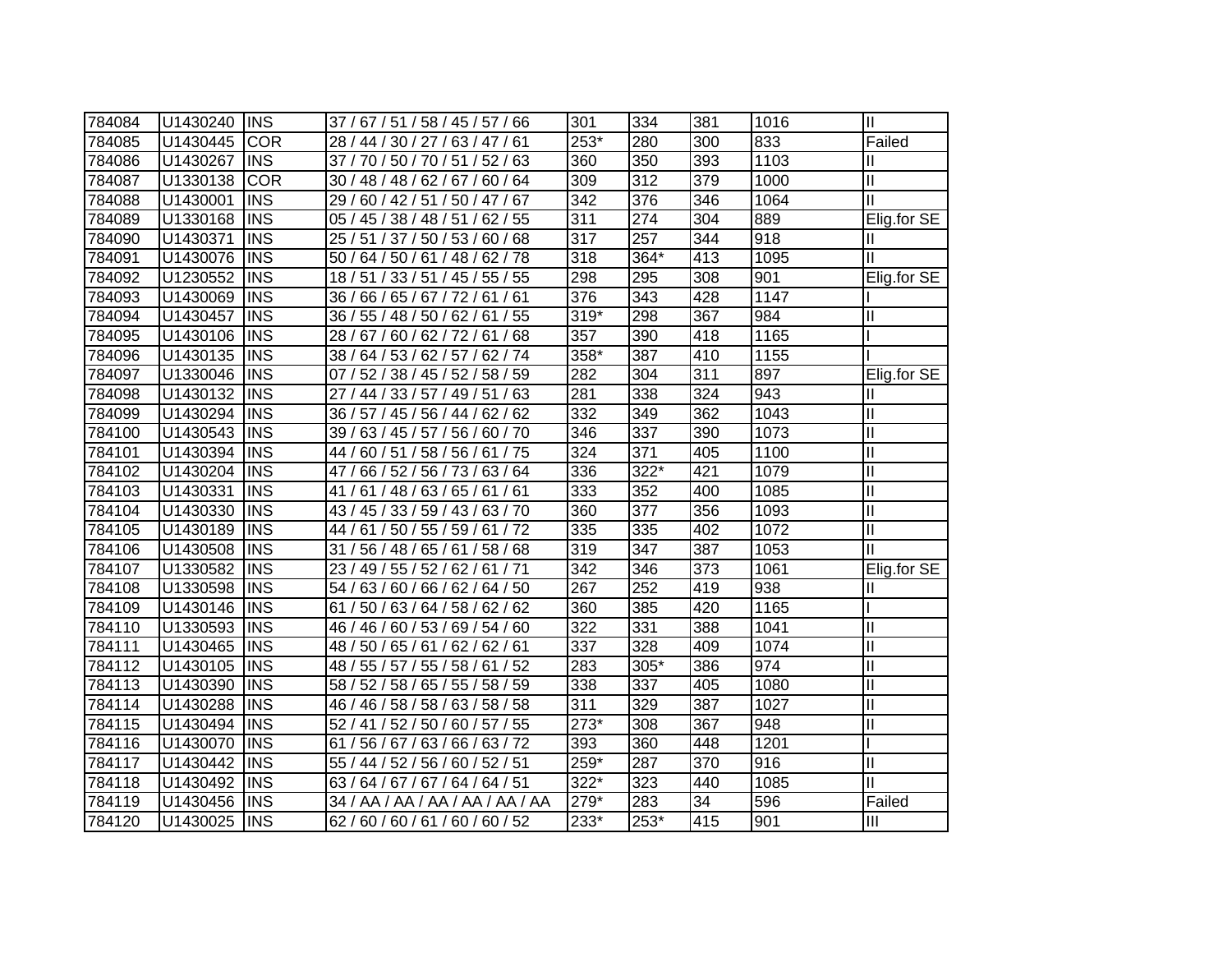| | | | | | | | | |
|---|---|---|---|---|---|---|---|---|
| 784084 | U1430240 | INS | 37 / 67 / 51 / 58 / 45 / 57 / 66 | 301 | 334 | 381 | 1016 | II |
| 784085 | U1430445 | COR | 28 / 44 / 30 / 27 / 63 / 47 / 61 | 253* | 280 | 300 | 833 | Failed |
| 784086 | U1430267 | INS | 37 / 70 / 50 / 70 / 51 / 52 / 63 | 360 | 350 | 393 | 1103 | II |
| 784087 | U1330138 | COR | 30 / 48 / 48 / 62 / 67 / 60 / 64 | 309 | 312 | 379 | 1000 | II |
| 784088 | U1430001 | INS | 29 / 60 / 42 / 51 / 50 / 47 / 67 | 342 | 376 | 346 | 1064 | II |
| 784089 | U1330168 | INS | 05 / 45 / 38 / 48 / 51 / 62 / 55 | 311 | 274 | 304 | 889 | Elig.for SE |
| 784090 | U1430371 | INS | 25 / 51 / 37 / 50 / 53 / 60 / 68 | 317 | 257 | 344 | 918 | II |
| 784091 | U1430076 | INS | 50 / 64 / 50 / 61 / 48 / 62 / 78 | 318 | 364* | 413 | 1095 | II |
| 784092 | U1230552 | INS | 18 / 51 / 33 / 51 / 45 / 55 / 55 | 298 | 295 | 308 | 901 | Elig.for SE |
| 784093 | U1430069 | INS | 36 / 66 / 65 / 67 / 72 / 61 / 61 | 376 | 343 | 428 | 1147 | I |
| 784094 | U1430457 | INS | 36 / 55 / 48 / 50 / 62 / 61 / 55 | 319* | 298 | 367 | 984 | II |
| 784095 | U1430106 | INS | 28 / 67 / 60 / 62 / 72 / 61 / 68 | 357 | 390 | 418 | 1165 | I |
| 784096 | U1430135 | INS | 38 / 64 / 53 / 62 / 57 / 62 / 74 | 358* | 387 | 410 | 1155 | I |
| 784097 | U1330046 | INS | 07 / 52 / 38 / 45 / 52 / 58 / 59 | 282 | 304 | 311 | 897 | Elig.for SE |
| 784098 | U1430132 | INS | 27 / 44 / 33 / 57 / 49 / 51 / 63 | 281 | 338 | 324 | 943 | II |
| 784099 | U1430294 | INS | 36 / 57 / 45 / 56 / 44 / 62 / 62 | 332 | 349 | 362 | 1043 | II |
| 784100 | U1430543 | INS | 39 / 63 / 45 / 57 / 56 / 60 / 70 | 346 | 337 | 390 | 1073 | II |
| 784101 | U1430394 | INS | 44 / 60 / 51 / 58 / 56 / 61 / 75 | 324 | 371 | 405 | 1100 | II |
| 784102 | U1430204 | INS | 47 / 66 / 52 / 56 / 73 / 63 / 64 | 336 | 322* | 421 | 1079 | II |
| 784103 | U1430331 | INS | 41 / 61 / 48 / 63 / 65 / 61 / 61 | 333 | 352 | 400 | 1085 | II |
| 784104 | U1430330 | INS | 43 / 45 / 33 / 59 / 43 / 63 / 70 | 360 | 377 | 356 | 1093 | II |
| 784105 | U1430189 | INS | 44 / 61 / 50 / 55 / 59 / 61 / 72 | 335 | 335 | 402 | 1072 | II |
| 784106 | U1430508 | INS | 31 / 56 / 48 / 65 / 61 / 58 / 68 | 319 | 347 | 387 | 1053 | II |
| 784107 | U1330582 | INS | 23 / 49 / 55 / 52 / 62 / 61 / 71 | 342 | 346 | 373 | 1061 | Elig.for SE |
| 784108 | U1330598 | INS | 54 / 63 / 60 / 66 / 62 / 64 / 50 | 267 | 252 | 419 | 938 | II |
| 784109 | U1430146 | INS | 61 / 50 / 63 / 64 / 58 / 62 / 62 | 360 | 385 | 420 | 1165 | I |
| 784110 | U1330593 | INS | 46 / 46 / 60 / 53 / 69 / 54 / 60 | 322 | 331 | 388 | 1041 | II |
| 784111 | U1430465 | INS | 48 / 50 / 65 / 61 / 62 / 62 / 61 | 337 | 328 | 409 | 1074 | II |
| 784112 | U1430105 | INS | 48 / 55 / 57 / 55 / 58 / 61 / 52 | 283 | 305* | 386 | 974 | II |
| 784113 | U1430390 | INS | 58 / 52 / 58 / 65 / 55 / 58 / 59 | 338 | 337 | 405 | 1080 | II |
| 784114 | U1430288 | INS | 46 / 46 / 58 / 58 / 63 / 58 / 58 | 311 | 329 | 387 | 1027 | II |
| 784115 | U1430494 | INS | 52 / 41 / 52 / 50 / 60 / 57 / 55 | 273* | 308 | 367 | 948 | II |
| 784116 | U1430070 | INS | 61 / 56 / 67 / 63 / 66 / 63 / 72 | 393 | 360 | 448 | 1201 | I |
| 784117 | U1430442 | INS | 55 / 44 / 52 / 56 / 60 / 52 / 51 | 259* | 287 | 370 | 916 | II |
| 784118 | U1430492 | INS | 63 / 64 / 67 / 67 / 64 / 64 / 51 | 322* | 323 | 440 | 1085 | II |
| 784119 | U1430456 | INS | 34 / AA / AA / AA / AA / AA / AA | 279* | 283 | 34 | 596 | Failed |
| 784120 | U1430025 | INS | 62 / 60 / 60 / 61 / 60 / 60 / 52 | 233* | 253* | 415 | 901 | III |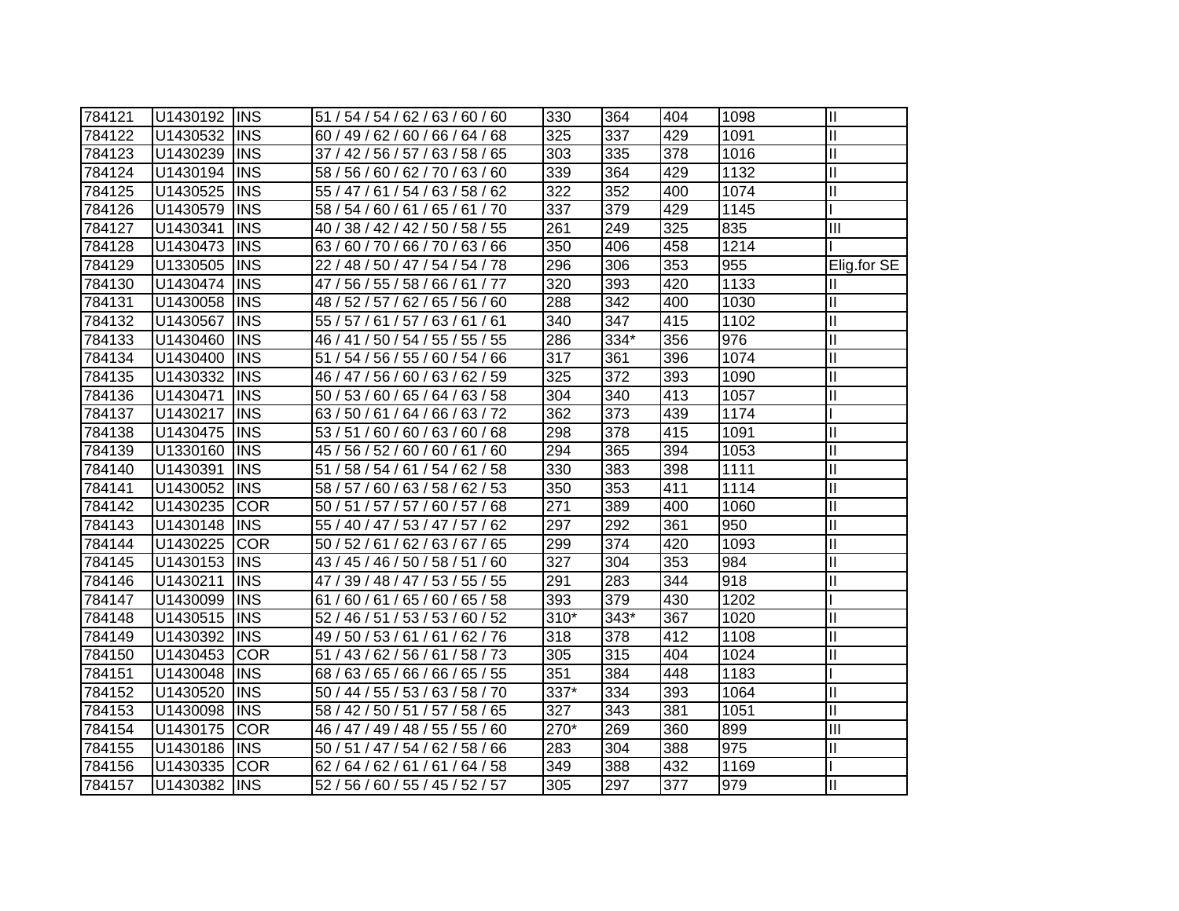| | | | | | | | | |
|---|---|---|---|---|---|---|---|---|
| 784121 | U1430192 | INS | 51 / 54 / 54 / 62 / 63 / 60 / 60 | 330 | 364 | 404 | 1098 | II |
| 784122 | U1430532 | INS | 60 / 49 / 62 / 60 / 66 / 64 / 68 | 325 | 337 | 429 | 1091 | II |
| 784123 | U1430239 | INS | 37 / 42 / 56 / 57 / 63 / 58 / 65 | 303 | 335 | 378 | 1016 | II |
| 784124 | U1430194 | INS | 58 / 56 / 60 / 62 / 70 / 63 / 60 | 339 | 364 | 429 | 1132 | II |
| 784125 | U1430525 | INS | 55 / 47 / 61 / 54 / 63 / 58 / 62 | 322 | 352 | 400 | 1074 | II |
| 784126 | U1430579 | INS | 58 / 54 / 60 / 61 / 65 / 61 / 70 | 337 | 379 | 429 | 1145 | I |
| 784127 | U1430341 | INS | 40 / 38 / 42 / 42 / 50 / 58 / 55 | 261 | 249 | 325 | 835 | III |
| 784128 | U1430473 | INS | 63 / 60 / 70 / 66 / 70 / 63 / 66 | 350 | 406 | 458 | 1214 | I |
| 784129 | U1330505 | INS | 22 / 48 / 50 / 47 / 54 / 54 / 78 | 296 | 306 | 353 | 955 | Elig.for SE |
| 784130 | U1430474 | INS | 47 / 56 / 55 / 58 / 66 / 61 / 77 | 320 | 393 | 420 | 1133 | II |
| 784131 | U1430058 | INS | 48 / 52 / 57 / 62 / 65 / 56 / 60 | 288 | 342 | 400 | 1030 | II |
| 784132 | U1430567 | INS | 55 / 57 / 61 / 57 / 63 / 61 / 61 | 340 | 347 | 415 | 1102 | II |
| 784133 | U1430460 | INS | 46 / 41 / 50 / 54 / 55 / 55 / 55 | 286 | 334* | 356 | 976 | II |
| 784134 | U1430400 | INS | 51 / 54 / 56 / 55 / 60 / 54 / 66 | 317 | 361 | 396 | 1074 | II |
| 784135 | U1430332 | INS | 46 / 47 / 56 / 60 / 63 / 62 / 59 | 325 | 372 | 393 | 1090 | II |
| 784136 | U1430471 | INS | 50 / 53 / 60 / 65 / 64 / 63 / 58 | 304 | 340 | 413 | 1057 | II |
| 784137 | U1430217 | INS | 63 / 50 / 61 / 64 / 66 / 63 / 72 | 362 | 373 | 439 | 1174 | I |
| 784138 | U1430475 | INS | 53 / 51 / 60 / 60 / 63 / 60 / 68 | 298 | 378 | 415 | 1091 | II |
| 784139 | U1330160 | INS | 45 / 56 / 52 / 60 / 60 / 61 / 60 | 294 | 365 | 394 | 1053 | II |
| 784140 | U1430391 | INS | 51 / 58 / 54 / 61 / 54 / 62 / 58 | 330 | 383 | 398 | 1111 | II |
| 784141 | U1430052 | INS | 58 / 57 / 60 / 63 / 58 / 62 / 53 | 350 | 353 | 411 | 1114 | II |
| 784142 | U1430235 | COR | 50 / 51 / 57 / 57 / 60 / 57 / 68 | 271 | 389 | 400 | 1060 | II |
| 784143 | U1430148 | INS | 55 / 40 / 47 / 53 / 47 / 57 / 62 | 297 | 292 | 361 | 950 | II |
| 784144 | U1430225 | COR | 50 / 52 / 61 / 62 / 63 / 67 / 65 | 299 | 374 | 420 | 1093 | II |
| 784145 | U1430153 | INS | 43 / 45 / 46 / 50 / 58 / 51 / 60 | 327 | 304 | 353 | 984 | II |
| 784146 | U1430211 | INS | 47 / 39 / 48 / 47 / 53 / 55 / 55 | 291 | 283 | 344 | 918 | II |
| 784147 | U1430099 | INS | 61 / 60 / 61 / 65 / 60 / 65 / 58 | 393 | 379 | 430 | 1202 | I |
| 784148 | U1430515 | INS | 52 / 46 / 51 / 53 / 53 / 60 / 52 | 310* | 343* | 367 | 1020 | II |
| 784149 | U1430392 | INS | 49 / 50 / 53 / 61 / 61 / 62 / 76 | 318 | 378 | 412 | 1108 | II |
| 784150 | U1430453 | COR | 51 / 43 / 62 / 56 / 61 / 58 / 73 | 305 | 315 | 404 | 1024 | II |
| 784151 | U1430048 | INS | 68 / 63 / 65 / 66 / 66 / 65 / 55 | 351 | 384 | 448 | 1183 | I |
| 784152 | U1430520 | INS | 50 / 44 / 55 / 53 / 63 / 58 / 70 | 337* | 334 | 393 | 1064 | II |
| 784153 | U1430098 | INS | 58 / 42 / 50 / 51 / 57 / 58 / 65 | 327 | 343 | 381 | 1051 | II |
| 784154 | U1430175 | COR | 46 / 47 / 49 / 48 / 55 / 55 / 60 | 270* | 269 | 360 | 899 | III |
| 784155 | U1430186 | INS | 50 / 51 / 47 / 54 / 62 / 58 / 66 | 283 | 304 | 388 | 975 | II |
| 784156 | U1430335 | COR | 62 / 64 / 62 / 61 / 61 / 64 / 58 | 349 | 388 | 432 | 1169 | I |
| 784157 | U1430382 | INS | 52 / 56 / 60 / 55 / 45 / 52 / 57 | 305 | 297 | 377 | 979 | II |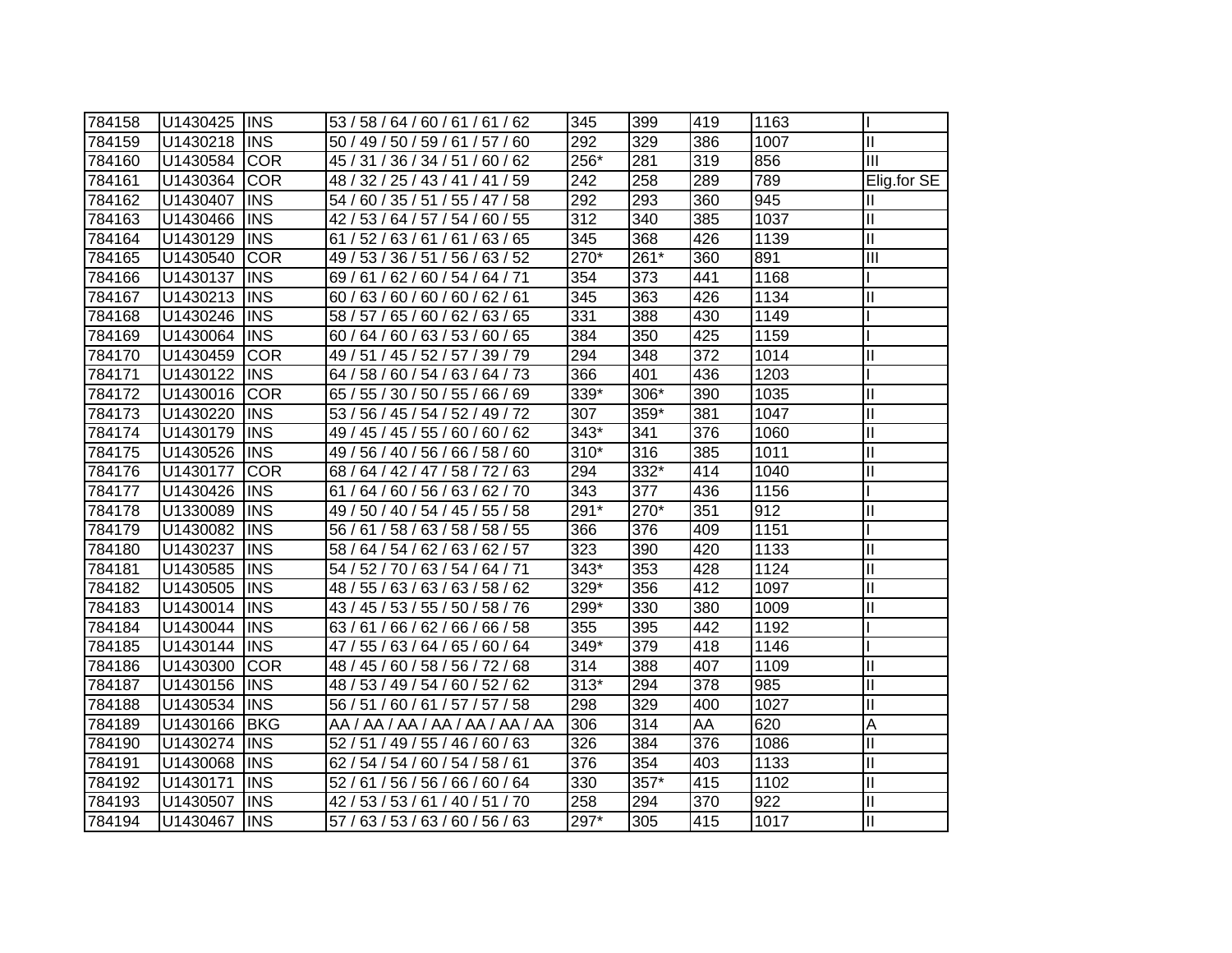| 784158 | U1430425 | INS | 53 / 58 / 64 / 60 / 61 / 61 / 62 | 345 | 399 | 419 | 1163 | I |
|---|---|---|---|---|---|---|---|---|
| 784159 | U1430218 | INS | 50 / 49 / 50 / 59 / 61 / 57 / 60 | 292 | 329 | 386 | 1007 | II |
| 784160 | U1430584 | COR | 45 / 31 / 36 / 34 / 51 / 60 / 62 | 256* | 281 | 319 | 856 | III |
| 784161 | U1430364 | COR | 48 / 32 / 25 / 43 / 41 / 41 / 59 | 242 | 258 | 289 | 789 | Elig.for SE |
| 784162 | U1430407 | INS | 54 / 60 / 35 / 51 / 55 / 47 / 58 | 292 | 293 | 360 | 945 | II |
| 784163 | U1430466 | INS | 42 / 53 / 64 / 57 / 54 / 60 / 55 | 312 | 340 | 385 | 1037 | II |
| 784164 | U1430129 | INS | 61 / 52 / 63 / 61 / 61 / 63 / 65 | 345 | 368 | 426 | 1139 | II |
| 784165 | U1430540 | COR | 49 / 53 / 36 / 51 / 56 / 63 / 52 | 270* | 261* | 360 | 891 | III |
| 784166 | U1430137 | INS | 69 / 61 / 62 / 60 / 54 / 64 / 71 | 354 | 373 | 441 | 1168 | I |
| 784167 | U1430213 | INS | 60 / 63 / 60 / 60 / 60 / 62 / 61 | 345 | 363 | 426 | 1134 | II |
| 784168 | U1430246 | INS | 58 / 57 / 65 / 60 / 62 / 63 / 65 | 331 | 388 | 430 | 1149 | I |
| 784169 | U1430064 | INS | 60 / 64 / 60 / 63 / 53 / 60 / 65 | 384 | 350 | 425 | 1159 | I |
| 784170 | U1430459 | COR | 49 / 51 / 45 / 52 / 57 / 39 / 79 | 294 | 348 | 372 | 1014 | II |
| 784171 | U1430122 | INS | 64 / 58 / 60 / 54 / 63 / 64 / 73 | 366 | 401 | 436 | 1203 | I |
| 784172 | U1430016 | COR | 65 / 55 / 30 / 50 / 55 / 66 / 69 | 339* | 306* | 390 | 1035 | II |
| 784173 | U1430220 | INS | 53 / 56 / 45 / 54 / 52 / 49 / 72 | 307 | 359* | 381 | 1047 | II |
| 784174 | U1430179 | INS | 49 / 45 / 45 / 55 / 60 / 60 / 62 | 343* | 341 | 376 | 1060 | II |
| 784175 | U1430526 | INS | 49 / 56 / 40 / 56 / 66 / 58 / 60 | 310* | 316 | 385 | 1011 | II |
| 784176 | U1430177 | COR | 68 / 64 / 42 / 47 / 58 / 72 / 63 | 294 | 332* | 414 | 1040 | II |
| 784177 | U1430426 | INS | 61 / 64 / 60 / 56 / 63 / 62 / 70 | 343 | 377 | 436 | 1156 | I |
| 784178 | U1330089 | INS | 49 / 50 / 40 / 54 / 45 / 55 / 58 | 291* | 270* | 351 | 912 | II |
| 784179 | U1430082 | INS | 56 / 61 / 58 / 63 / 58 / 58 / 55 | 366 | 376 | 409 | 1151 | I |
| 784180 | U1430237 | INS | 58 / 64 / 54 / 62 / 63 / 62 / 57 | 323 | 390 | 420 | 1133 | II |
| 784181 | U1430585 | INS | 54 / 52 / 70 / 63 / 54 / 64 / 71 | 343* | 353 | 428 | 1124 | II |
| 784182 | U1430505 | INS | 48 / 55 / 63 / 63 / 63 / 58 / 62 | 329* | 356 | 412 | 1097 | II |
| 784183 | U1430014 | INS | 43 / 45 / 53 / 55 / 50 / 58 / 76 | 299* | 330 | 380 | 1009 | II |
| 784184 | U1430044 | INS | 63 / 61 / 66 / 62 / 66 / 66 / 58 | 355 | 395 | 442 | 1192 | I |
| 784185 | U1430144 | INS | 47 / 55 / 63 / 64 / 65 / 60 / 64 | 349* | 379 | 418 | 1146 | I |
| 784186 | U1430300 | COR | 48 / 45 / 60 / 58 / 56 / 72 / 68 | 314 | 388 | 407 | 1109 | II |
| 784187 | U1430156 | INS | 48 / 53 / 49 / 54 / 60 / 52 / 62 | 313* | 294 | 378 | 985 | II |
| 784188 | U1430534 | INS | 56 / 51 / 60 / 61 / 57 / 57 / 58 | 298 | 329 | 400 | 1027 | II |
| 784189 | U1430166 | BKG | AA / AA / AA / AA / AA / AA / AA | 306 | 314 | AA | 620 | A |
| 784190 | U1430274 | INS | 52 / 51 / 49 / 55 / 46 / 60 / 63 | 326 | 384 | 376 | 1086 | II |
| 784191 | U1430068 | INS | 62 / 54 / 54 / 60 / 54 / 58 / 61 | 376 | 354 | 403 | 1133 | II |
| 784192 | U1430171 | INS | 52 / 61 / 56 / 56 / 66 / 60 / 64 | 330 | 357* | 415 | 1102 | II |
| 784193 | U1430507 | INS | 42 / 53 / 53 / 61 / 40 / 51 / 70 | 258 | 294 | 370 | 922 | II |
| 784194 | U1430467 | INS | 57 / 63 / 53 / 63 / 60 / 56 / 63 | 297* | 305 | 415 | 1017 | II |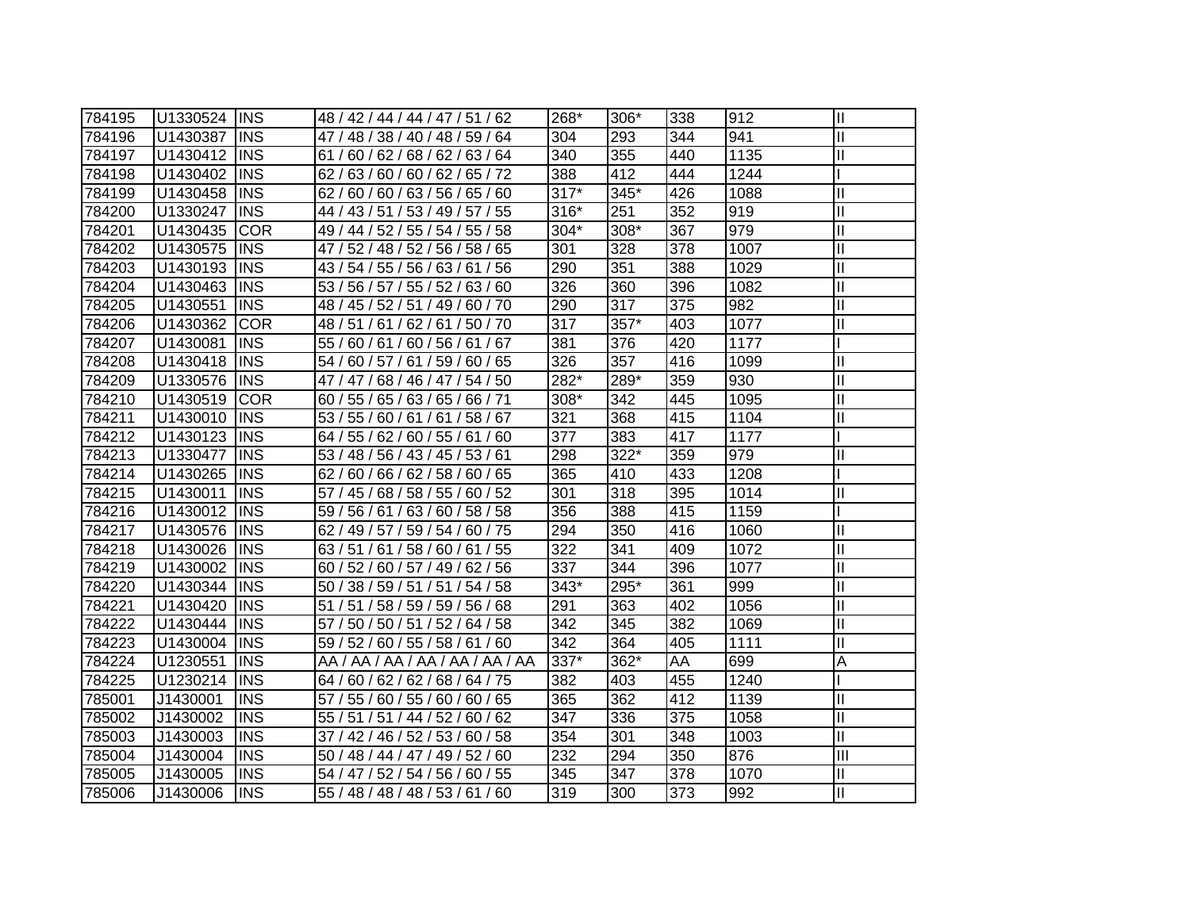| | | | | | | | | |
|---|---|---|---|---|---|---|---|---|
| 784195 | U1330524 | INS | 48 / 42 / 44 / 44 / 47 / 51 / 62 | 268* | 306* | 338 | 912 | II |
| 784196 | U1430387 | INS | 47 / 48 / 38 / 40 / 48 / 59 / 64 | 304 | 293 | 344 | 941 | II |
| 784197 | U1430412 | INS | 61 / 60 / 62 / 68 / 62 / 63 / 64 | 340 | 355 | 440 | 1135 | II |
| 784198 | U1430402 | INS | 62 / 63 / 60 / 60 / 62 / 65 / 72 | 388 | 412 | 444 | 1244 | I |
| 784199 | U1430458 | INS | 62 / 60 / 60 / 63 / 56 / 65 / 60 | 317* | 345* | 426 | 1088 | II |
| 784200 | U1330247 | INS | 44 / 43 / 51 / 53 / 49 / 57 / 55 | 316* | 251 | 352 | 919 | II |
| 784201 | U1430435 | COR | 49 / 44 / 52 / 55 / 54 / 55 / 58 | 304* | 308* | 367 | 979 | II |
| 784202 | U1430575 | INS | 47 / 52 / 48 / 52 / 56 / 58 / 65 | 301 | 328 | 378 | 1007 | II |
| 784203 | U1430193 | INS | 43 / 54 / 55 / 56 / 63 / 61 / 56 | 290 | 351 | 388 | 1029 | II |
| 784204 | U1430463 | INS | 53 / 56 / 57 / 55 / 52 / 63 / 60 | 326 | 360 | 396 | 1082 | II |
| 784205 | U1430551 | INS | 48 / 45 / 52 / 51 / 49 / 60 / 70 | 290 | 317 | 375 | 982 | II |
| 784206 | U1430362 | COR | 48 / 51 / 61 / 62 / 61 / 50 / 70 | 317 | 357* | 403 | 1077 | II |
| 784207 | U1430081 | INS | 55 / 60 / 61 / 60 / 56 / 61 / 67 | 381 | 376 | 420 | 1177 | I |
| 784208 | U1430418 | INS | 54 / 60 / 57 / 61 / 59 / 60 / 65 | 326 | 357 | 416 | 1099 | II |
| 784209 | U1330576 | INS | 47 / 47 / 68 / 46 / 47 / 54 / 50 | 282* | 289* | 359 | 930 | II |
| 784210 | U1430519 | COR | 60 / 55 / 65 / 63 / 65 / 66 / 71 | 308* | 342 | 445 | 1095 | II |
| 784211 | U1430010 | INS | 53 / 55 / 60 / 61 / 61 / 58 / 67 | 321 | 368 | 415 | 1104 | II |
| 784212 | U1430123 | INS | 64 / 55 / 62 / 60 / 55 / 61 / 60 | 377 | 383 | 417 | 1177 | I |
| 784213 | U1330477 | INS | 53 / 48 / 56 / 43 / 45 / 53 / 61 | 298 | 322* | 359 | 979 | II |
| 784214 | U1430265 | INS | 62 / 60 / 66 / 62 / 58 / 60 / 65 | 365 | 410 | 433 | 1208 | I |
| 784215 | U1430011 | INS | 57 / 45 / 68 / 58 / 55 / 60 / 52 | 301 | 318 | 395 | 1014 | II |
| 784216 | U1430012 | INS | 59 / 56 / 61 / 63 / 60 / 58 / 58 | 356 | 388 | 415 | 1159 | I |
| 784217 | U1430576 | INS | 62 / 49 / 57 / 59 / 54 / 60 / 75 | 294 | 350 | 416 | 1060 | II |
| 784218 | U1430026 | INS | 63 / 51 / 61 / 58 / 60 / 61 / 55 | 322 | 341 | 409 | 1072 | II |
| 784219 | U1430002 | INS | 60 / 52 / 60 / 57 / 49 / 62 / 56 | 337 | 344 | 396 | 1077 | II |
| 784220 | U1430344 | INS | 50 / 38 / 59 / 51 / 51 / 54 / 58 | 343* | 295* | 361 | 999 | II |
| 784221 | U1430420 | INS | 51 / 51 / 58 / 59 / 59 / 56 / 68 | 291 | 363 | 402 | 1056 | II |
| 784222 | U1430444 | INS | 57 / 50 / 50 / 51 / 52 / 64 / 58 | 342 | 345 | 382 | 1069 | II |
| 784223 | U1430004 | INS | 59 / 52 / 60 / 55 / 58 / 61 / 60 | 342 | 364 | 405 | 1111 | II |
| 784224 | U1230551 | INS | AA / AA / AA / AA / AA / AA / AA | 337* | 362* | AA | 699 | A |
| 784225 | U1230214 | INS | 64 / 60 / 62 / 62 / 68 / 64 / 75 | 382 | 403 | 455 | 1240 | I |
| 785001 | J1430001 | INS | 57 / 55 / 60 / 55 / 60 / 60 / 65 | 365 | 362 | 412 | 1139 | II |
| 785002 | J1430002 | INS | 55 / 51 / 51 / 44 / 52 / 60 / 62 | 347 | 336 | 375 | 1058 | II |
| 785003 | J1430003 | INS | 37 / 42 / 46 / 52 / 53 / 60 / 58 | 354 | 301 | 348 | 1003 | II |
| 785004 | J1430004 | INS | 50 / 48 / 44 / 47 / 49 / 52 / 60 | 232 | 294 | 350 | 876 | III |
| 785005 | J1430005 | INS | 54 / 47 / 52 / 54 / 56 / 60 / 55 | 345 | 347 | 378 | 1070 | II |
| 785006 | J1430006 | INS | 55 / 48 / 48 / 48 / 53 / 61 / 60 | 319 | 300 | 373 | 992 | II |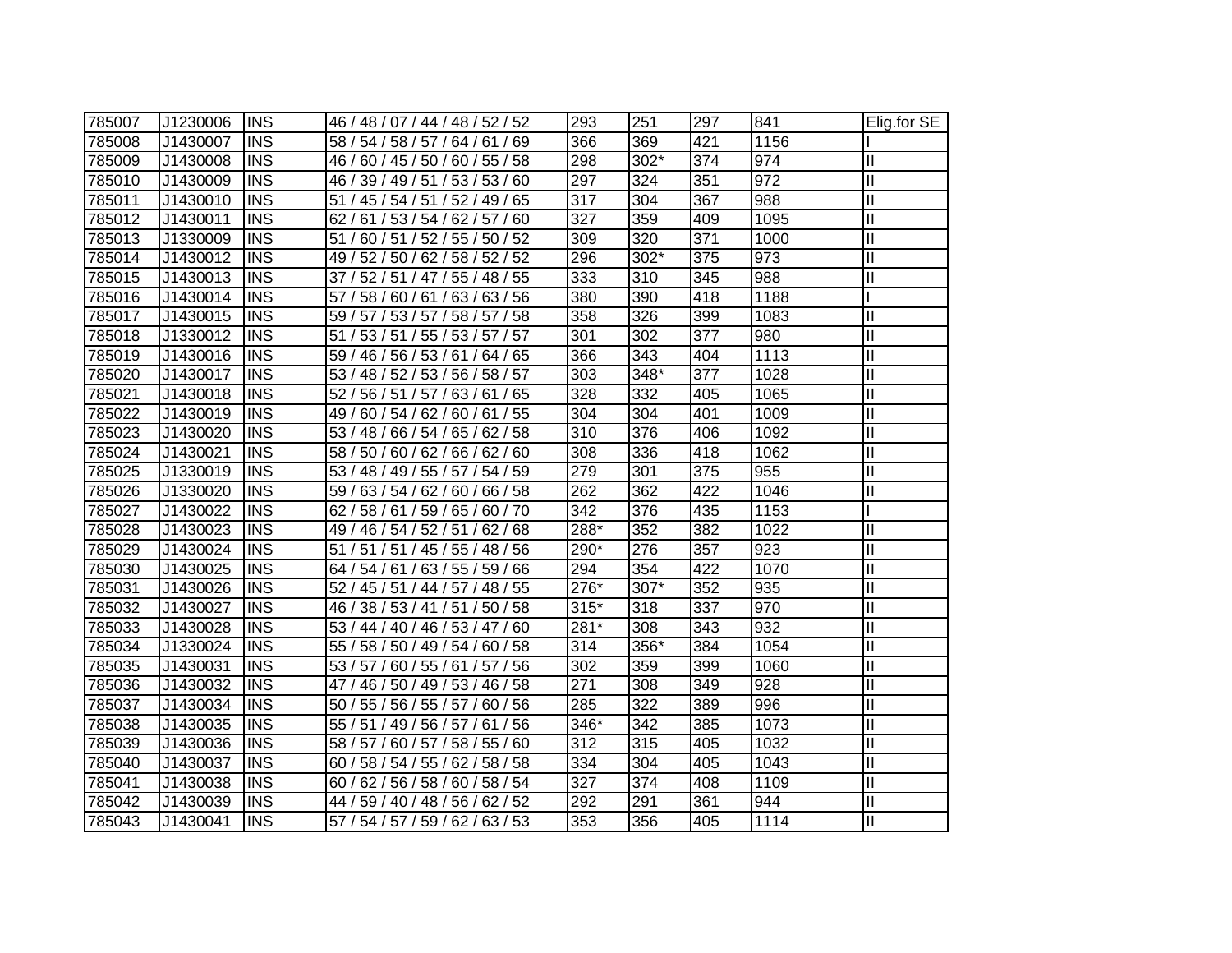| 785007 | J1230006 | INS | 46 / 48 / 07 / 44 / 48 / 52 / 52 | 293 | 251 | 297 | 841 | Elig.for SE |
|---|---|---|---|---|---|---|---|---|
| 785008 | J1430007 | INS | 58 / 54 / 58 / 57 / 64 / 61 / 69 | 366 | 369 | 421 | 1156 | I |
| 785009 | J1430008 | INS | 46 / 60 / 45 / 50 / 60 / 55 / 58 | 298 | 302* | 374 | 974 | II |
| 785010 | J1430009 | INS | 46 / 39 / 49 / 51 / 53 / 53 / 60 | 297 | 324 | 351 | 972 | II |
| 785011 | J1430010 | INS | 51 / 45 / 54 / 51 / 52 / 49 / 65 | 317 | 304 | 367 | 988 | II |
| 785012 | J1430011 | INS | 62 / 61 / 53 / 54 / 62 / 57 / 60 | 327 | 359 | 409 | 1095 | II |
| 785013 | J1330009 | INS | 51 / 60 / 51 / 52 / 55 / 50 / 52 | 309 | 320 | 371 | 1000 | II |
| 785014 | J1430012 | INS | 49 / 52 / 50 / 62 / 58 / 52 / 52 | 296 | 302* | 375 | 973 | II |
| 785015 | J1430013 | INS | 37 / 52 / 51 / 47 / 55 / 48 / 55 | 333 | 310 | 345 | 988 | II |
| 785016 | J1430014 | INS | 57 / 58 / 60 / 61 / 63 / 63 / 56 | 380 | 390 | 418 | 1188 | I |
| 785017 | J1430015 | INS | 59 / 57 / 53 / 57 / 58 / 57 / 58 | 358 | 326 | 399 | 1083 | II |
| 785018 | J1330012 | INS | 51 / 53 / 51 / 55 / 53 / 57 / 57 | 301 | 302 | 377 | 980 | II |
| 785019 | J1430016 | INS | 59 / 46 / 56 / 53 / 61 / 64 / 65 | 366 | 343 | 404 | 1113 | II |
| 785020 | J1430017 | INS | 53 / 48 / 52 / 53 / 56 / 58 / 57 | 303 | 348* | 377 | 1028 | II |
| 785021 | J1430018 | INS | 52 / 56 / 51 / 57 / 63 / 61 / 65 | 328 | 332 | 405 | 1065 | II |
| 785022 | J1430019 | INS | 49 / 60 / 54 / 62 / 60 / 61 / 55 | 304 | 304 | 401 | 1009 | II |
| 785023 | J1430020 | INS | 53 / 48 / 66 / 54 / 65 / 62 / 58 | 310 | 376 | 406 | 1092 | II |
| 785024 | J1430021 | INS | 58 / 50 / 60 / 62 / 66 / 62 / 60 | 308 | 336 | 418 | 1062 | II |
| 785025 | J1330019 | INS | 53 / 48 / 49 / 55 / 57 / 54 / 59 | 279 | 301 | 375 | 955 | II |
| 785026 | J1330020 | INS | 59 / 63 / 54 / 62 / 60 / 66 / 58 | 262 | 362 | 422 | 1046 | II |
| 785027 | J1430022 | INS | 62 / 58 / 61 / 59 / 65 / 60 / 70 | 342 | 376 | 435 | 1153 | I |
| 785028 | J1430023 | INS | 49 / 46 / 54 / 52 / 51 / 62 / 68 | 288* | 352 | 382 | 1022 | II |
| 785029 | J1430024 | INS | 51 / 51 / 51 / 45 / 55 / 48 / 56 | 290* | 276 | 357 | 923 | II |
| 785030 | J1430025 | INS | 64 / 54 / 61 / 63 / 55 / 59 / 66 | 294 | 354 | 422 | 1070 | II |
| 785031 | J1430026 | INS | 52 / 45 / 51 / 44 / 57 / 48 / 55 | 276* | 307* | 352 | 935 | II |
| 785032 | J1430027 | INS | 46 / 38 / 53 / 41 / 51 / 50 / 58 | 315* | 318 | 337 | 970 | II |
| 785033 | J1430028 | INS | 53 / 44 / 40 / 46 / 53 / 47 / 60 | 281* | 308 | 343 | 932 | II |
| 785034 | J1330024 | INS | 55 / 58 / 50 / 49 / 54 / 60 / 58 | 314 | 356* | 384 | 1054 | II |
| 785035 | J1430031 | INS | 53 / 57 / 60 / 55 / 61 / 57 / 56 | 302 | 359 | 399 | 1060 | II |
| 785036 | J1430032 | INS | 47 / 46 / 50 / 49 / 53 / 46 / 58 | 271 | 308 | 349 | 928 | II |
| 785037 | J1430034 | INS | 50 / 55 / 56 / 55 / 57 / 60 / 56 | 285 | 322 | 389 | 996 | II |
| 785038 | J1430035 | INS | 55 / 51 / 49 / 56 / 57 / 61 / 56 | 346* | 342 | 385 | 1073 | II |
| 785039 | J1430036 | INS | 58 / 57 / 60 / 57 / 58 / 55 / 60 | 312 | 315 | 405 | 1032 | II |
| 785040 | J1430037 | INS | 60 / 58 / 54 / 55 / 62 / 58 / 58 | 334 | 304 | 405 | 1043 | II |
| 785041 | J1430038 | INS | 60 / 62 / 56 / 58 / 60 / 58 / 54 | 327 | 374 | 408 | 1109 | II |
| 785042 | J1430039 | INS | 44 / 59 / 40 / 48 / 56 / 62 / 52 | 292 | 291 | 361 | 944 | II |
| 785043 | J1430041 | INS | 57 / 54 / 57 / 59 / 62 / 63 / 53 | 353 | 356 | 405 | 1114 | II |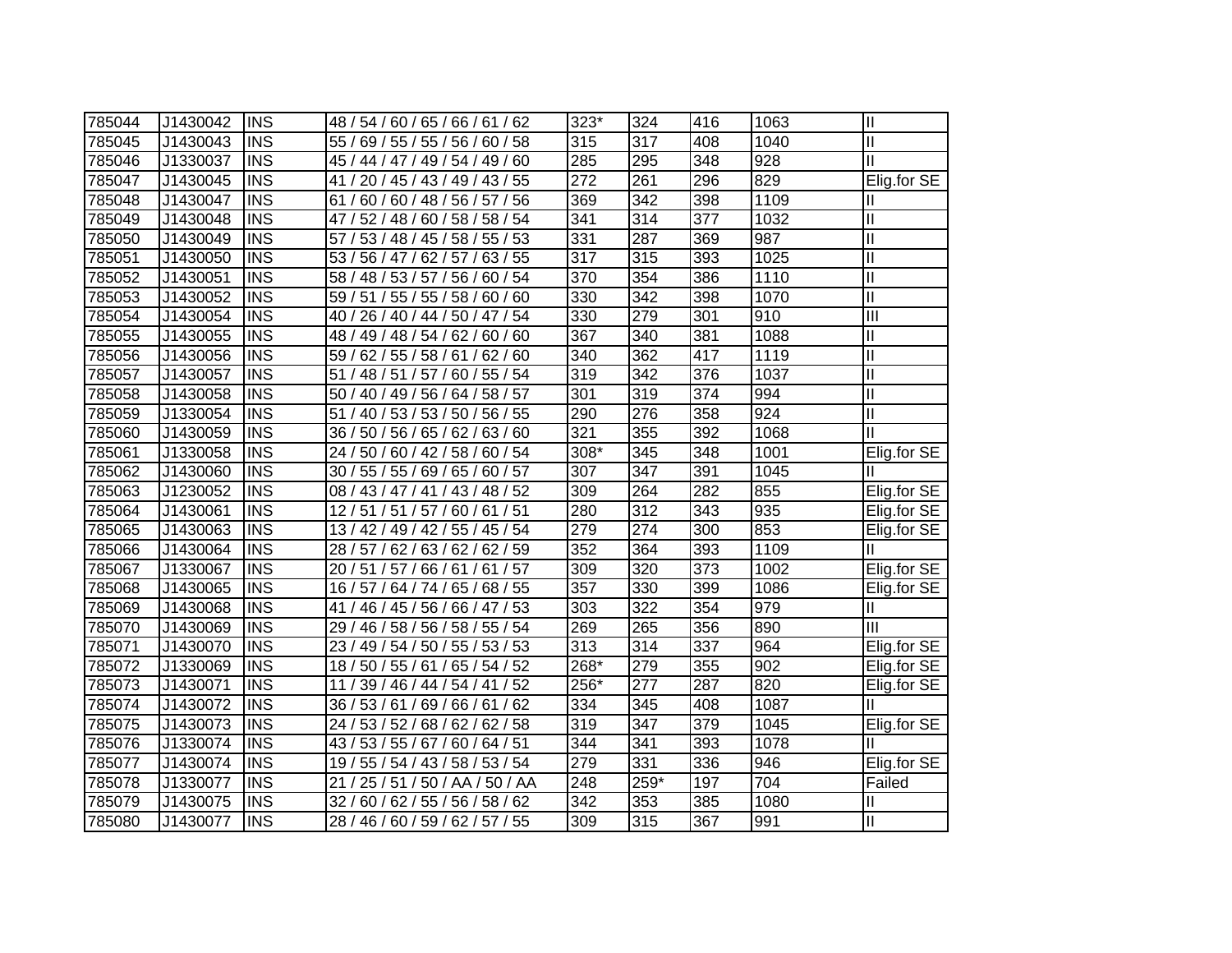| | | | | | | | | |
|---|---|---|---|---|---|---|---|---|
| 785044 | J1430042 | INS | 48 / 54 / 60 / 65 / 66 / 61 / 62 | 323* | 324 | 416 | 1063 | II |
| 785045 | J1430043 | INS | 55 / 69 / 55 / 55 / 56 / 60 / 58 | 315 | 317 | 408 | 1040 | II |
| 785046 | J1330037 | INS | 45 / 44 / 47 / 49 / 54 / 49 / 60 | 285 | 295 | 348 | 928 | II |
| 785047 | J1430045 | INS | 41 / 20 / 45 / 43 / 49 / 43 / 55 | 272 | 261 | 296 | 829 | Elig.for SE |
| 785048 | J1430047 | INS | 61 / 60 / 60 / 48 / 56 / 57 / 56 | 369 | 342 | 398 | 1109 | II |
| 785049 | J1430048 | INS | 47 / 52 / 48 / 60 / 58 / 58 / 54 | 341 | 314 | 377 | 1032 | II |
| 785050 | J1430049 | INS | 57 / 53 / 48 / 45 / 58 / 55 / 53 | 331 | 287 | 369 | 987 | II |
| 785051 | J1430050 | INS | 53 / 56 / 47 / 62 / 57 / 63 / 55 | 317 | 315 | 393 | 1025 | II |
| 785052 | J1430051 | INS | 58 / 48 / 53 / 57 / 56 / 60 / 54 | 370 | 354 | 386 | 1110 | II |
| 785053 | J1430052 | INS | 59 / 51 / 55 / 55 / 58 / 60 / 60 | 330 | 342 | 398 | 1070 | II |
| 785054 | J1430054 | INS | 40 / 26 / 40 / 44 / 50 / 47 / 54 | 330 | 279 | 301 | 910 | III |
| 785055 | J1430055 | INS | 48 / 49 / 48 / 54 / 62 / 60 / 60 | 367 | 340 | 381 | 1088 | II |
| 785056 | J1430056 | INS | 59 / 62 / 55 / 58 / 61 / 62 / 60 | 340 | 362 | 417 | 1119 | II |
| 785057 | J1430057 | INS | 51 / 48 / 51 / 57 / 60 / 55 / 54 | 319 | 342 | 376 | 1037 | II |
| 785058 | J1430058 | INS | 50 / 40 / 49 / 56 / 64 / 58 / 57 | 301 | 319 | 374 | 994 | II |
| 785059 | J1330054 | INS | 51 / 40 / 53 / 53 / 50 / 56 / 55 | 290 | 276 | 358 | 924 | II |
| 785060 | J1430059 | INS | 36 / 50 / 56 / 65 / 62 / 63 / 60 | 321 | 355 | 392 | 1068 | II |
| 785061 | J1330058 | INS | 24 / 50 / 60 / 42 / 58 / 60 / 54 | 308* | 345 | 348 | 1001 | Elig.for SE |
| 785062 | J1430060 | INS | 30 / 55 / 55 / 69 / 65 / 60 / 57 | 307 | 347 | 391 | 1045 | II |
| 785063 | J1230052 | INS | 08 / 43 / 47 / 41 / 43 / 48 / 52 | 309 | 264 | 282 | 855 | Elig.for SE |
| 785064 | J1430061 | INS | 12 / 51 / 51 / 57 / 60 / 61 / 51 | 280 | 312 | 343 | 935 | Elig.for SE |
| 785065 | J1430063 | INS | 13 / 42 / 49 / 42 / 55 / 45 / 54 | 279 | 274 | 300 | 853 | Elig.for SE |
| 785066 | J1430064 | INS | 28 / 57 / 62 / 63 / 62 / 62 / 59 | 352 | 364 | 393 | 1109 | II |
| 785067 | J1330067 | INS | 20 / 51 / 57 / 66 / 61 / 61 / 57 | 309 | 320 | 373 | 1002 | Elig.for SE |
| 785068 | J1430065 | INS | 16 / 57 / 64 / 74 / 65 / 68 / 55 | 357 | 330 | 399 | 1086 | Elig.for SE |
| 785069 | J1430068 | INS | 41 / 46 / 45 / 56 / 66 / 47 / 53 | 303 | 322 | 354 | 979 | II |
| 785070 | J1430069 | INS | 29 / 46 / 58 / 56 / 58 / 55 / 54 | 269 | 265 | 356 | 890 | III |
| 785071 | J1430070 | INS | 23 / 49 / 54 / 50 / 55 / 53 / 53 | 313 | 314 | 337 | 964 | Elig.for SE |
| 785072 | J1330069 | INS | 18 / 50 / 55 / 61 / 65 / 54 / 52 | 268* | 279 | 355 | 902 | Elig.for SE |
| 785073 | J1430071 | INS | 11 / 39 / 46 / 44 / 54 / 41 / 52 | 256* | 277 | 287 | 820 | Elig.for SE |
| 785074 | J1430072 | INS | 36 / 53 / 61 / 69 / 66 / 61 / 62 | 334 | 345 | 408 | 1087 | II |
| 785075 | J1430073 | INS | 24 / 53 / 52 / 68 / 62 / 62 / 58 | 319 | 347 | 379 | 1045 | Elig.for SE |
| 785076 | J1330074 | INS | 43 / 53 / 55 / 67 / 60 / 64 / 51 | 344 | 341 | 393 | 1078 | II |
| 785077 | J1430074 | INS | 19 / 55 / 54 / 43 / 58 / 53 / 54 | 279 | 331 | 336 | 946 | Elig.for SE |
| 785078 | J1330077 | INS | 21 / 25 / 51 / 50 / AA / 50 / AA | 248 | 259* | 197 | 704 | Failed |
| 785079 | J1430075 | INS | 32 / 60 / 62 / 55 / 56 / 58 / 62 | 342 | 353 | 385 | 1080 | II |
| 785080 | J1430077 | INS | 28 / 46 / 60 / 59 / 62 / 57 / 55 | 309 | 315 | 367 | 991 | II |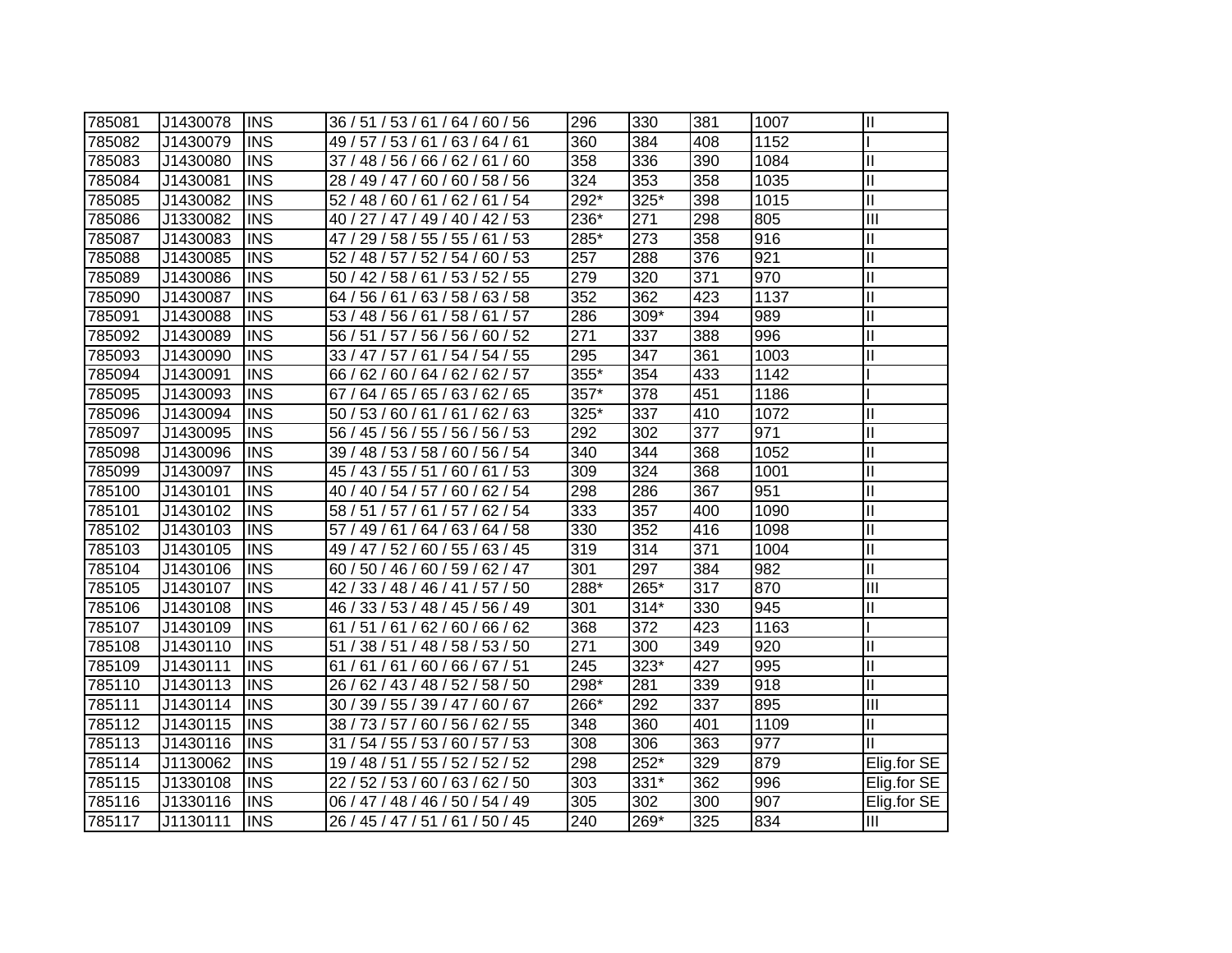| 785081 | J1430078 | INS | 36 / 51 / 53 / 61 / 64 / 60 / 56 | 296 | 330 | 381 | 1007 | II |
|---|---|---|---|---|---|---|---|---|
| 785082 | J1430079 | INS | 49 / 57 / 53 / 61 / 63 / 64 / 61 | 360 | 384 | 408 | 1152 | I |
| 785083 | J1430080 | INS | 37 / 48 / 56 / 66 / 62 / 61 / 60 | 358 | 336 | 390 | 1084 | II |
| 785084 | J1430081 | INS | 28 / 49 / 47 / 60 / 60 / 58 / 56 | 324 | 353 | 358 | 1035 | II |
| 785085 | J1430082 | INS | 52 / 48 / 60 / 61 / 62 / 61 / 54 | 292* | 325* | 398 | 1015 | II |
| 785086 | J1330082 | INS | 40 / 27 / 47 / 49 / 40 / 42 / 53 | 236* | 271 | 298 | 805 | III |
| 785087 | J1430083 | INS | 47 / 29 / 58 / 55 / 55 / 61 / 53 | 285* | 273 | 358 | 916 | II |
| 785088 | J1430085 | INS | 52 / 48 / 57 / 52 / 54 / 60 / 53 | 257 | 288 | 376 | 921 | II |
| 785089 | J1430086 | INS | 50 / 42 / 58 / 61 / 53 / 52 / 55 | 279 | 320 | 371 | 970 | II |
| 785090 | J1430087 | INS | 64 / 56 / 61 / 63 / 58 / 63 / 58 | 352 | 362 | 423 | 1137 | II |
| 785091 | J1430088 | INS | 53 / 48 / 56 / 61 / 58 / 61 / 57 | 286 | 309* | 394 | 989 | II |
| 785092 | J1430089 | INS | 56 / 51 / 57 / 56 / 56 / 60 / 52 | 271 | 337 | 388 | 996 | II |
| 785093 | J1430090 | INS | 33 / 47 / 57 / 61 / 54 / 54 / 55 | 295 | 347 | 361 | 1003 | II |
| 785094 | J1430091 | INS | 66 / 62 / 60 / 64 / 62 / 62 / 57 | 355* | 354 | 433 | 1142 | I |
| 785095 | J1430093 | INS | 67 / 64 / 65 / 65 / 63 / 62 / 65 | 357* | 378 | 451 | 1186 | I |
| 785096 | J1430094 | INS | 50 / 53 / 60 / 61 / 61 / 62 / 63 | 325* | 337 | 410 | 1072 | II |
| 785097 | J1430095 | INS | 56 / 45 / 56 / 55 / 56 / 56 / 53 | 292 | 302 | 377 | 971 | II |
| 785098 | J1430096 | INS | 39 / 48 / 53 / 58 / 60 / 56 / 54 | 340 | 344 | 368 | 1052 | II |
| 785099 | J1430097 | INS | 45 / 43 / 55 / 51 / 60 / 61 / 53 | 309 | 324 | 368 | 1001 | II |
| 785100 | J1430101 | INS | 40 / 40 / 54 / 57 / 60 / 62 / 54 | 298 | 286 | 367 | 951 | II |
| 785101 | J1430102 | INS | 58 / 51 / 57 / 61 / 57 / 62 / 54 | 333 | 357 | 400 | 1090 | II |
| 785102 | J1430103 | INS | 57 / 49 / 61 / 64 / 63 / 64 / 58 | 330 | 352 | 416 | 1098 | II |
| 785103 | J1430105 | INS | 49 / 47 / 52 / 60 / 55 / 63 / 45 | 319 | 314 | 371 | 1004 | II |
| 785104 | J1430106 | INS | 60 / 50 / 46 / 60 / 59 / 62 / 47 | 301 | 297 | 384 | 982 | II |
| 785105 | J1430107 | INS | 42 / 33 / 48 / 46 / 41 / 57 / 50 | 288* | 265* | 317 | 870 | III |
| 785106 | J1430108 | INS | 46 / 33 / 53 / 48 / 45 / 56 / 49 | 301 | 314* | 330 | 945 | II |
| 785107 | J1430109 | INS | 61 / 51 / 61 / 62 / 60 / 66 / 62 | 368 | 372 | 423 | 1163 | I |
| 785108 | J1430110 | INS | 51 / 38 / 51 / 48 / 58 / 53 / 50 | 271 | 300 | 349 | 920 | II |
| 785109 | J1430111 | INS | 61 / 61 / 61 / 60 / 66 / 67 / 51 | 245 | 323* | 427 | 995 | II |
| 785110 | J1430113 | INS | 26 / 62 / 43 / 48 / 52 / 58 / 50 | 298* | 281 | 339 | 918 | II |
| 785111 | J1430114 | INS | 30 / 39 / 55 / 39 / 47 / 60 / 67 | 266* | 292 | 337 | 895 | III |
| 785112 | J1430115 | INS | 38 / 73 / 57 / 60 / 56 / 62 / 55 | 348 | 360 | 401 | 1109 | II |
| 785113 | J1430116 | INS | 31 / 54 / 55 / 53 / 60 / 57 / 53 | 308 | 306 | 363 | 977 | II |
| 785114 | J1130062 | INS | 19 / 48 / 51 / 55 / 52 / 52 / 52 | 298 | 252* | 329 | 879 | Elig.for SE |
| 785115 | J1330108 | INS | 22 / 52 / 53 / 60 / 63 / 62 / 50 | 303 | 331* | 362 | 996 | Elig.for SE |
| 785116 | J1330116 | INS | 06 / 47 / 48 / 46 / 50 / 54 / 49 | 305 | 302 | 300 | 907 | Elig.for SE |
| 785117 | J1130111 | INS | 26 / 45 / 47 / 51 / 61 / 50 / 45 | 240 | 269* | 325 | 834 | III |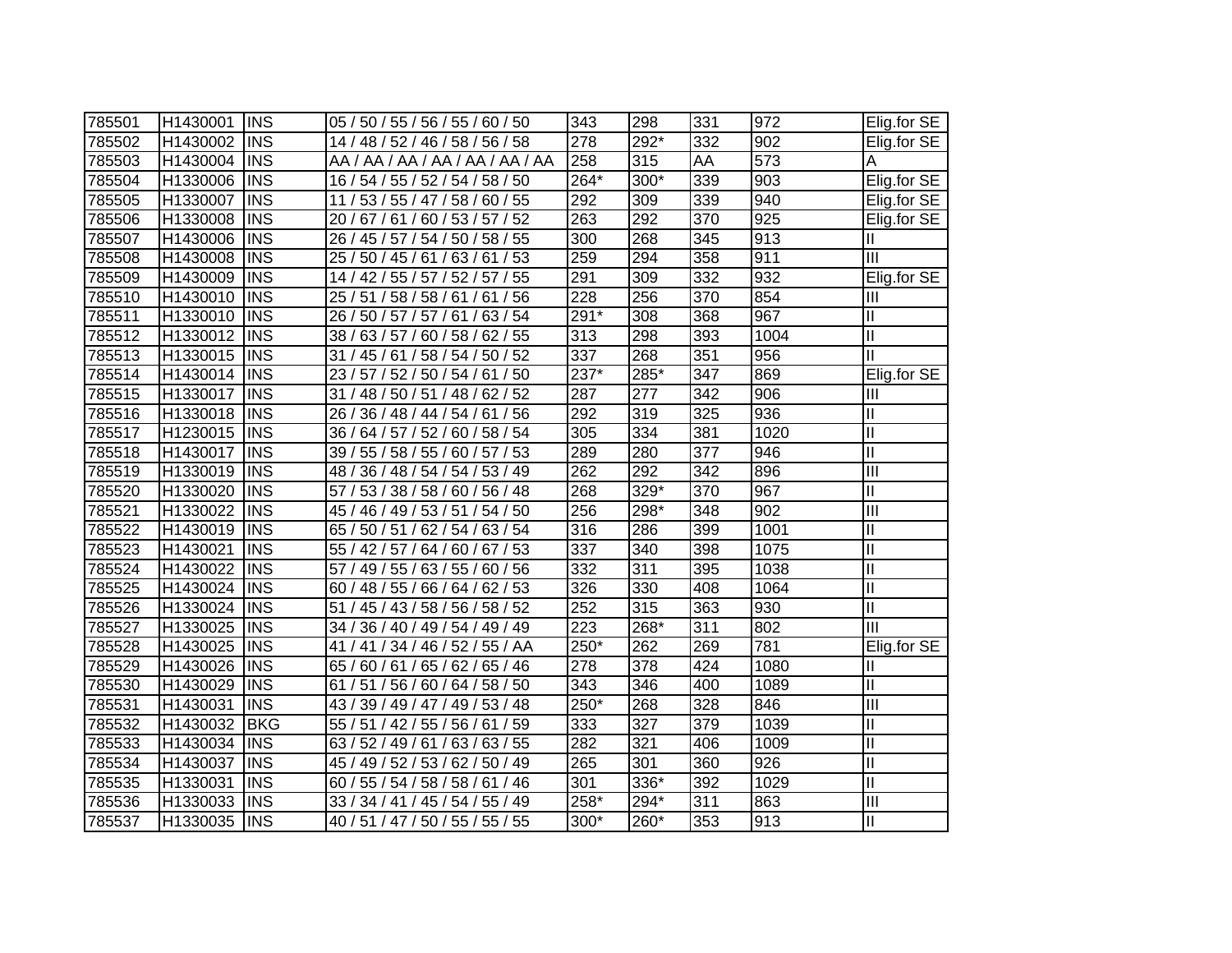| | | | | | | | | |
|---|---|---|---|---|---|---|---|---|
| 785501 | H1430001 | INS | 05 / 50 / 55 / 56 / 55 / 60 / 50 | 343 | 298 | 331 | 972 | Elig.for SE |
| 785502 | H1430002 | INS | 14 / 48 / 52 / 46 / 58 / 56 / 58 | 278 | 292* | 332 | 902 | Elig.for SE |
| 785503 | H1430004 | INS | AA / AA / AA / AA / AA / AA / AA | 258 | 315 | AA | 573 | A |
| 785504 | H1330006 | INS | 16 / 54 / 55 / 52 / 54 / 58 / 50 | 264* | 300* | 339 | 903 | Elig.for SE |
| 785505 | H1330007 | INS | 11 / 53 / 55 / 47 / 58 / 60 / 55 | 292 | 309 | 339 | 940 | Elig.for SE |
| 785506 | H1330008 | INS | 20 / 67 / 61 / 60 / 53 / 57 / 52 | 263 | 292 | 370 | 925 | Elig.for SE |
| 785507 | H1430006 | INS | 26 / 45 / 57 / 54 / 50 / 58 / 55 | 300 | 268 | 345 | 913 | II |
| 785508 | H1430008 | INS | 25 / 50 / 45 / 61 / 63 / 61 / 53 | 259 | 294 | 358 | 911 | III |
| 785509 | H1430009 | INS | 14 / 42 / 55 / 57 / 52 / 57 / 55 | 291 | 309 | 332 | 932 | Elig.for SE |
| 785510 | H1430010 | INS | 25 / 51 / 58 / 58 / 61 / 61 / 56 | 228 | 256 | 370 | 854 | III |
| 785511 | H1330010 | INS | 26 / 50 / 57 / 57 / 61 / 63 / 54 | 291* | 308 | 368 | 967 | II |
| 785512 | H1330012 | INS | 38 / 63 / 57 / 60 / 58 / 62 / 55 | 313 | 298 | 393 | 1004 | II |
| 785513 | H1330015 | INS | 31 / 45 / 61 / 58 / 54 / 50 / 52 | 337 | 268 | 351 | 956 | II |
| 785514 | H1430014 | INS | 23 / 57 / 52 / 50 / 54 / 61 / 50 | 237* | 285* | 347 | 869 | Elig.for SE |
| 785515 | H1330017 | INS | 31 / 48 / 50 / 51 / 48 / 62 / 52 | 287 | 277 | 342 | 906 | III |
| 785516 | H1330018 | INS | 26 / 36 / 48 / 44 / 54 / 61 / 56 | 292 | 319 | 325 | 936 | II |
| 785517 | H1230015 | INS | 36 / 64 / 57 / 52 / 60 / 58 / 54 | 305 | 334 | 381 | 1020 | II |
| 785518 | H1430017 | INS | 39 / 55 / 58 / 55 / 60 / 57 / 53 | 289 | 280 | 377 | 946 | II |
| 785519 | H1330019 | INS | 48 / 36 / 48 / 54 / 54 / 53 / 49 | 262 | 292 | 342 | 896 | III |
| 785520 | H1330020 | INS | 57 / 53 / 38 / 58 / 60 / 56 / 48 | 268 | 329* | 370 | 967 | II |
| 785521 | H1330022 | INS | 45 / 46 / 49 / 53 / 51 / 54 / 50 | 256 | 298* | 348 | 902 | III |
| 785522 | H1430019 | INS | 65 / 50 / 51 / 62 / 54 / 63 / 54 | 316 | 286 | 399 | 1001 | II |
| 785523 | H1430021 | INS | 55 / 42 / 57 / 64 / 60 / 67 / 53 | 337 | 340 | 398 | 1075 | II |
| 785524 | H1430022 | INS | 57 / 49 / 55 / 63 / 55 / 60 / 56 | 332 | 311 | 395 | 1038 | II |
| 785525 | H1430024 | INS | 60 / 48 / 55 / 66 / 64 / 62 / 53 | 326 | 330 | 408 | 1064 | II |
| 785526 | H1330024 | INS | 51 / 45 / 43 / 58 / 56 / 58 / 52 | 252 | 315 | 363 | 930 | II |
| 785527 | H1330025 | INS | 34 / 36 / 40 / 49 / 54 / 49 / 49 | 223 | 268* | 311 | 802 | III |
| 785528 | H1430025 | INS | 41 / 41 / 34 / 46 / 52 / 55 / AA | 250* | 262 | 269 | 781 | Elig.for SE |
| 785529 | H1430026 | INS | 65 / 60 / 61 / 65 / 62 / 65 / 46 | 278 | 378 | 424 | 1080 | II |
| 785530 | H1430029 | INS | 61 / 51 / 56 / 60 / 64 / 58 / 50 | 343 | 346 | 400 | 1089 | II |
| 785531 | H1430031 | INS | 43 / 39 / 49 / 47 / 49 / 53 / 48 | 250* | 268 | 328 | 846 | III |
| 785532 | H1430032 | BKG | 55 / 51 / 42 / 55 / 56 / 61 / 59 | 333 | 327 | 379 | 1039 | II |
| 785533 | H1430034 | INS | 63 / 52 / 49 / 61 / 63 / 63 / 55 | 282 | 321 | 406 | 1009 | II |
| 785534 | H1430037 | INS | 45 / 49 / 52 / 53 / 62 / 50 / 49 | 265 | 301 | 360 | 926 | II |
| 785535 | H1330031 | INS | 60 / 55 / 54 / 58 / 58 / 61 / 46 | 301 | 336* | 392 | 1029 | II |
| 785536 | H1330033 | INS | 33 / 34 / 41 / 45 / 54 / 55 / 49 | 258* | 294* | 311 | 863 | III |
| 785537 | H1330035 | INS | 40 / 51 / 47 / 50 / 55 / 55 / 55 | 300* | 260* | 353 | 913 | II |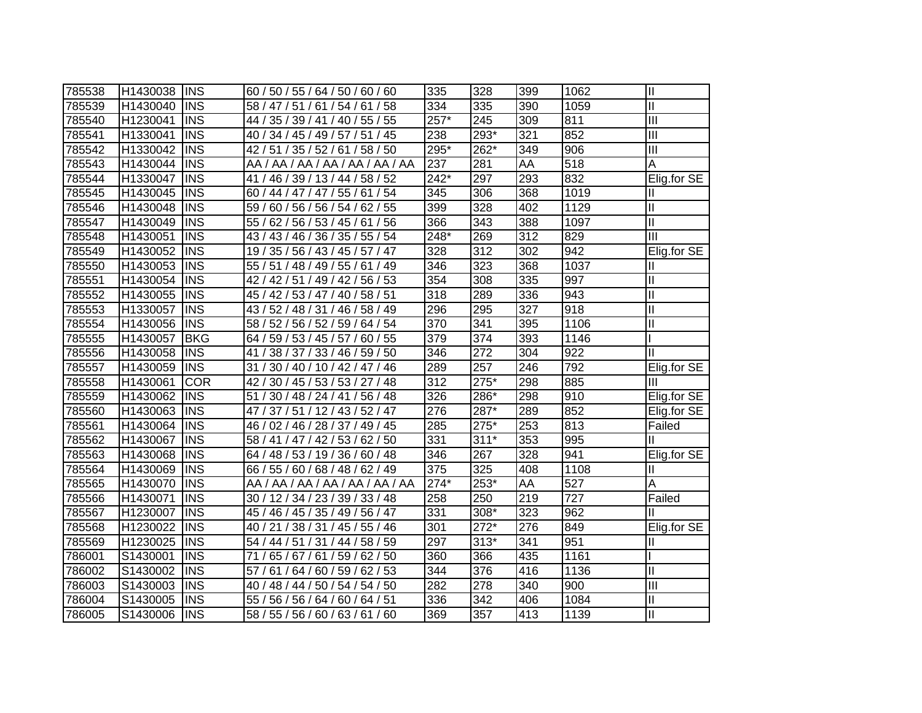| | | | | | | | | |
|---|---|---|---|---|---|---|---|---|
| 785538 | H1430038 | INS | 60 / 50 / 55 / 64 / 50 / 60 / 60 | 335 | 328 | 399 | 1062 | II |
| 785539 | H1430040 | INS | 58 / 47 / 51 / 61 / 54 / 61 / 58 | 334 | 335 | 390 | 1059 | II |
| 785540 | H1230041 | INS | 44 / 35 / 39 / 41 / 40 / 55 / 55 | 257* | 245 | 309 | 811 | III |
| 785541 | H1330041 | INS | 40 / 34 / 45 / 49 / 57 / 51 / 45 | 238 | 293* | 321 | 852 | III |
| 785542 | H1330042 | INS | 42 / 51 / 35 / 52 / 61 / 58 / 50 | 295* | 262* | 349 | 906 | III |
| 785543 | H1430044 | INS | AA / AA / AA / AA / AA / AA / AA | 237 | 281 | AA | 518 | A |
| 785544 | H1330047 | INS | 41 / 46 / 39 / 13 / 44 / 58 / 52 | 242* | 297 | 293 | 832 | Elig.for SE |
| 785545 | H1430045 | INS | 60 / 44 / 47 / 47 / 55 / 61 / 54 | 345 | 306 | 368 | 1019 | II |
| 785546 | H1430048 | INS | 59 / 60 / 56 / 56 / 54 / 62 / 55 | 399 | 328 | 402 | 1129 | II |
| 785547 | H1430049 | INS | 55 / 62 / 56 / 53 / 45 / 61 / 56 | 366 | 343 | 388 | 1097 | II |
| 785548 | H1430051 | INS | 43 / 43 / 46 / 36 / 35 / 55 / 54 | 248* | 269 | 312 | 829 | III |
| 785549 | H1430052 | INS | 19 / 35 / 56 / 43 / 45 / 57 / 47 | 328 | 312 | 302 | 942 | Elig.for SE |
| 785550 | H1430053 | INS | 55 / 51 / 48 / 49 / 55 / 61 / 49 | 346 | 323 | 368 | 1037 | II |
| 785551 | H1430054 | INS | 42 / 42 / 51 / 49 / 42 / 56 / 53 | 354 | 308 | 335 | 997 | II |
| 785552 | H1430055 | INS | 45 / 42 / 53 / 47 / 40 / 58 / 51 | 318 | 289 | 336 | 943 | II |
| 785553 | H1330057 | INS | 43 / 52 / 48 / 31 / 46 / 58 / 49 | 296 | 295 | 327 | 918 | II |
| 785554 | H1430056 | INS | 58 / 52 / 56 / 52 / 59 / 64 / 54 | 370 | 341 | 395 | 1106 | II |
| 785555 | H1430057 | BKG | 64 / 59 / 53 / 45 / 57 / 60 / 55 | 379 | 374 | 393 | 1146 | I |
| 785556 | H1430058 | INS | 41 / 38 / 37 / 33 / 46 / 59 / 50 | 346 | 272 | 304 | 922 | II |
| 785557 | H1430059 | INS | 31 / 30 / 40 / 10 / 42 / 47 / 46 | 289 | 257 | 246 | 792 | Elig.for SE |
| 785558 | H1430061 | COR | 42 / 30 / 45 / 53 / 53 / 27 / 48 | 312 | 275* | 298 | 885 | III |
| 785559 | H1430062 | INS | 51 / 30 / 48 / 24 / 41 / 56 / 48 | 326 | 286* | 298 | 910 | Elig.for SE |
| 785560 | H1430063 | INS | 47 / 37 / 51 / 12 / 43 / 52 / 47 | 276 | 287* | 289 | 852 | Elig.for SE |
| 785561 | H1430064 | INS | 46 / 02 / 46 / 28 / 37 / 49 / 45 | 285 | 275* | 253 | 813 | Failed |
| 785562 | H1430067 | INS | 58 / 41 / 47 / 42 / 53 / 62 / 50 | 331 | 311* | 353 | 995 | II |
| 785563 | H1430068 | INS | 64 / 48 / 53 / 19 / 36 / 60 / 48 | 346 | 267 | 328 | 941 | Elig.for SE |
| 785564 | H1430069 | INS | 66 / 55 / 60 / 68 / 48 / 62 / 49 | 375 | 325 | 408 | 1108 | II |
| 785565 | H1430070 | INS | AA / AA / AA / AA / AA / AA / AA | 274* | 253* | AA | 527 | A |
| 785566 | H1430071 | INS | 30 / 12 / 34 / 23 / 39 / 33 / 48 | 258 | 250 | 219 | 727 | Failed |
| 785567 | H1230007 | INS | 45 / 46 / 45 / 35 / 49 / 56 / 47 | 331 | 308* | 323 | 962 | II |
| 785568 | H1230022 | INS | 40 / 21 / 38 / 31 / 45 / 55 / 46 | 301 | 272* | 276 | 849 | Elig.for SE |
| 785569 | H1230025 | INS | 54 / 44 / 51 / 31 / 44 / 58 / 59 | 297 | 313* | 341 | 951 | II |
| 786001 | S1430001 | INS | 71 / 65 / 67 / 61 / 59 / 62 / 50 | 360 | 366 | 435 | 1161 | I |
| 786002 | S1430002 | INS | 57 / 61 / 64 / 60 / 59 / 62 / 53 | 344 | 376 | 416 | 1136 | II |
| 786003 | S1430003 | INS | 40 / 48 / 44 / 50 / 54 / 54 / 50 | 282 | 278 | 340 | 900 | III |
| 786004 | S1430005 | INS | 55 / 56 / 56 / 64 / 60 / 64 / 51 | 336 | 342 | 406 | 1084 | II |
| 786005 | S1430006 | INS | 58 / 55 / 56 / 60 / 63 / 61 / 60 | 369 | 357 | 413 | 1139 | II |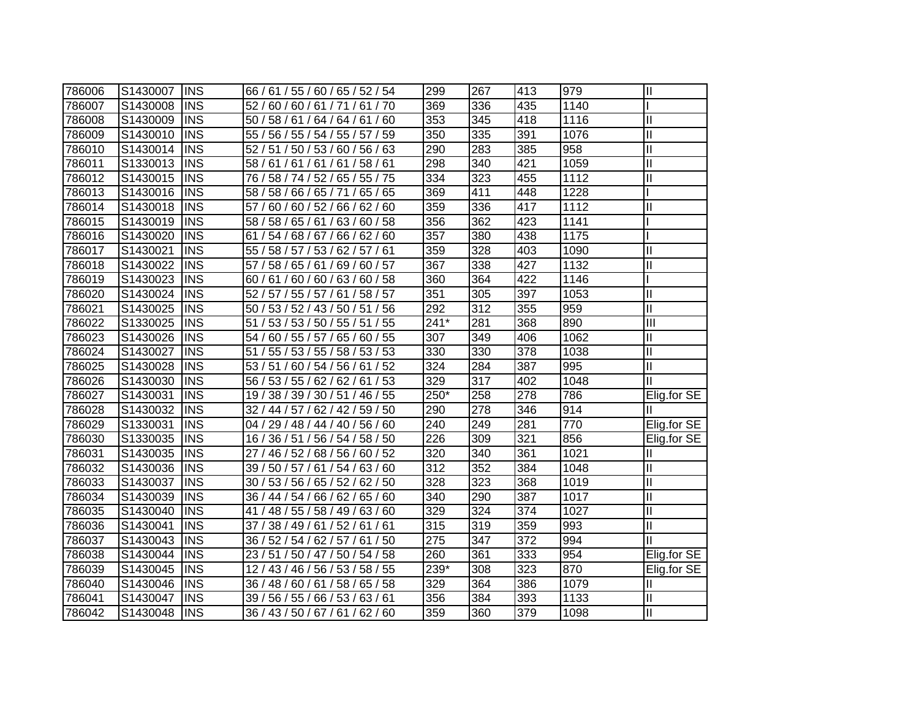| 786006 | S1430007 | INS | 66 / 61 / 55 / 60 / 65 / 52 / 54 | 299 | 267 | 413 | 979 | II |
|---|---|---|---|---|---|---|---|---|
| 786007 | S1430008 | INS | 52 / 60 / 60 / 61 / 71 / 61 / 70 | 369 | 336 | 435 | 1140 | I |
| 786008 | S1430009 | INS | 50 / 58 / 61 / 64 / 64 / 61 / 60 | 353 | 345 | 418 | 1116 | II |
| 786009 | S1430010 | INS | 55 / 56 / 55 / 54 / 55 / 57 / 59 | 350 | 335 | 391 | 1076 | II |
| 786010 | S1430014 | INS | 52 / 51 / 50 / 53 / 60 / 56 / 63 | 290 | 283 | 385 | 958 | II |
| 786011 | S1330013 | INS | 58 / 61 / 61 / 61 / 61 / 58 / 61 | 298 | 340 | 421 | 1059 | II |
| 786012 | S1430015 | INS | 76 / 58 / 74 / 52 / 65 / 55 / 75 | 334 | 323 | 455 | 1112 | II |
| 786013 | S1430016 | INS | 58 / 58 / 66 / 65 / 71 / 65 / 65 | 369 | 411 | 448 | 1228 | I |
| 786014 | S1430018 | INS | 57 / 60 / 60 / 52 / 66 / 62 / 60 | 359 | 336 | 417 | 1112 | II |
| 786015 | S1430019 | INS | 58 / 58 / 65 / 61 / 63 / 60 / 58 | 356 | 362 | 423 | 1141 | I |
| 786016 | S1430020 | INS | 61 / 54 / 68 / 67 / 66 / 62 / 60 | 357 | 380 | 438 | 1175 | I |
| 786017 | S1430021 | INS | 55 / 58 / 57 / 53 / 62 / 57 / 61 | 359 | 328 | 403 | 1090 | II |
| 786018 | S1430022 | INS | 57 / 58 / 65 / 61 / 69 / 60 / 57 | 367 | 338 | 427 | 1132 | II |
| 786019 | S1430023 | INS | 60 / 61 / 60 / 60 / 63 / 60 / 58 | 360 | 364 | 422 | 1146 | I |
| 786020 | S1430024 | INS | 52 / 57 / 55 / 57 / 61 / 58 / 57 | 351 | 305 | 397 | 1053 | II |
| 786021 | S1430025 | INS | 50 / 53 / 52 / 43 / 50 / 51 / 56 | 292 | 312 | 355 | 959 | II |
| 786022 | S1330025 | INS | 51 / 53 / 53 / 50 / 55 / 51 / 55 | 241* | 281 | 368 | 890 | III |
| 786023 | S1430026 | INS | 54 / 60 / 55 / 57 / 65 / 60 / 55 | 307 | 349 | 406 | 1062 | II |
| 786024 | S1430027 | INS | 51 / 55 / 53 / 55 / 58 / 53 / 53 | 330 | 330 | 378 | 1038 | II |
| 786025 | S1430028 | INS | 53 / 51 / 60 / 54 / 56 / 61 / 52 | 324 | 284 | 387 | 995 | II |
| 786026 | S1430030 | INS | 56 / 53 / 55 / 62 / 62 / 61 / 53 | 329 | 317 | 402 | 1048 | II |
| 786027 | S1430031 | INS | 19 / 38 / 39 / 30 / 51 / 46 / 55 | 250* | 258 | 278 | 786 | Elig.for SE |
| 786028 | S1430032 | INS | 32 / 44 / 57 / 62 / 42 / 59 / 50 | 290 | 278 | 346 | 914 | II |
| 786029 | S1330031 | INS | 04 / 29 / 48 / 44 / 40 / 56 / 60 | 240 | 249 | 281 | 770 | Elig.for SE |
| 786030 | S1330035 | INS | 16 / 36 / 51 / 56 / 54 / 58 / 50 | 226 | 309 | 321 | 856 | Elig.for SE |
| 786031 | S1430035 | INS | 27 / 46 / 52 / 68 / 56 / 60 / 52 | 320 | 340 | 361 | 1021 | II |
| 786032 | S1430036 | INS | 39 / 50 / 57 / 61 / 54 / 63 / 60 | 312 | 352 | 384 | 1048 | II |
| 786033 | S1430037 | INS | 30 / 53 / 56 / 65 / 52 / 62 / 50 | 328 | 323 | 368 | 1019 | II |
| 786034 | S1430039 | INS | 36 / 44 / 54 / 66 / 62 / 65 / 60 | 340 | 290 | 387 | 1017 | II |
| 786035 | S1430040 | INS | 41 / 48 / 55 / 58 / 49 / 63 / 60 | 329 | 324 | 374 | 1027 | II |
| 786036 | S1430041 | INS | 37 / 38 / 49 / 61 / 52 / 61 / 61 | 315 | 319 | 359 | 993 | II |
| 786037 | S1430043 | INS | 36 / 52 / 54 / 62 / 57 / 61 / 50 | 275 | 347 | 372 | 994 | II |
| 786038 | S1430044 | INS | 23 / 51 / 50 / 47 / 50 / 54 / 58 | 260 | 361 | 333 | 954 | Elig.for SE |
| 786039 | S1430045 | INS | 12 / 43 / 46 / 56 / 53 / 58 / 55 | 239* | 308 | 323 | 870 | Elig.for SE |
| 786040 | S1430046 | INS | 36 / 48 / 60 / 61 / 58 / 65 / 58 | 329 | 364 | 386 | 1079 | II |
| 786041 | S1430047 | INS | 39 / 56 / 55 / 66 / 53 / 63 / 61 | 356 | 384 | 393 | 1133 | II |
| 786042 | S1430048 | INS | 36 / 43 / 50 / 67 / 61 / 62 / 60 | 359 | 360 | 379 | 1098 | II |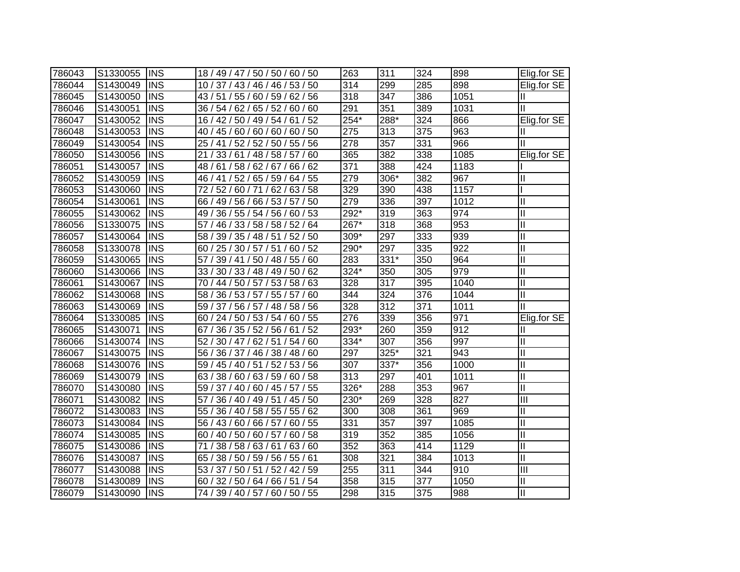| 786043 | S1330055 | INS | 18 / 49 / 47 / 50 / 50 / 60 / 50 | 263 | 311 | 324 | 898 | Elig.for SE |
|---|---|---|---|---|---|---|---|---|
| 786044 | S1430049 | INS | 10 / 37 / 43 / 46 / 46 / 53 / 50 | 314 | 299 | 285 | 898 | Elig.for SE |
| 786045 | S1430050 | INS | 43 / 51 / 55 / 60 / 59 / 62 / 56 | 318 | 347 | 386 | 1051 | II |
| 786046 | S1430051 | INS | 36 / 54 / 62 / 65 / 52 / 60 / 60 | 291 | 351 | 389 | 1031 | II |
| 786047 | S1430052 | INS | 16 / 42 / 50 / 49 / 54 / 61 / 52 | 254* | 288* | 324 | 866 | Elig.for SE |
| 786048 | S1430053 | INS | 40 / 45 / 60 / 60 / 60 / 60 / 50 | 275 | 313 | 375 | 963 | II |
| 786049 | S1430054 | INS | 25 / 41 / 52 / 52 / 50 / 55 / 56 | 278 | 357 | 331 | 966 | II |
| 786050 | S1430056 | INS | 21 / 33 / 61 / 48 / 58 / 57 / 60 | 365 | 382 | 338 | 1085 | Elig.for SE |
| 786051 | S1430057 | INS | 48 / 61 / 58 / 62 / 67 / 66 / 62 | 371 | 388 | 424 | 1183 | I |
| 786052 | S1430059 | INS | 46 / 41 / 52 / 65 / 59 / 64 / 55 | 279 | 306* | 382 | 967 | II |
| 786053 | S1430060 | INS | 72 / 52 / 60 / 71 / 62 / 63 / 58 | 329 | 390 | 438 | 1157 | I |
| 786054 | S1430061 | INS | 66 / 49 / 56 / 66 / 53 / 57 / 50 | 279 | 336 | 397 | 1012 | II |
| 786055 | S1430062 | INS | 49 / 36 / 55 / 54 / 56 / 60 / 53 | 292* | 319 | 363 | 974 | II |
| 786056 | S1330075 | INS | 57 / 46 / 33 / 58 / 58 / 52 / 64 | 267* | 318 | 368 | 953 | II |
| 786057 | S1430064 | INS | 58 / 39 / 35 / 48 / 51 / 52 / 50 | 309* | 297 | 333 | 939 | II |
| 786058 | S1330078 | INS | 60 / 25 / 30 / 57 / 51 / 60 / 52 | 290* | 297 | 335 | 922 | II |
| 786059 | S1430065 | INS | 57 / 39 / 41 / 50 / 48 / 55 / 60 | 283 | 331* | 350 | 964 | II |
| 786060 | S1430066 | INS | 33 / 30 / 33 / 48 / 49 / 50 / 62 | 324* | 350 | 305 | 979 | II |
| 786061 | S1430067 | INS | 70 / 44 / 50 / 57 / 53 / 58 / 63 | 328 | 317 | 395 | 1040 | II |
| 786062 | S1430068 | INS | 58 / 36 / 53 / 57 / 55 / 57 / 60 | 344 | 324 | 376 | 1044 | II |
| 786063 | S1430069 | INS | 59 / 37 / 56 / 57 / 48 / 58 / 56 | 328 | 312 | 371 | 1011 | II |
| 786064 | S1330085 | INS | 60 / 24 / 50 / 53 / 54 / 60 / 55 | 276 | 339 | 356 | 971 | Elig.for SE |
| 786065 | S1430071 | INS | 67 / 36 / 35 / 52 / 56 / 61 / 52 | 293* | 260 | 359 | 912 | II |
| 786066 | S1430074 | INS | 52 / 30 / 47 / 62 / 51 / 54 / 60 | 334* | 307 | 356 | 997 | II |
| 786067 | S1430075 | INS | 56 / 36 / 37 / 46 / 38 / 48 / 60 | 297 | 325* | 321 | 943 | II |
| 786068 | S1430076 | INS | 59 / 45 / 40 / 51 / 52 / 53 / 56 | 307 | 337* | 356 | 1000 | II |
| 786069 | S1430079 | INS | 63 / 38 / 60 / 63 / 59 / 60 / 58 | 313 | 297 | 401 | 1011 | II |
| 786070 | S1430080 | INS | 59 / 37 / 40 / 60 / 45 / 57 / 55 | 326* | 288 | 353 | 967 | II |
| 786071 | S1430082 | INS | 57 / 36 / 40 / 49 / 51 / 45 / 50 | 230* | 269 | 328 | 827 | III |
| 786072 | S1430083 | INS | 55 / 36 / 40 / 58 / 55 / 55 / 62 | 300 | 308 | 361 | 969 | II |
| 786073 | S1430084 | INS | 56 / 43 / 60 / 66 / 57 / 60 / 55 | 331 | 357 | 397 | 1085 | II |
| 786074 | S1430085 | INS | 60 / 40 / 50 / 60 / 57 / 60 / 58 | 319 | 352 | 385 | 1056 | II |
| 786075 | S1430086 | INS | 71 / 38 / 58 / 63 / 61 / 63 / 60 | 352 | 363 | 414 | 1129 | II |
| 786076 | S1430087 | INS | 65 / 38 / 50 / 59 / 56 / 55 / 61 | 308 | 321 | 384 | 1013 | II |
| 786077 | S1430088 | INS | 53 / 37 / 50 / 51 / 52 / 42 / 59 | 255 | 311 | 344 | 910 | III |
| 786078 | S1430089 | INS | 60 / 32 / 50 / 64 / 66 / 51 / 54 | 358 | 315 | 377 | 1050 | II |
| 786079 | S1430090 | INS | 74 / 39 / 40 / 57 / 60 / 50 / 55 | 298 | 315 | 375 | 988 | II |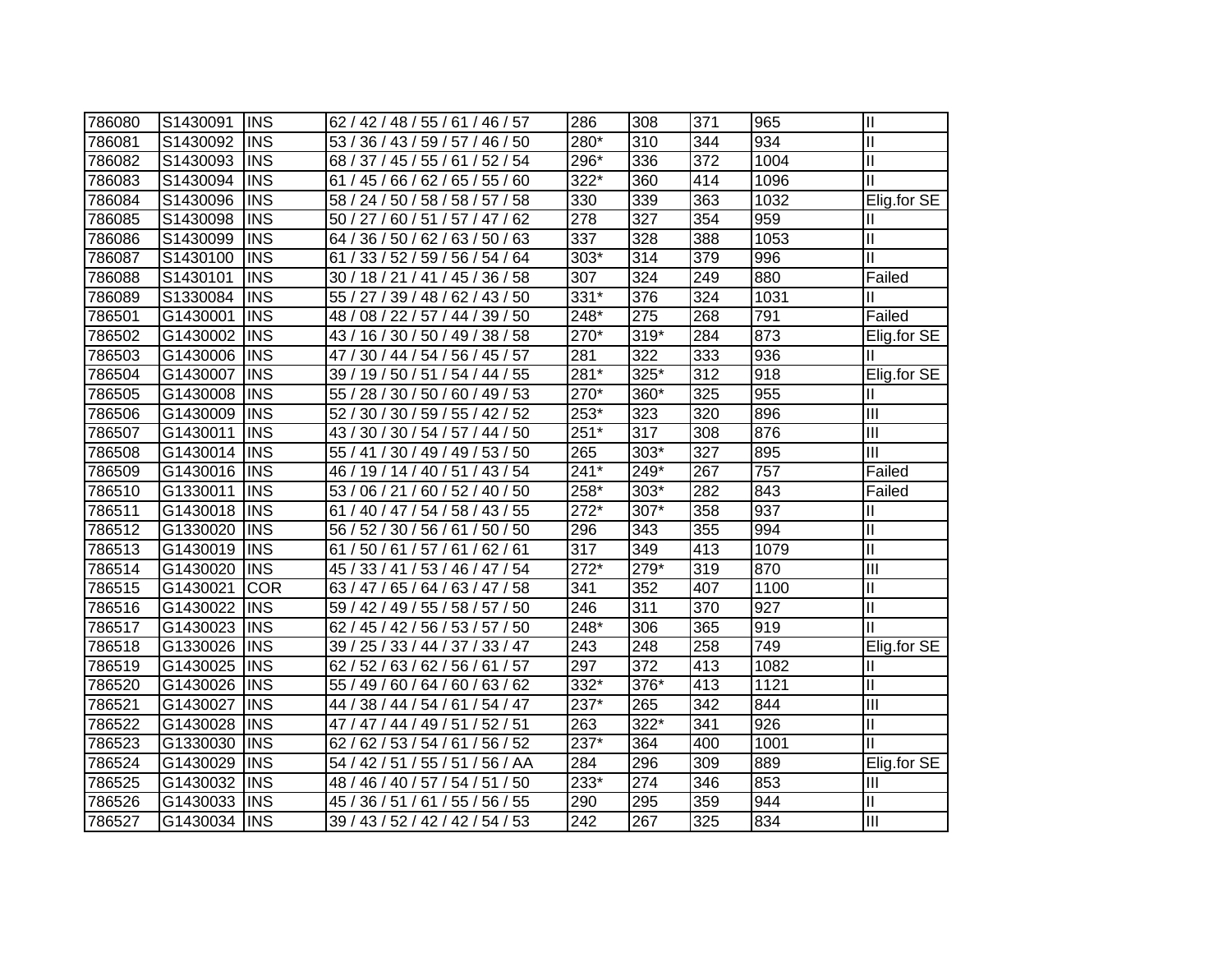| | | | | | | | | |
|---|---|---|---|---|---|---|---|---|
| 786080 | S1430091 | INS | 62 / 42 / 48 / 55 / 61 / 46 / 57 | 286 | 308 | 371 | 965 | II |
| 786081 | S1430092 | INS | 53 / 36 / 43 / 59 / 57 / 46 / 50 | 280* | 310 | 344 | 934 | II |
| 786082 | S1430093 | INS | 68 / 37 / 45 / 55 / 61 / 52 / 54 | 296* | 336 | 372 | 1004 | II |
| 786083 | S1430094 | INS | 61 / 45 / 66 / 62 / 65 / 55 / 60 | 322* | 360 | 414 | 1096 | II |
| 786084 | S1430096 | INS | 58 / 24 / 50 / 58 / 58 / 57 / 58 | 330 | 339 | 363 | 1032 | Elig.for SE |
| 786085 | S1430098 | INS | 50 / 27 / 60 / 51 / 57 / 47 / 62 | 278 | 327 | 354 | 959 | II |
| 786086 | S1430099 | INS | 64 / 36 / 50 / 62 / 63 / 50 / 63 | 337 | 328 | 388 | 1053 | II |
| 786087 | S1430100 | INS | 61 / 33 / 52 / 59 / 56 / 54 / 64 | 303* | 314 | 379 | 996 | II |
| 786088 | S1430101 | INS | 30 / 18 / 21 / 41 / 45 / 36 / 58 | 307 | 324 | 249 | 880 | Failed |
| 786089 | S1330084 | INS | 55 / 27 / 39 / 48 / 62 / 43 / 50 | 331* | 376 | 324 | 1031 | II |
| 786501 | G1430001 | INS | 48 / 08 / 22 / 57 / 44 / 39 / 50 | 248* | 275 | 268 | 791 | Failed |
| 786502 | G1430002 | INS | 43 / 16 / 30 / 50 / 49 / 38 / 58 | 270* | 319* | 284 | 873 | Elig.for SE |
| 786503 | G1430006 | INS | 47 / 30 / 44 / 54 / 56 / 45 / 57 | 281 | 322 | 333 | 936 | II |
| 786504 | G1430007 | INS | 39 / 19 / 50 / 51 / 54 / 44 / 55 | 281* | 325* | 312 | 918 | Elig.for SE |
| 786505 | G1430008 | INS | 55 / 28 / 30 / 50 / 60 / 49 / 53 | 270* | 360* | 325 | 955 | II |
| 786506 | G1430009 | INS | 52 / 30 / 30 / 59 / 55 / 42 / 52 | 253* | 323 | 320 | 896 | III |
| 786507 | G1430011 | INS | 43 / 30 / 30 / 54 / 57 / 44 / 50 | 251* | 317 | 308 | 876 | III |
| 786508 | G1430014 | INS | 55 / 41 / 30 / 49 / 49 / 53 / 50 | 265 | 303* | 327 | 895 | III |
| 786509 | G1430016 | INS | 46 / 19 / 14 / 40 / 51 / 43 / 54 | 241* | 249* | 267 | 757 | Failed |
| 786510 | G1330011 | INS | 53 / 06 / 21 / 60 / 52 / 40 / 50 | 258* | 303* | 282 | 843 | Failed |
| 786511 | G1430018 | INS | 61 / 40 / 47 / 54 / 58 / 43 / 55 | 272* | 307* | 358 | 937 | II |
| 786512 | G1330020 | INS | 56 / 52 / 30 / 56 / 61 / 50 / 50 | 296 | 343 | 355 | 994 | II |
| 786513 | G1430019 | INS | 61 / 50 / 61 / 57 / 61 / 62 / 61 | 317 | 349 | 413 | 1079 | II |
| 786514 | G1430020 | INS | 45 / 33 / 41 / 53 / 46 / 47 / 54 | 272* | 279* | 319 | 870 | III |
| 786515 | G1430021 | COR | 63 / 47 / 65 / 64 / 63 / 47 / 58 | 341 | 352 | 407 | 1100 | II |
| 786516 | G1430022 | INS | 59 / 42 / 49 / 55 / 58 / 57 / 50 | 246 | 311 | 370 | 927 | II |
| 786517 | G1430023 | INS | 62 / 45 / 42 / 56 / 53 / 57 / 50 | 248* | 306 | 365 | 919 | II |
| 786518 | G1330026 | INS | 39 / 25 / 33 / 44 / 37 / 33 / 47 | 243 | 248 | 258 | 749 | Elig.for SE |
| 786519 | G1430025 | INS | 62 / 52 / 63 / 62 / 56 / 61 / 57 | 297 | 372 | 413 | 1082 | II |
| 786520 | G1430026 | INS | 55 / 49 / 60 / 64 / 60 / 63 / 62 | 332* | 376* | 413 | 1121 | II |
| 786521 | G1430027 | INS | 44 / 38 / 44 / 54 / 61 / 54 / 47 | 237* | 265 | 342 | 844 | III |
| 786522 | G1430028 | INS | 47 / 47 / 44 / 49 / 51 / 52 / 51 | 263 | 322* | 341 | 926 | II |
| 786523 | G1330030 | INS | 62 / 62 / 53 / 54 / 61 / 56 / 52 | 237* | 364 | 400 | 1001 | II |
| 786524 | G1430029 | INS | 54 / 42 / 51 / 55 / 51 / 56 / AA | 284 | 296 | 309 | 889 | Elig.for SE |
| 786525 | G1430032 | INS | 48 / 46 / 40 / 57 / 54 / 51 / 50 | 233* | 274 | 346 | 853 | III |
| 786526 | G1430033 | INS | 45 / 36 / 51 / 61 / 55 / 56 / 55 | 290 | 295 | 359 | 944 | II |
| 786527 | G1430034 | INS | 39 / 43 / 52 / 42 / 42 / 54 / 53 | 242 | 267 | 325 | 834 | III |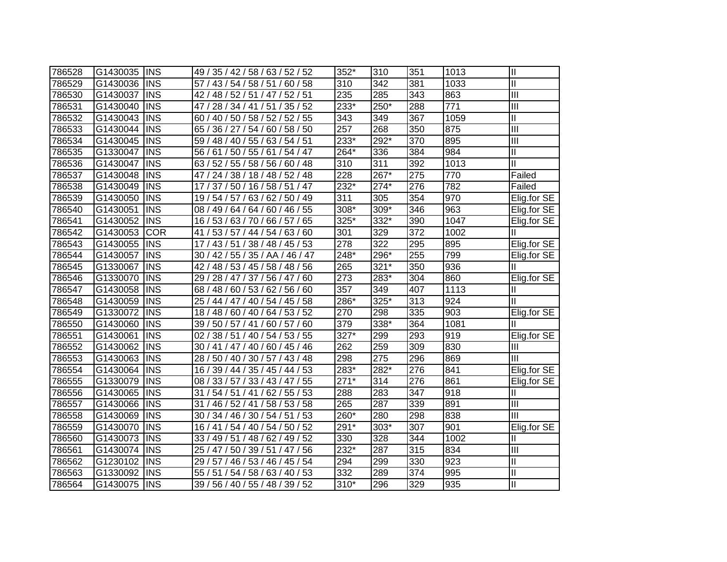| | | | | | | | | |
|---|---|---|---|---|---|---|---|---|
| 786528 | G1430035 | INS | 49 / 35 / 42 / 58 / 63 / 52 / 52 | 352* | 310 | 351 | 1013 | II |
| 786529 | G1430036 | INS | 57 / 43 / 54 / 58 / 51 / 60 / 58 | 310 | 342 | 381 | 1033 | II |
| 786530 | G1430037 | INS | 42 / 48 / 52 / 51 / 47 / 52 / 51 | 235 | 285 | 343 | 863 | III |
| 786531 | G1430040 | INS | 47 / 28 / 34 / 41 / 51 / 35 / 52 | 233* | 250* | 288 | 771 | III |
| 786532 | G1430043 | INS | 60 / 40 / 50 / 58 / 52 / 52 / 55 | 343 | 349 | 367 | 1059 | II |
| 786533 | G1430044 | INS | 65 / 36 / 27 / 54 / 60 / 58 / 50 | 257 | 268 | 350 | 875 | III |
| 786534 | G1430045 | INS | 59 / 48 / 40 / 55 / 63 / 54 / 51 | 233* | 292* | 370 | 895 | III |
| 786535 | G1330047 | INS | 56 / 61 / 50 / 55 / 61 / 54 / 47 | 264* | 336 | 384 | 984 | II |
| 786536 | G1430047 | INS | 63 / 52 / 55 / 58 / 56 / 60 / 48 | 310 | 311 | 392 | 1013 | II |
| 786537 | G1430048 | INS | 47 / 24 / 38 / 18 / 48 / 52 / 48 | 228 | 267* | 275 | 770 | Failed |
| 786538 | G1430049 | INS | 17 / 37 / 50 / 16 / 58 / 51 / 47 | 232* | 274* | 276 | 782 | Failed |
| 786539 | G1430050 | INS | 19 / 54 / 57 / 63 / 62 / 50 / 49 | 311 | 305 | 354 | 970 | Elig.for SE |
| 786540 | G1430051 | INS | 08 / 49 / 64 / 64 / 60 / 46 / 55 | 308* | 309* | 346 | 963 | Elig.for SE |
| 786541 | G1430052 | INS | 16 / 53 / 63 / 70 / 66 / 57 / 65 | 325* | 332* | 390 | 1047 | Elig.for SE |
| 786542 | G1430053 | COR | 41 / 53 / 57 / 44 / 54 / 63 / 60 | 301 | 329 | 372 | 1002 | II |
| 786543 | G1430055 | INS | 17 / 43 / 51 / 38 / 48 / 45 / 53 | 278 | 322 | 295 | 895 | Elig.for SE |
| 786544 | G1430057 | INS | 30 / 42 / 55 / 35 / AA / 46 / 47 | 248* | 296* | 255 | 799 | Elig.for SE |
| 786545 | G1330067 | INS | 42 / 48 / 53 / 45 / 58 / 48 / 56 | 265 | 321* | 350 | 936 | II |
| 786546 | G1330070 | INS | 29 / 28 / 47 / 37 / 56 / 47 / 60 | 273 | 283* | 304 | 860 | Elig.for SE |
| 786547 | G1430058 | INS | 68 / 48 / 60 / 53 / 62 / 56 / 60 | 357 | 349 | 407 | 1113 | II |
| 786548 | G1430059 | INS | 25 / 44 / 47 / 40 / 54 / 45 / 58 | 286* | 325* | 313 | 924 | II |
| 786549 | G1330072 | INS | 18 / 48 / 60 / 40 / 64 / 53 / 52 | 270 | 298 | 335 | 903 | Elig.for SE |
| 786550 | G1430060 | INS | 39 / 50 / 57 / 41 / 60 / 57 / 60 | 379 | 338* | 364 | 1081 | II |
| 786551 | G1430061 | INS | 02 / 38 / 51 / 40 / 54 / 53 / 55 | 327* | 299 | 293 | 919 | Elig.for SE |
| 786552 | G1430062 | INS | 30 / 41 / 47 / 40 / 60 / 45 / 46 | 262 | 259 | 309 | 830 | III |
| 786553 | G1430063 | INS | 28 / 50 / 40 / 30 / 57 / 43 / 48 | 298 | 275 | 296 | 869 | III |
| 786554 | G1430064 | INS | 16 / 39 / 44 / 35 / 45 / 44 / 53 | 283* | 282* | 276 | 841 | Elig.for SE |
| 786555 | G1330079 | INS | 08 / 33 / 57 / 33 / 43 / 47 / 55 | 271* | 314 | 276 | 861 | Elig.for SE |
| 786556 | G1430065 | INS | 31 / 54 / 51 / 41 / 62 / 55 / 53 | 288 | 283 | 347 | 918 | II |
| 786557 | G1430066 | INS | 31 / 46 / 52 / 41 / 58 / 53 / 58 | 265 | 287 | 339 | 891 | III |
| 786558 | G1430069 | INS | 30 / 34 / 46 / 30 / 54 / 51 / 53 | 260* | 280 | 298 | 838 | III |
| 786559 | G1430070 | INS | 16 / 41 / 54 / 40 / 54 / 50 / 52 | 291* | 303* | 307 | 901 | Elig.for SE |
| 786560 | G1430073 | INS | 33 / 49 / 51 / 48 / 62 / 49 / 52 | 330 | 328 | 344 | 1002 | II |
| 786561 | G1430074 | INS | 25 / 47 / 50 / 39 / 51 / 47 / 56 | 232* | 287 | 315 | 834 | III |
| 786562 | G1230102 | INS | 29 / 57 / 46 / 53 / 46 / 45 / 54 | 294 | 299 | 330 | 923 | II |
| 786563 | G1330092 | INS | 55 / 51 / 54 / 58 / 63 / 40 / 53 | 332 | 289 | 374 | 995 | II |
| 786564 | G1430075 | INS | 39 / 56 / 40 / 55 / 48 / 39 / 52 | 310* | 296 | 329 | 935 | II |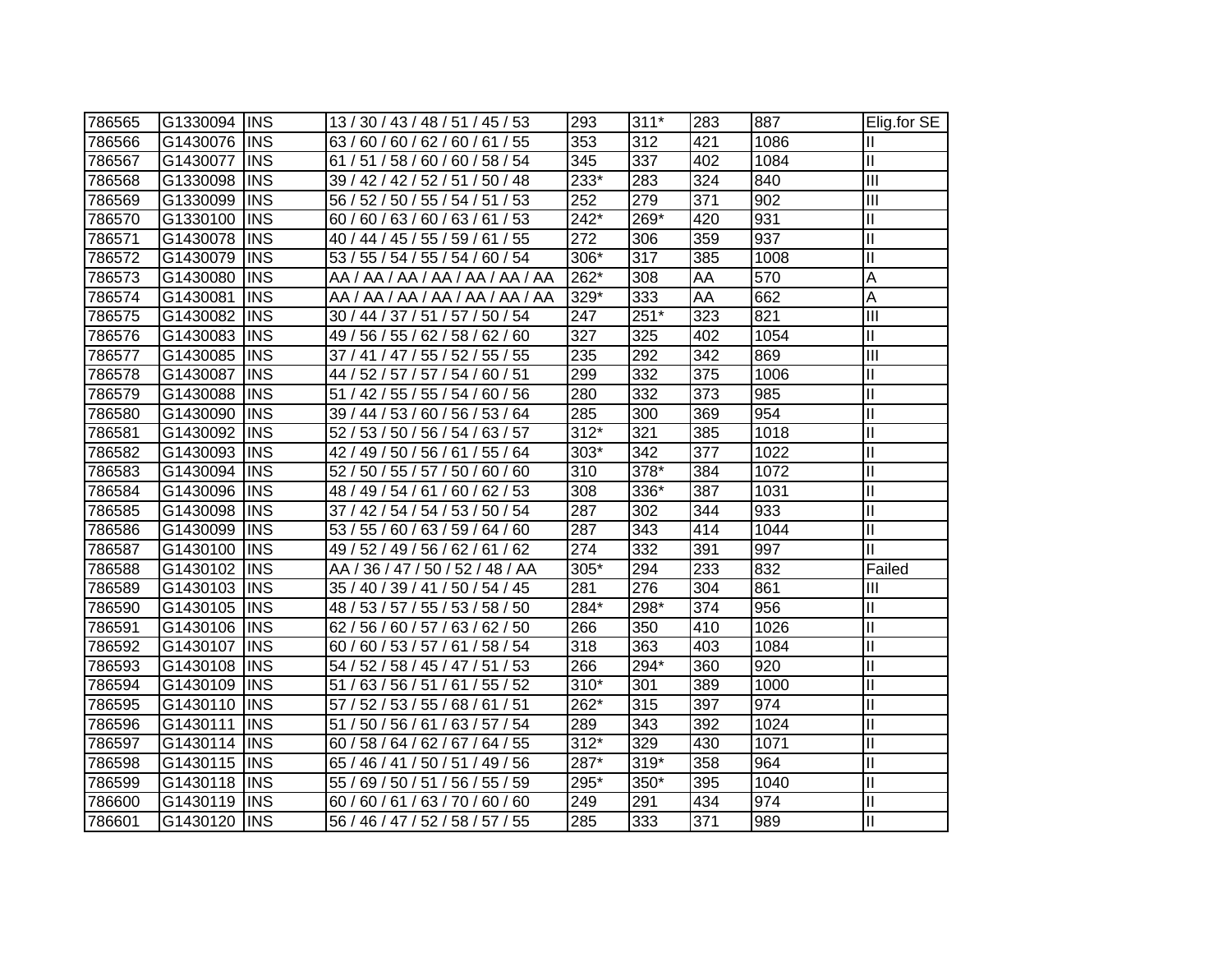| | | | | | | | | |
|---|---|---|---|---|---|---|---|---|
| 786565 | G1330094 | INS | 13 / 30 / 43 / 48 / 51 / 45 / 53 | 293 | 311* | 283 | 887 | Elig.for SE |
| 786566 | G1430076 | INS | 63 / 60 / 60 / 62 / 60 / 61 / 55 | 353 | 312 | 421 | 1086 | II |
| 786567 | G1430077 | INS | 61 / 51 / 58 / 60 / 60 / 58 / 54 | 345 | 337 | 402 | 1084 | II |
| 786568 | G1330098 | INS | 39 / 42 / 42 / 52 / 51 / 50 / 48 | 233* | 283 | 324 | 840 | III |
| 786569 | G1330099 | INS | 56 / 52 / 50 / 55 / 54 / 51 / 53 | 252 | 279 | 371 | 902 | III |
| 786570 | G1330100 | INS | 60 / 60 / 63 / 60 / 63 / 61 / 53 | 242* | 269* | 420 | 931 | II |
| 786571 | G1430078 | INS | 40 / 44 / 45 / 55 / 59 / 61 / 55 | 272 | 306 | 359 | 937 | II |
| 786572 | G1430079 | INS | 53 / 55 / 54 / 55 / 54 / 60 / 54 | 306* | 317 | 385 | 1008 | II |
| 786573 | G1430080 | INS | AA / AA / AA / AA / AA / AA / AA | 262* | 308 | AA | 570 | A |
| 786574 | G1430081 | INS | AA / AA / AA / AA / AA / AA / AA | 329* | 333 | AA | 662 | A |
| 786575 | G1430082 | INS | 30 / 44 / 37 / 51 / 57 / 50 / 54 | 247 | 251* | 323 | 821 | III |
| 786576 | G1430083 | INS | 49 / 56 / 55 / 62 / 58 / 62 / 60 | 327 | 325 | 402 | 1054 | II |
| 786577 | G1430085 | INS | 37 / 41 / 47 / 55 / 52 / 55 / 55 | 235 | 292 | 342 | 869 | III |
| 786578 | G1430087 | INS | 44 / 52 / 57 / 57 / 54 / 60 / 51 | 299 | 332 | 375 | 1006 | II |
| 786579 | G1430088 | INS | 51 / 42 / 55 / 55 / 54 / 60 / 56 | 280 | 332 | 373 | 985 | II |
| 786580 | G1430090 | INS | 39 / 44 / 53 / 60 / 56 / 53 / 64 | 285 | 300 | 369 | 954 | II |
| 786581 | G1430092 | INS | 52 / 53 / 50 / 56 / 54 / 63 / 57 | 312* | 321 | 385 | 1018 | II |
| 786582 | G1430093 | INS | 42 / 49 / 50 / 56 / 61 / 55 / 64 | 303* | 342 | 377 | 1022 | II |
| 786583 | G1430094 | INS | 52 / 50 / 55 / 57 / 50 / 60 / 60 | 310 | 378* | 384 | 1072 | II |
| 786584 | G1430096 | INS | 48 / 49 / 54 / 61 / 60 / 62 / 53 | 308 | 336* | 387 | 1031 | II |
| 786585 | G1430098 | INS | 37 / 42 / 54 / 54 / 53 / 50 / 54 | 287 | 302 | 344 | 933 | II |
| 786586 | G1430099 | INS | 53 / 55 / 60 / 63 / 59 / 64 / 60 | 287 | 343 | 414 | 1044 | II |
| 786587 | G1430100 | INS | 49 / 52 / 49 / 56 / 62 / 61 / 62 | 274 | 332 | 391 | 997 | II |
| 786588 | G1430102 | INS | AA / 36 / 47 / 50 / 52 / 48 / AA | 305* | 294 | 233 | 832 | Failed |
| 786589 | G1430103 | INS | 35 / 40 / 39 / 41 / 50 / 54 / 45 | 281 | 276 | 304 | 861 | III |
| 786590 | G1430105 | INS | 48 / 53 / 57 / 55 / 53 / 58 / 50 | 284* | 298* | 374 | 956 | II |
| 786591 | G1430106 | INS | 62 / 56 / 60 / 57 / 63 / 62 / 50 | 266 | 350 | 410 | 1026 | II |
| 786592 | G1430107 | INS | 60 / 60 / 53 / 57 / 61 / 58 / 54 | 318 | 363 | 403 | 1084 | II |
| 786593 | G1430108 | INS | 54 / 52 / 58 / 45 / 47 / 51 / 53 | 266 | 294* | 360 | 920 | II |
| 786594 | G1430109 | INS | 51 / 63 / 56 / 51 / 61 / 55 / 52 | 310* | 301 | 389 | 1000 | II |
| 786595 | G1430110 | INS | 57 / 52 / 53 / 55 / 68 / 61 / 51 | 262* | 315 | 397 | 974 | II |
| 786596 | G1430111 | INS | 51 / 50 / 56 / 61 / 63 / 57 / 54 | 289 | 343 | 392 | 1024 | II |
| 786597 | G1430114 | INS | 60 / 58 / 64 / 62 / 67 / 64 / 55 | 312* | 329 | 430 | 1071 | II |
| 786598 | G1430115 | INS | 65 / 46 / 41 / 50 / 51 / 49 / 56 | 287* | 319* | 358 | 964 | II |
| 786599 | G1430118 | INS | 55 / 69 / 50 / 51 / 56 / 55 / 59 | 295* | 350* | 395 | 1040 | II |
| 786600 | G1430119 | INS | 60 / 60 / 61 / 63 / 70 / 60 / 60 | 249 | 291 | 434 | 974 | II |
| 786601 | G1430120 | INS | 56 / 46 / 47 / 52 / 58 / 57 / 55 | 285 | 333 | 371 | 989 | II |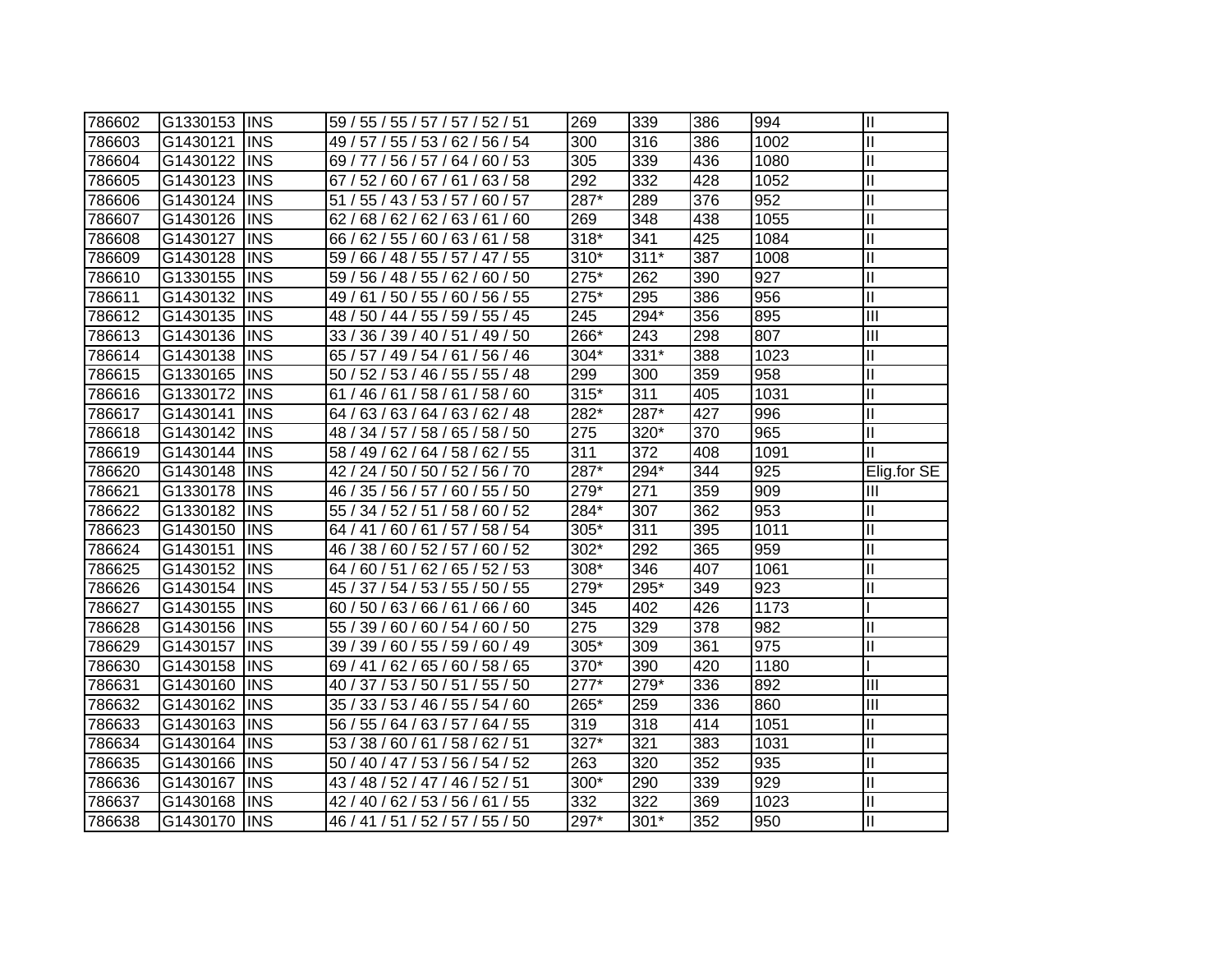| | | | | | | | | |
|---|---|---|---|---|---|---|---|---|
| 786602 | G1330153 | INS | 59 / 55 / 55 / 57 / 57 / 52 / 51 | 269 | 339 | 386 | 994 | II |
| 786603 | G1430121 | INS | 49 / 57 / 55 / 53 / 62 / 56 / 54 | 300 | 316 | 386 | 1002 | II |
| 786604 | G1430122 | INS | 69 / 77 / 56 / 57 / 64 / 60 / 53 | 305 | 339 | 436 | 1080 | II |
| 786605 | G1430123 | INS | 67 / 52 / 60 / 67 / 61 / 63 / 58 | 292 | 332 | 428 | 1052 | II |
| 786606 | G1430124 | INS | 51 / 55 / 43 / 53 / 57 / 60 / 57 | 287* | 289 | 376 | 952 | II |
| 786607 | G1430126 | INS | 62 / 68 / 62 / 62 / 63 / 61 / 60 | 269 | 348 | 438 | 1055 | II |
| 786608 | G1430127 | INS | 66 / 62 / 55 / 60 / 63 / 61 / 58 | 318* | 341 | 425 | 1084 | II |
| 786609 | G1430128 | INS | 59 / 66 / 48 / 55 / 57 / 47 / 55 | 310* | 311* | 387 | 1008 | II |
| 786610 | G1330155 | INS | 59 / 56 / 48 / 55 / 62 / 60 / 50 | 275* | 262 | 390 | 927 | II |
| 786611 | G1430132 | INS | 49 / 61 / 50 / 55 / 60 / 56 / 55 | 275* | 295 | 386 | 956 | II |
| 786612 | G1430135 | INS | 48 / 50 / 44 / 55 / 59 / 55 / 45 | 245 | 294* | 356 | 895 | III |
| 786613 | G1430136 | INS | 33 / 36 / 39 / 40 / 51 / 49 / 50 | 266* | 243 | 298 | 807 | III |
| 786614 | G1430138 | INS | 65 / 57 / 49 / 54 / 61 / 56 / 46 | 304* | 331* | 388 | 1023 | II |
| 786615 | G1330165 | INS | 50 / 52 / 53 / 46 / 55 / 55 / 48 | 299 | 300 | 359 | 958 | II |
| 786616 | G1330172 | INS | 61 / 46 / 61 / 58 / 61 / 58 / 60 | 315* | 311 | 405 | 1031 | II |
| 786617 | G1430141 | INS | 64 / 63 / 63 / 64 / 63 / 62 / 48 | 282* | 287* | 427 | 996 | II |
| 786618 | G1430142 | INS | 48 / 34 / 57 / 58 / 65 / 58 / 50 | 275 | 320* | 370 | 965 | II |
| 786619 | G1430144 | INS | 58 / 49 / 62 / 64 / 58 / 62 / 55 | 311 | 372 | 408 | 1091 | II |
| 786620 | G1430148 | INS | 42 / 24 / 50 / 50 / 52 / 56 / 70 | 287* | 294* | 344 | 925 | Elig.for SE |
| 786621 | G1330178 | INS | 46 / 35 / 56 / 57 / 60 / 55 / 50 | 279* | 271 | 359 | 909 | III |
| 786622 | G1330182 | INS | 55 / 34 / 52 / 51 / 58 / 60 / 52 | 284* | 307 | 362 | 953 | II |
| 786623 | G1430150 | INS | 64 / 41 / 60 / 61 / 57 / 58 / 54 | 305* | 311 | 395 | 1011 | II |
| 786624 | G1430151 | INS | 46 / 38 / 60 / 52 / 57 / 60 / 52 | 302* | 292 | 365 | 959 | II |
| 786625 | G1430152 | INS | 64 / 60 / 51 / 62 / 65 / 52 / 53 | 308* | 346 | 407 | 1061 | II |
| 786626 | G1430154 | INS | 45 / 37 / 54 / 53 / 55 / 50 / 55 | 279* | 295* | 349 | 923 | II |
| 786627 | G1430155 | INS | 60 / 50 / 63 / 66 / 61 / 66 / 60 | 345 | 402 | 426 | 1173 | I |
| 786628 | G1430156 | INS | 55 / 39 / 60 / 60 / 54 / 60 / 50 | 275 | 329 | 378 | 982 | II |
| 786629 | G1430157 | INS | 39 / 39 / 60 / 55 / 59 / 60 / 49 | 305* | 309 | 361 | 975 | II |
| 786630 | G1430158 | INS | 69 / 41 / 62 / 65 / 60 / 58 / 65 | 370* | 390 | 420 | 1180 | I |
| 786631 | G1430160 | INS | 40 / 37 / 53 / 50 / 51 / 55 / 50 | 277* | 279* | 336 | 892 | III |
| 786632 | G1430162 | INS | 35 / 33 / 53 / 46 / 55 / 54 / 60 | 265* | 259 | 336 | 860 | III |
| 786633 | G1430163 | INS | 56 / 55 / 64 / 63 / 57 / 64 / 55 | 319 | 318 | 414 | 1051 | II |
| 786634 | G1430164 | INS | 53 / 38 / 60 / 61 / 58 / 62 / 51 | 327* | 321 | 383 | 1031 | II |
| 786635 | G1430166 | INS | 50 / 40 / 47 / 53 / 56 / 54 / 52 | 263 | 320 | 352 | 935 | II |
| 786636 | G1430167 | INS | 43 / 48 / 52 / 47 / 46 / 52 / 51 | 300* | 290 | 339 | 929 | II |
| 786637 | G1430168 | INS | 42 / 40 / 62 / 53 / 56 / 61 / 55 | 332 | 322 | 369 | 1023 | II |
| 786638 | G1430170 | INS | 46 / 41 / 51 / 52 / 57 / 55 / 50 | 297* | 301* | 352 | 950 | II |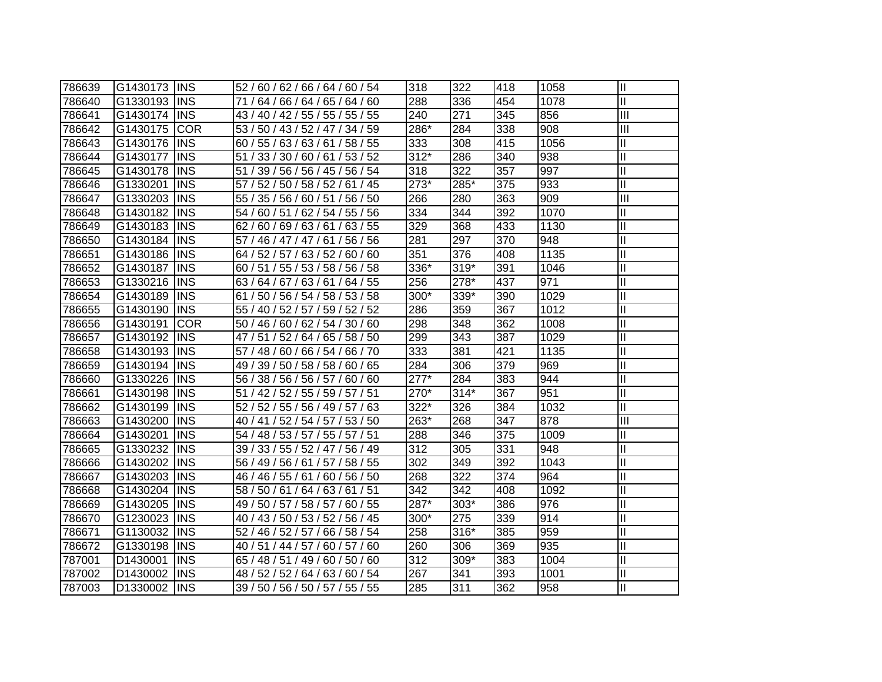| 786639 | G1430173 | INS | 52 / 60 / 62 / 66 / 64 / 60 / 54 | 318 | 322 | 418 | 1058 | II |
|---|---|---|---|---|---|---|---|---|
| 786640 | G1330193 | INS | 71 / 64 / 66 / 64 / 65 / 64 / 60 | 288 | 336 | 454 | 1078 | II |
| 786641 | G1430174 | INS | 43 / 40 / 42 / 55 / 55 / 55 / 55 | 240 | 271 | 345 | 856 | III |
| 786642 | G1430175 | COR | 53 / 50 / 43 / 52 / 47 / 34 / 59 | 286* | 284 | 338 | 908 | III |
| 786643 | G1430176 | INS | 60 / 55 / 63 / 63 / 61 / 58 / 55 | 333 | 308 | 415 | 1056 | II |
| 786644 | G1430177 | INS | 51 / 33 / 30 / 60 / 61 / 53 / 52 | 312* | 286 | 340 | 938 | II |
| 786645 | G1430178 | INS | 51 / 39 / 56 / 56 / 45 / 56 / 54 | 318 | 322 | 357 | 997 | II |
| 786646 | G1330201 | INS | 57 / 52 / 50 / 58 / 52 / 61 / 45 | 273* | 285* | 375 | 933 | II |
| 786647 | G1330203 | INS | 55 / 35 / 56 / 60 / 51 / 56 / 50 | 266 | 280 | 363 | 909 | III |
| 786648 | G1430182 | INS | 54 / 60 / 51 / 62 / 54 / 55 / 56 | 334 | 344 | 392 | 1070 | II |
| 786649 | G1430183 | INS | 62 / 60 / 69 / 63 / 61 / 63 / 55 | 329 | 368 | 433 | 1130 | II |
| 786650 | G1430184 | INS | 57 / 46 / 47 / 47 / 61 / 56 / 56 | 281 | 297 | 370 | 948 | II |
| 786651 | G1430186 | INS | 64 / 52 / 57 / 63 / 52 / 60 / 60 | 351 | 376 | 408 | 1135 | II |
| 786652 | G1430187 | INS | 60 / 51 / 55 / 53 / 58 / 56 / 58 | 336* | 319* | 391 | 1046 | II |
| 786653 | G1330216 | INS | 63 / 64 / 67 / 63 / 61 / 64 / 55 | 256 | 278* | 437 | 971 | II |
| 786654 | G1430189 | INS | 61 / 50 / 56 / 54 / 58 / 53 / 58 | 300* | 339* | 390 | 1029 | II |
| 786655 | G1430190 | INS | 55 / 40 / 52 / 57 / 59 / 52 / 52 | 286 | 359 | 367 | 1012 | II |
| 786656 | G1430191 | COR | 50 / 46 / 60 / 62 / 54 / 30 / 60 | 298 | 348 | 362 | 1008 | II |
| 786657 | G1430192 | INS | 47 / 51 / 52 / 64 / 65 / 58 / 50 | 299 | 343 | 387 | 1029 | II |
| 786658 | G1430193 | INS | 57 / 48 / 60 / 66 / 54 / 66 / 70 | 333 | 381 | 421 | 1135 | II |
| 786659 | G1430194 | INS | 49 / 39 / 50 / 58 / 58 / 60 / 65 | 284 | 306 | 379 | 969 | II |
| 786660 | G1330226 | INS | 56 / 38 / 56 / 56 / 57 / 60 / 60 | 277* | 284 | 383 | 944 | II |
| 786661 | G1430198 | INS | 51 / 42 / 52 / 55 / 59 / 57 / 51 | 270* | 314* | 367 | 951 | II |
| 786662 | G1430199 | INS | 52 / 52 / 55 / 56 / 49 / 57 / 63 | 322* | 326 | 384 | 1032 | II |
| 786663 | G1430200 | INS | 40 / 41 / 52 / 54 / 57 / 53 / 50 | 263* | 268 | 347 | 878 | III |
| 786664 | G1430201 | INS | 54 / 48 / 53 / 57 / 55 / 57 / 51 | 288 | 346 | 375 | 1009 | II |
| 786665 | G1330232 | INS | 39 / 33 / 55 / 52 / 47 / 56 / 49 | 312 | 305 | 331 | 948 | II |
| 786666 | G1430202 | INS | 56 / 49 / 56 / 61 / 57 / 58 / 55 | 302 | 349 | 392 | 1043 | II |
| 786667 | G1430203 | INS | 46 / 46 / 55 / 61 / 60 / 56 / 50 | 268 | 322 | 374 | 964 | II |
| 786668 | G1430204 | INS | 58 / 50 / 61 / 64 / 63 / 61 / 51 | 342 | 342 | 408 | 1092 | II |
| 786669 | G1430205 | INS | 49 / 50 / 57 / 58 / 57 / 60 / 55 | 287* | 303* | 386 | 976 | II |
| 786670 | G1230023 | INS | 40 / 43 / 50 / 53 / 52 / 56 / 45 | 300* | 275 | 339 | 914 | II |
| 786671 | G1130032 | INS | 52 / 46 / 52 / 57 / 66 / 58 / 54 | 258 | 316* | 385 | 959 | II |
| 786672 | G1330198 | INS | 40 / 51 / 44 / 57 / 60 / 57 / 60 | 260 | 306 | 369 | 935 | II |
| 787001 | D1430001 | INS | 65 / 48 / 51 / 49 / 60 / 50 / 60 | 312 | 309* | 383 | 1004 | II |
| 787002 | D1430002 | INS | 48 / 52 / 52 / 64 / 63 / 60 / 54 | 267 | 341 | 393 | 1001 | II |
| 787003 | D1330002 | INS | 39 / 50 / 56 / 50 / 57 / 55 / 55 | 285 | 311 | 362 | 958 | II |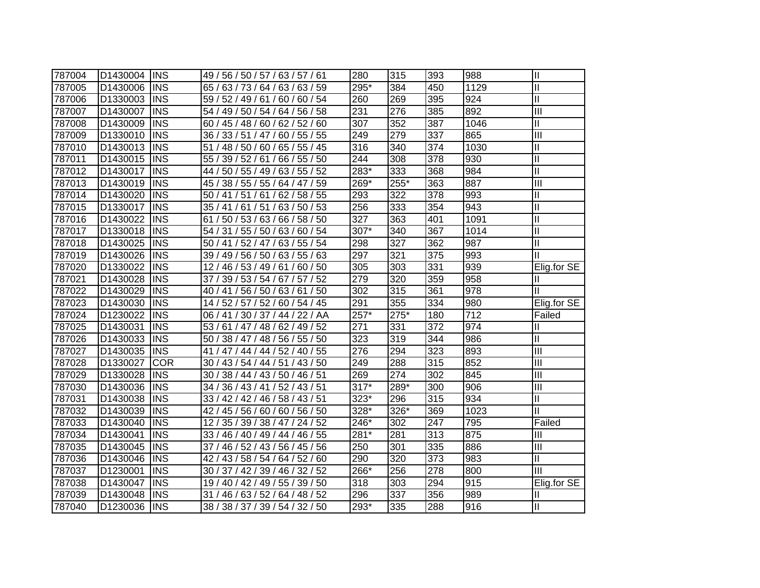| | | | | | | | | |
|---|---|---|---|---|---|---|---|---|
| 787004 | D1430004 | INS | 49 / 56 / 50 / 57 / 63 / 57 / 61 | 280 | 315 | 393 | 988 | II |
| 787005 | D1430006 | INS | 65 / 63 / 73 / 64 / 63 / 63 / 59 | 295* | 384 | 450 | 1129 | II |
| 787006 | D1330003 | INS | 59 / 52 / 49 / 61 / 60 / 60 / 54 | 260 | 269 | 395 | 924 | II |
| 787007 | D1430007 | INS | 54 / 49 / 50 / 54 / 64 / 56 / 58 | 231 | 276 | 385 | 892 | III |
| 787008 | D1430009 | INS | 60 / 45 / 48 / 60 / 62 / 52 / 60 | 307 | 352 | 387 | 1046 | II |
| 787009 | D1330010 | INS | 36 / 33 / 51 / 47 / 60 / 55 / 55 | 249 | 279 | 337 | 865 | III |
| 787010 | D1430013 | INS | 51 / 48 / 50 / 60 / 65 / 55 / 45 | 316 | 340 | 374 | 1030 | II |
| 787011 | D1430015 | INS | 55 / 39 / 52 / 61 / 66 / 55 / 50 | 244 | 308 | 378 | 930 | II |
| 787012 | D1430017 | INS | 44 / 50 / 55 / 49 / 63 / 55 / 52 | 283* | 333 | 368 | 984 | II |
| 787013 | D1430019 | INS | 45 / 38 / 55 / 55 / 64 / 47 / 59 | 269* | 255* | 363 | 887 | III |
| 787014 | D1430020 | INS | 50 / 41 / 51 / 61 / 62 / 58 / 55 | 293 | 322 | 378 | 993 | II |
| 787015 | D1330017 | INS | 35 / 41 / 61 / 51 / 63 / 50 / 53 | 256 | 333 | 354 | 943 | II |
| 787016 | D1430022 | INS | 61 / 50 / 53 / 63 / 66 / 58 / 50 | 327 | 363 | 401 | 1091 | II |
| 787017 | D1330018 | INS | 54 / 31 / 55 / 50 / 63 / 60 / 54 | 307* | 340 | 367 | 1014 | II |
| 787018 | D1430025 | INS | 50 / 41 / 52 / 47 / 63 / 55 / 54 | 298 | 327 | 362 | 987 | II |
| 787019 | D1430026 | INS | 39 / 49 / 56 / 50 / 63 / 55 / 63 | 297 | 321 | 375 | 993 | II |
| 787020 | D1330022 | INS | 12 / 46 / 53 / 49 / 61 / 60 / 50 | 305 | 303 | 331 | 939 | Elig.for SE |
| 787021 | D1430028 | INS | 37 / 39 / 53 / 54 / 67 / 57 / 52 | 279 | 320 | 359 | 958 | II |
| 787022 | D1430029 | INS | 40 / 41 / 56 / 50 / 63 / 61 / 50 | 302 | 315 | 361 | 978 | II |
| 787023 | D1430030 | INS | 14 / 52 / 57 / 52 / 60 / 54 / 45 | 291 | 355 | 334 | 980 | Elig.for SE |
| 787024 | D1230022 | INS | 06 / 41 / 30 / 37 / 44 / 22 / AA | 257* | 275* | 180 | 712 | Failed |
| 787025 | D1430031 | INS | 53 / 61 / 47 / 48 / 62 / 49 / 52 | 271 | 331 | 372 | 974 | II |
| 787026 | D1430033 | INS | 50 / 38 / 47 / 48 / 56 / 55 / 50 | 323 | 319 | 344 | 986 | II |
| 787027 | D1430035 | INS | 41 / 47 / 44 / 44 / 52 / 40 / 55 | 276 | 294 | 323 | 893 | III |
| 787028 | D1330027 | COR | 30 / 43 / 54 / 44 / 51 / 43 / 50 | 249 | 288 | 315 | 852 | III |
| 787029 | D1330028 | INS | 30 / 38 / 44 / 43 / 50 / 46 / 51 | 269 | 274 | 302 | 845 | III |
| 787030 | D1430036 | INS | 34 / 36 / 43 / 41 / 52 / 43 / 51 | 317* | 289* | 300 | 906 | III |
| 787031 | D1430038 | INS | 33 / 42 / 42 / 46 / 58 / 43 / 51 | 323* | 296 | 315 | 934 | II |
| 787032 | D1430039 | INS | 42 / 45 / 56 / 60 / 60 / 56 / 50 | 328* | 326* | 369 | 1023 | II |
| 787033 | D1430040 | INS | 12 / 35 / 39 / 38 / 47 / 24 / 52 | 246* | 302 | 247 | 795 | Failed |
| 787034 | D1430041 | INS | 33 / 46 / 40 / 49 / 44 / 46 / 55 | 281* | 281 | 313 | 875 | III |
| 787035 | D1430045 | INS | 37 / 46 / 52 / 43 / 56 / 45 / 56 | 250 | 301 | 335 | 886 | III |
| 787036 | D1430046 | INS | 42 / 43 / 58 / 54 / 64 / 52 / 60 | 290 | 320 | 373 | 983 | II |
| 787037 | D1230001 | INS | 30 / 37 / 42 / 39 / 46 / 32 / 52 | 266* | 256 | 278 | 800 | III |
| 787038 | D1430047 | INS | 19 / 40 / 42 / 49 / 55 / 39 / 50 | 318 | 303 | 294 | 915 | Elig.for SE |
| 787039 | D1430048 | INS | 31 / 46 / 63 / 52 / 64 / 48 / 52 | 296 | 337 | 356 | 989 | II |
| 787040 | D1230036 | INS | 38 / 38 / 37 / 39 / 54 / 32 / 50 | 293* | 335 | 288 | 916 | II |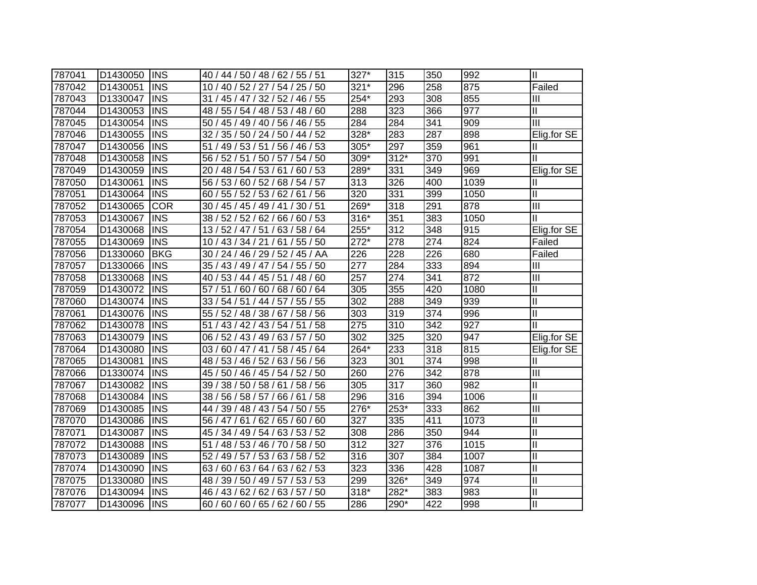| | | | | | | | | |
|---|---|---|---|---|---|---|---|---|
| 787041 | D1430050 | INS | 40 / 44 / 50 / 48 / 62 / 55 / 51 | 327* | 315 | 350 | 992 | II |
| 787042 | D1430051 | INS | 10 / 40 / 52 / 27 / 54 / 25 / 50 | 321* | 296 | 258 | 875 | Failed |
| 787043 | D1330047 | INS | 31 / 45 / 47 / 32 / 52 / 46 / 55 | 254* | 293 | 308 | 855 | III |
| 787044 | D1430053 | INS | 48 / 55 / 54 / 48 / 53 / 48 / 60 | 288 | 323 | 366 | 977 | II |
| 787045 | D1430054 | INS | 50 / 45 / 49 / 40 / 56 / 46 / 55 | 284 | 284 | 341 | 909 | III |
| 787046 | D1430055 | INS | 32 / 35 / 50 / 24 / 50 / 44 / 52 | 328* | 283 | 287 | 898 | Elig.for SE |
| 787047 | D1430056 | INS | 51 / 49 / 53 / 51 / 56 / 46 / 53 | 305* | 297 | 359 | 961 | II |
| 787048 | D1430058 | INS | 56 / 52 / 51 / 50 / 57 / 54 / 50 | 309* | 312* | 370 | 991 | II |
| 787049 | D1430059 | INS | 20 / 48 / 54 / 53 / 61 / 60 / 53 | 289* | 331 | 349 | 969 | Elig.for SE |
| 787050 | D1430061 | INS | 56 / 53 / 60 / 52 / 68 / 54 / 57 | 313 | 326 | 400 | 1039 | II |
| 787051 | D1430064 | INS | 60 / 55 / 52 / 53 / 62 / 61 / 56 | 320 | 331 | 399 | 1050 | II |
| 787052 | D1430065 | COR | 30 / 45 / 45 / 49 / 41 / 30 / 51 | 269* | 318 | 291 | 878 | III |
| 787053 | D1430067 | INS | 38 / 52 / 52 / 62 / 66 / 60 / 53 | 316* | 351 | 383 | 1050 | II |
| 787054 | D1430068 | INS | 13 / 52 / 47 / 51 / 63 / 58 / 64 | 255* | 312 | 348 | 915 | Elig.for SE |
| 787055 | D1430069 | INS | 10 / 43 / 34 / 21 / 61 / 55 / 50 | 272* | 278 | 274 | 824 | Failed |
| 787056 | D1330060 | BKG | 30 / 24 / 46 / 29 / 52 / 45 / AA | 226 | 228 | 226 | 680 | Failed |
| 787057 | D1330066 | INS | 35 / 43 / 49 / 47 / 54 / 55 / 50 | 277 | 284 | 333 | 894 | III |
| 787058 | D1330068 | INS | 40 / 53 / 44 / 45 / 51 / 48 / 60 | 257 | 274 | 341 | 872 | III |
| 787059 | D1430072 | INS | 57 / 51 / 60 / 60 / 68 / 60 / 64 | 305 | 355 | 420 | 1080 | II |
| 787060 | D1430074 | INS | 33 / 54 / 51 / 44 / 57 / 55 / 55 | 302 | 288 | 349 | 939 | II |
| 787061 | D1430076 | INS | 55 / 52 / 48 / 38 / 67 / 58 / 56 | 303 | 319 | 374 | 996 | II |
| 787062 | D1430078 | INS | 51 / 43 / 42 / 43 / 54 / 51 / 58 | 275 | 310 | 342 | 927 | II |
| 787063 | D1430079 | INS | 06 / 52 / 43 / 49 / 63 / 57 / 50 | 302 | 325 | 320 | 947 | Elig.for SE |
| 787064 | D1430080 | INS | 03 / 60 / 47 / 41 / 58 / 45 / 64 | 264* | 233 | 318 | 815 | Elig.for SE |
| 787065 | D1430081 | INS | 48 / 53 / 46 / 52 / 63 / 56 / 56 | 323 | 301 | 374 | 998 | II |
| 787066 | D1330074 | INS | 45 / 50 / 46 / 45 / 54 / 52 / 50 | 260 | 276 | 342 | 878 | III |
| 787067 | D1430082 | INS | 39 / 38 / 50 / 58 / 61 / 58 / 56 | 305 | 317 | 360 | 982 | II |
| 787068 | D1430084 | INS | 38 / 56 / 58 / 57 / 66 / 61 / 58 | 296 | 316 | 394 | 1006 | II |
| 787069 | D1430085 | INS | 44 / 39 / 48 / 43 / 54 / 50 / 55 | 276* | 253* | 333 | 862 | III |
| 787070 | D1430086 | INS | 56 / 47 / 61 / 62 / 65 / 60 / 60 | 327 | 335 | 411 | 1073 | II |
| 787071 | D1430087 | INS | 45 / 34 / 49 / 54 / 63 / 53 / 52 | 308 | 286 | 350 | 944 | II |
| 787072 | D1430088 | INS | 51 / 48 / 53 / 46 / 70 / 58 / 50 | 312 | 327 | 376 | 1015 | II |
| 787073 | D1430089 | INS | 52 / 49 / 57 / 53 / 63 / 58 / 52 | 316 | 307 | 384 | 1007 | II |
| 787074 | D1430090 | INS | 63 / 60 / 63 / 64 / 63 / 62 / 53 | 323 | 336 | 428 | 1087 | II |
| 787075 | D1330080 | INS | 48 / 39 / 50 / 49 / 57 / 53 / 53 | 299 | 326* | 349 | 974 | II |
| 787076 | D1430094 | INS | 46 / 43 / 62 / 62 / 63 / 57 / 50 | 318* | 282* | 383 | 983 | II |
| 787077 | D1430096 | INS | 60 / 60 / 60 / 65 / 62 / 60 / 55 | 286 | 290* | 422 | 998 | II |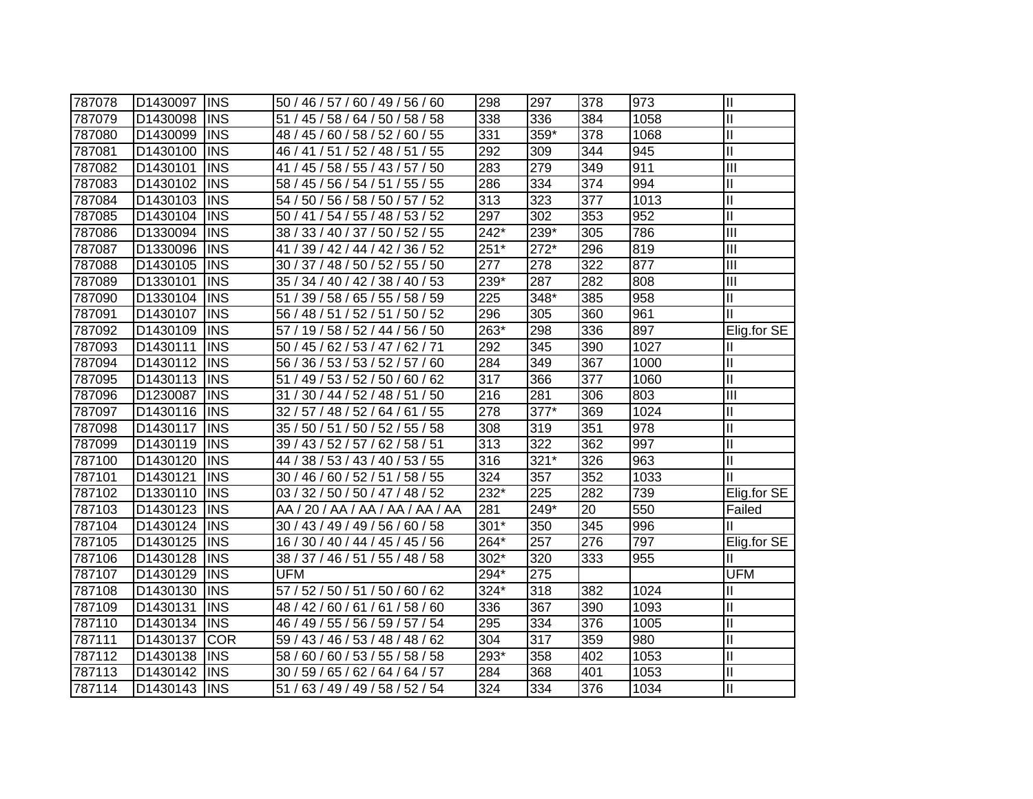| | | | | | | | | |
|---|---|---|---|---|---|---|---|---|
| 787078 | D1430097 | INS | 50 / 46 / 57 / 60 / 49 / 56 / 60 | 298 | 297 | 378 | 973 | II |
| 787079 | D1430098 | INS | 51 / 45 / 58 / 64 / 50 / 58 / 58 | 338 | 336 | 384 | 1058 | II |
| 787080 | D1430099 | INS | 48 / 45 / 60 / 58 / 52 / 60 / 55 | 331 | 359* | 378 | 1068 | II |
| 787081 | D1430100 | INS | 46 / 41 / 51 / 52 / 48 / 51 / 55 | 292 | 309 | 344 | 945 | II |
| 787082 | D1430101 | INS | 41 / 45 / 58 / 55 / 43 / 57 / 50 | 283 | 279 | 349 | 911 | III |
| 787083 | D1430102 | INS | 58 / 45 / 56 / 54 / 51 / 55 / 55 | 286 | 334 | 374 | 994 | II |
| 787084 | D1430103 | INS | 54 / 50 / 56 / 58 / 50 / 57 / 52 | 313 | 323 | 377 | 1013 | II |
| 787085 | D1430104 | INS | 50 / 41 / 54 / 55 / 48 / 53 / 52 | 297 | 302 | 353 | 952 | II |
| 787086 | D1330094 | INS | 38 / 33 / 40 / 37 / 50 / 52 / 55 | 242* | 239* | 305 | 786 | III |
| 787087 | D1330096 | INS | 41 / 39 / 42 / 44 / 42 / 36 / 52 | 251* | 272* | 296 | 819 | III |
| 787088 | D1430105 | INS | 30 / 37 / 48 / 50 / 52 / 55 / 50 | 277 | 278 | 322 | 877 | III |
| 787089 | D1330101 | INS | 35 / 34 / 40 / 42 / 38 / 40 / 53 | 239* | 287 | 282 | 808 | III |
| 787090 | D1330104 | INS | 51 / 39 / 58 / 65 / 55 / 58 / 59 | 225 | 348* | 385 | 958 | II |
| 787091 | D1430107 | INS | 56 / 48 / 51 / 52 / 51 / 50 / 52 | 296 | 305 | 360 | 961 | II |
| 787092 | D1430109 | INS | 57 / 19 / 58 / 52 / 44 / 56 / 50 | 263* | 298 | 336 | 897 | Elig.for SE |
| 787093 | D1430111 | INS | 50 / 45 / 62 / 53 / 47 / 62 / 71 | 292 | 345 | 390 | 1027 | II |
| 787094 | D1430112 | INS | 56 / 36 / 53 / 53 / 52 / 57 / 60 | 284 | 349 | 367 | 1000 | II |
| 787095 | D1430113 | INS | 51 / 49 / 53 / 52 / 50 / 60 / 62 | 317 | 366 | 377 | 1060 | II |
| 787096 | D1230087 | INS | 31 / 30 / 44 / 52 / 48 / 51 / 50 | 216 | 281 | 306 | 803 | III |
| 787097 | D1430116 | INS | 32 / 57 / 48 / 52 / 64 / 61 / 55 | 278 | 377* | 369 | 1024 | II |
| 787098 | D1430117 | INS | 35 / 50 / 51 / 50 / 52 / 55 / 58 | 308 | 319 | 351 | 978 | II |
| 787099 | D1430119 | INS | 39 / 43 / 52 / 57 / 62 / 58 / 51 | 313 | 322 | 362 | 997 | II |
| 787100 | D1430120 | INS | 44 / 38 / 53 / 43 / 40 / 53 / 55 | 316 | 321* | 326 | 963 | II |
| 787101 | D1430121 | INS | 30 / 46 / 60 / 52 / 51 / 58 / 55 | 324 | 357 | 352 | 1033 | II |
| 787102 | D1330110 | INS | 03 / 32 / 50 / 50 / 47 / 48 / 52 | 232* | 225 | 282 | 739 | Elig.for SE |
| 787103 | D1430123 | INS | AA / 20 / AA / AA / AA / AA / AA | 281 | 249* | 20 | 550 | Failed |
| 787104 | D1430124 | INS | 30 / 43 / 49 / 49 / 56 / 60 / 58 | 301* | 350 | 345 | 996 | II |
| 787105 | D1430125 | INS | 16 / 30 / 40 / 44 / 45 / 45 / 56 | 264* | 257 | 276 | 797 | Elig.for SE |
| 787106 | D1430128 | INS | 38 / 37 / 46 / 51 / 55 / 48 / 58 | 302* | 320 | 333 | 955 | II |
| 787107 | D1430129 | INS | UFM | 294* | 275 | | | UFM |
| 787108 | D1430130 | INS | 57 / 52 / 50 / 51 / 50 / 60 / 62 | 324* | 318 | 382 | 1024 | II |
| 787109 | D1430131 | INS | 48 / 42 / 60 / 61 / 61 / 58 / 60 | 336 | 367 | 390 | 1093 | II |
| 787110 | D1430134 | INS | 46 / 49 / 55 / 56 / 59 / 57 / 54 | 295 | 334 | 376 | 1005 | II |
| 787111 | D1430137 | COR | 59 / 43 / 46 / 53 / 48 / 48 / 62 | 304 | 317 | 359 | 980 | II |
| 787112 | D1430138 | INS | 58 / 60 / 60 / 53 / 55 / 58 / 58 | 293* | 358 | 402 | 1053 | II |
| 787113 | D1430142 | INS | 30 / 59 / 65 / 62 / 64 / 64 / 57 | 284 | 368 | 401 | 1053 | II |
| 787114 | D1430143 | INS | 51 / 63 / 49 / 49 / 58 / 52 / 54 | 324 | 334 | 376 | 1034 | II |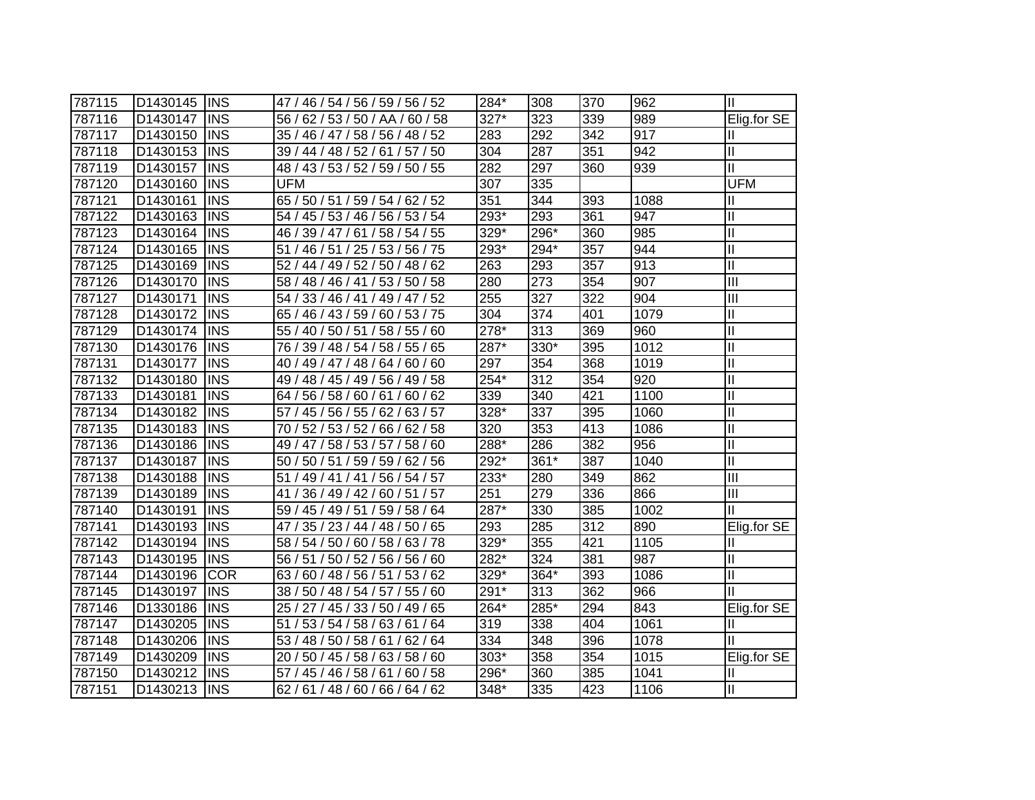| | | | | | | | | |
|---|---|---|---|---|---|---|---|---|
| 787115 | D1430145 | INS | 47 / 46 / 54 / 56 / 59 / 56 / 52 | 284* | 308 | 370 | 962 | II |
| 787116 | D1430147 | INS | 56 / 62 / 53 / 50 / AA / 60 / 58 | 327* | 323 | 339 | 989 | Elig.for SE |
| 787117 | D1430150 | INS | 35 / 46 / 47 / 58 / 56 / 48 / 52 | 283 | 292 | 342 | 917 | II |
| 787118 | D1430153 | INS | 39 / 44 / 48 / 52 / 61 / 57 / 50 | 304 | 287 | 351 | 942 | II |
| 787119 | D1430157 | INS | 48 / 43 / 53 / 52 / 59 / 50 / 55 | 282 | 297 | 360 | 939 | II |
| 787120 | D1430160 | INS | UFM | 307 | 335 | | | UFM |
| 787121 | D1430161 | INS | 65 / 50 / 51 / 59 / 54 / 62 / 52 | 351 | 344 | 393 | 1088 | II |
| 787122 | D1430163 | INS | 54 / 45 / 53 / 46 / 56 / 53 / 54 | 293* | 293 | 361 | 947 | II |
| 787123 | D1430164 | INS | 46 / 39 / 47 / 61 / 58 / 54 / 55 | 329* | 296* | 360 | 985 | II |
| 787124 | D1430165 | INS | 51 / 46 / 51 / 25 / 53 / 56 / 75 | 293* | 294* | 357 | 944 | II |
| 787125 | D1430169 | INS | 52 / 44 / 49 / 52 / 50 / 48 / 62 | 263 | 293 | 357 | 913 | II |
| 787126 | D1430170 | INS | 58 / 48 / 46 / 41 / 53 / 50 / 58 | 280 | 273 | 354 | 907 | III |
| 787127 | D1430171 | INS | 54 / 33 / 46 / 41 / 49 / 47 / 52 | 255 | 327 | 322 | 904 | III |
| 787128 | D1430172 | INS | 65 / 46 / 43 / 59 / 60 / 53 / 75 | 304 | 374 | 401 | 1079 | II |
| 787129 | D1430174 | INS | 55 / 40 / 50 / 51 / 58 / 55 / 60 | 278* | 313 | 369 | 960 | II |
| 787130 | D1430176 | INS | 76 / 39 / 48 / 54 / 58 / 55 / 65 | 287* | 330* | 395 | 1012 | II |
| 787131 | D1430177 | INS | 40 / 49 / 47 / 48 / 64 / 60 / 60 | 297 | 354 | 368 | 1019 | II |
| 787132 | D1430180 | INS | 49 / 48 / 45 / 49 / 56 / 49 / 58 | 254* | 312 | 354 | 920 | II |
| 787133 | D1430181 | INS | 64 / 56 / 58 / 60 / 61 / 60 / 62 | 339 | 340 | 421 | 1100 | II |
| 787134 | D1430182 | INS | 57 / 45 / 56 / 55 / 62 / 63 / 57 | 328* | 337 | 395 | 1060 | II |
| 787135 | D1430183 | INS | 70 / 52 / 53 / 52 / 66 / 62 / 58 | 320 | 353 | 413 | 1086 | II |
| 787136 | D1430186 | INS | 49 / 47 / 58 / 53 / 57 / 58 / 60 | 288* | 286 | 382 | 956 | II |
| 787137 | D1430187 | INS | 50 / 50 / 51 / 59 / 59 / 62 / 56 | 292* | 361* | 387 | 1040 | II |
| 787138 | D1430188 | INS | 51 / 49 / 41 / 41 / 56 / 54 / 57 | 233* | 280 | 349 | 862 | III |
| 787139 | D1430189 | INS | 41 / 36 / 49 / 42 / 60 / 51 / 57 | 251 | 279 | 336 | 866 | III |
| 787140 | D1430191 | INS | 59 / 45 / 49 / 51 / 59 / 58 / 64 | 287* | 330 | 385 | 1002 | II |
| 787141 | D1430193 | INS | 47 / 35 / 23 / 44 / 48 / 50 / 65 | 293 | 285 | 312 | 890 | Elig.for SE |
| 787142 | D1430194 | INS | 58 / 54 / 50 / 60 / 58 / 63 / 78 | 329* | 355 | 421 | 1105 | II |
| 787143 | D1430195 | INS | 56 / 51 / 50 / 52 / 56 / 56 / 60 | 282* | 324 | 381 | 987 | II |
| 787144 | D1430196 | COR | 63 / 60 / 48 / 56 / 51 / 53 / 62 | 329* | 364* | 393 | 1086 | II |
| 787145 | D1430197 | INS | 38 / 50 / 48 / 54 / 57 / 55 / 60 | 291* | 313 | 362 | 966 | II |
| 787146 | D1330186 | INS | 25 / 27 / 45 / 33 / 50 / 49 / 65 | 264* | 285* | 294 | 843 | Elig.for SE |
| 787147 | D1430205 | INS | 51 / 53 / 54 / 58 / 63 / 61 / 64 | 319 | 338 | 404 | 1061 | II |
| 787148 | D1430206 | INS | 53 / 48 / 50 / 58 / 61 / 62 / 64 | 334 | 348 | 396 | 1078 | II |
| 787149 | D1430209 | INS | 20 / 50 / 45 / 58 / 63 / 58 / 60 | 303* | 358 | 354 | 1015 | Elig.for SE |
| 787150 | D1430212 | INS | 57 / 45 / 46 / 58 / 61 / 60 / 58 | 296* | 360 | 385 | 1041 | II |
| 787151 | D1430213 | INS | 62 / 61 / 48 / 60 / 66 / 64 / 62 | 348* | 335 | 423 | 1106 | II |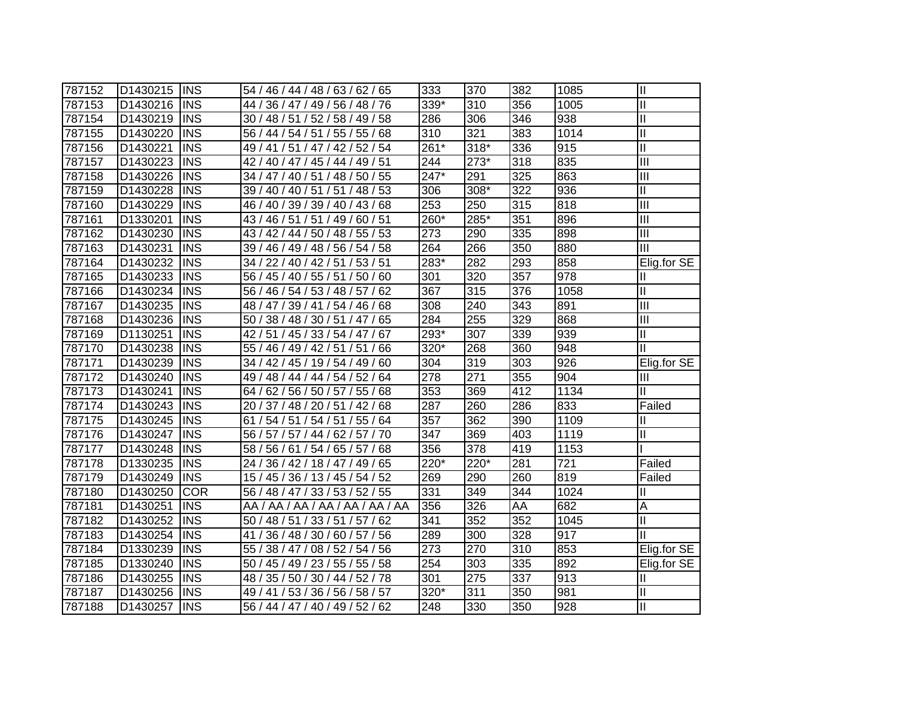| | | | | | | | | |
|---|---|---|---|---|---|---|---|---|
| 787152 | D1430215 | INS | 54 / 46 / 44 / 48 / 63 / 62 / 65 | 333 | 370 | 382 | 1085 | II |
| 787153 | D1430216 | INS | 44 / 36 / 47 / 49 / 56 / 48 / 76 | 339* | 310 | 356 | 1005 | II |
| 787154 | D1430219 | INS | 30 / 48 / 51 / 52 / 58 / 49 / 58 | 286 | 306 | 346 | 938 | II |
| 787155 | D1430220 | INS | 56 / 44 / 54 / 51 / 55 / 55 / 68 | 310 | 321 | 383 | 1014 | II |
| 787156 | D1430221 | INS | 49 / 41 / 51 / 47 / 42 / 52 / 54 | 261* | 318* | 336 | 915 | II |
| 787157 | D1430223 | INS | 42 / 40 / 47 / 45 / 44 / 49 / 51 | 244 | 273* | 318 | 835 | III |
| 787158 | D1430226 | INS | 34 / 47 / 40 / 51 / 48 / 50 / 55 | 247* | 291 | 325 | 863 | III |
| 787159 | D1430228 | INS | 39 / 40 / 40 / 51 / 51 / 48 / 53 | 306 | 308* | 322 | 936 | II |
| 787160 | D1430229 | INS | 46 / 40 / 39 / 39 / 40 / 43 / 68 | 253 | 250 | 315 | 818 | III |
| 787161 | D1330201 | INS | 43 / 46 / 51 / 51 / 49 / 60 / 51 | 260* | 285* | 351 | 896 | III |
| 787162 | D1430230 | INS | 43 / 42 / 44 / 50 / 48 / 55 / 53 | 273 | 290 | 335 | 898 | III |
| 787163 | D1430231 | INS | 39 / 46 / 49 / 48 / 56 / 54 / 58 | 264 | 266 | 350 | 880 | III |
| 787164 | D1430232 | INS | 34 / 22 / 40 / 42 / 51 / 53 / 51 | 283* | 282 | 293 | 858 | Elig.for SE |
| 787165 | D1430233 | INS | 56 / 45 / 40 / 55 / 51 / 50 / 60 | 301 | 320 | 357 | 978 | II |
| 787166 | D1430234 | INS | 56 / 46 / 54 / 53 / 48 / 57 / 62 | 367 | 315 | 376 | 1058 | II |
| 787167 | D1430235 | INS | 48 / 47 / 39 / 41 / 54 / 46 / 68 | 308 | 240 | 343 | 891 | III |
| 787168 | D1430236 | INS | 50 / 38 / 48 / 30 / 51 / 47 / 65 | 284 | 255 | 329 | 868 | III |
| 787169 | D1130251 | INS | 42 / 51 / 45 / 33 / 54 / 47 / 67 | 293* | 307 | 339 | 939 | II |
| 787170 | D1430238 | INS | 55 / 46 / 49 / 42 / 51 / 51 / 66 | 320* | 268 | 360 | 948 | II |
| 787171 | D1430239 | INS | 34 / 42 / 45 / 19 / 54 / 49 / 60 | 304 | 319 | 303 | 926 | Elig.for SE |
| 787172 | D1430240 | INS | 49 / 48 / 44 / 44 / 54 / 52 / 64 | 278 | 271 | 355 | 904 | III |
| 787173 | D1430241 | INS | 64 / 62 / 56 / 50 / 57 / 55 / 68 | 353 | 369 | 412 | 1134 | II |
| 787174 | D1430243 | INS | 20 / 37 / 48 / 20 / 51 / 42 / 68 | 287 | 260 | 286 | 833 | Failed |
| 787175 | D1430245 | INS | 61 / 54 / 51 / 54 / 51 / 55 / 64 | 357 | 362 | 390 | 1109 | II |
| 787176 | D1430247 | INS | 56 / 57 / 57 / 44 / 62 / 57 / 70 | 347 | 369 | 403 | 1119 | II |
| 787177 | D1430248 | INS | 58 / 56 / 61 / 54 / 65 / 57 / 68 | 356 | 378 | 419 | 1153 | I |
| 787178 | D1330235 | INS | 24 / 36 / 42 / 18 / 47 / 49 / 65 | 220* | 220* | 281 | 721 | Failed |
| 787179 | D1430249 | INS | 15 / 45 / 36 / 13 / 45 / 54 / 52 | 269 | 290 | 260 | 819 | Failed |
| 787180 | D1430250 | COR | 56 / 48 / 47 / 33 / 53 / 52 / 55 | 331 | 349 | 344 | 1024 | II |
| 787181 | D1430251 | INS | AA / AA / AA / AA / AA / AA / AA | 356 | 326 | AA | 682 | A |
| 787182 | D1430252 | INS | 50 / 48 / 51 / 33 / 51 / 57 / 62 | 341 | 352 | 352 | 1045 | II |
| 787183 | D1430254 | INS | 41 / 36 / 48 / 30 / 60 / 57 / 56 | 289 | 300 | 328 | 917 | II |
| 787184 | D1330239 | INS | 55 / 38 / 47 / 08 / 52 / 54 / 56 | 273 | 270 | 310 | 853 | Elig.for SE |
| 787185 | D1330240 | INS | 50 / 45 / 49 / 23 / 55 / 55 / 58 | 254 | 303 | 335 | 892 | Elig.for SE |
| 787186 | D1430255 | INS | 48 / 35 / 50 / 30 / 44 / 52 / 78 | 301 | 275 | 337 | 913 | II |
| 787187 | D1430256 | INS | 49 / 41 / 53 / 36 / 56 / 58 / 57 | 320* | 311 | 350 | 981 | II |
| 787188 | D1430257 | INS | 56 / 44 / 47 / 40 / 49 / 52 / 62 | 248 | 330 | 350 | 928 | II |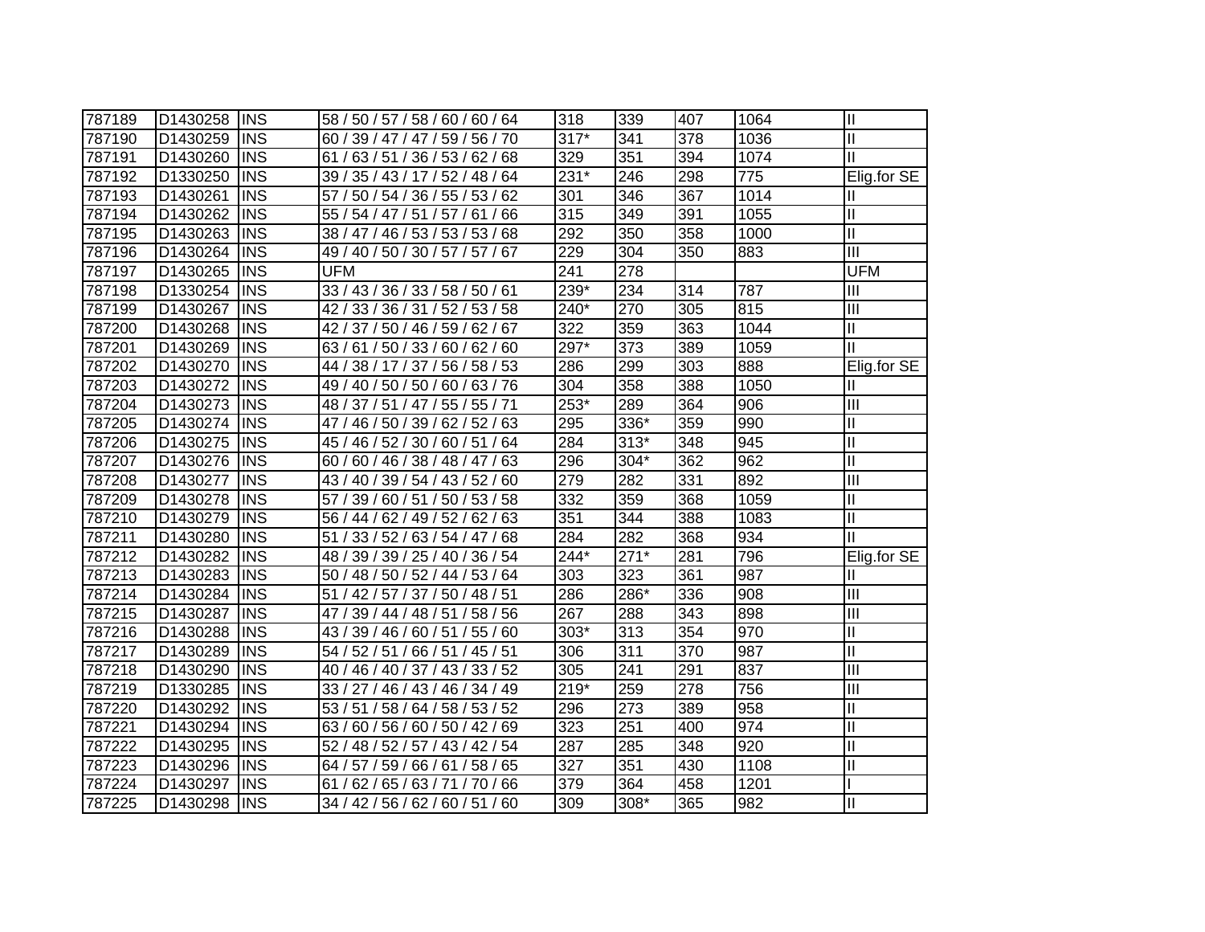| | | | | | | | | |
|---|---|---|---|---|---|---|---|---|
| 787189 | D1430258 | INS | 58 / 50 / 57 / 58 / 60 / 60 / 64 | 318 | 339 | 407 | 1064 | II |
| 787190 | D1430259 | INS | 60 / 39 / 47 / 47 / 59 / 56 / 70 | 317* | 341 | 378 | 1036 | II |
| 787191 | D1430260 | INS | 61 / 63 / 51 / 36 / 53 / 62 / 68 | 329 | 351 | 394 | 1074 | II |
| 787192 | D1330250 | INS | 39 / 35 / 43 / 17 / 52 / 48 / 64 | 231* | 246 | 298 | 775 | Elig.for SE |
| 787193 | D1430261 | INS | 57 / 50 / 54 / 36 / 55 / 53 / 62 | 301 | 346 | 367 | 1014 | II |
| 787194 | D1430262 | INS | 55 / 54 / 47 / 51 / 57 / 61 / 66 | 315 | 349 | 391 | 1055 | II |
| 787195 | D1430263 | INS | 38 / 47 / 46 / 53 / 53 / 53 / 68 | 292 | 350 | 358 | 1000 | II |
| 787196 | D1430264 | INS | 49 / 40 / 50 / 30 / 57 / 57 / 67 | 229 | 304 | 350 | 883 | III |
| 787197 | D1430265 | INS | UFM | 241 | 278 | | | UFM |
| 787198 | D1330254 | INS | 33 / 43 / 36 / 33 / 58 / 50 / 61 | 239* | 234 | 314 | 787 | III |
| 787199 | D1430267 | INS | 42 / 33 / 36 / 31 / 52 / 53 / 58 | 240* | 270 | 305 | 815 | III |
| 787200 | D1430268 | INS | 42 / 37 / 50 / 46 / 59 / 62 / 67 | 322 | 359 | 363 | 1044 | II |
| 787201 | D1430269 | INS | 63 / 61 / 50 / 33 / 60 / 62 / 60 | 297* | 373 | 389 | 1059 | II |
| 787202 | D1430270 | INS | 44 / 38 / 17 / 37 / 56 / 58 / 53 | 286 | 299 | 303 | 888 | Elig.for SE |
| 787203 | D1430272 | INS | 49 / 40 / 50 / 50 / 60 / 63 / 76 | 304 | 358 | 388 | 1050 | II |
| 787204 | D1430273 | INS | 48 / 37 / 51 / 47 / 55 / 55 / 71 | 253* | 289 | 364 | 906 | III |
| 787205 | D1430274 | INS | 47 / 46 / 50 / 39 / 62 / 52 / 63 | 295 | 336* | 359 | 990 | II |
| 787206 | D1430275 | INS | 45 / 46 / 52 / 30 / 60 / 51 / 64 | 284 | 313* | 348 | 945 | II |
| 787207 | D1430276 | INS | 60 / 60 / 46 / 38 / 48 / 47 / 63 | 296 | 304* | 362 | 962 | II |
| 787208 | D1430277 | INS | 43 / 40 / 39 / 54 / 43 / 52 / 60 | 279 | 282 | 331 | 892 | III |
| 787209 | D1430278 | INS | 57 / 39 / 60 / 51 / 50 / 53 / 58 | 332 | 359 | 368 | 1059 | II |
| 787210 | D1430279 | INS | 56 / 44 / 62 / 49 / 52 / 62 / 63 | 351 | 344 | 388 | 1083 | II |
| 787211 | D1430280 | INS | 51 / 33 / 52 / 63 / 54 / 47 / 68 | 284 | 282 | 368 | 934 | II |
| 787212 | D1430282 | INS | 48 / 39 / 39 / 25 / 40 / 36 / 54 | 244* | 271* | 281 | 796 | Elig.for SE |
| 787213 | D1430283 | INS | 50 / 48 / 50 / 52 / 44 / 53 / 64 | 303 | 323 | 361 | 987 | II |
| 787214 | D1430284 | INS | 51 / 42 / 57 / 37 / 50 / 48 / 51 | 286 | 286* | 336 | 908 | III |
| 787215 | D1430287 | INS | 47 / 39 / 44 / 48 / 51 / 58 / 56 | 267 | 288 | 343 | 898 | III |
| 787216 | D1430288 | INS | 43 / 39 / 46 / 60 / 51 / 55 / 60 | 303* | 313 | 354 | 970 | II |
| 787217 | D1430289 | INS | 54 / 52 / 51 / 66 / 51 / 45 / 51 | 306 | 311 | 370 | 987 | II |
| 787218 | D1430290 | INS | 40 / 46 / 40 / 37 / 43 / 33 / 52 | 305 | 241 | 291 | 837 | III |
| 787219 | D1330285 | INS | 33 / 27 / 46 / 43 / 46 / 34 / 49 | 219* | 259 | 278 | 756 | III |
| 787220 | D1430292 | INS | 53 / 51 / 58 / 64 / 58 / 53 / 52 | 296 | 273 | 389 | 958 | II |
| 787221 | D1430294 | INS | 63 / 60 / 56 / 60 / 50 / 42 / 69 | 323 | 251 | 400 | 974 | II |
| 787222 | D1430295 | INS | 52 / 48 / 52 / 57 / 43 / 42 / 54 | 287 | 285 | 348 | 920 | II |
| 787223 | D1430296 | INS | 64 / 57 / 59 / 66 / 61 / 58 / 65 | 327 | 351 | 430 | 1108 | II |
| 787224 | D1430297 | INS | 61 / 62 / 65 / 63 / 71 / 70 / 66 | 379 | 364 | 458 | 1201 | I |
| 787225 | D1430298 | INS | 34 / 42 / 56 / 62 / 60 / 51 / 60 | 309 | 308* | 365 | 982 | II |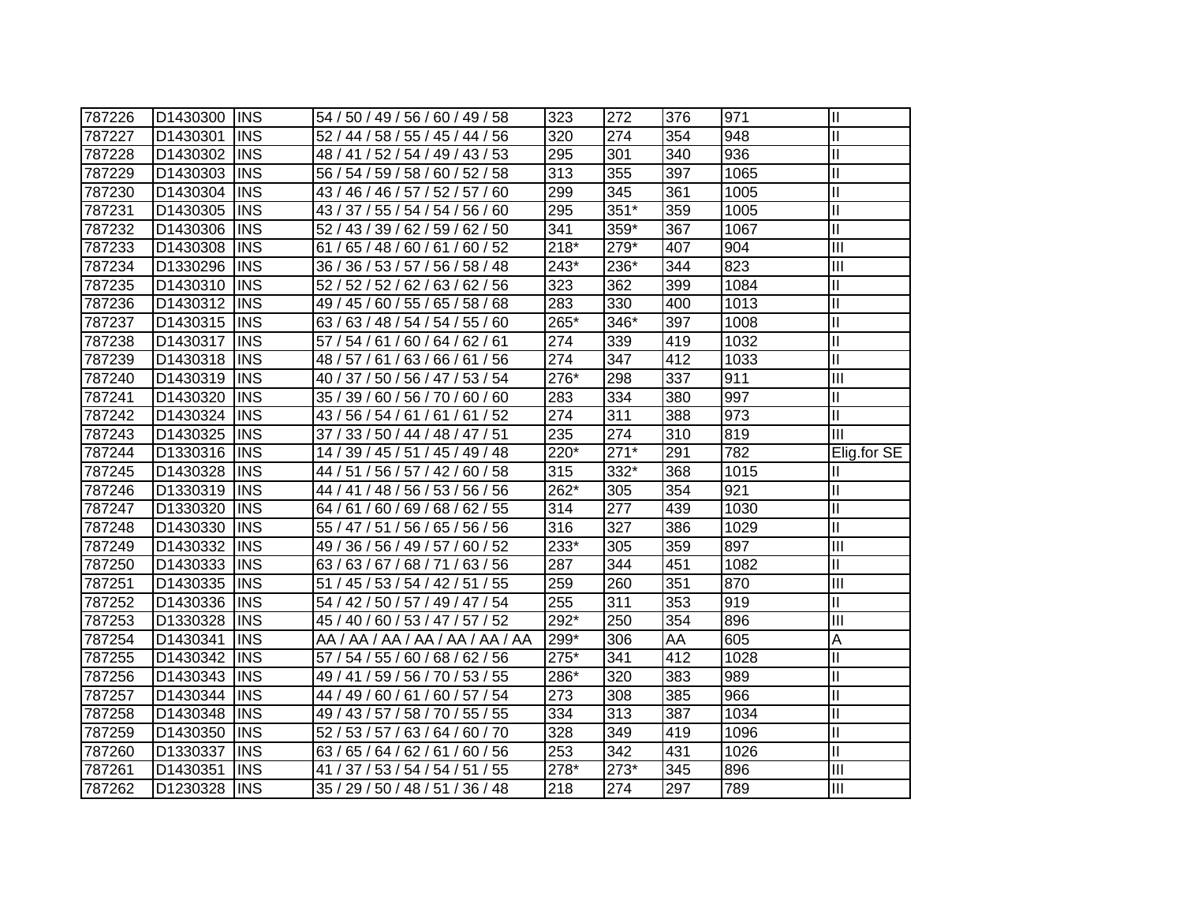| 787226 | D1430300 | INS | 54 / 50 / 49 / 56 / 60 / 49 / 58 | 323 | 272 | 376 | 971 | II |
|---|---|---|---|---|---|---|---|---|
| 787227 | D1430301 | INS | 52 / 44 / 58 / 55 / 45 / 44 / 56 | 320 | 274 | 354 | 948 | II |
| 787228 | D1430302 | INS | 48 / 41 / 52 / 54 / 49 / 43 / 53 | 295 | 301 | 340 | 936 | II |
| 787229 | D1430303 | INS | 56 / 54 / 59 / 58 / 60 / 52 / 58 | 313 | 355 | 397 | 1065 | II |
| 787230 | D1430304 | INS | 43 / 46 / 46 / 57 / 52 / 57 / 60 | 299 | 345 | 361 | 1005 | II |
| 787231 | D1430305 | INS | 43 / 37 / 55 / 54 / 54 / 56 / 60 | 295 | 351* | 359 | 1005 | II |
| 787232 | D1430306 | INS | 52 / 43 / 39 / 62 / 59 / 62 / 50 | 341 | 359* | 367 | 1067 | II |
| 787233 | D1430308 | INS | 61 / 65 / 48 / 60 / 61 / 60 / 52 | 218* | 279* | 407 | 904 | III |
| 787234 | D1330296 | INS | 36 / 36 / 53 / 57 / 56 / 58 / 48 | 243* | 236* | 344 | 823 | III |
| 787235 | D1430310 | INS | 52 / 52 / 52 / 62 / 63 / 62 / 56 | 323 | 362 | 399 | 1084 | II |
| 787236 | D1430312 | INS | 49 / 45 / 60 / 55 / 65 / 58 / 68 | 283 | 330 | 400 | 1013 | II |
| 787237 | D1430315 | INS | 63 / 63 / 48 / 54 / 54 / 55 / 60 | 265* | 346* | 397 | 1008 | II |
| 787238 | D1430317 | INS | 57 / 54 / 61 / 60 / 64 / 62 / 61 | 274 | 339 | 419 | 1032 | II |
| 787239 | D1430318 | INS | 48 / 57 / 61 / 63 / 66 / 61 / 56 | 274 | 347 | 412 | 1033 | II |
| 787240 | D1430319 | INS | 40 / 37 / 50 / 56 / 47 / 53 / 54 | 276* | 298 | 337 | 911 | III |
| 787241 | D1430320 | INS | 35 / 39 / 60 / 56 / 70 / 60 / 60 | 283 | 334 | 380 | 997 | II |
| 787242 | D1430324 | INS | 43 / 56 / 54 / 61 / 61 / 61 / 52 | 274 | 311 | 388 | 973 | II |
| 787243 | D1430325 | INS | 37 / 33 / 50 / 44 / 48 / 47 / 51 | 235 | 274 | 310 | 819 | III |
| 787244 | D1330316 | INS | 14 / 39 / 45 / 51 / 45 / 49 / 48 | 220* | 271* | 291 | 782 | Elig.for SE |
| 787245 | D1430328 | INS | 44 / 51 / 56 / 57 / 42 / 60 / 58 | 315 | 332* | 368 | 1015 | II |
| 787246 | D1330319 | INS | 44 / 41 / 48 / 56 / 53 / 56 / 56 | 262* | 305 | 354 | 921 | II |
| 787247 | D1330320 | INS | 64 / 61 / 60 / 69 / 68 / 62 / 55 | 314 | 277 | 439 | 1030 | II |
| 787248 | D1430330 | INS | 55 / 47 / 51 / 56 / 65 / 56 / 56 | 316 | 327 | 386 | 1029 | II |
| 787249 | D1430332 | INS | 49 / 36 / 56 / 49 / 57 / 60 / 52 | 233* | 305 | 359 | 897 | III |
| 787250 | D1430333 | INS | 63 / 63 / 67 / 68 / 71 / 63 / 56 | 287 | 344 | 451 | 1082 | II |
| 787251 | D1430335 | INS | 51 / 45 / 53 / 54 / 42 / 51 / 55 | 259 | 260 | 351 | 870 | III |
| 787252 | D1430336 | INS | 54 / 42 / 50 / 57 / 49 / 47 / 54 | 255 | 311 | 353 | 919 | II |
| 787253 | D1330328 | INS | 45 / 40 / 60 / 53 / 47 / 57 / 52 | 292* | 250 | 354 | 896 | III |
| 787254 | D1430341 | INS | AA / AA / AA / AA / AA / AA / AA | 299* | 306 | AA | 605 | A |
| 787255 | D1430342 | INS | 57 / 54 / 55 / 60 / 68 / 62 / 56 | 275* | 341 | 412 | 1028 | II |
| 787256 | D1430343 | INS | 49 / 41 / 59 / 56 / 70 / 53 / 55 | 286* | 320 | 383 | 989 | II |
| 787257 | D1430344 | INS | 44 / 49 / 60 / 61 / 60 / 57 / 54 | 273 | 308 | 385 | 966 | II |
| 787258 | D1430348 | INS | 49 / 43 / 57 / 58 / 70 / 55 / 55 | 334 | 313 | 387 | 1034 | II |
| 787259 | D1430350 | INS | 52 / 53 / 57 / 63 / 64 / 60 / 70 | 328 | 349 | 419 | 1096 | II |
| 787260 | D1330337 | INS | 63 / 65 / 64 / 62 / 61 / 60 / 56 | 253 | 342 | 431 | 1026 | II |
| 787261 | D1430351 | INS | 41 / 37 / 53 / 54 / 54 / 51 / 55 | 278* | 273* | 345 | 896 | III |
| 787262 | D1230328 | INS | 35 / 29 / 50 / 48 / 51 / 36 / 48 | 218 | 274 | 297 | 789 | III |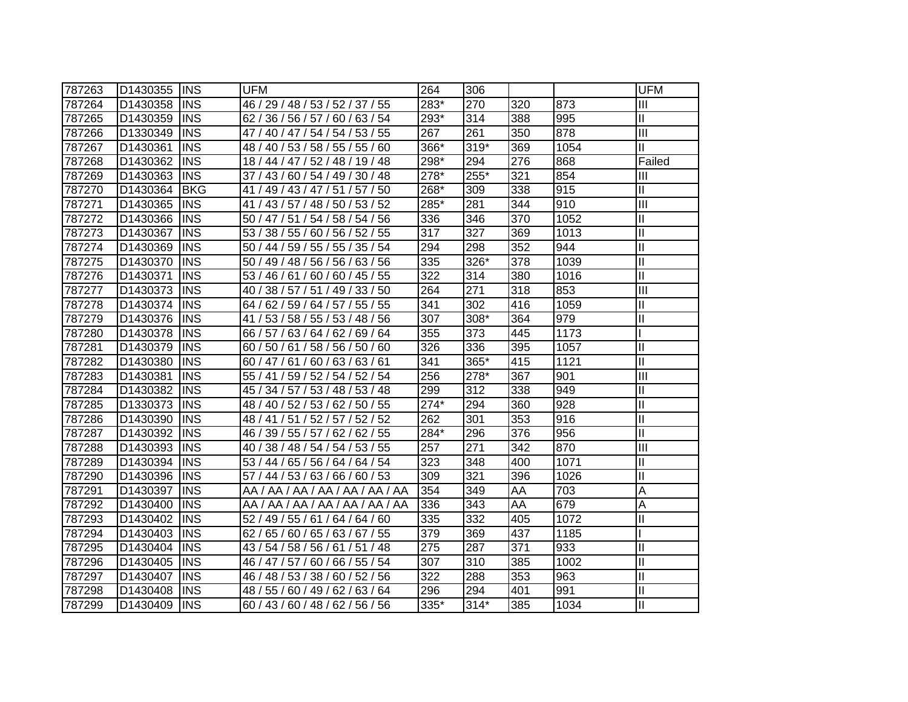| | | | | | | | | |
|---|---|---|---|---|---|---|---|---|
| 787263 | D1430355 | INS | UFM | 264 | 306 | | | UFM |
| 787264 | D1430358 | INS | 46 / 29 / 48 / 53 / 52 / 37 / 55 | 283* | 270 | 320 | 873 | III |
| 787265 | D1430359 | INS | 62 / 36 / 56 / 57 / 60 / 63 / 54 | 293* | 314 | 388 | 995 | II |
| 787266 | D1330349 | INS | 47 / 40 / 47 / 54 / 54 / 53 / 55 | 267 | 261 | 350 | 878 | III |
| 787267 | D1430361 | INS | 48 / 40 / 53 / 58 / 55 / 55 / 60 | 366* | 319* | 369 | 1054 | II |
| 787268 | D1430362 | INS | 18 / 44 / 47 / 52 / 48 / 19 / 48 | 298* | 294 | 276 | 868 | Failed |
| 787269 | D1430363 | INS | 37 / 43 / 60 / 54 / 49 / 30 / 48 | 278* | 255* | 321 | 854 | III |
| 787270 | D1430364 | BKG | 41 / 49 / 43 / 47 / 51 / 57 / 50 | 268* | 309 | 338 | 915 | II |
| 787271 | D1430365 | INS | 41 / 43 / 57 / 48 / 50 / 53 / 52 | 285* | 281 | 344 | 910 | III |
| 787272 | D1430366 | INS | 50 / 47 / 51 / 54 / 58 / 54 / 56 | 336 | 346 | 370 | 1052 | II |
| 787273 | D1430367 | INS | 53 / 38 / 55 / 60 / 56 / 52 / 55 | 317 | 327 | 369 | 1013 | II |
| 787274 | D1430369 | INS | 50 / 44 / 59 / 55 / 55 / 35 / 54 | 294 | 298 | 352 | 944 | II |
| 787275 | D1430370 | INS | 50 / 49 / 48 / 56 / 56 / 63 / 56 | 335 | 326* | 378 | 1039 | II |
| 787276 | D1430371 | INS | 53 / 46 / 61 / 60 / 60 / 45 / 55 | 322 | 314 | 380 | 1016 | II |
| 787277 | D1430373 | INS | 40 / 38 / 57 / 51 / 49 / 33 / 50 | 264 | 271 | 318 | 853 | III |
| 787278 | D1430374 | INS | 64 / 62 / 59 / 64 / 57 / 55 / 55 | 341 | 302 | 416 | 1059 | II |
| 787279 | D1430376 | INS | 41 / 53 / 58 / 55 / 53 / 48 / 56 | 307 | 308* | 364 | 979 | II |
| 787280 | D1430378 | INS | 66 / 57 / 63 / 64 / 62 / 69 / 64 | 355 | 373 | 445 | 1173 | I |
| 787281 | D1430379 | INS | 60 / 50 / 61 / 58 / 56 / 50 / 60 | 326 | 336 | 395 | 1057 | II |
| 787282 | D1430380 | INS | 60 / 47 / 61 / 60 / 63 / 63 / 61 | 341 | 365* | 415 | 1121 | II |
| 787283 | D1430381 | INS | 55 / 41 / 59 / 52 / 54 / 52 / 54 | 256 | 278* | 367 | 901 | III |
| 787284 | D1430382 | INS | 45 / 34 / 57 / 53 / 48 / 53 / 48 | 299 | 312 | 338 | 949 | II |
| 787285 | D1330373 | INS | 48 / 40 / 52 / 53 / 62 / 50 / 55 | 274* | 294 | 360 | 928 | II |
| 787286 | D1430390 | INS | 48 / 41 / 51 / 52 / 57 / 52 / 52 | 262 | 301 | 353 | 916 | II |
| 787287 | D1430392 | INS | 46 / 39 / 55 / 57 / 62 / 62 / 55 | 284* | 296 | 376 | 956 | II |
| 787288 | D1430393 | INS | 40 / 38 / 48 / 54 / 54 / 53 / 55 | 257 | 271 | 342 | 870 | III |
| 787289 | D1430394 | INS | 53 / 44 / 65 / 56 / 64 / 64 / 54 | 323 | 348 | 400 | 1071 | II |
| 787290 | D1430396 | INS | 57 / 44 / 53 / 63 / 66 / 60 / 53 | 309 | 321 | 396 | 1026 | II |
| 787291 | D1430397 | INS | AA / AA / AA / AA / AA / AA / AA | 354 | 349 | AA | 703 | A |
| 787292 | D1430400 | INS | AA / AA / AA / AA / AA / AA / AA | 336 | 343 | AA | 679 | A |
| 787293 | D1430402 | INS | 52 / 49 / 55 / 61 / 64 / 64 / 60 | 335 | 332 | 405 | 1072 | II |
| 787294 | D1430403 | INS | 62 / 65 / 60 / 65 / 63 / 67 / 55 | 379 | 369 | 437 | 1185 | I |
| 787295 | D1430404 | INS | 43 / 54 / 58 / 56 / 61 / 51 / 48 | 275 | 287 | 371 | 933 | II |
| 787296 | D1430405 | INS | 46 / 47 / 57 / 60 / 66 / 55 / 54 | 307 | 310 | 385 | 1002 | II |
| 787297 | D1430407 | INS | 46 / 48 / 53 / 38 / 60 / 52 / 56 | 322 | 288 | 353 | 963 | II |
| 787298 | D1430408 | INS | 48 / 55 / 60 / 49 / 62 / 63 / 64 | 296 | 294 | 401 | 991 | II |
| 787299 | D1430409 | INS | 60 / 43 / 60 / 48 / 62 / 56 / 56 | 335* | 314* | 385 | 1034 | II |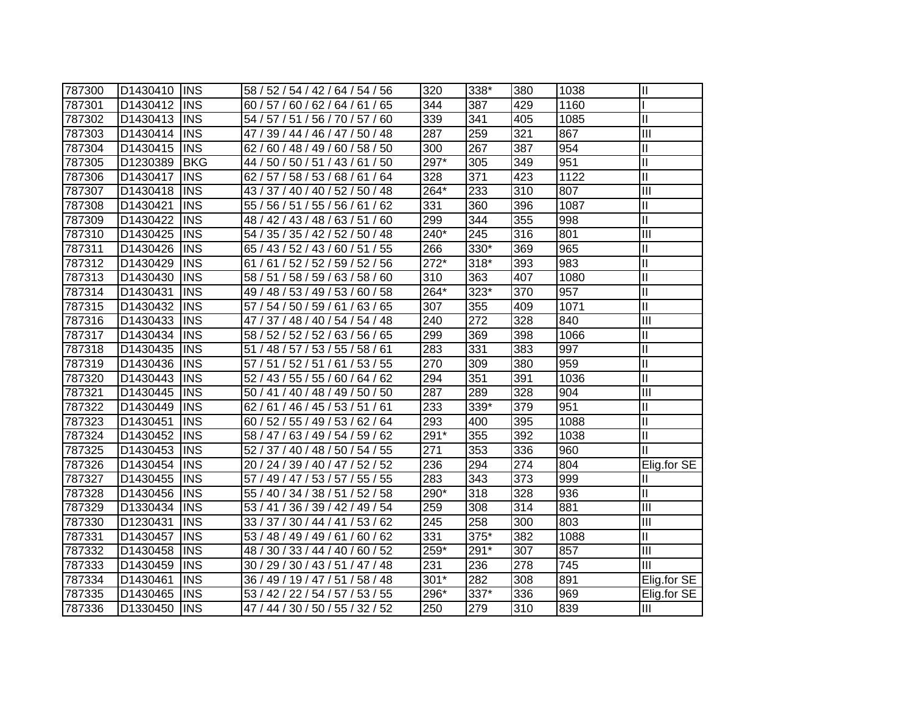| | | | | | | | | |
|---|---|---|---|---|---|---|---|---|
| 787300 | D1430410 | INS | 58 / 52 / 54 / 42 / 64 / 54 / 56 | 320 | 338* | 380 | 1038 | II |
| 787301 | D1430412 | INS | 60 / 57 / 60 / 62 / 64 / 61 / 65 | 344 | 387 | 429 | 1160 | I |
| 787302 | D1430413 | INS | 54 / 57 / 51 / 56 / 70 / 57 / 60 | 339 | 341 | 405 | 1085 | II |
| 787303 | D1430414 | INS | 47 / 39 / 44 / 46 / 47 / 50 / 48 | 287 | 259 | 321 | 867 | III |
| 787304 | D1430415 | INS | 62 / 60 / 48 / 49 / 60 / 58 / 50 | 300 | 267 | 387 | 954 | II |
| 787305 | D1230389 | BKG | 44 / 50 / 50 / 51 / 43 / 61 / 50 | 297* | 305 | 349 | 951 | II |
| 787306 | D1430417 | INS | 62 / 57 / 58 / 53 / 68 / 61 / 64 | 328 | 371 | 423 | 1122 | II |
| 787307 | D1430418 | INS | 43 / 37 / 40 / 40 / 52 / 50 / 48 | 264* | 233 | 310 | 807 | III |
| 787308 | D1430421 | INS | 55 / 56 / 51 / 55 / 56 / 61 / 62 | 331 | 360 | 396 | 1087 | II |
| 787309 | D1430422 | INS | 48 / 42 / 43 / 48 / 63 / 51 / 60 | 299 | 344 | 355 | 998 | II |
| 787310 | D1430425 | INS | 54 / 35 / 35 / 42 / 52 / 50 / 48 | 240* | 245 | 316 | 801 | III |
| 787311 | D1430426 | INS | 65 / 43 / 52 / 43 / 60 / 51 / 55 | 266 | 330* | 369 | 965 | II |
| 787312 | D1430429 | INS | 61 / 61 / 52 / 52 / 59 / 52 / 56 | 272* | 318* | 393 | 983 | II |
| 787313 | D1430430 | INS | 58 / 51 / 58 / 59 / 63 / 58 / 60 | 310 | 363 | 407 | 1080 | II |
| 787314 | D1430431 | INS | 49 / 48 / 53 / 49 / 53 / 60 / 58 | 264* | 323* | 370 | 957 | II |
| 787315 | D1430432 | INS | 57 / 54 / 50 / 59 / 61 / 63 / 65 | 307 | 355 | 409 | 1071 | II |
| 787316 | D1430433 | INS | 47 / 37 / 48 / 40 / 54 / 54 / 48 | 240 | 272 | 328 | 840 | III |
| 787317 | D1430434 | INS | 58 / 52 / 52 / 52 / 63 / 56 / 65 | 299 | 369 | 398 | 1066 | II |
| 787318 | D1430435 | INS | 51 / 48 / 57 / 53 / 55 / 58 / 61 | 283 | 331 | 383 | 997 | II |
| 787319 | D1430436 | INS | 57 / 51 / 52 / 51 / 61 / 53 / 55 | 270 | 309 | 380 | 959 | II |
| 787320 | D1430443 | INS | 52 / 43 / 55 / 55 / 60 / 64 / 62 | 294 | 351 | 391 | 1036 | II |
| 787321 | D1430445 | INS | 50 / 41 / 40 / 48 / 49 / 50 / 50 | 287 | 289 | 328 | 904 | III |
| 787322 | D1430449 | INS | 62 / 61 / 46 / 45 / 53 / 51 / 61 | 233 | 339* | 379 | 951 | II |
| 787323 | D1430451 | INS | 60 / 52 / 55 / 49 / 53 / 62 / 64 | 293 | 400 | 395 | 1088 | II |
| 787324 | D1430452 | INS | 58 / 47 / 63 / 49 / 54 / 59 / 62 | 291* | 355 | 392 | 1038 | II |
| 787325 | D1430453 | INS | 52 / 37 / 40 / 48 / 50 / 54 / 55 | 271 | 353 | 336 | 960 | II |
| 787326 | D1430454 | INS | 20 / 24 / 39 / 40 / 47 / 52 / 52 | 236 | 294 | 274 | 804 | Elig.for SE |
| 787327 | D1430455 | INS | 57 / 49 / 47 / 53 / 57 / 55 / 55 | 283 | 343 | 373 | 999 | II |
| 787328 | D1430456 | INS | 55 / 40 / 34 / 38 / 51 / 52 / 58 | 290* | 318 | 328 | 936 | II |
| 787329 | D1330434 | INS | 53 / 41 / 36 / 39 / 42 / 49 / 54 | 259 | 308 | 314 | 881 | III |
| 787330 | D1230431 | INS | 33 / 37 / 30 / 44 / 41 / 53 / 62 | 245 | 258 | 300 | 803 | III |
| 787331 | D1430457 | INS | 53 / 48 / 49 / 49 / 61 / 60 / 62 | 331 | 375* | 382 | 1088 | II |
| 787332 | D1430458 | INS | 48 / 30 / 33 / 44 / 40 / 60 / 52 | 259* | 291* | 307 | 857 | III |
| 787333 | D1430459 | INS | 30 / 29 / 30 / 43 / 51 / 47 / 48 | 231 | 236 | 278 | 745 | III |
| 787334 | D1430461 | INS | 36 / 49 / 19 / 47 / 51 / 58 / 48 | 301* | 282 | 308 | 891 | Elig.for SE |
| 787335 | D1430465 | INS | 53 / 42 / 22 / 54 / 57 / 53 / 55 | 296* | 337* | 336 | 969 | Elig.for SE |
| 787336 | D1330450 | INS | 47 / 44 / 30 / 50 / 55 / 32 / 52 | 250 | 279 | 310 | 839 | III |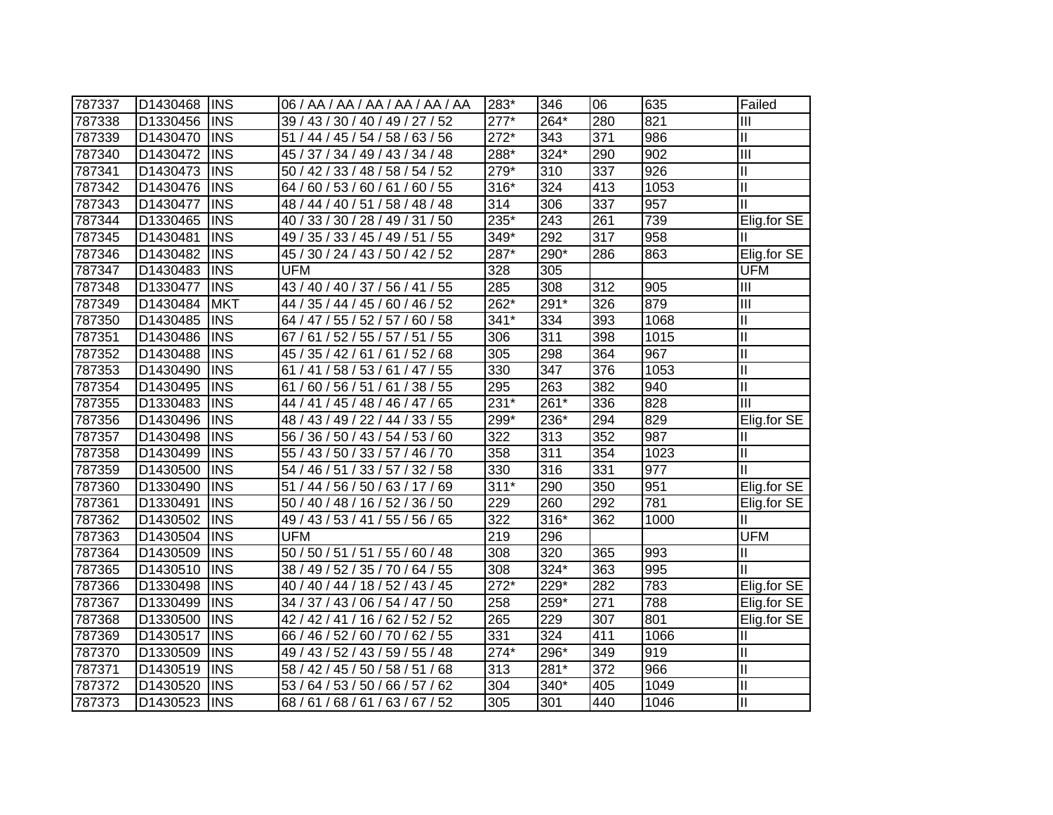| 787337 | D1430468 | INS | 06 / AA / AA / AA / AA / AA / AA | 283* | 346 | 06 | 635 | Failed |
|---|---|---|---|---|---|---|---|---|
| 787338 | D1330456 | INS | 39 / 43 / 30 / 40 / 49 / 27 / 52 | 277* | 264* | 280 | 821 | III |
| 787339 | D1430470 | INS | 51 / 44 / 45 / 54 / 58 / 63 / 56 | 272* | 343 | 371 | 986 | II |
| 787340 | D1430472 | INS | 45 / 37 / 34 / 49 / 43 / 34 / 48 | 288* | 324* | 290 | 902 | III |
| 787341 | D1430473 | INS | 50 / 42 / 33 / 48 / 58 / 54 / 52 | 279* | 310 | 337 | 926 | II |
| 787342 | D1430476 | INS | 64 / 60 / 53 / 60 / 61 / 60 / 55 | 316* | 324 | 413 | 1053 | II |
| 787343 | D1430477 | INS | 48 / 44 / 40 / 51 / 58 / 48 / 48 | 314 | 306 | 337 | 957 | II |
| 787344 | D1330465 | INS | 40 / 33 / 30 / 28 / 49 / 31 / 50 | 235* | 243 | 261 | 739 | Elig.for SE |
| 787345 | D1430481 | INS | 49 / 35 / 33 / 45 / 49 / 51 / 55 | 349* | 292 | 317 | 958 | II |
| 787346 | D1430482 | INS | 45 / 30 / 24 / 43 / 50 / 42 / 52 | 287* | 290* | 286 | 863 | Elig.for SE |
| 787347 | D1430483 | INS | UFM | 328 | 305 | | | UFM |
| 787348 | D1330477 | INS | 43 / 40 / 40 / 37 / 56 / 41 / 55 | 285 | 308 | 312 | 905 | III |
| 787349 | D1430484 | MKT | 44 / 35 / 44 / 45 / 60 / 46 / 52 | 262* | 291* | 326 | 879 | III |
| 787350 | D1430485 | INS | 64 / 47 / 55 / 52 / 57 / 60 / 58 | 341* | 334 | 393 | 1068 | II |
| 787351 | D1430486 | INS | 67 / 61 / 52 / 55 / 57 / 51 / 55 | 306 | 311 | 398 | 1015 | II |
| 787352 | D1430488 | INS | 45 / 35 / 42 / 61 / 61 / 52 / 68 | 305 | 298 | 364 | 967 | II |
| 787353 | D1430490 | INS | 61 / 41 / 58 / 53 / 61 / 47 / 55 | 330 | 347 | 376 | 1053 | II |
| 787354 | D1430495 | INS | 61 / 60 / 56 / 51 / 61 / 38 / 55 | 295 | 263 | 382 | 940 | II |
| 787355 | D1330483 | INS | 44 / 41 / 45 / 48 / 46 / 47 / 65 | 231* | 261* | 336 | 828 | III |
| 787356 | D1430496 | INS | 48 / 43 / 49 / 22 / 44 / 33 / 55 | 299* | 236* | 294 | 829 | Elig.for SE |
| 787357 | D1430498 | INS | 56 / 36 / 50 / 43 / 54 / 53 / 60 | 322 | 313 | 352 | 987 | II |
| 787358 | D1430499 | INS | 55 / 43 / 50 / 33 / 57 / 46 / 70 | 358 | 311 | 354 | 1023 | II |
| 787359 | D1430500 | INS | 54 / 46 / 51 / 33 / 57 / 32 / 58 | 330 | 316 | 331 | 977 | II |
| 787360 | D1330490 | INS | 51 / 44 / 56 / 50 / 63 / 17 / 69 | 311* | 290 | 350 | 951 | Elig.for SE |
| 787361 | D1330491 | INS | 50 / 40 / 48 / 16 / 52 / 36 / 50 | 229 | 260 | 292 | 781 | Elig.for SE |
| 787362 | D1430502 | INS | 49 / 43 / 53 / 41 / 55 / 56 / 65 | 322 | 316* | 362 | 1000 | II |
| 787363 | D1430504 | INS | UFM | 219 | 296 | | | UFM |
| 787364 | D1430509 | INS | 50 / 50 / 51 / 51 / 55 / 60 / 48 | 308 | 320 | 365 | 993 | II |
| 787365 | D1430510 | INS | 38 / 49 / 52 / 35 / 70 / 64 / 55 | 308 | 324* | 363 | 995 | II |
| 787366 | D1330498 | INS | 40 / 40 / 44 / 18 / 52 / 43 / 45 | 272* | 229* | 282 | 783 | Elig.for SE |
| 787367 | D1330499 | INS | 34 / 37 / 43 / 06 / 54 / 47 / 50 | 258 | 259* | 271 | 788 | Elig.for SE |
| 787368 | D1330500 | INS | 42 / 42 / 41 / 16 / 62 / 52 / 52 | 265 | 229 | 307 | 801 | Elig.for SE |
| 787369 | D1430517 | INS | 66 / 46 / 52 / 60 / 70 / 62 / 55 | 331 | 324 | 411 | 1066 | II |
| 787370 | D1330509 | INS | 49 / 43 / 52 / 43 / 59 / 55 / 48 | 274* | 296* | 349 | 919 | II |
| 787371 | D1430519 | INS | 58 / 42 / 45 / 50 / 58 / 51 / 68 | 313 | 281* | 372 | 966 | II |
| 787372 | D1430520 | INS | 53 / 64 / 53 / 50 / 66 / 57 / 62 | 304 | 340* | 405 | 1049 | II |
| 787373 | D1430523 | INS | 68 / 61 / 68 / 61 / 63 / 67 / 52 | 305 | 301 | 440 | 1046 | II |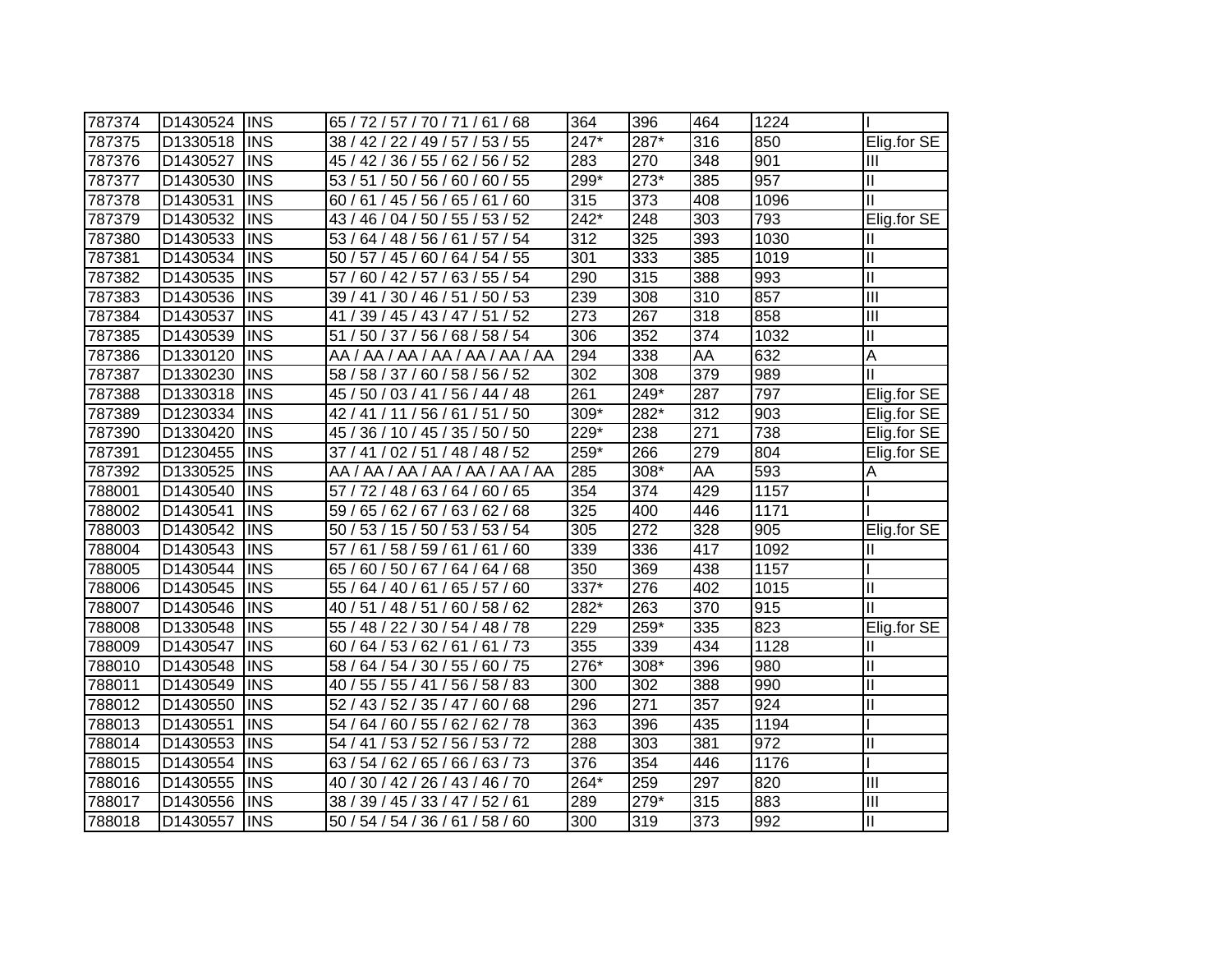| | | | | | | | | |
|---|---|---|---|---|---|---|---|---|
| 787374 | D1430524 | INS | 65 / 72 / 57 / 70 / 71 / 61 / 68 | 364 | 396 | 464 | 1224 | I |
| 787375 | D1330518 | INS | 38 / 42 / 22 / 49 / 57 / 53 / 55 | 247* | 287* | 316 | 850 | Elig.for SE |
| 787376 | D1430527 | INS | 45 / 42 / 36 / 55 / 62 / 56 / 52 | 283 | 270 | 348 | 901 | III |
| 787377 | D1430530 | INS | 53 / 51 / 50 / 56 / 60 / 60 / 55 | 299* | 273* | 385 | 957 | II |
| 787378 | D1430531 | INS | 60 / 61 / 45 / 56 / 65 / 61 / 60 | 315 | 373 | 408 | 1096 | II |
| 787379 | D1430532 | INS | 43 / 46 / 04 / 50 / 55 / 53 / 52 | 242* | 248 | 303 | 793 | Elig.for SE |
| 787380 | D1430533 | INS | 53 / 64 / 48 / 56 / 61 / 57 / 54 | 312 | 325 | 393 | 1030 | II |
| 787381 | D1430534 | INS | 50 / 57 / 45 / 60 / 64 / 54 / 55 | 301 | 333 | 385 | 1019 | II |
| 787382 | D1430535 | INS | 57 / 60 / 42 / 57 / 63 / 55 / 54 | 290 | 315 | 388 | 993 | II |
| 787383 | D1430536 | INS | 39 / 41 / 30 / 46 / 51 / 50 / 53 | 239 | 308 | 310 | 857 | III |
| 787384 | D1430537 | INS | 41 / 39 / 45 / 43 / 47 / 51 / 52 | 273 | 267 | 318 | 858 | III |
| 787385 | D1430539 | INS | 51 / 50 / 37 / 56 / 68 / 58 / 54 | 306 | 352 | 374 | 1032 | II |
| 787386 | D1330120 | INS | AA / AA / AA / AA / AA / AA / AA | 294 | 338 | AA | 632 | A |
| 787387 | D1330230 | INS | 58 / 58 / 37 / 60 / 58 / 56 / 52 | 302 | 308 | 379 | 989 | II |
| 787388 | D1330318 | INS | 45 / 50 / 03 / 41 / 56 / 44 / 48 | 261 | 249* | 287 | 797 | Elig.for SE |
| 787389 | D1230334 | INS | 42 / 41 / 11 / 56 / 61 / 51 / 50 | 309* | 282* | 312 | 903 | Elig.for SE |
| 787390 | D1330420 | INS | 45 / 36 / 10 / 45 / 35 / 50 / 50 | 229* | 238 | 271 | 738 | Elig.for SE |
| 787391 | D1230455 | INS | 37 / 41 / 02 / 51 / 48 / 48 / 52 | 259* | 266 | 279 | 804 | Elig.for SE |
| 787392 | D1330525 | INS | AA / AA / AA / AA / AA / AA / AA | 285 | 308* | AA | 593 | A |
| 788001 | D1430540 | INS | 57 / 72 / 48 / 63 / 64 / 60 / 65 | 354 | 374 | 429 | 1157 | I |
| 788002 | D1430541 | INS | 59 / 65 / 62 / 67 / 63 / 62 / 68 | 325 | 400 | 446 | 1171 | I |
| 788003 | D1430542 | INS | 50 / 53 / 15 / 50 / 53 / 53 / 54 | 305 | 272 | 328 | 905 | Elig.for SE |
| 788004 | D1430543 | INS | 57 / 61 / 58 / 59 / 61 / 61 / 60 | 339 | 336 | 417 | 1092 | II |
| 788005 | D1430544 | INS | 65 / 60 / 50 / 67 / 64 / 64 / 68 | 350 | 369 | 438 | 1157 | I |
| 788006 | D1430545 | INS | 55 / 64 / 40 / 61 / 65 / 57 / 60 | 337* | 276 | 402 | 1015 | II |
| 788007 | D1430546 | INS | 40 / 51 / 48 / 51 / 60 / 58 / 62 | 282* | 263 | 370 | 915 | II |
| 788008 | D1330548 | INS | 55 / 48 / 22 / 30 / 54 / 48 / 78 | 229 | 259* | 335 | 823 | Elig.for SE |
| 788009 | D1430547 | INS | 60 / 64 / 53 / 62 / 61 / 61 / 73 | 355 | 339 | 434 | 1128 | II |
| 788010 | D1430548 | INS | 58 / 64 / 54 / 30 / 55 / 60 / 75 | 276* | 308* | 396 | 980 | II |
| 788011 | D1430549 | INS | 40 / 55 / 55 / 41 / 56 / 58 / 83 | 300 | 302 | 388 | 990 | II |
| 788012 | D1430550 | INS | 52 / 43 / 52 / 35 / 47 / 60 / 68 | 296 | 271 | 357 | 924 | II |
| 788013 | D1430551 | INS | 54 / 64 / 60 / 55 / 62 / 62 / 78 | 363 | 396 | 435 | 1194 | I |
| 788014 | D1430553 | INS | 54 / 41 / 53 / 52 / 56 / 53 / 72 | 288 | 303 | 381 | 972 | II |
| 788015 | D1430554 | INS | 63 / 54 / 62 / 65 / 66 / 63 / 73 | 376 | 354 | 446 | 1176 | I |
| 788016 | D1430555 | INS | 40 / 30 / 42 / 26 / 43 / 46 / 70 | 264* | 259 | 297 | 820 | III |
| 788017 | D1430556 | INS | 38 / 39 / 45 / 33 / 47 / 52 / 61 | 289 | 279* | 315 | 883 | III |
| 788018 | D1430557 | INS | 50 / 54 / 54 / 36 / 61 / 58 / 60 | 300 | 319 | 373 | 992 | II |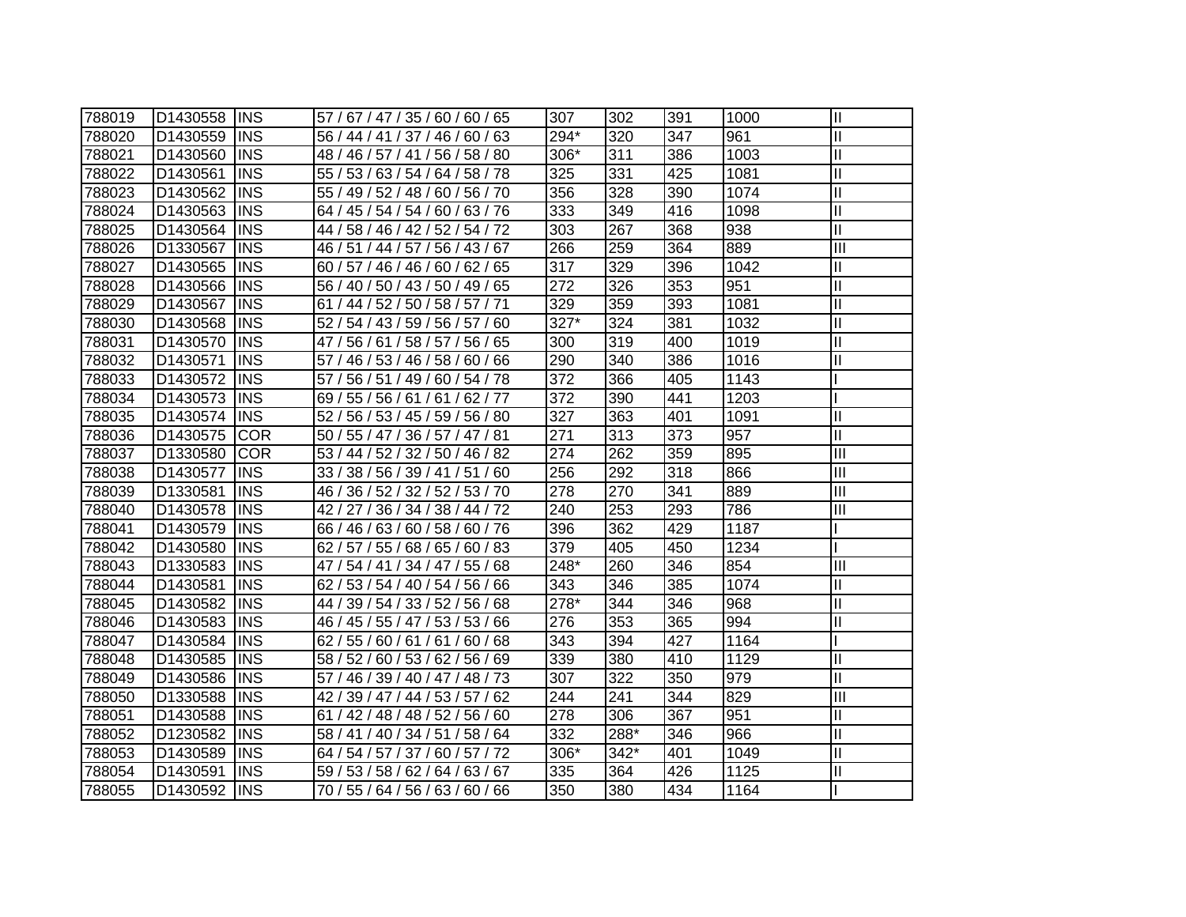| | | | | | | | | |
|---|---|---|---|---|---|---|---|---|
| 788019 | D1430558 | INS | 57 / 67 / 47 / 35 / 60 / 60 / 65 | 307 | 302 | 391 | 1000 | II |
| 788020 | D1430559 | INS | 56 / 44 / 41 / 37 / 46 / 60 / 63 | 294* | 320 | 347 | 961 | II |
| 788021 | D1430560 | INS | 48 / 46 / 57 / 41 / 56 / 58 / 80 | 306* | 311 | 386 | 1003 | II |
| 788022 | D1430561 | INS | 55 / 53 / 63 / 54 / 64 / 58 / 78 | 325 | 331 | 425 | 1081 | II |
| 788023 | D1430562 | INS | 55 / 49 / 52 / 48 / 60 / 56 / 70 | 356 | 328 | 390 | 1074 | II |
| 788024 | D1430563 | INS | 64 / 45 / 54 / 54 / 60 / 63 / 76 | 333 | 349 | 416 | 1098 | II |
| 788025 | D1430564 | INS | 44 / 58 / 46 / 42 / 52 / 54 / 72 | 303 | 267 | 368 | 938 | II |
| 788026 | D1330567 | INS | 46 / 51 / 44 / 57 / 56 / 43 / 67 | 266 | 259 | 364 | 889 | III |
| 788027 | D1430565 | INS | 60 / 57 / 46 / 46 / 60 / 62 / 65 | 317 | 329 | 396 | 1042 | II |
| 788028 | D1430566 | INS | 56 / 40 / 50 / 43 / 50 / 49 / 65 | 272 | 326 | 353 | 951 | II |
| 788029 | D1430567 | INS | 61 / 44 / 52 / 50 / 58 / 57 / 71 | 329 | 359 | 393 | 1081 | II |
| 788030 | D1430568 | INS | 52 / 54 / 43 / 59 / 56 / 57 / 60 | 327* | 324 | 381 | 1032 | II |
| 788031 | D1430570 | INS | 47 / 56 / 61 / 58 / 57 / 56 / 65 | 300 | 319 | 400 | 1019 | II |
| 788032 | D1430571 | INS | 57 / 46 / 53 / 46 / 58 / 60 / 66 | 290 | 340 | 386 | 1016 | II |
| 788033 | D1430572 | INS | 57 / 56 / 51 / 49 / 60 / 54 / 78 | 372 | 366 | 405 | 1143 | I |
| 788034 | D1430573 | INS | 69 / 55 / 56 / 61 / 61 / 62 / 77 | 372 | 390 | 441 | 1203 | I |
| 788035 | D1430574 | INS | 52 / 56 / 53 / 45 / 59 / 56 / 80 | 327 | 363 | 401 | 1091 | II |
| 788036 | D1430575 | COR | 50 / 55 / 47 / 36 / 57 / 47 / 81 | 271 | 313 | 373 | 957 | II |
| 788037 | D1330580 | COR | 53 / 44 / 52 / 32 / 50 / 46 / 82 | 274 | 262 | 359 | 895 | III |
| 788038 | D1430577 | INS | 33 / 38 / 56 / 39 / 41 / 51 / 60 | 256 | 292 | 318 | 866 | III |
| 788039 | D1330581 | INS | 46 / 36 / 52 / 32 / 52 / 53 / 70 | 278 | 270 | 341 | 889 | III |
| 788040 | D1430578 | INS | 42 / 27 / 36 / 34 / 38 / 44 / 72 | 240 | 253 | 293 | 786 | III |
| 788041 | D1430579 | INS | 66 / 46 / 63 / 60 / 58 / 60 / 76 | 396 | 362 | 429 | 1187 | I |
| 788042 | D1430580 | INS | 62 / 57 / 55 / 68 / 65 / 60 / 83 | 379 | 405 | 450 | 1234 | I |
| 788043 | D1330583 | INS | 47 / 54 / 41 / 34 / 47 / 55 / 68 | 248* | 260 | 346 | 854 | III |
| 788044 | D1430581 | INS | 62 / 53 / 54 / 40 / 54 / 56 / 66 | 343 | 346 | 385 | 1074 | II |
| 788045 | D1430582 | INS | 44 / 39 / 54 / 33 / 52 / 56 / 68 | 278* | 344 | 346 | 968 | II |
| 788046 | D1430583 | INS | 46 / 45 / 55 / 47 / 53 / 53 / 66 | 276 | 353 | 365 | 994 | II |
| 788047 | D1430584 | INS | 62 / 55 / 60 / 61 / 61 / 60 / 68 | 343 | 394 | 427 | 1164 | I |
| 788048 | D1430585 | INS | 58 / 52 / 60 / 53 / 62 / 56 / 69 | 339 | 380 | 410 | 1129 | II |
| 788049 | D1430586 | INS | 57 / 46 / 39 / 40 / 47 / 48 / 73 | 307 | 322 | 350 | 979 | II |
| 788050 | D1330588 | INS | 42 / 39 / 47 / 44 / 53 / 57 / 62 | 244 | 241 | 344 | 829 | III |
| 788051 | D1430588 | INS | 61 / 42 / 48 / 48 / 52 / 56 / 60 | 278 | 306 | 367 | 951 | II |
| 788052 | D1230582 | INS | 58 / 41 / 40 / 34 / 51 / 58 / 64 | 332 | 288* | 346 | 966 | II |
| 788053 | D1430589 | INS | 64 / 54 / 57 / 37 / 60 / 57 / 72 | 306* | 342* | 401 | 1049 | II |
| 788054 | D1430591 | INS | 59 / 53 / 58 / 62 / 64 / 63 / 67 | 335 | 364 | 426 | 1125 | II |
| 788055 | D1430592 | INS | 70 / 55 / 64 / 56 / 63 / 60 / 66 | 350 | 380 | 434 | 1164 | I |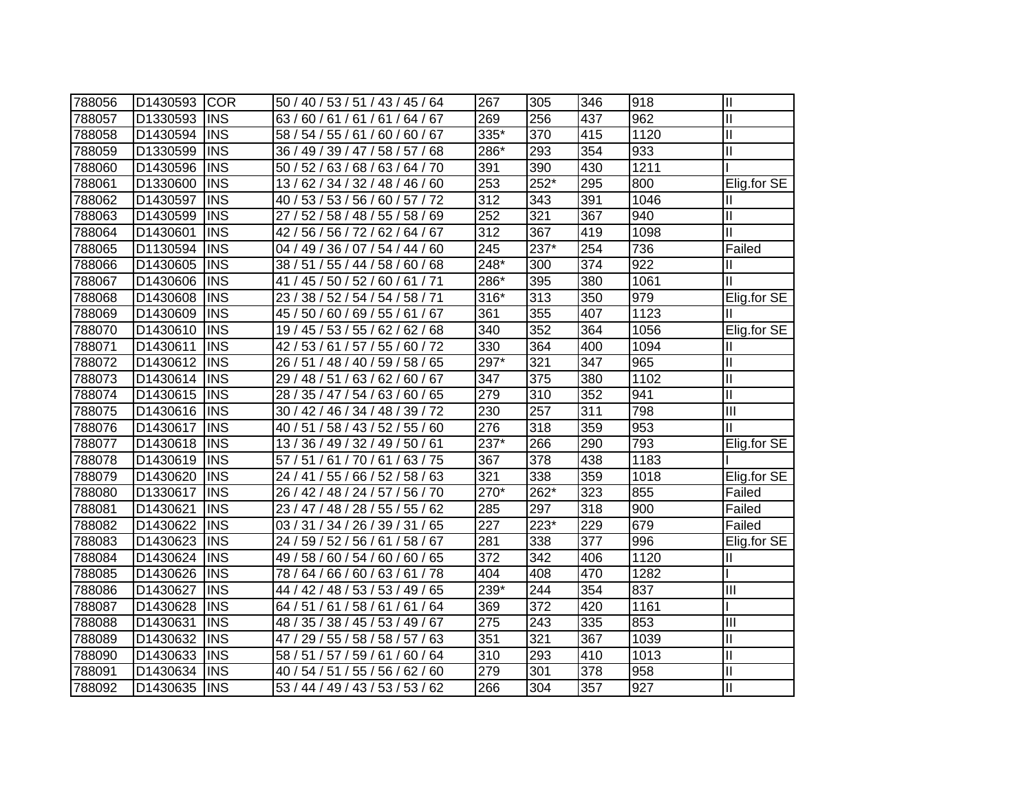| | | | | | | | | |
|---|---|---|---|---|---|---|---|---|
| 788056 | D1430593 | COR | 50 / 40 / 53 / 51 / 43 / 45 / 64 | 267 | 305 | 346 | 918 | II |
| 788057 | D1330593 | INS | 63 / 60 / 61 / 61 / 61 / 64 / 67 | 269 | 256 | 437 | 962 | II |
| 788058 | D1430594 | INS | 58 / 54 / 55 / 61 / 60 / 60 / 67 | 335* | 370 | 415 | 1120 | II |
| 788059 | D1330599 | INS | 36 / 49 / 39 / 47 / 58 / 57 / 68 | 286* | 293 | 354 | 933 | II |
| 788060 | D1430596 | INS | 50 / 52 / 63 / 68 / 63 / 64 / 70 | 391 | 390 | 430 | 1211 | I |
| 788061 | D1330600 | INS | 13 / 62 / 34 / 32 / 48 / 46 / 60 | 253 | 252* | 295 | 800 | Elig.for SE |
| 788062 | D1430597 | INS | 40 / 53 / 53 / 56 / 60 / 57 / 72 | 312 | 343 | 391 | 1046 | II |
| 788063 | D1430599 | INS | 27 / 52 / 58 / 48 / 55 / 58 / 69 | 252 | 321 | 367 | 940 | II |
| 788064 | D1430601 | INS | 42 / 56 / 56 / 72 / 62 / 64 / 67 | 312 | 367 | 419 | 1098 | II |
| 788065 | D1130594 | INS | 04 / 49 / 36 / 07 / 54 / 44 / 60 | 245 | 237* | 254 | 736 | Failed |
| 788066 | D1430605 | INS | 38 / 51 / 55 / 44 / 58 / 60 / 68 | 248* | 300 | 374 | 922 | II |
| 788067 | D1430606 | INS | 41 / 45 / 50 / 52 / 60 / 61 / 71 | 286* | 395 | 380 | 1061 | II |
| 788068 | D1430608 | INS | 23 / 38 / 52 / 54 / 54 / 58 / 71 | 316* | 313 | 350 | 979 | Elig.for SE |
| 788069 | D1430609 | INS | 45 / 50 / 60 / 69 / 55 / 61 / 67 | 361 | 355 | 407 | 1123 | II |
| 788070 | D1430610 | INS | 19 / 45 / 53 / 55 / 62 / 62 / 68 | 340 | 352 | 364 | 1056 | Elig.for SE |
| 788071 | D1430611 | INS | 42 / 53 / 61 / 57 / 55 / 60 / 72 | 330 | 364 | 400 | 1094 | II |
| 788072 | D1430612 | INS | 26 / 51 / 48 / 40 / 59 / 58 / 65 | 297* | 321 | 347 | 965 | II |
| 788073 | D1430614 | INS | 29 / 48 / 51 / 63 / 62 / 60 / 67 | 347 | 375 | 380 | 1102 | II |
| 788074 | D1430615 | INS | 28 / 35 / 47 / 54 / 63 / 60 / 65 | 279 | 310 | 352 | 941 | II |
| 788075 | D1430616 | INS | 30 / 42 / 46 / 34 / 48 / 39 / 72 | 230 | 257 | 311 | 798 | III |
| 788076 | D1430617 | INS | 40 / 51 / 58 / 43 / 52 / 55 / 60 | 276 | 318 | 359 | 953 | II |
| 788077 | D1430618 | INS | 13 / 36 / 49 / 32 / 49 / 50 / 61 | 237* | 266 | 290 | 793 | Elig.for SE |
| 788078 | D1430619 | INS | 57 / 51 / 61 / 70 / 61 / 63 / 75 | 367 | 378 | 438 | 1183 | I |
| 788079 | D1430620 | INS | 24 / 41 / 55 / 66 / 52 / 58 / 63 | 321 | 338 | 359 | 1018 | Elig.for SE |
| 788080 | D1330617 | INS | 26 / 42 / 48 / 24 / 57 / 56 / 70 | 270* | 262* | 323 | 855 | Failed |
| 788081 | D1430621 | INS | 23 / 47 / 48 / 28 / 55 / 55 / 62 | 285 | 297 | 318 | 900 | Failed |
| 788082 | D1430622 | INS | 03 / 31 / 34 / 26 / 39 / 31 / 65 | 227 | 223* | 229 | 679 | Failed |
| 788083 | D1430623 | INS | 24 / 59 / 52 / 56 / 61 / 58 / 67 | 281 | 338 | 377 | 996 | Elig.for SE |
| 788084 | D1430624 | INS | 49 / 58 / 60 / 54 / 60 / 60 / 65 | 372 | 342 | 406 | 1120 | II |
| 788085 | D1430626 | INS | 78 / 64 / 66 / 60 / 63 / 61 / 78 | 404 | 408 | 470 | 1282 | I |
| 788086 | D1430627 | INS | 44 / 42 / 48 / 53 / 53 / 49 / 65 | 239* | 244 | 354 | 837 | III |
| 788087 | D1430628 | INS | 64 / 51 / 61 / 58 / 61 / 61 / 64 | 369 | 372 | 420 | 1161 | I |
| 788088 | D1430631 | INS | 48 / 35 / 38 / 45 / 53 / 49 / 67 | 275 | 243 | 335 | 853 | III |
| 788089 | D1430632 | INS | 47 / 29 / 55 / 58 / 58 / 57 / 63 | 351 | 321 | 367 | 1039 | II |
| 788090 | D1430633 | INS | 58 / 51 / 57 / 59 / 61 / 60 / 64 | 310 | 293 | 410 | 1013 | II |
| 788091 | D1430634 | INS | 40 / 54 / 51 / 55 / 56 / 62 / 60 | 279 | 301 | 378 | 958 | II |
| 788092 | D1430635 | INS | 53 / 44 / 49 / 43 / 53 / 53 / 62 | 266 | 304 | 357 | 927 | II |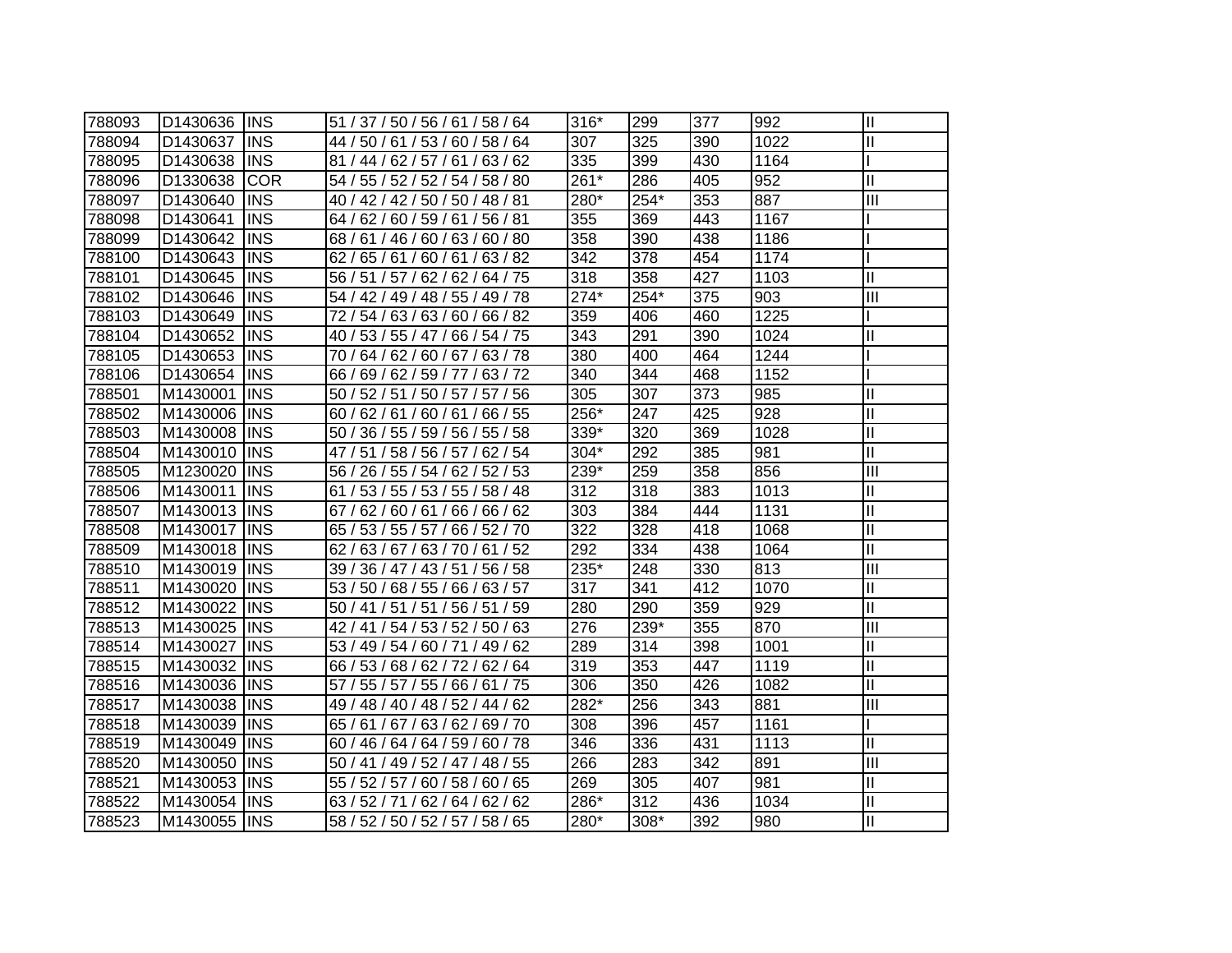| 788093 | D1430636 | INS | 51 / 37 / 50 / 56 / 61 / 58 / 64 | 316* | 299 | 377 | 992 | II |
|---|---|---|---|---|---|---|---|---|
| 788094 | D1430637 | INS | 44 / 50 / 61 / 53 / 60 / 58 / 64 | 307 | 325 | 390 | 1022 | II |
| 788095 | D1430638 | INS | 81 / 44 / 62 / 57 / 61 / 63 / 62 | 335 | 399 | 430 | 1164 | I |
| 788096 | D1330638 | COR | 54 / 55 / 52 / 52 / 54 / 58 / 80 | 261* | 286 | 405 | 952 | II |
| 788097 | D1430640 | INS | 40 / 42 / 42 / 50 / 50 / 48 / 81 | 280* | 254* | 353 | 887 | III |
| 788098 | D1430641 | INS | 64 / 62 / 60 / 59 / 61 / 56 / 81 | 355 | 369 | 443 | 1167 | I |
| 788099 | D1430642 | INS | 68 / 61 / 46 / 60 / 63 / 60 / 80 | 358 | 390 | 438 | 1186 | I |
| 788100 | D1430643 | INS | 62 / 65 / 61 / 60 / 61 / 63 / 82 | 342 | 378 | 454 | 1174 | I |
| 788101 | D1430645 | INS | 56 / 51 / 57 / 62 / 62 / 64 / 75 | 318 | 358 | 427 | 1103 | II |
| 788102 | D1430646 | INS | 54 / 42 / 49 / 48 / 55 / 49 / 78 | 274* | 254* | 375 | 903 | III |
| 788103 | D1430649 | INS | 72 / 54 / 63 / 63 / 60 / 66 / 82 | 359 | 406 | 460 | 1225 | I |
| 788104 | D1430652 | INS | 40 / 53 / 55 / 47 / 66 / 54 / 75 | 343 | 291 | 390 | 1024 | II |
| 788105 | D1430653 | INS | 70 / 64 / 62 / 60 / 67 / 63 / 78 | 380 | 400 | 464 | 1244 | I |
| 788106 | D1430654 | INS | 66 / 69 / 62 / 59 / 77 / 63 / 72 | 340 | 344 | 468 | 1152 | I |
| 788501 | M1430001 | INS | 50 / 52 / 51 / 50 / 57 / 57 / 56 | 305 | 307 | 373 | 985 | II |
| 788502 | M1430006 | INS | 60 / 62 / 61 / 60 / 61 / 66 / 55 | 256* | 247 | 425 | 928 | II |
| 788503 | M1430008 | INS | 50 / 36 / 55 / 59 / 56 / 55 / 58 | 339* | 320 | 369 | 1028 | II |
| 788504 | M1430010 | INS | 47 / 51 / 58 / 56 / 57 / 62 / 54 | 304* | 292 | 385 | 981 | II |
| 788505 | M1230020 | INS | 56 / 26 / 55 / 54 / 62 / 52 / 53 | 239* | 259 | 358 | 856 | III |
| 788506 | M1430011 | INS | 61 / 53 / 55 / 53 / 55 / 58 / 48 | 312 | 318 | 383 | 1013 | II |
| 788507 | M1430013 | INS | 67 / 62 / 60 / 61 / 66 / 66 / 62 | 303 | 384 | 444 | 1131 | II |
| 788508 | M1430017 | INS | 65 / 53 / 55 / 57 / 66 / 52 / 70 | 322 | 328 | 418 | 1068 | II |
| 788509 | M1430018 | INS | 62 / 63 / 67 / 63 / 70 / 61 / 52 | 292 | 334 | 438 | 1064 | II |
| 788510 | M1430019 | INS | 39 / 36 / 47 / 43 / 51 / 56 / 58 | 235* | 248 | 330 | 813 | III |
| 788511 | M1430020 | INS | 53 / 50 / 68 / 55 / 66 / 63 / 57 | 317 | 341 | 412 | 1070 | II |
| 788512 | M1430022 | INS | 50 / 41 / 51 / 51 / 56 / 51 / 59 | 280 | 290 | 359 | 929 | II |
| 788513 | M1430025 | INS | 42 / 41 / 54 / 53 / 52 / 50 / 63 | 276 | 239* | 355 | 870 | III |
| 788514 | M1430027 | INS | 53 / 49 / 54 / 60 / 71 / 49 / 62 | 289 | 314 | 398 | 1001 | II |
| 788515 | M1430032 | INS | 66 / 53 / 68 / 62 / 72 / 62 / 64 | 319 | 353 | 447 | 1119 | II |
| 788516 | M1430036 | INS | 57 / 55 / 57 / 55 / 66 / 61 / 75 | 306 | 350 | 426 | 1082 | II |
| 788517 | M1430038 | INS | 49 / 48 / 40 / 48 / 52 / 44 / 62 | 282* | 256 | 343 | 881 | III |
| 788518 | M1430039 | INS | 65 / 61 / 67 / 63 / 62 / 69 / 70 | 308 | 396 | 457 | 1161 | I |
| 788519 | M1430049 | INS | 60 / 46 / 64 / 64 / 59 / 60 / 78 | 346 | 336 | 431 | 1113 | II |
| 788520 | M1430050 | INS | 50 / 41 / 49 / 52 / 47 / 48 / 55 | 266 | 283 | 342 | 891 | III |
| 788521 | M1430053 | INS | 55 / 52 / 57 / 60 / 58 / 60 / 65 | 269 | 305 | 407 | 981 | II |
| 788522 | M1430054 | INS | 63 / 52 / 71 / 62 / 64 / 62 / 62 | 286* | 312 | 436 | 1034 | II |
| 788523 | M1430055 | INS | 58 / 52 / 50 / 52 / 57 / 58 / 65 | 280* | 308* | 392 | 980 | II |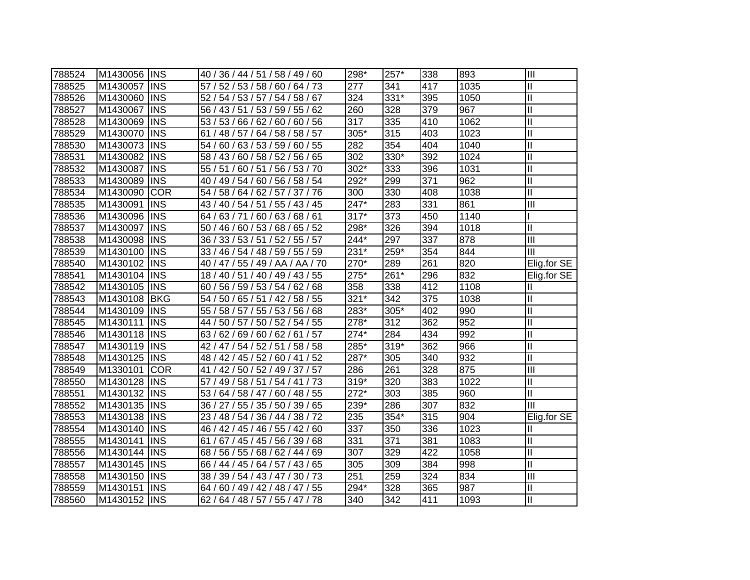| | | | | | | | | |
|---|---|---|---|---|---|---|---|---|
| 788524 | M1430056 | INS | 40 / 36 / 44 / 51 / 58 / 49 / 60 | 298* | 257* | 338 | 893 | III |
| 788525 | M1430057 | INS | 57 / 52 / 53 / 58 / 60 / 64 / 73 | 277 | 341 | 417 | 1035 | II |
| 788526 | M1430060 | INS | 52 / 54 / 53 / 57 / 54 / 58 / 67 | 324 | 331* | 395 | 1050 | II |
| 788527 | M1430067 | INS | 56 / 43 / 51 / 53 / 59 / 55 / 62 | 260 | 328 | 379 | 967 | II |
| 788528 | M1430069 | INS | 53 / 53 / 66 / 62 / 60 / 60 / 56 | 317 | 335 | 410 | 1062 | II |
| 788529 | M1430070 | INS | 61 / 48 / 57 / 64 / 58 / 58 / 57 | 305* | 315 | 403 | 1023 | II |
| 788530 | M1430073 | INS | 54 / 60 / 63 / 53 / 59 / 60 / 55 | 282 | 354 | 404 | 1040 | II |
| 788531 | M1430082 | INS | 58 / 43 / 60 / 58 / 52 / 56 / 65 | 302 | 330* | 392 | 1024 | II |
| 788532 | M1430087 | INS | 55 / 51 / 60 / 51 / 56 / 53 / 70 | 302* | 333 | 396 | 1031 | II |
| 788533 | M1430089 | INS | 40 / 49 / 54 / 60 / 56 / 58 / 54 | 292* | 299 | 371 | 962 | II |
| 788534 | M1430090 | COR | 54 / 58 / 64 / 62 / 57 / 37 / 76 | 300 | 330 | 408 | 1038 | II |
| 788535 | M1430091 | INS | 43 / 40 / 54 / 51 / 55 / 43 / 45 | 247* | 283 | 331 | 861 | III |
| 788536 | M1430096 | INS | 64 / 63 / 71 / 60 / 63 / 68 / 61 | 317* | 373 | 450 | 1140 | I |
| 788537 | M1430097 | INS | 50 / 46 / 60 / 53 / 68 / 65 / 52 | 298* | 326 | 394 | 1018 | II |
| 788538 | M1430098 | INS | 36 / 33 / 53 / 51 / 52 / 55 / 57 | 244* | 297 | 337 | 878 | III |
| 788539 | M1430100 | INS | 33 / 46 / 54 / 48 / 59 / 55 / 59 | 231* | 259* | 354 | 844 | III |
| 788540 | M1430102 | INS | 40 / 47 / 55 / 49 / AA / AA / 70 | 270* | 289 | 261 | 820 | Elig.for SE |
| 788541 | M1430104 | INS | 18 / 40 / 51 / 40 / 49 / 43 / 55 | 275* | 261* | 296 | 832 | Elig.for SE |
| 788542 | M1430105 | INS | 60 / 56 / 59 / 53 / 54 / 62 / 68 | 358 | 338 | 412 | 1108 | II |
| 788543 | M1430108 | BKG | 54 / 50 / 65 / 51 / 42 / 58 / 55 | 321* | 342 | 375 | 1038 | II |
| 788544 | M1430109 | INS | 55 / 58 / 57 / 55 / 53 / 56 / 68 | 283* | 305* | 402 | 990 | II |
| 788545 | M1430111 | INS | 44 / 50 / 57 / 50 / 52 / 54 / 55 | 278* | 312 | 362 | 952 | II |
| 788546 | M1430118 | INS | 63 / 62 / 69 / 60 / 62 / 61 / 57 | 274* | 284 | 434 | 992 | II |
| 788547 | M1430119 | INS | 42 / 47 / 54 / 52 / 51 / 58 / 58 | 285* | 319* | 362 | 966 | II |
| 788548 | M1430125 | INS | 48 / 42 / 45 / 52 / 60 / 41 / 52 | 287* | 305 | 340 | 932 | II |
| 788549 | M1330101 | COR | 41 / 42 / 50 / 52 / 49 / 37 / 57 | 286 | 261 | 328 | 875 | III |
| 788550 | M1430128 | INS | 57 / 49 / 58 / 51 / 54 / 41 / 73 | 319* | 320 | 383 | 1022 | II |
| 788551 | M1430132 | INS | 53 / 64 / 58 / 47 / 60 / 48 / 55 | 272* | 303 | 385 | 960 | II |
| 788552 | M1430135 | INS | 36 / 27 / 55 / 35 / 50 / 39 / 65 | 239* | 286 | 307 | 832 | III |
| 788553 | M1430138 | INS | 23 / 48 / 54 / 36 / 44 / 38 / 72 | 235 | 354* | 315 | 904 | Elig.for SE |
| 788554 | M1430140 | INS | 46 / 42 / 45 / 46 / 55 / 42 / 60 | 337 | 350 | 336 | 1023 | II |
| 788555 | M1430141 | INS | 61 / 67 / 45 / 45 / 56 / 39 / 68 | 331 | 371 | 381 | 1083 | II |
| 788556 | M1430144 | INS | 68 / 56 / 55 / 68 / 62 / 44 / 69 | 307 | 329 | 422 | 1058 | II |
| 788557 | M1430145 | INS | 66 / 44 / 45 / 64 / 57 / 43 / 65 | 305 | 309 | 384 | 998 | II |
| 788558 | M1430150 | INS | 38 / 39 / 54 / 43 / 47 / 30 / 73 | 251 | 259 | 324 | 834 | III |
| 788559 | M1430151 | INS | 64 / 60 / 49 / 42 / 48 / 47 / 55 | 294* | 328 | 365 | 987 | II |
| 788560 | M1430152 | INS | 62 / 64 / 48 / 57 / 55 / 47 / 78 | 340 | 342 | 411 | 1093 | II |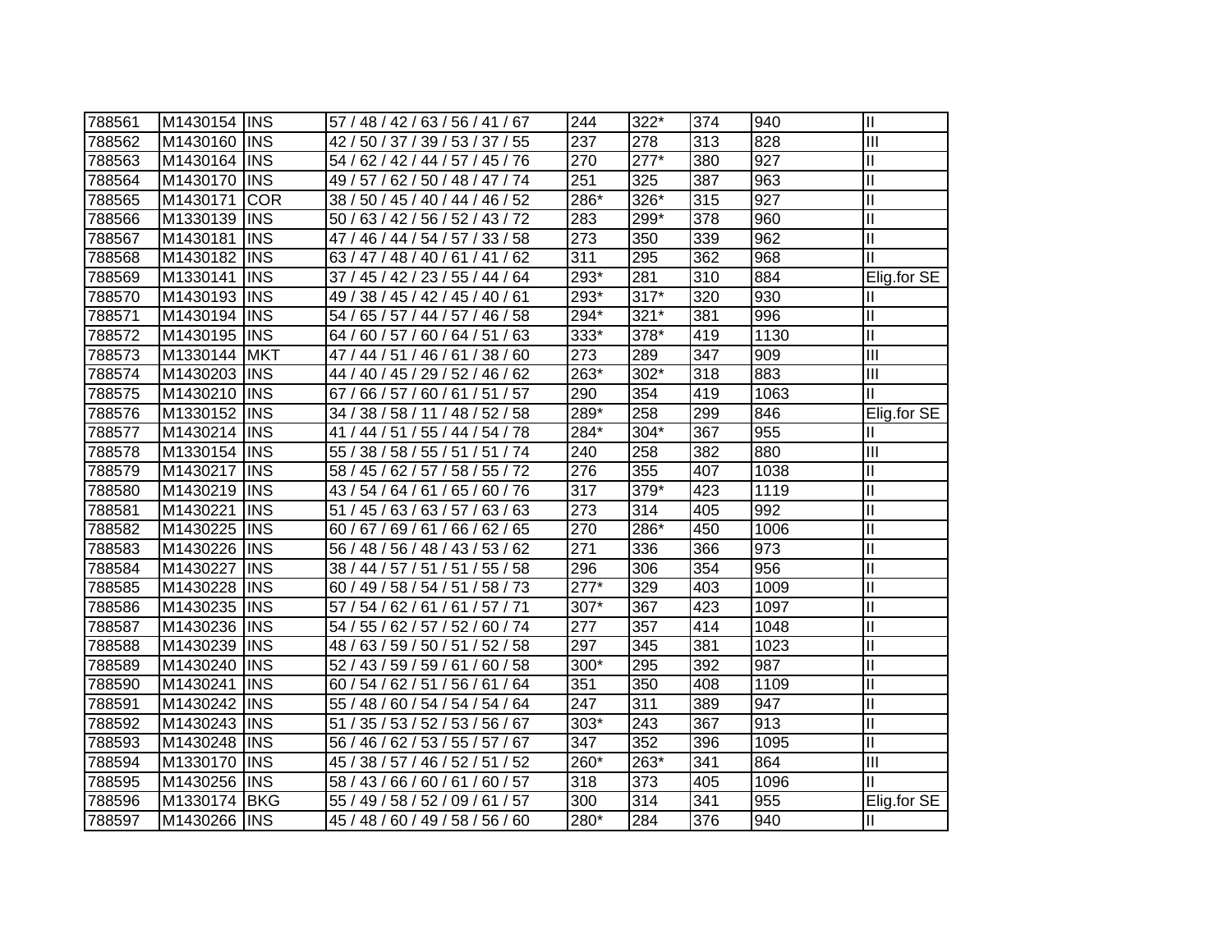| | | | | | | | | |
|---|---|---|---|---|---|---|---|---|
| 788561 | M1430154 | INS | 57 / 48 / 42 / 63 / 56 / 41 / 67 | 244 | 322* | 374 | 940 | II |
| 788562 | M1430160 | INS | 42 / 50 / 37 / 39 / 53 / 37 / 55 | 237 | 278 | 313 | 828 | III |
| 788563 | M1430164 | INS | 54 / 62 / 42 / 44 / 57 / 45 / 76 | 270 | 277* | 380 | 927 | II |
| 788564 | M1430170 | INS | 49 / 57 / 62 / 50 / 48 / 47 / 74 | 251 | 325 | 387 | 963 | II |
| 788565 | M1430171 | COR | 38 / 50 / 45 / 40 / 44 / 46 / 52 | 286* | 326* | 315 | 927 | II |
| 788566 | M1330139 | INS | 50 / 63 / 42 / 56 / 52 / 43 / 72 | 283 | 299* | 378 | 960 | II |
| 788567 | M1430181 | INS | 47 / 46 / 44 / 54 / 57 / 33 / 58 | 273 | 350 | 339 | 962 | II |
| 788568 | M1430182 | INS | 63 / 47 / 48 / 40 / 61 / 41 / 62 | 311 | 295 | 362 | 968 | II |
| 788569 | M1330141 | INS | 37 / 45 / 42 / 23 / 55 / 44 / 64 | 293* | 281 | 310 | 884 | Elig.for SE |
| 788570 | M1430193 | INS | 49 / 38 / 45 / 42 / 45 / 40 / 61 | 293* | 317* | 320 | 930 | II |
| 788571 | M1430194 | INS | 54 / 65 / 57 / 44 / 57 / 46 / 58 | 294* | 321* | 381 | 996 | II |
| 788572 | M1430195 | INS | 64 / 60 / 57 / 60 / 64 / 51 / 63 | 333* | 378* | 419 | 1130 | II |
| 788573 | M1330144 | MKT | 47 / 44 / 51 / 46 / 61 / 38 / 60 | 273 | 289 | 347 | 909 | III |
| 788574 | M1430203 | INS | 44 / 40 / 45 / 29 / 52 / 46 / 62 | 263* | 302* | 318 | 883 | III |
| 788575 | M1430210 | INS | 67 / 66 / 57 / 60 / 61 / 51 / 57 | 290 | 354 | 419 | 1063 | II |
| 788576 | M1330152 | INS | 34 / 38 / 58 / 11 / 48 / 52 / 58 | 289* | 258 | 299 | 846 | Elig.for SE |
| 788577 | M1430214 | INS | 41 / 44 / 51 / 55 / 44 / 54 / 78 | 284* | 304* | 367 | 955 | II |
| 788578 | M1330154 | INS | 55 / 38 / 58 / 55 / 51 / 51 / 74 | 240 | 258 | 382 | 880 | III |
| 788579 | M1430217 | INS | 58 / 45 / 62 / 57 / 58 / 55 / 72 | 276 | 355 | 407 | 1038 | II |
| 788580 | M1430219 | INS | 43 / 54 / 64 / 61 / 65 / 60 / 76 | 317 | 379* | 423 | 1119 | II |
| 788581 | M1430221 | INS | 51 / 45 / 63 / 63 / 57 / 63 / 63 | 273 | 314 | 405 | 992 | II |
| 788582 | M1430225 | INS | 60 / 67 / 69 / 61 / 66 / 62 / 65 | 270 | 286* | 450 | 1006 | II |
| 788583 | M1430226 | INS | 56 / 48 / 56 / 48 / 43 / 53 / 62 | 271 | 336 | 366 | 973 | II |
| 788584 | M1430227 | INS | 38 / 44 / 57 / 51 / 51 / 55 / 58 | 296 | 306 | 354 | 956 | II |
| 788585 | M1430228 | INS | 60 / 49 / 58 / 54 / 51 / 58 / 73 | 277* | 329 | 403 | 1009 | II |
| 788586 | M1430235 | INS | 57 / 54 / 62 / 61 / 61 / 57 / 71 | 307* | 367 | 423 | 1097 | II |
| 788587 | M1430236 | INS | 54 / 55 / 62 / 57 / 52 / 60 / 74 | 277 | 357 | 414 | 1048 | II |
| 788588 | M1430239 | INS | 48 / 63 / 59 / 50 / 51 / 52 / 58 | 297 | 345 | 381 | 1023 | II |
| 788589 | M1430240 | INS | 52 / 43 / 59 / 59 / 61 / 60 / 58 | 300* | 295 | 392 | 987 | II |
| 788590 | M1430241 | INS | 60 / 54 / 62 / 51 / 56 / 61 / 64 | 351 | 350 | 408 | 1109 | II |
| 788591 | M1430242 | INS | 55 / 48 / 60 / 54 / 54 / 54 / 64 | 247 | 311 | 389 | 947 | II |
| 788592 | M1430243 | INS | 51 / 35 / 53 / 52 / 53 / 56 / 67 | 303* | 243 | 367 | 913 | II |
| 788593 | M1430248 | INS | 56 / 46 / 62 / 53 / 55 / 57 / 67 | 347 | 352 | 396 | 1095 | II |
| 788594 | M1330170 | INS | 45 / 38 / 57 / 46 / 52 / 51 / 52 | 260* | 263* | 341 | 864 | III |
| 788595 | M1430256 | INS | 58 / 43 / 66 / 60 / 61 / 60 / 57 | 318 | 373 | 405 | 1096 | II |
| 788596 | M1330174 | BKG | 55 / 49 / 58 / 52 / 09 / 61 / 57 | 300 | 314 | 341 | 955 | Elig.for SE |
| 788597 | M1430266 | INS | 45 / 48 / 60 / 49 / 58 / 56 / 60 | 280* | 284 | 376 | 940 | II |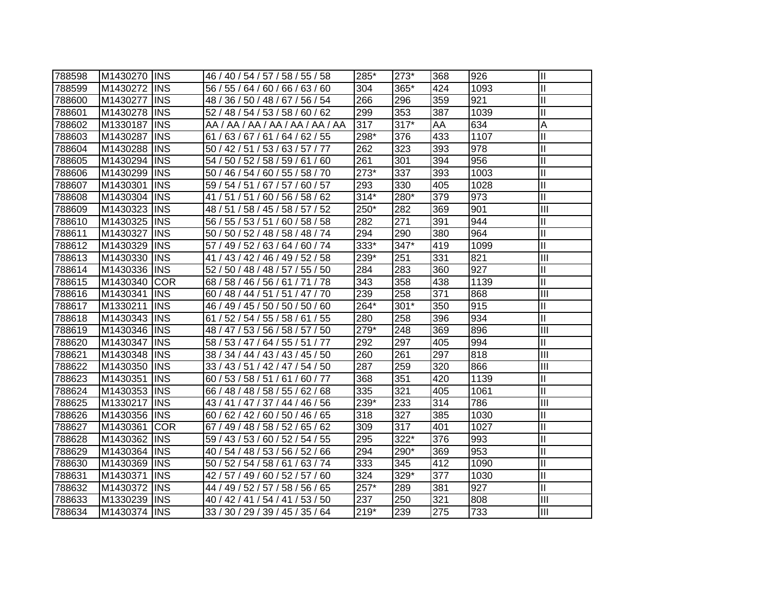| | | | | | | | | |
|---|---|---|---|---|---|---|---|---|
| 788598 | M1430270 | INS | 46 / 40 / 54 / 57 / 58 / 55 / 58 | 285* | 273* | 368 | 926 | II |
| 788599 | M1430272 | INS | 56 / 55 / 64 / 60 / 66 / 63 / 60 | 304 | 365* | 424 | 1093 | II |
| 788600 | M1430277 | INS | 48 / 36 / 50 / 48 / 67 / 56 / 54 | 266 | 296 | 359 | 921 | II |
| 788601 | M1430278 | INS | 52 / 48 / 54 / 53 / 58 / 60 / 62 | 299 | 353 | 387 | 1039 | II |
| 788602 | M1330187 | INS | AA / AA / AA / AA / AA / AA / AA | 317 | 317* | AA | 634 | A |
| 788603 | M1430287 | INS | 61 / 63 / 67 / 61 / 64 / 62 / 55 | 298* | 376 | 433 | 1107 | II |
| 788604 | M1430288 | INS | 50 / 42 / 51 / 53 / 63 / 57 / 77 | 262 | 323 | 393 | 978 | II |
| 788605 | M1430294 | INS | 54 / 50 / 52 / 58 / 59 / 61 / 60 | 261 | 301 | 394 | 956 | II |
| 788606 | M1430299 | INS | 50 / 46 / 54 / 60 / 55 / 58 / 70 | 273* | 337 | 393 | 1003 | II |
| 788607 | M1430301 | INS | 59 / 54 / 51 / 67 / 57 / 60 / 57 | 293 | 330 | 405 | 1028 | II |
| 788608 | M1430304 | INS | 41 / 51 / 51 / 60 / 56 / 58 / 62 | 314* | 280* | 379 | 973 | II |
| 788609 | M1430323 | INS | 48 / 51 / 58 / 45 / 58 / 57 / 52 | 250* | 282 | 369 | 901 | III |
| 788610 | M1430325 | INS | 56 / 55 / 53 / 51 / 60 / 58 / 58 | 282 | 271 | 391 | 944 | II |
| 788611 | M1430327 | INS | 50 / 50 / 52 / 48 / 58 / 48 / 74 | 294 | 290 | 380 | 964 | II |
| 788612 | M1430329 | INS | 57 / 49 / 52 / 63 / 64 / 60 / 74 | 333* | 347* | 419 | 1099 | II |
| 788613 | M1430330 | INS | 41 / 43 / 42 / 46 / 49 / 52 / 58 | 239* | 251 | 331 | 821 | III |
| 788614 | M1430336 | INS | 52 / 50 / 48 / 48 / 57 / 55 / 50 | 284 | 283 | 360 | 927 | II |
| 788615 | M1430340 | COR | 68 / 58 / 46 / 56 / 61 / 71 / 78 | 343 | 358 | 438 | 1139 | II |
| 788616 | M1430341 | INS | 60 / 48 / 44 / 51 / 51 / 47 / 70 | 239 | 258 | 371 | 868 | III |
| 788617 | M1330211 | INS | 46 / 49 / 45 / 50 / 50 / 50 / 60 | 264* | 301* | 350 | 915 | II |
| 788618 | M1430343 | INS | 61 / 52 / 54 / 55 / 58 / 61 / 55 | 280 | 258 | 396 | 934 | II |
| 788619 | M1430346 | INS | 48 / 47 / 53 / 56 / 58 / 57 / 50 | 279* | 248 | 369 | 896 | III |
| 788620 | M1430347 | INS | 58 / 53 / 47 / 64 / 55 / 51 / 77 | 292 | 297 | 405 | 994 | II |
| 788621 | M1430348 | INS | 38 / 34 / 44 / 43 / 43 / 45 / 50 | 260 | 261 | 297 | 818 | III |
| 788622 | M1430350 | INS | 33 / 43 / 51 / 42 / 47 / 54 / 50 | 287 | 259 | 320 | 866 | III |
| 788623 | M1430351 | INS | 60 / 53 / 58 / 51 / 61 / 60 / 77 | 368 | 351 | 420 | 1139 | II |
| 788624 | M1430353 | INS | 66 / 48 / 48 / 58 / 55 / 62 / 68 | 335 | 321 | 405 | 1061 | II |
| 788625 | M1330217 | INS | 43 / 41 / 47 / 37 / 44 / 46 / 56 | 239* | 233 | 314 | 786 | III |
| 788626 | M1430356 | INS | 60 / 62 / 42 / 60 / 50 / 46 / 65 | 318 | 327 | 385 | 1030 | II |
| 788627 | M1430361 | COR | 67 / 49 / 48 / 58 / 52 / 65 / 62 | 309 | 317 | 401 | 1027 | II |
| 788628 | M1430362 | INS | 59 / 43 / 53 / 60 / 52 / 54 / 55 | 295 | 322* | 376 | 993 | II |
| 788629 | M1430364 | INS | 40 / 54 / 48 / 53 / 56 / 52 / 66 | 294 | 290* | 369 | 953 | II |
| 788630 | M1430369 | INS | 50 / 52 / 54 / 58 / 61 / 63 / 74 | 333 | 345 | 412 | 1090 | II |
| 788631 | M1430371 | INS | 42 / 57 / 49 / 60 / 52 / 57 / 60 | 324 | 329* | 377 | 1030 | II |
| 788632 | M1430372 | INS | 44 / 49 / 52 / 57 / 58 / 56 / 65 | 257* | 289 | 381 | 927 | II |
| 788633 | M1330239 | INS | 40 / 42 / 41 / 54 / 41 / 53 / 50 | 237 | 250 | 321 | 808 | III |
| 788634 | M1430374 | INS | 33 / 30 / 29 / 39 / 45 / 35 / 64 | 219* | 239 | 275 | 733 | III |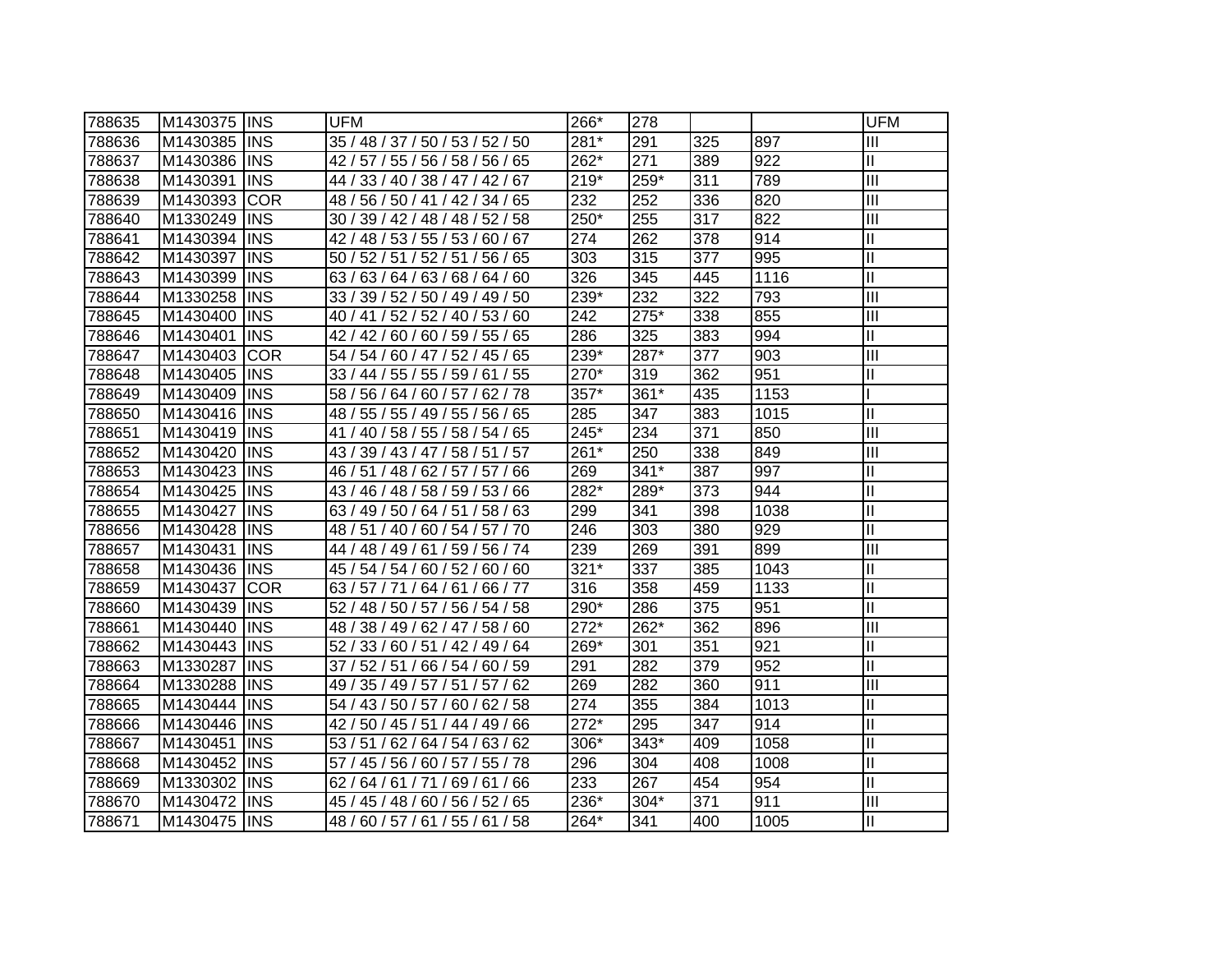| | | | | | | | | |
|---|---|---|---|---|---|---|---|---|
| 788635 | M1430375 | INS | UFM | 266* | 278 | | | UFM |
| 788636 | M1430385 | INS | 35 / 48 / 37 / 50 / 53 / 52 / 50 | 281* | 291 | 325 | 897 | III |
| 788637 | M1430386 | INS | 42 / 57 / 55 / 56 / 58 / 56 / 65 | 262* | 271 | 389 | 922 | II |
| 788638 | M1430391 | INS | 44 / 33 / 40 / 38 / 47 / 42 / 67 | 219* | 259* | 311 | 789 | III |
| 788639 | M1430393 | COR | 48 / 56 / 50 / 41 / 42 / 34 / 65 | 232 | 252 | 336 | 820 | III |
| 788640 | M1330249 | INS | 30 / 39 / 42 / 48 / 48 / 52 / 58 | 250* | 255 | 317 | 822 | III |
| 788641 | M1430394 | INS | 42 / 48 / 53 / 55 / 53 / 60 / 67 | 274 | 262 | 378 | 914 | II |
| 788642 | M1430397 | INS | 50 / 52 / 51 / 52 / 51 / 56 / 65 | 303 | 315 | 377 | 995 | II |
| 788643 | M1430399 | INS | 63 / 63 / 64 / 63 / 68 / 64 / 60 | 326 | 345 | 445 | 1116 | II |
| 788644 | M1330258 | INS | 33 / 39 / 52 / 50 / 49 / 49 / 50 | 239* | 232 | 322 | 793 | III |
| 788645 | M1430400 | INS | 40 / 41 / 52 / 52 / 40 / 53 / 60 | 242 | 275* | 338 | 855 | III |
| 788646 | M1430401 | INS | 42 / 42 / 60 / 60 / 59 / 55 / 65 | 286 | 325 | 383 | 994 | II |
| 788647 | M1430403 | COR | 54 / 54 / 60 / 47 / 52 / 45 / 65 | 239* | 287* | 377 | 903 | III |
| 788648 | M1430405 | INS | 33 / 44 / 55 / 55 / 59 / 61 / 55 | 270* | 319 | 362 | 951 | II |
| 788649 | M1430409 | INS | 58 / 56 / 64 / 60 / 57 / 62 / 78 | 357* | 361* | 435 | 1153 | I |
| 788650 | M1430416 | INS | 48 / 55 / 55 / 49 / 55 / 56 / 65 | 285 | 347 | 383 | 1015 | II |
| 788651 | M1430419 | INS | 41 / 40 / 58 / 55 / 58 / 54 / 65 | 245* | 234 | 371 | 850 | III |
| 788652 | M1430420 | INS | 43 / 39 / 43 / 47 / 58 / 51 / 57 | 261* | 250 | 338 | 849 | III |
| 788653 | M1430423 | INS | 46 / 51 / 48 / 62 / 57 / 57 / 66 | 269 | 341* | 387 | 997 | II |
| 788654 | M1430425 | INS | 43 / 46 / 48 / 58 / 59 / 53 / 66 | 282* | 289* | 373 | 944 | II |
| 788655 | M1430427 | INS | 63 / 49 / 50 / 64 / 51 / 58 / 63 | 299 | 341 | 398 | 1038 | II |
| 788656 | M1430428 | INS | 48 / 51 / 40 / 60 / 54 / 57 / 70 | 246 | 303 | 380 | 929 | II |
| 788657 | M1430431 | INS | 44 / 48 / 49 / 61 / 59 / 56 / 74 | 239 | 269 | 391 | 899 | III |
| 788658 | M1430436 | INS | 45 / 54 / 54 / 60 / 52 / 60 / 60 | 321* | 337 | 385 | 1043 | II |
| 788659 | M1430437 | COR | 63 / 57 / 71 / 64 / 61 / 66 / 77 | 316 | 358 | 459 | 1133 | II |
| 788660 | M1430439 | INS | 52 / 48 / 50 / 57 / 56 / 54 / 58 | 290* | 286 | 375 | 951 | II |
| 788661 | M1430440 | INS | 48 / 38 / 49 / 62 / 47 / 58 / 60 | 272* | 262* | 362 | 896 | III |
| 788662 | M1430443 | INS | 52 / 33 / 60 / 51 / 42 / 49 / 64 | 269* | 301 | 351 | 921 | II |
| 788663 | M1330287 | INS | 37 / 52 / 51 / 66 / 54 / 60 / 59 | 291 | 282 | 379 | 952 | II |
| 788664 | M1330288 | INS | 49 / 35 / 49 / 57 / 51 / 57 / 62 | 269 | 282 | 360 | 911 | III |
| 788665 | M1430444 | INS | 54 / 43 / 50 / 57 / 60 / 62 / 58 | 274 | 355 | 384 | 1013 | II |
| 788666 | M1430446 | INS | 42 / 50 / 45 / 51 / 44 / 49 / 66 | 272* | 295 | 347 | 914 | II |
| 788667 | M1430451 | INS | 53 / 51 / 62 / 64 / 54 / 63 / 62 | 306* | 343* | 409 | 1058 | II |
| 788668 | M1430452 | INS | 57 / 45 / 56 / 60 / 57 / 55 / 78 | 296 | 304 | 408 | 1008 | II |
| 788669 | M1330302 | INS | 62 / 64 / 61 / 71 / 69 / 61 / 66 | 233 | 267 | 454 | 954 | II |
| 788670 | M1430472 | INS | 45 / 45 / 48 / 60 / 56 / 52 / 65 | 236* | 304* | 371 | 911 | III |
| 788671 | M1430475 | INS | 48 / 60 / 57 / 61 / 55 / 61 / 58 | 264* | 341 | 400 | 1005 | II |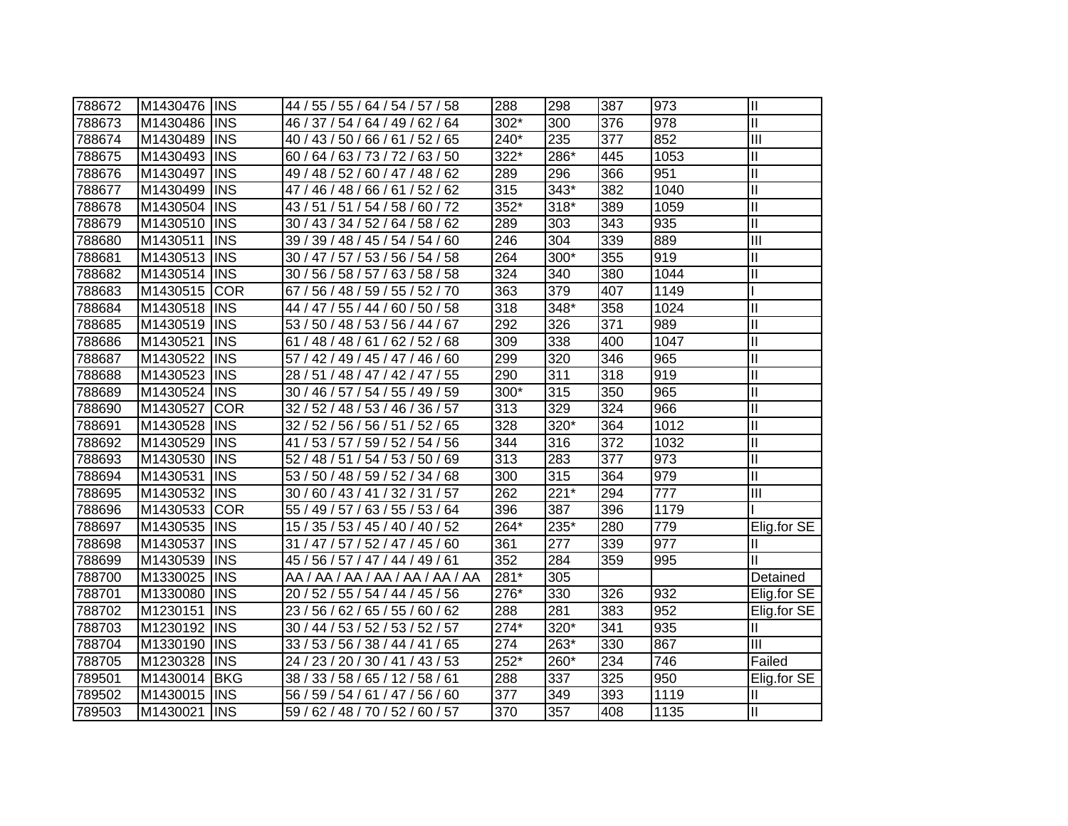| | | | | | | | | |
|---|---|---|---|---|---|---|---|---|
| 788672 | M1430476 | INS | 44 / 55 / 55 / 64 / 54 / 57 / 58 | 288 | 298 | 387 | 973 | II |
| 788673 | M1430486 | INS | 46 / 37 / 54 / 64 / 49 / 62 / 64 | 302* | 300 | 376 | 978 | II |
| 788674 | M1430489 | INS | 40 / 43 / 50 / 66 / 61 / 52 / 65 | 240* | 235 | 377 | 852 | III |
| 788675 | M1430493 | INS | 60 / 64 / 63 / 73 / 72 / 63 / 50 | 322* | 286* | 445 | 1053 | II |
| 788676 | M1430497 | INS | 49 / 48 / 52 / 60 / 47 / 48 / 62 | 289 | 296 | 366 | 951 | II |
| 788677 | M1430499 | INS | 47 / 46 / 48 / 66 / 61 / 52 / 62 | 315 | 343* | 382 | 1040 | II |
| 788678 | M1430504 | INS | 43 / 51 / 51 / 54 / 58 / 60 / 72 | 352* | 318* | 389 | 1059 | II |
| 788679 | M1430510 | INS | 30 / 43 / 34 / 52 / 64 / 58 / 62 | 289 | 303 | 343 | 935 | II |
| 788680 | M1430511 | INS | 39 / 39 / 48 / 45 / 54 / 54 / 60 | 246 | 304 | 339 | 889 | III |
| 788681 | M1430513 | INS | 30 / 47 / 57 / 53 / 56 / 54 / 58 | 264 | 300* | 355 | 919 | II |
| 788682 | M1430514 | INS | 30 / 56 / 58 / 57 / 63 / 58 / 58 | 324 | 340 | 380 | 1044 | II |
| 788683 | M1430515 | COR | 67 / 56 / 48 / 59 / 55 / 52 / 70 | 363 | 379 | 407 | 1149 | I |
| 788684 | M1430518 | INS | 44 / 47 / 55 / 44 / 60 / 50 / 58 | 318 | 348* | 358 | 1024 | II |
| 788685 | M1430519 | INS | 53 / 50 / 48 / 53 / 56 / 44 / 67 | 292 | 326 | 371 | 989 | II |
| 788686 | M1430521 | INS | 61 / 48 / 48 / 61 / 62 / 52 / 68 | 309 | 338 | 400 | 1047 | II |
| 788687 | M1430522 | INS | 57 / 42 / 49 / 45 / 47 / 46 / 60 | 299 | 320 | 346 | 965 | II |
| 788688 | M1430523 | INS | 28 / 51 / 48 / 47 / 42 / 47 / 55 | 290 | 311 | 318 | 919 | II |
| 788689 | M1430524 | INS | 30 / 46 / 57 / 54 / 55 / 49 / 59 | 300* | 315 | 350 | 965 | II |
| 788690 | M1430527 | COR | 32 / 52 / 48 / 53 / 46 / 36 / 57 | 313 | 329 | 324 | 966 | II |
| 788691 | M1430528 | INS | 32 / 52 / 56 / 56 / 51 / 52 / 65 | 328 | 320* | 364 | 1012 | II |
| 788692 | M1430529 | INS | 41 / 53 / 57 / 59 / 52 / 54 / 56 | 344 | 316 | 372 | 1032 | II |
| 788693 | M1430530 | INS | 52 / 48 / 51 / 54 / 53 / 50 / 69 | 313 | 283 | 377 | 973 | II |
| 788694 | M1430531 | INS | 53 / 50 / 48 / 59 / 52 / 34 / 68 | 300 | 315 | 364 | 979 | II |
| 788695 | M1430532 | INS | 30 / 60 / 43 / 41 / 32 / 31 / 57 | 262 | 221* | 294 | 777 | III |
| 788696 | M1430533 | COR | 55 / 49 / 57 / 63 / 55 / 53 / 64 | 396 | 387 | 396 | 1179 | I |
| 788697 | M1430535 | INS | 15 / 35 / 53 / 45 / 40 / 40 / 52 | 264* | 235* | 280 | 779 | Elig.for SE |
| 788698 | M1430537 | INS | 31 / 47 / 57 / 52 / 47 / 45 / 60 | 361 | 277 | 339 | 977 | II |
| 788699 | M1430539 | INS | 45 / 56 / 57 / 47 / 44 / 49 / 61 | 352 | 284 | 359 | 995 | II |
| 788700 | M1330025 | INS | AA / AA / AA / AA / AA / AA / AA | 281* | 305 | | | Detained |
| 788701 | M1330080 | INS | 20 / 52 / 55 / 54 / 44 / 45 / 56 | 276* | 330 | 326 | 932 | Elig.for SE |
| 788702 | M1230151 | INS | 23 / 56 / 62 / 65 / 55 / 60 / 62 | 288 | 281 | 383 | 952 | Elig.for SE |
| 788703 | M1230192 | INS | 30 / 44 / 53 / 52 / 53 / 52 / 57 | 274* | 320* | 341 | 935 | II |
| 788704 | M1330190 | INS | 33 / 53 / 56 / 38 / 44 / 41 / 65 | 274 | 263* | 330 | 867 | III |
| 788705 | M1230328 | INS | 24 / 23 / 20 / 30 / 41 / 43 / 53 | 252* | 260* | 234 | 746 | Failed |
| 789501 | M1430014 | BKG | 38 / 33 / 58 / 65 / 12 / 58 / 61 | 288 | 337 | 325 | 950 | Elig.for SE |
| 789502 | M1430015 | INS | 56 / 59 / 54 / 61 / 47 / 56 / 60 | 377 | 349 | 393 | 1119 | II |
| 789503 | M1430021 | INS | 59 / 62 / 48 / 70 / 52 / 60 / 57 | 370 | 357 | 408 | 1135 | II |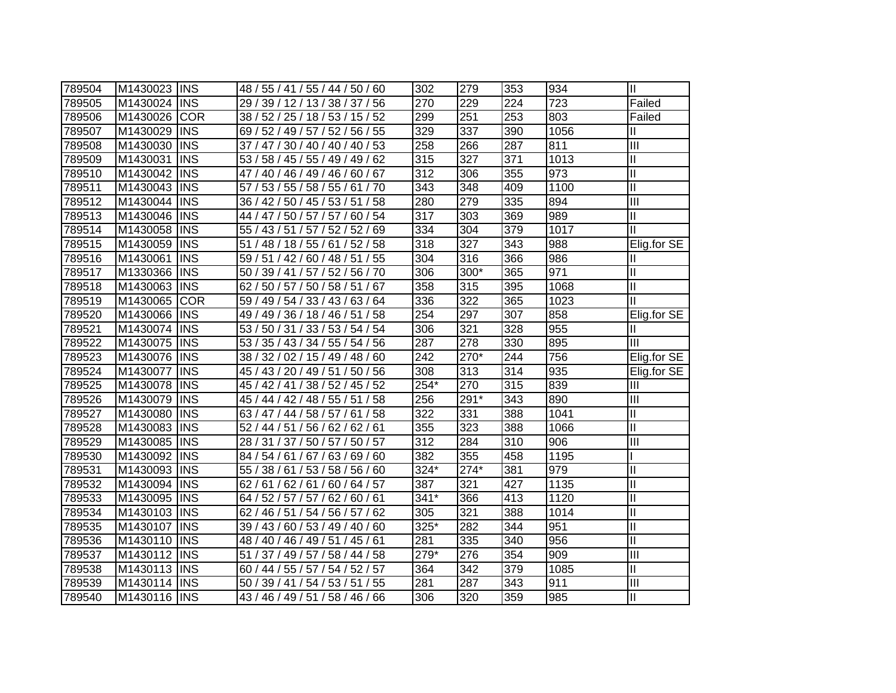| | | | | | | | | |
|---|---|---|---|---|---|---|---|---|
| 789504 | M1430023 | INS | 48 / 55 / 41 / 55 / 44 / 50 / 60 | 302 | 279 | 353 | 934 | II |
| 789505 | M1430024 | INS | 29 / 39 / 12 / 13 / 38 / 37 / 56 | 270 | 229 | 224 | 723 | Failed |
| 789506 | M1430026 | COR | 38 / 52 / 25 / 18 / 53 / 15 / 52 | 299 | 251 | 253 | 803 | Failed |
| 789507 | M1430029 | INS | 69 / 52 / 49 / 57 / 52 / 56 / 55 | 329 | 337 | 390 | 1056 | II |
| 789508 | M1430030 | INS | 37 / 47 / 30 / 40 / 40 / 40 / 53 | 258 | 266 | 287 | 811 | III |
| 789509 | M1430031 | INS | 53 / 58 / 45 / 55 / 49 / 49 / 62 | 315 | 327 | 371 | 1013 | II |
| 789510 | M1430042 | INS | 47 / 40 / 46 / 49 / 46 / 60 / 67 | 312 | 306 | 355 | 973 | II |
| 789511 | M1430043 | INS | 57 / 53 / 55 / 58 / 55 / 61 / 70 | 343 | 348 | 409 | 1100 | II |
| 789512 | M1430044 | INS | 36 / 42 / 50 / 45 / 53 / 51 / 58 | 280 | 279 | 335 | 894 | III |
| 789513 | M1430046 | INS | 44 / 47 / 50 / 57 / 57 / 60 / 54 | 317 | 303 | 369 | 989 | II |
| 789514 | M1430058 | INS | 55 / 43 / 51 / 57 / 52 / 52 / 69 | 334 | 304 | 379 | 1017 | II |
| 789515 | M1430059 | INS | 51 / 48 / 18 / 55 / 61 / 52 / 58 | 318 | 327 | 343 | 988 | Elig.for SE |
| 789516 | M1430061 | INS | 59 / 51 / 42 / 60 / 48 / 51 / 55 | 304 | 316 | 366 | 986 | II |
| 789517 | M1330366 | INS | 50 / 39 / 41 / 57 / 52 / 56 / 70 | 306 | 300* | 365 | 971 | II |
| 789518 | M1430063 | INS | 62 / 50 / 57 / 50 / 58 / 51 / 67 | 358 | 315 | 395 | 1068 | II |
| 789519 | M1430065 | COR | 59 / 49 / 54 / 33 / 43 / 63 / 64 | 336 | 322 | 365 | 1023 | II |
| 789520 | M1430066 | INS | 49 / 49 / 36 / 18 / 46 / 51 / 58 | 254 | 297 | 307 | 858 | Elig.for SE |
| 789521 | M1430074 | INS | 53 / 50 / 31 / 33 / 53 / 54 / 54 | 306 | 321 | 328 | 955 | II |
| 789522 | M1430075 | INS | 53 / 35 / 43 / 34 / 55 / 54 / 56 | 287 | 278 | 330 | 895 | III |
| 789523 | M1430076 | INS | 38 / 32 / 02 / 15 / 49 / 48 / 60 | 242 | 270* | 244 | 756 | Elig.for SE |
| 789524 | M1430077 | INS | 45 / 43 / 20 / 49 / 51 / 50 / 56 | 308 | 313 | 314 | 935 | Elig.for SE |
| 789525 | M1430078 | INS | 45 / 42 / 41 / 38 / 52 / 45 / 52 | 254* | 270 | 315 | 839 | III |
| 789526 | M1430079 | INS | 45 / 44 / 42 / 48 / 55 / 51 / 58 | 256 | 291* | 343 | 890 | III |
| 789527 | M1430080 | INS | 63 / 47 / 44 / 58 / 57 / 61 / 58 | 322 | 331 | 388 | 1041 | II |
| 789528 | M1430083 | INS | 52 / 44 / 51 / 56 / 62 / 62 / 61 | 355 | 323 | 388 | 1066 | II |
| 789529 | M1430085 | INS | 28 / 31 / 37 / 50 / 57 / 50 / 57 | 312 | 284 | 310 | 906 | III |
| 789530 | M1430092 | INS | 84 / 54 / 61 / 67 / 63 / 69 / 60 | 382 | 355 | 458 | 1195 | I |
| 789531 | M1430093 | INS | 55 / 38 / 61 / 53 / 58 / 56 / 60 | 324* | 274* | 381 | 979 | II |
| 789532 | M1430094 | INS | 62 / 61 / 62 / 61 / 60 / 64 / 57 | 387 | 321 | 427 | 1135 | II |
| 789533 | M1430095 | INS | 64 / 52 / 57 / 57 / 62 / 60 / 61 | 341* | 366 | 413 | 1120 | II |
| 789534 | M1430103 | INS | 62 / 46 / 51 / 54 / 56 / 57 / 62 | 305 | 321 | 388 | 1014 | II |
| 789535 | M1430107 | INS | 39 / 43 / 60 / 53 / 49 / 40 / 60 | 325* | 282 | 344 | 951 | II |
| 789536 | M1430110 | INS | 48 / 40 / 46 / 49 / 51 / 45 / 61 | 281 | 335 | 340 | 956 | II |
| 789537 | M1430112 | INS | 51 / 37 / 49 / 57 / 58 / 44 / 58 | 279* | 276 | 354 | 909 | III |
| 789538 | M1430113 | INS | 60 / 44 / 55 / 57 / 54 / 52 / 57 | 364 | 342 | 379 | 1085 | II |
| 789539 | M1430114 | INS | 50 / 39 / 41 / 54 / 53 / 51 / 55 | 281 | 287 | 343 | 911 | III |
| 789540 | M1430116 | INS | 43 / 46 / 49 / 51 / 58 / 46 / 66 | 306 | 320 | 359 | 985 | II |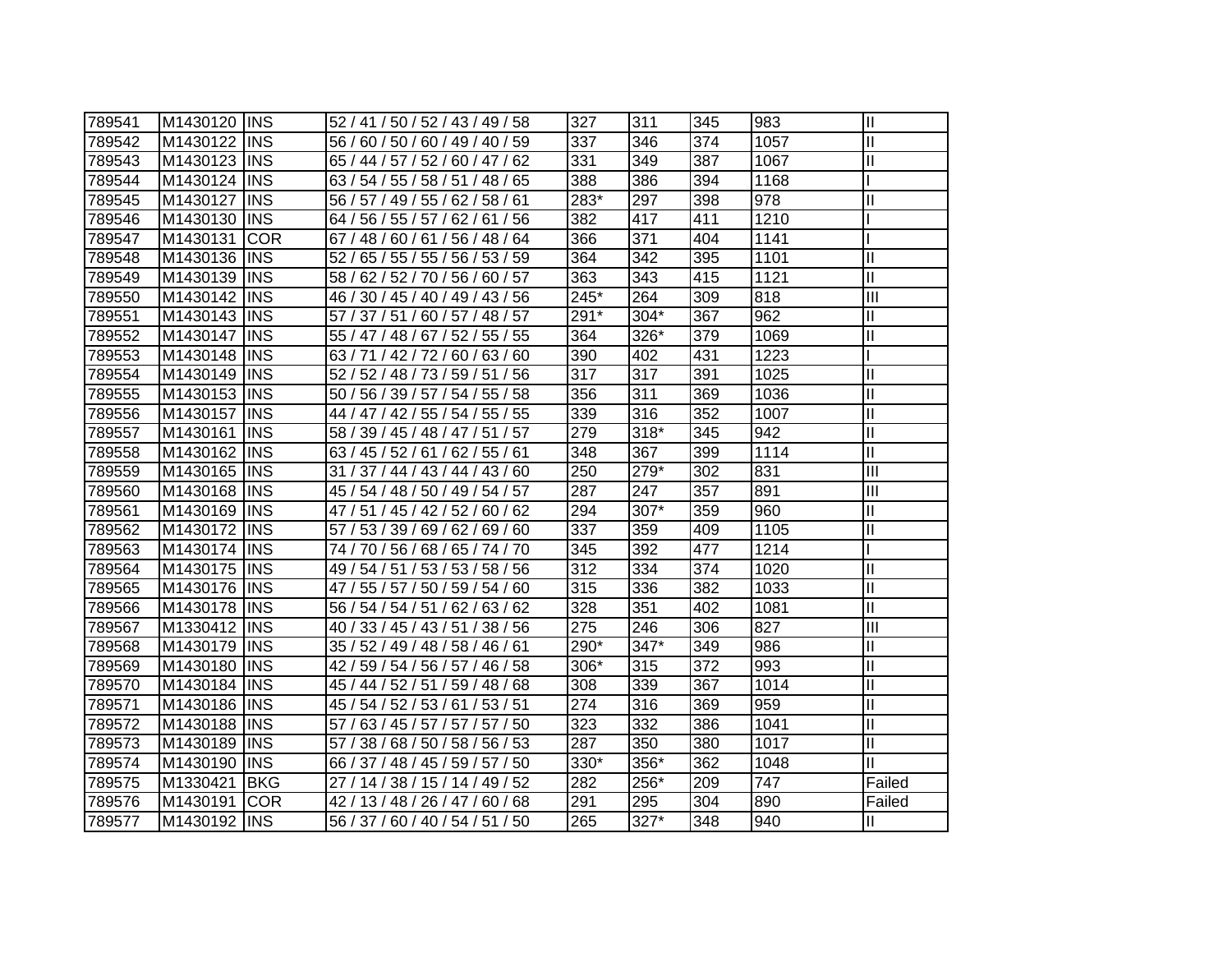| | | | | | | | | |
|---|---|---|---|---|---|---|---|---|
| 789541 | M1430120 | INS | 52 / 41 / 50 / 52 / 43 / 49 / 58 | 327 | 311 | 345 | 983 | II |
| 789542 | M1430122 | INS | 56 / 60 / 50 / 60 / 49 / 40 / 59 | 337 | 346 | 374 | 1057 | II |
| 789543 | M1430123 | INS | 65 / 44 / 57 / 52 / 60 / 47 / 62 | 331 | 349 | 387 | 1067 | II |
| 789544 | M1430124 | INS | 63 / 54 / 55 / 58 / 51 / 48 / 65 | 388 | 386 | 394 | 1168 | I |
| 789545 | M1430127 | INS | 56 / 57 / 49 / 55 / 62 / 58 / 61 | 283* | 297 | 398 | 978 | II |
| 789546 | M1430130 | INS | 64 / 56 / 55 / 57 / 62 / 61 / 56 | 382 | 417 | 411 | 1210 | I |
| 789547 | M1430131 | COR | 67 / 48 / 60 / 61 / 56 / 48 / 64 | 366 | 371 | 404 | 1141 | I |
| 789548 | M1430136 | INS | 52 / 65 / 55 / 55 / 56 / 53 / 59 | 364 | 342 | 395 | 1101 | II |
| 789549 | M1430139 | INS | 58 / 62 / 52 / 70 / 56 / 60 / 57 | 363 | 343 | 415 | 1121 | II |
| 789550 | M1430142 | INS | 46 / 30 / 45 / 40 / 49 / 43 / 56 | 245* | 264 | 309 | 818 | III |
| 789551 | M1430143 | INS | 57 / 37 / 51 / 60 / 57 / 48 / 57 | 291* | 304* | 367 | 962 | II |
| 789552 | M1430147 | INS | 55 / 47 / 48 / 67 / 52 / 55 / 55 | 364 | 326* | 379 | 1069 | II |
| 789553 | M1430148 | INS | 63 / 71 / 42 / 72 / 60 / 63 / 60 | 390 | 402 | 431 | 1223 | I |
| 789554 | M1430149 | INS | 52 / 52 / 48 / 73 / 59 / 51 / 56 | 317 | 317 | 391 | 1025 | II |
| 789555 | M1430153 | INS | 50 / 56 / 39 / 57 / 54 / 55 / 58 | 356 | 311 | 369 | 1036 | II |
| 789556 | M1430157 | INS | 44 / 47 / 42 / 55 / 54 / 55 / 55 | 339 | 316 | 352 | 1007 | II |
| 789557 | M1430161 | INS | 58 / 39 / 45 / 48 / 47 / 51 / 57 | 279 | 318* | 345 | 942 | II |
| 789558 | M1430162 | INS | 63 / 45 / 52 / 61 / 62 / 55 / 61 | 348 | 367 | 399 | 1114 | II |
| 789559 | M1430165 | INS | 31 / 37 / 44 / 43 / 44 / 43 / 60 | 250 | 279* | 302 | 831 | III |
| 789560 | M1430168 | INS | 45 / 54 / 48 / 50 / 49 / 54 / 57 | 287 | 247 | 357 | 891 | III |
| 789561 | M1430169 | INS | 47 / 51 / 45 / 42 / 52 / 60 / 62 | 294 | 307* | 359 | 960 | II |
| 789562 | M1430172 | INS | 57 / 53 / 39 / 69 / 62 / 69 / 60 | 337 | 359 | 409 | 1105 | II |
| 789563 | M1430174 | INS | 74 / 70 / 56 / 68 / 65 / 74 / 70 | 345 | 392 | 477 | 1214 | I |
| 789564 | M1430175 | INS | 49 / 54 / 51 / 53 / 53 / 58 / 56 | 312 | 334 | 374 | 1020 | II |
| 789565 | M1430176 | INS | 47 / 55 / 57 / 50 / 59 / 54 / 60 | 315 | 336 | 382 | 1033 | II |
| 789566 | M1430178 | INS | 56 / 54 / 54 / 51 / 62 / 63 / 62 | 328 | 351 | 402 | 1081 | II |
| 789567 | M1330412 | INS | 40 / 33 / 45 / 43 / 51 / 38 / 56 | 275 | 246 | 306 | 827 | III |
| 789568 | M1430179 | INS | 35 / 52 / 49 / 48 / 58 / 46 / 61 | 290* | 347* | 349 | 986 | II |
| 789569 | M1430180 | INS | 42 / 59 / 54 / 56 / 57 / 46 / 58 | 306* | 315 | 372 | 993 | II |
| 789570 | M1430184 | INS | 45 / 44 / 52 / 51 / 59 / 48 / 68 | 308 | 339 | 367 | 1014 | II |
| 789571 | M1430186 | INS | 45 / 54 / 52 / 53 / 61 / 53 / 51 | 274 | 316 | 369 | 959 | II |
| 789572 | M1430188 | INS | 57 / 63 / 45 / 57 / 57 / 57 / 50 | 323 | 332 | 386 | 1041 | II |
| 789573 | M1430189 | INS | 57 / 38 / 68 / 50 / 58 / 56 / 53 | 287 | 350 | 380 | 1017 | II |
| 789574 | M1430190 | INS | 66 / 37 / 48 / 45 / 59 / 57 / 50 | 330* | 356* | 362 | 1048 | II |
| 789575 | M1330421 | BKG | 27 / 14 / 38 / 15 / 14 / 49 / 52 | 282 | 256* | 209 | 747 | Failed |
| 789576 | M1430191 | COR | 42 / 13 / 48 / 26 / 47 / 60 / 68 | 291 | 295 | 304 | 890 | Failed |
| 789577 | M1430192 | INS | 56 / 37 / 60 / 40 / 54 / 51 / 50 | 265 | 327* | 348 | 940 | II |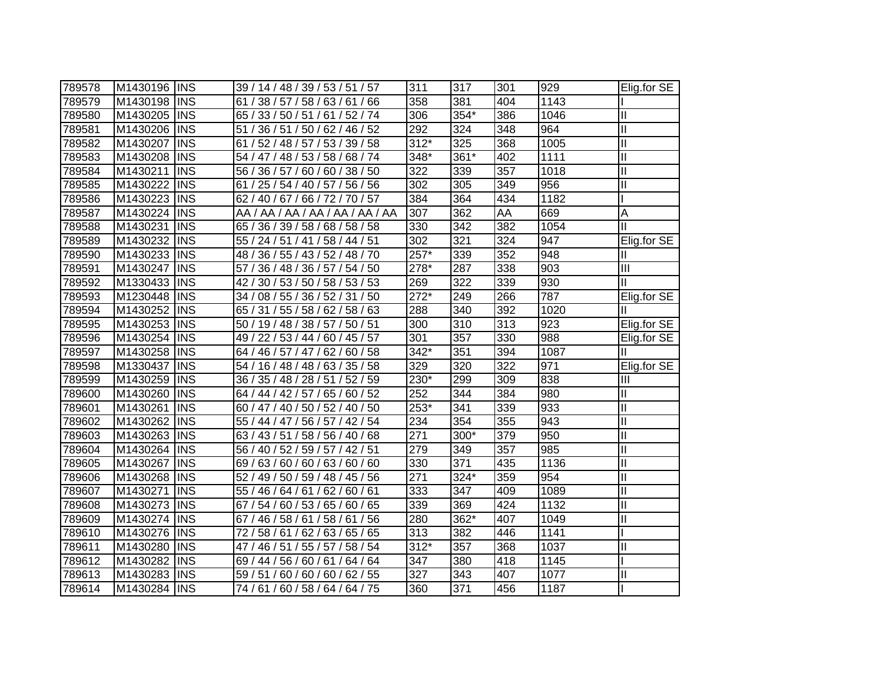| | | | | | | | | |
|---|---|---|---|---|---|---|---|---|
| 789578 | M1430196 | INS | 39 / 14 / 48 / 39 / 53 / 51 / 57 | 311 | 317 | 301 | 929 | Elig.for SE |
| 789579 | M1430198 | INS | 61 / 38 / 57 / 58 / 63 / 61 / 66 | 358 | 381 | 404 | 1143 | I |
| 789580 | M1430205 | INS | 65 / 33 / 50 / 51 / 61 / 52 / 74 | 306 | 354* | 386 | 1046 | II |
| 789581 | M1430206 | INS | 51 / 36 / 51 / 50 / 62 / 46 / 52 | 292 | 324 | 348 | 964 | II |
| 789582 | M1430207 | INS | 61 / 52 / 48 / 57 / 53 / 39 / 58 | 312* | 325 | 368 | 1005 | II |
| 789583 | M1430208 | INS | 54 / 47 / 48 / 53 / 58 / 68 / 74 | 348* | 361* | 402 | 1111 | II |
| 789584 | M1430211 | INS | 56 / 36 / 57 / 60 / 60 / 38 / 50 | 322 | 339 | 357 | 1018 | II |
| 789585 | M1430222 | INS | 61 / 25 / 54 / 40 / 57 / 56 / 56 | 302 | 305 | 349 | 956 | II |
| 789586 | M1430223 | INS | 62 / 40 / 67 / 66 / 72 / 70 / 57 | 384 | 364 | 434 | 1182 | I |
| 789587 | M1430224 | INS | AA / AA / AA / AA / AA / AA / AA | 307 | 362 | AA | 669 | A |
| 789588 | M1430231 | INS | 65 / 36 / 39 / 58 / 68 / 58 / 58 | 330 | 342 | 382 | 1054 | II |
| 789589 | M1430232 | INS | 55 / 24 / 51 / 41 / 58 / 44 / 51 | 302 | 321 | 324 | 947 | Elig.for SE |
| 789590 | M1430233 | INS | 48 / 36 / 55 / 43 / 52 / 48 / 70 | 257* | 339 | 352 | 948 | II |
| 789591 | M1430247 | INS | 57 / 36 / 48 / 36 / 57 / 54 / 50 | 278* | 287 | 338 | 903 | III |
| 789592 | M1330433 | INS | 42 / 30 / 53 / 50 / 58 / 53 / 53 | 269 | 322 | 339 | 930 | II |
| 789593 | M1230448 | INS | 34 / 08 / 55 / 36 / 52 / 31 / 50 | 272* | 249 | 266 | 787 | Elig.for SE |
| 789594 | M1430252 | INS | 65 / 31 / 55 / 58 / 62 / 58 / 63 | 288 | 340 | 392 | 1020 | II |
| 789595 | M1430253 | INS | 50 / 19 / 48 / 38 / 57 / 50 / 51 | 300 | 310 | 313 | 923 | Elig.for SE |
| 789596 | M1430254 | INS | 49 / 22 / 53 / 44 / 60 / 45 / 57 | 301 | 357 | 330 | 988 | Elig.for SE |
| 789597 | M1430258 | INS | 64 / 46 / 57 / 47 / 62 / 60 / 58 | 342* | 351 | 394 | 1087 | II |
| 789598 | M1330437 | INS | 54 / 16 / 48 / 48 / 63 / 35 / 58 | 329 | 320 | 322 | 971 | Elig.for SE |
| 789599 | M1430259 | INS | 36 / 35 / 48 / 28 / 51 / 52 / 59 | 230* | 299 | 309 | 838 | III |
| 789600 | M1430260 | INS | 64 / 44 / 42 / 57 / 65 / 60 / 52 | 252 | 344 | 384 | 980 | II |
| 789601 | M1430261 | INS | 60 / 47 / 40 / 50 / 52 / 40 / 50 | 253* | 341 | 339 | 933 | II |
| 789602 | M1430262 | INS | 55 / 44 / 47 / 56 / 57 / 42 / 54 | 234 | 354 | 355 | 943 | II |
| 789603 | M1430263 | INS | 63 / 43 / 51 / 58 / 56 / 40 / 68 | 271 | 300* | 379 | 950 | II |
| 789604 | M1430264 | INS | 56 / 40 / 52 / 59 / 57 / 42 / 51 | 279 | 349 | 357 | 985 | II |
| 789605 | M1430267 | INS | 69 / 63 / 60 / 60 / 63 / 60 / 60 | 330 | 371 | 435 | 1136 | II |
| 789606 | M1430268 | INS | 52 / 49 / 50 / 59 / 48 / 45 / 56 | 271 | 324* | 359 | 954 | II |
| 789607 | M1430271 | INS | 55 / 46 / 64 / 61 / 62 / 60 / 61 | 333 | 347 | 409 | 1089 | II |
| 789608 | M1430273 | INS | 67 / 54 / 60 / 53 / 65 / 60 / 65 | 339 | 369 | 424 | 1132 | II |
| 789609 | M1430274 | INS | 67 / 46 / 58 / 61 / 58 / 61 / 56 | 280 | 362* | 407 | 1049 | II |
| 789610 | M1430276 | INS | 72 / 58 / 61 / 62 / 63 / 65 / 65 | 313 | 382 | 446 | 1141 | I |
| 789611 | M1430280 | INS | 47 / 46 / 51 / 55 / 57 / 58 / 54 | 312* | 357 | 368 | 1037 | II |
| 789612 | M1430282 | INS | 69 / 44 / 56 / 60 / 61 / 64 / 64 | 347 | 380 | 418 | 1145 | I |
| 789613 | M1430283 | INS | 59 / 51 / 60 / 60 / 60 / 62 / 55 | 327 | 343 | 407 | 1077 | II |
| 789614 | M1430284 | INS | 74 / 61 / 60 / 58 / 64 / 64 / 75 | 360 | 371 | 456 | 1187 | I |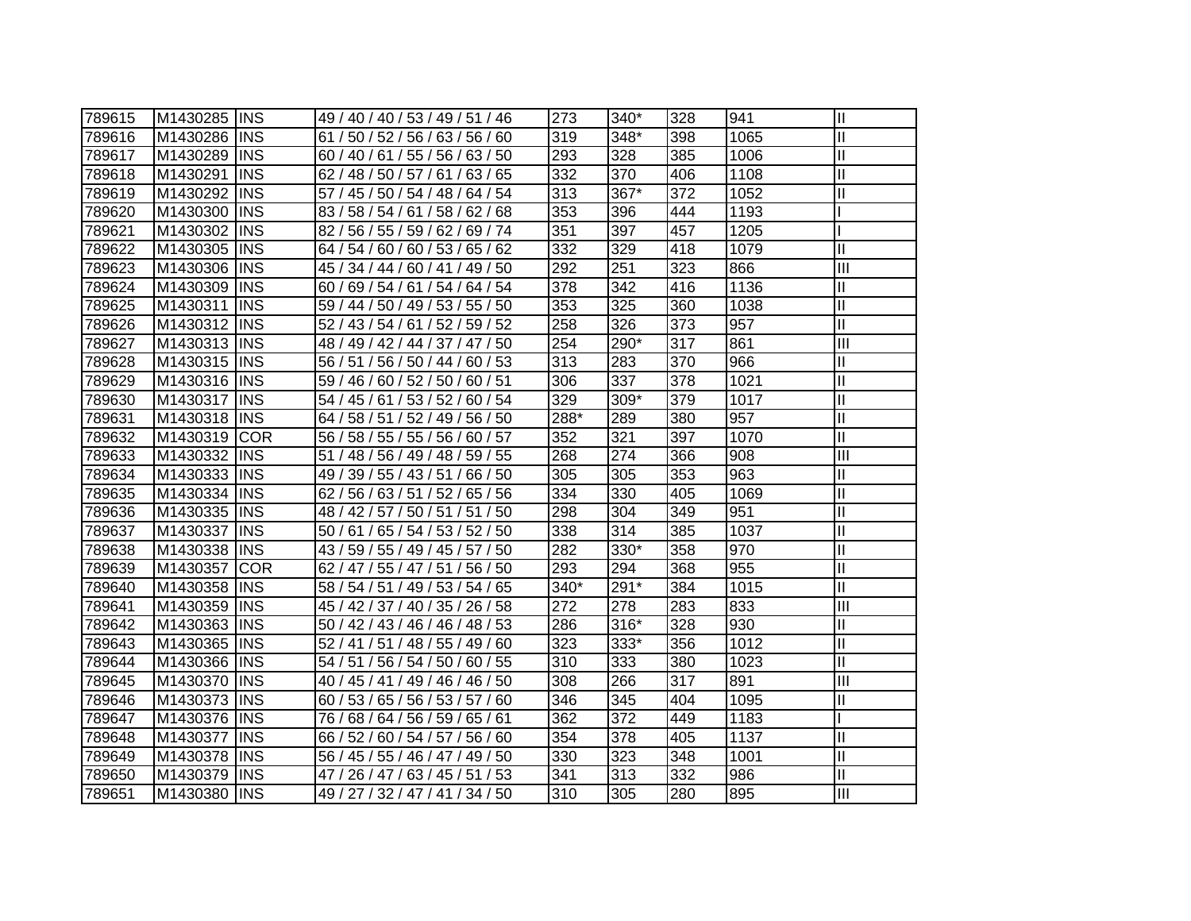| | | | | | | | | |
|---|---|---|---|---|---|---|---|---|
| 789615 | M1430285 | INS | 49 / 40 / 40 / 53 / 49 / 51 / 46 | 273 | 340* | 328 | 941 | II |
| 789616 | M1430286 | INS | 61 / 50 / 52 / 56 / 63 / 56 / 60 | 319 | 348* | 398 | 1065 | II |
| 789617 | M1430289 | INS | 60 / 40 / 61 / 55 / 56 / 63 / 50 | 293 | 328 | 385 | 1006 | II |
| 789618 | M1430291 | INS | 62 / 48 / 50 / 57 / 61 / 63 / 65 | 332 | 370 | 406 | 1108 | II |
| 789619 | M1430292 | INS | 57 / 45 / 50 / 54 / 48 / 64 / 54 | 313 | 367* | 372 | 1052 | II |
| 789620 | M1430300 | INS | 83 / 58 / 54 / 61 / 58 / 62 / 68 | 353 | 396 | 444 | 1193 | I |
| 789621 | M1430302 | INS | 82 / 56 / 55 / 59 / 62 / 69 / 74 | 351 | 397 | 457 | 1205 | I |
| 789622 | M1430305 | INS | 64 / 54 / 60 / 60 / 53 / 65 / 62 | 332 | 329 | 418 | 1079 | II |
| 789623 | M1430306 | INS | 45 / 34 / 44 / 60 / 41 / 49 / 50 | 292 | 251 | 323 | 866 | III |
| 789624 | M1430309 | INS | 60 / 69 / 54 / 61 / 54 / 64 / 54 | 378 | 342 | 416 | 1136 | II |
| 789625 | M1430311 | INS | 59 / 44 / 50 / 49 / 53 / 55 / 50 | 353 | 325 | 360 | 1038 | II |
| 789626 | M1430312 | INS | 52 / 43 / 54 / 61 / 52 / 59 / 52 | 258 | 326 | 373 | 957 | II |
| 789627 | M1430313 | INS | 48 / 49 / 42 / 44 / 37 / 47 / 50 | 254 | 290* | 317 | 861 | III |
| 789628 | M1430315 | INS | 56 / 51 / 56 / 50 / 44 / 60 / 53 | 313 | 283 | 370 | 966 | II |
| 789629 | M1430316 | INS | 59 / 46 / 60 / 52 / 50 / 60 / 51 | 306 | 337 | 378 | 1021 | II |
| 789630 | M1430317 | INS | 54 / 45 / 61 / 53 / 52 / 60 / 54 | 329 | 309* | 379 | 1017 | II |
| 789631 | M1430318 | INS | 64 / 58 / 51 / 52 / 49 / 56 / 50 | 288* | 289 | 380 | 957 | II |
| 789632 | M1430319 | COR | 56 / 58 / 55 / 55 / 56 / 60 / 57 | 352 | 321 | 397 | 1070 | II |
| 789633 | M1430332 | INS | 51 / 48 / 56 / 49 / 48 / 59 / 55 | 268 | 274 | 366 | 908 | III |
| 789634 | M1430333 | INS | 49 / 39 / 55 / 43 / 51 / 66 / 50 | 305 | 305 | 353 | 963 | II |
| 789635 | M1430334 | INS | 62 / 56 / 63 / 51 / 52 / 65 / 56 | 334 | 330 | 405 | 1069 | II |
| 789636 | M1430335 | INS | 48 / 42 / 57 / 50 / 51 / 51 / 50 | 298 | 304 | 349 | 951 | II |
| 789637 | M1430337 | INS | 50 / 61 / 65 / 54 / 53 / 52 / 50 | 338 | 314 | 385 | 1037 | II |
| 789638 | M1430338 | INS | 43 / 59 / 55 / 49 / 45 / 57 / 50 | 282 | 330* | 358 | 970 | II |
| 789639 | M1430357 | COR | 62 / 47 / 55 / 47 / 51 / 56 / 50 | 293 | 294 | 368 | 955 | II |
| 789640 | M1430358 | INS | 58 / 54 / 51 / 49 / 53 / 54 / 65 | 340* | 291* | 384 | 1015 | II |
| 789641 | M1430359 | INS | 45 / 42 / 37 / 40 / 35 / 26 / 58 | 272 | 278 | 283 | 833 | III |
| 789642 | M1430363 | INS | 50 / 42 / 43 / 46 / 46 / 48 / 53 | 286 | 316* | 328 | 930 | II |
| 789643 | M1430365 | INS | 52 / 41 / 51 / 48 / 55 / 49 / 60 | 323 | 333* | 356 | 1012 | II |
| 789644 | M1430366 | INS | 54 / 51 / 56 / 54 / 50 / 60 / 55 | 310 | 333 | 380 | 1023 | II |
| 789645 | M1430370 | INS | 40 / 45 / 41 / 49 / 46 / 46 / 50 | 308 | 266 | 317 | 891 | III |
| 789646 | M1430373 | INS | 60 / 53 / 65 / 56 / 53 / 57 / 60 | 346 | 345 | 404 | 1095 | II |
| 789647 | M1430376 | INS | 76 / 68 / 64 / 56 / 59 / 65 / 61 | 362 | 372 | 449 | 1183 | I |
| 789648 | M1430377 | INS | 66 / 52 / 60 / 54 / 57 / 56 / 60 | 354 | 378 | 405 | 1137 | II |
| 789649 | M1430378 | INS | 56 / 45 / 55 / 46 / 47 / 49 / 50 | 330 | 323 | 348 | 1001 | II |
| 789650 | M1430379 | INS | 47 / 26 / 47 / 63 / 45 / 51 / 53 | 341 | 313 | 332 | 986 | II |
| 789651 | M1430380 | INS | 49 / 27 / 32 / 47 / 41 / 34 / 50 | 310 | 305 | 280 | 895 | III |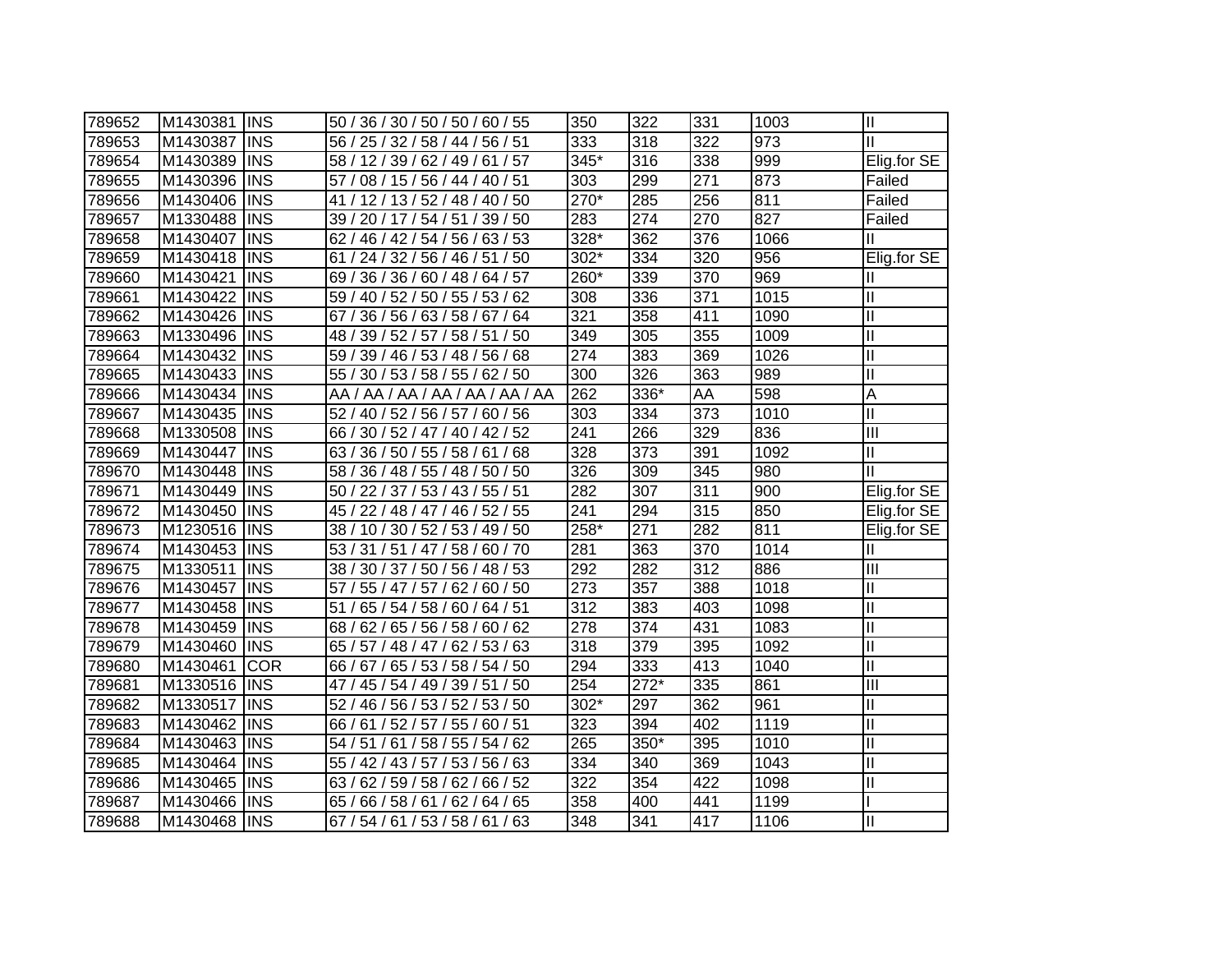| | | | | | | | | |
|---|---|---|---|---|---|---|---|---|
| 789652 | M1430381 | INS | 50 / 36 / 30 / 50 / 50 / 60 / 55 | 350 | 322 | 331 | 1003 | II |
| 789653 | M1430387 | INS | 56 / 25 / 32 / 58 / 44 / 56 / 51 | 333 | 318 | 322 | 973 | II |
| 789654 | M1430389 | INS | 58 / 12 / 39 / 62 / 49 / 61 / 57 | 345* | 316 | 338 | 999 | Elig.for SE |
| 789655 | M1430396 | INS | 57 / 08 / 15 / 56 / 44 / 40 / 51 | 303 | 299 | 271 | 873 | Failed |
| 789656 | M1430406 | INS | 41 / 12 / 13 / 52 / 48 / 40 / 50 | 270* | 285 | 256 | 811 | Failed |
| 789657 | M1330488 | INS | 39 / 20 / 17 / 54 / 51 / 39 / 50 | 283 | 274 | 270 | 827 | Failed |
| 789658 | M1430407 | INS | 62 / 46 / 42 / 54 / 56 / 63 / 53 | 328* | 362 | 376 | 1066 | II |
| 789659 | M1430418 | INS | 61 / 24 / 32 / 56 / 46 / 51 / 50 | 302* | 334 | 320 | 956 | Elig.for SE |
| 789660 | M1430421 | INS | 69 / 36 / 36 / 60 / 48 / 64 / 57 | 260* | 339 | 370 | 969 | II |
| 789661 | M1430422 | INS | 59 / 40 / 52 / 50 / 55 / 53 / 62 | 308 | 336 | 371 | 1015 | II |
| 789662 | M1430426 | INS | 67 / 36 / 56 / 63 / 58 / 67 / 64 | 321 | 358 | 411 | 1090 | II |
| 789663 | M1330496 | INS | 48 / 39 / 52 / 57 / 58 / 51 / 50 | 349 | 305 | 355 | 1009 | II |
| 789664 | M1430432 | INS | 59 / 39 / 46 / 53 / 48 / 56 / 68 | 274 | 383 | 369 | 1026 | II |
| 789665 | M1430433 | INS | 55 / 30 / 53 / 58 / 55 / 62 / 50 | 300 | 326 | 363 | 989 | II |
| 789666 | M1430434 | INS | AA / AA / AA / AA / AA / AA / AA | 262 | 336* | AA | 598 | A |
| 789667 | M1430435 | INS | 52 / 40 / 52 / 56 / 57 / 60 / 56 | 303 | 334 | 373 | 1010 | II |
| 789668 | M1330508 | INS | 66 / 30 / 52 / 47 / 40 / 42 / 52 | 241 | 266 | 329 | 836 | III |
| 789669 | M1430447 | INS | 63 / 36 / 50 / 55 / 58 / 61 / 68 | 328 | 373 | 391 | 1092 | II |
| 789670 | M1430448 | INS | 58 / 36 / 48 / 55 / 48 / 50 / 50 | 326 | 309 | 345 | 980 | II |
| 789671 | M1430449 | INS | 50 / 22 / 37 / 53 / 43 / 55 / 51 | 282 | 307 | 311 | 900 | Elig.for SE |
| 789672 | M1430450 | INS | 45 / 22 / 48 / 47 / 46 / 52 / 55 | 241 | 294 | 315 | 850 | Elig.for SE |
| 789673 | M1230516 | INS | 38 / 10 / 30 / 52 / 53 / 49 / 50 | 258* | 271 | 282 | 811 | Elig.for SE |
| 789674 | M1430453 | INS | 53 / 31 / 51 / 47 / 58 / 60 / 70 | 281 | 363 | 370 | 1014 | II |
| 789675 | M1330511 | INS | 38 / 30 / 37 / 50 / 56 / 48 / 53 | 292 | 282 | 312 | 886 | III |
| 789676 | M1430457 | INS | 57 / 55 / 47 / 57 / 62 / 60 / 50 | 273 | 357 | 388 | 1018 | II |
| 789677 | M1430458 | INS | 51 / 65 / 54 / 58 / 60 / 64 / 51 | 312 | 383 | 403 | 1098 | II |
| 789678 | M1430459 | INS | 68 / 62 / 65 / 56 / 58 / 60 / 62 | 278 | 374 | 431 | 1083 | II |
| 789679 | M1430460 | INS | 65 / 57 / 48 / 47 / 62 / 53 / 63 | 318 | 379 | 395 | 1092 | II |
| 789680 | M1430461 | COR | 66 / 67 / 65 / 53 / 58 / 54 / 50 | 294 | 333 | 413 | 1040 | II |
| 789681 | M1330516 | INS | 47 / 45 / 54 / 49 / 39 / 51 / 50 | 254 | 272* | 335 | 861 | III |
| 789682 | M1330517 | INS | 52 / 46 / 56 / 53 / 52 / 53 / 50 | 302* | 297 | 362 | 961 | II |
| 789683 | M1430462 | INS | 66 / 61 / 52 / 57 / 55 / 60 / 51 | 323 | 394 | 402 | 1119 | II |
| 789684 | M1430463 | INS | 54 / 51 / 61 / 58 / 55 / 54 / 62 | 265 | 350* | 395 | 1010 | II |
| 789685 | M1430464 | INS | 55 / 42 / 43 / 57 / 53 / 56 / 63 | 334 | 340 | 369 | 1043 | II |
| 789686 | M1430465 | INS | 63 / 62 / 59 / 58 / 62 / 66 / 52 | 322 | 354 | 422 | 1098 | II |
| 789687 | M1430466 | INS | 65 / 66 / 58 / 61 / 62 / 64 / 65 | 358 | 400 | 441 | 1199 | I |
| 789688 | M1430468 | INS | 67 / 54 / 61 / 53 / 58 / 61 / 63 | 348 | 341 | 417 | 1106 | II |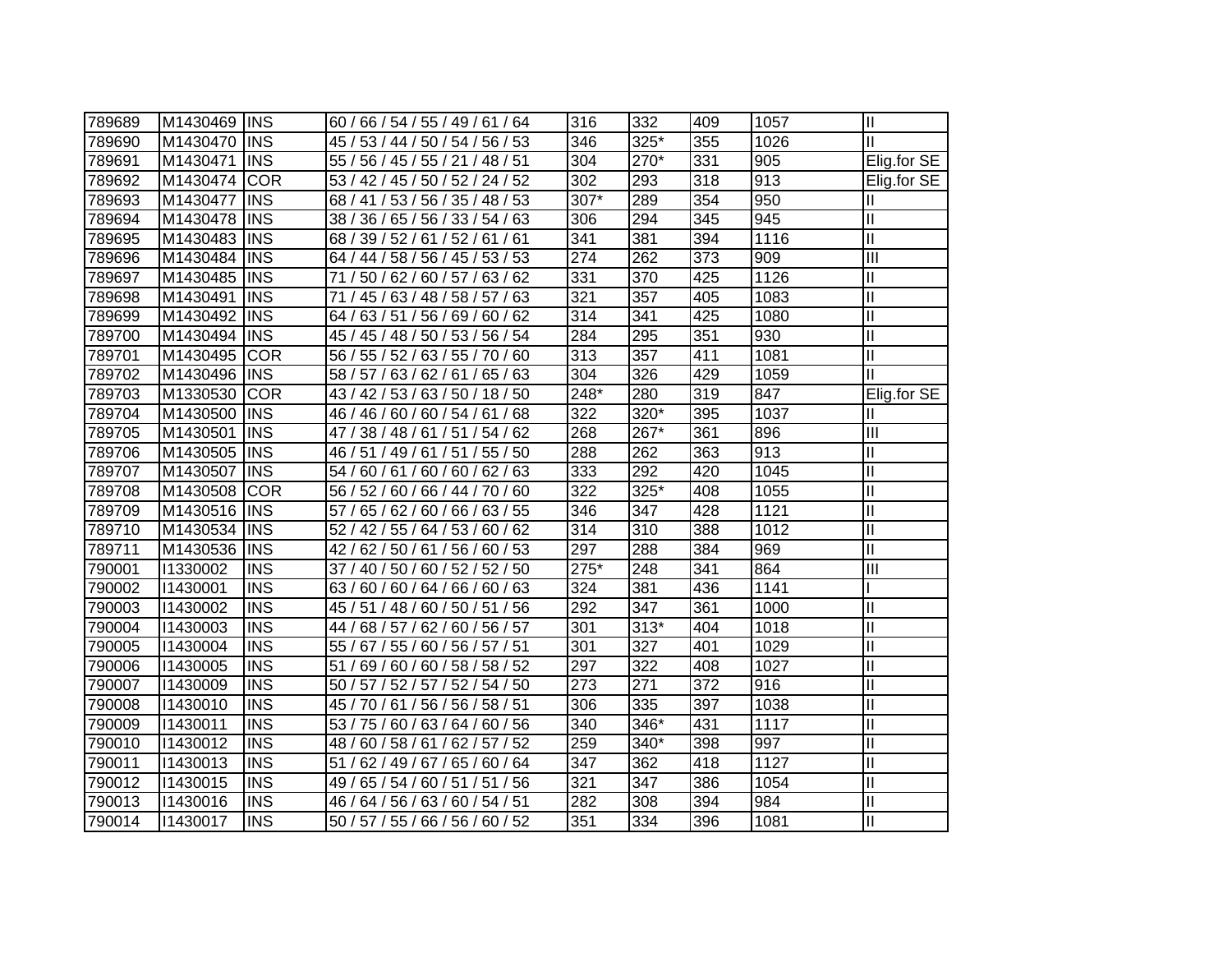| | | | | | | | | |
|---|---|---|---|---|---|---|---|---|
| 789689 | M1430469 | INS | 60 / 66 / 54 / 55 / 49 / 61 / 64 | 316 | 332 | 409 | 1057 | II |
| 789690 | M1430470 | INS | 45 / 53 / 44 / 50 / 54 / 56 / 53 | 346 | 325* | 355 | 1026 | II |
| 789691 | M1430471 | INS | 55 / 56 / 45 / 55 / 21 / 48 / 51 | 304 | 270* | 331 | 905 | Elig.for SE |
| 789692 | M1430474 | COR | 53 / 42 / 45 / 50 / 52 / 24 / 52 | 302 | 293 | 318 | 913 | Elig.for SE |
| 789693 | M1430477 | INS | 68 / 41 / 53 / 56 / 35 / 48 / 53 | 307* | 289 | 354 | 950 | II |
| 789694 | M1430478 | INS | 38 / 36 / 65 / 56 / 33 / 54 / 63 | 306 | 294 | 345 | 945 | II |
| 789695 | M1430483 | INS | 68 / 39 / 52 / 61 / 52 / 61 / 61 | 341 | 381 | 394 | 1116 | II |
| 789696 | M1430484 | INS | 64 / 44 / 58 / 56 / 45 / 53 / 53 | 274 | 262 | 373 | 909 | III |
| 789697 | M1430485 | INS | 71 / 50 / 62 / 60 / 57 / 63 / 62 | 331 | 370 | 425 | 1126 | II |
| 789698 | M1430491 | INS | 71 / 45 / 63 / 48 / 58 / 57 / 63 | 321 | 357 | 405 | 1083 | II |
| 789699 | M1430492 | INS | 64 / 63 / 51 / 56 / 69 / 60 / 62 | 314 | 341 | 425 | 1080 | II |
| 789700 | M1430494 | INS | 45 / 45 / 48 / 50 / 53 / 56 / 54 | 284 | 295 | 351 | 930 | II |
| 789701 | M1430495 | COR | 56 / 55 / 52 / 63 / 55 / 70 / 60 | 313 | 357 | 411 | 1081 | II |
| 789702 | M1430496 | INS | 58 / 57 / 63 / 62 / 61 / 65 / 63 | 304 | 326 | 429 | 1059 | II |
| 789703 | M1330530 | COR | 43 / 42 / 53 / 63 / 50 / 18 / 50 | 248* | 280 | 319 | 847 | Elig.for SE |
| 789704 | M1430500 | INS | 46 / 46 / 60 / 60 / 54 / 61 / 68 | 322 | 320* | 395 | 1037 | II |
| 789705 | M1430501 | INS | 47 / 38 / 48 / 61 / 51 / 54 / 62 | 268 | 267* | 361 | 896 | III |
| 789706 | M1430505 | INS | 46 / 51 / 49 / 61 / 51 / 55 / 50 | 288 | 262 | 363 | 913 | II |
| 789707 | M1430507 | INS | 54 / 60 / 61 / 60 / 60 / 62 / 63 | 333 | 292 | 420 | 1045 | II |
| 789708 | M1430508 | COR | 56 / 52 / 60 / 66 / 44 / 70 / 60 | 322 | 325* | 408 | 1055 | II |
| 789709 | M1430516 | INS | 57 / 65 / 62 / 60 / 66 / 63 / 55 | 346 | 347 | 428 | 1121 | II |
| 789710 | M1430534 | INS | 52 / 42 / 55 / 64 / 53 / 60 / 62 | 314 | 310 | 388 | 1012 | II |
| 789711 | M1430536 | INS | 42 / 62 / 50 / 61 / 56 / 60 / 53 | 297 | 288 | 384 | 969 | II |
| 790001 | I1330002 | INS | 37 / 40 / 50 / 60 / 52 / 52 / 50 | 275* | 248 | 341 | 864 | III |
| 790002 | I1430001 | INS | 63 / 60 / 60 / 64 / 66 / 60 / 63 | 324 | 381 | 436 | 1141 | I |
| 790003 | I1430002 | INS | 45 / 51 / 48 / 60 / 50 / 51 / 56 | 292 | 347 | 361 | 1000 | II |
| 790004 | I1430003 | INS | 44 / 68 / 57 / 62 / 60 / 56 / 57 | 301 | 313* | 404 | 1018 | II |
| 790005 | I1430004 | INS | 55 / 67 / 55 / 60 / 56 / 57 / 51 | 301 | 327 | 401 | 1029 | II |
| 790006 | I1430005 | INS | 51 / 69 / 60 / 60 / 58 / 58 / 52 | 297 | 322 | 408 | 1027 | II |
| 790007 | I1430009 | INS | 50 / 57 / 52 / 57 / 52 / 54 / 50 | 273 | 271 | 372 | 916 | II |
| 790008 | I1430010 | INS | 45 / 70 / 61 / 56 / 56 / 58 / 51 | 306 | 335 | 397 | 1038 | II |
| 790009 | I1430011 | INS | 53 / 75 / 60 / 63 / 64 / 60 / 56 | 340 | 346* | 431 | 1117 | II |
| 790010 | I1430012 | INS | 48 / 60 / 58 / 61 / 62 / 57 / 52 | 259 | 340* | 398 | 997 | II |
| 790011 | I1430013 | INS | 51 / 62 / 49 / 67 / 65 / 60 / 64 | 347 | 362 | 418 | 1127 | II |
| 790012 | I1430015 | INS | 49 / 65 / 54 / 60 / 51 / 51 / 56 | 321 | 347 | 386 | 1054 | II |
| 790013 | I1430016 | INS | 46 / 64 / 56 / 63 / 60 / 54 / 51 | 282 | 308 | 394 | 984 | II |
| 790014 | I1430017 | INS | 50 / 57 / 55 / 66 / 56 / 60 / 52 | 351 | 334 | 396 | 1081 | II |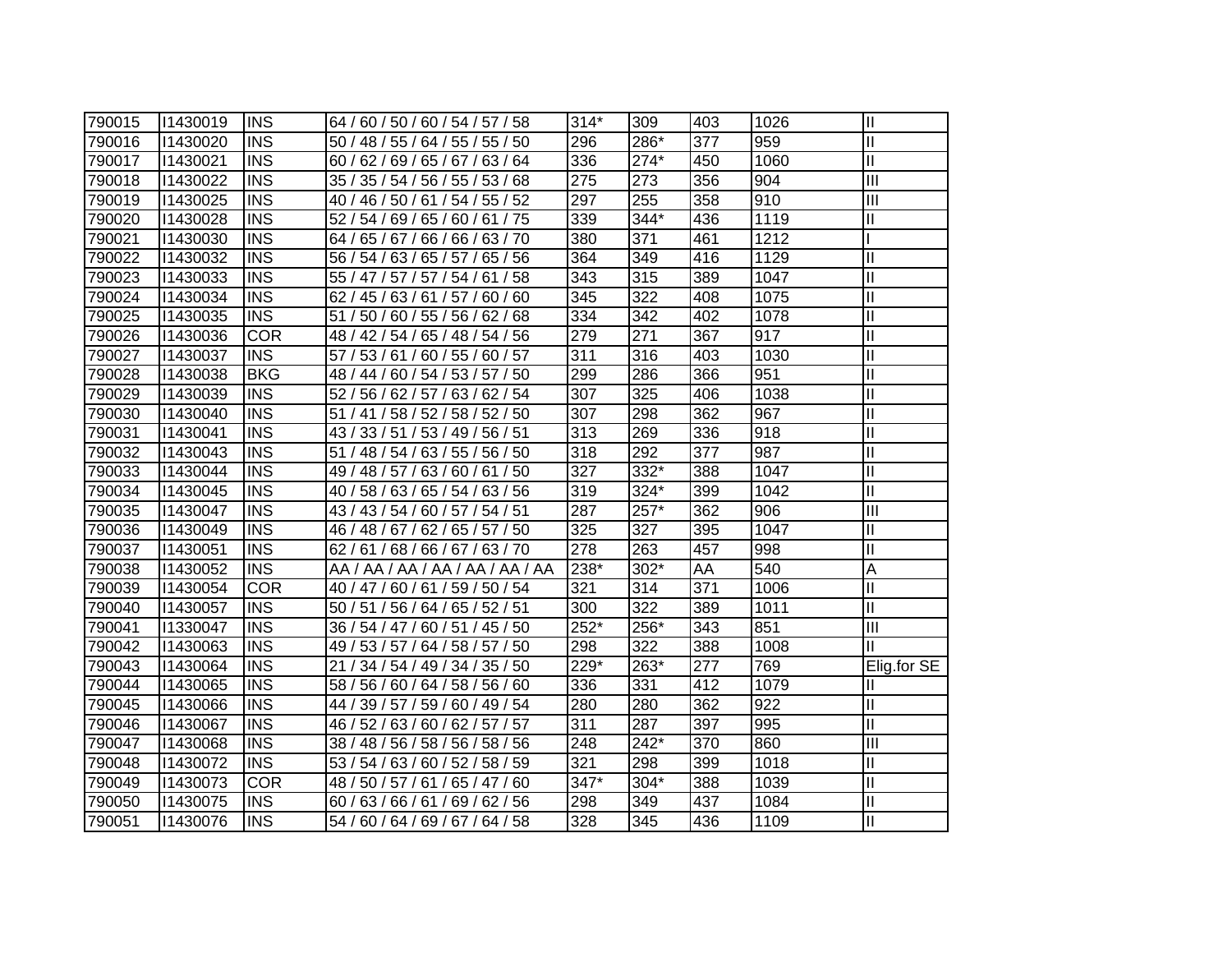| | | | | | | | | |
|---|---|---|---|---|---|---|---|---|
| 790015 | I1430019 | INS | 64 / 60 / 50 / 60 / 54 / 57 / 58 | 314* | 309 | 403 | 1026 | II |
| 790016 | I1430020 | INS | 50 / 48 / 55 / 64 / 55 / 55 / 50 | 296 | 286* | 377 | 959 | II |
| 790017 | I1430021 | INS | 60 / 62 / 69 / 65 / 67 / 63 / 64 | 336 | 274* | 450 | 1060 | II |
| 790018 | I1430022 | INS | 35 / 35 / 54 / 56 / 55 / 53 / 68 | 275 | 273 | 356 | 904 | III |
| 790019 | I1430025 | INS | 40 / 46 / 50 / 61 / 54 / 55 / 52 | 297 | 255 | 358 | 910 | III |
| 790020 | I1430028 | INS | 52 / 54 / 69 / 65 / 60 / 61 / 75 | 339 | 344* | 436 | 1119 | II |
| 790021 | I1430030 | INS | 64 / 65 / 67 / 66 / 66 / 63 / 70 | 380 | 371 | 461 | 1212 | I |
| 790022 | I1430032 | INS | 56 / 54 / 63 / 65 / 57 / 65 / 56 | 364 | 349 | 416 | 1129 | II |
| 790023 | I1430033 | INS | 55 / 47 / 57 / 57 / 54 / 61 / 58 | 343 | 315 | 389 | 1047 | II |
| 790024 | I1430034 | INS | 62 / 45 / 63 / 61 / 57 / 60 / 60 | 345 | 322 | 408 | 1075 | II |
| 790025 | I1430035 | INS | 51 / 50 / 60 / 55 / 56 / 62 / 68 | 334 | 342 | 402 | 1078 | II |
| 790026 | I1430036 | COR | 48 / 42 / 54 / 65 / 48 / 54 / 56 | 279 | 271 | 367 | 917 | II |
| 790027 | I1430037 | INS | 57 / 53 / 61 / 60 / 55 / 60 / 57 | 311 | 316 | 403 | 1030 | II |
| 790028 | I1430038 | BKG | 48 / 44 / 60 / 54 / 53 / 57 / 50 | 299 | 286 | 366 | 951 | II |
| 790029 | I1430039 | INS | 52 / 56 / 62 / 57 / 63 / 62 / 54 | 307 | 325 | 406 | 1038 | II |
| 790030 | I1430040 | INS | 51 / 41 / 58 / 52 / 58 / 52 / 50 | 307 | 298 | 362 | 967 | II |
| 790031 | I1430041 | INS | 43 / 33 / 51 / 53 / 49 / 56 / 51 | 313 | 269 | 336 | 918 | II |
| 790032 | I1430043 | INS | 51 / 48 / 54 / 63 / 55 / 56 / 50 | 318 | 292 | 377 | 987 | II |
| 790033 | I1430044 | INS | 49 / 48 / 57 / 63 / 60 / 61 / 50 | 327 | 332* | 388 | 1047 | II |
| 790034 | I1430045 | INS | 40 / 58 / 63 / 65 / 54 / 63 / 56 | 319 | 324* | 399 | 1042 | II |
| 790035 | I1430047 | INS | 43 / 43 / 54 / 60 / 57 / 54 / 51 | 287 | 257* | 362 | 906 | III |
| 790036 | I1430049 | INS | 46 / 48 / 67 / 62 / 65 / 57 / 50 | 325 | 327 | 395 | 1047 | II |
| 790037 | I1430051 | INS | 62 / 61 / 68 / 66 / 67 / 63 / 70 | 278 | 263 | 457 | 998 | II |
| 790038 | I1430052 | INS | AA / AA / AA / AA / AA / AA / AA | 238* | 302* | AA | 540 | A |
| 790039 | I1430054 | COR | 40 / 47 / 60 / 61 / 59 / 50 / 54 | 321 | 314 | 371 | 1006 | II |
| 790040 | I1430057 | INS | 50 / 51 / 56 / 64 / 65 / 52 / 51 | 300 | 322 | 389 | 1011 | II |
| 790041 | I1330047 | INS | 36 / 54 / 47 / 60 / 51 / 45 / 50 | 252* | 256* | 343 | 851 | III |
| 790042 | I1430063 | INS | 49 / 53 / 57 / 64 / 58 / 57 / 50 | 298 | 322 | 388 | 1008 | II |
| 790043 | I1430064 | INS | 21 / 34 / 54 / 49 / 34 / 35 / 50 | 229* | 263* | 277 | 769 | Elig.for SE |
| 790044 | I1430065 | INS | 58 / 56 / 60 / 64 / 58 / 56 / 60 | 336 | 331 | 412 | 1079 | II |
| 790045 | I1430066 | INS | 44 / 39 / 57 / 59 / 60 / 49 / 54 | 280 | 280 | 362 | 922 | II |
| 790046 | I1430067 | INS | 46 / 52 / 63 / 60 / 62 / 57 / 57 | 311 | 287 | 397 | 995 | II |
| 790047 | I1430068 | INS | 38 / 48 / 56 / 58 / 56 / 58 / 56 | 248 | 242* | 370 | 860 | III |
| 790048 | I1430072 | INS | 53 / 54 / 63 / 60 / 52 / 58 / 59 | 321 | 298 | 399 | 1018 | II |
| 790049 | I1430073 | COR | 48 / 50 / 57 / 61 / 65 / 47 / 60 | 347* | 304* | 388 | 1039 | II |
| 790050 | I1430075 | INS | 60 / 63 / 66 / 61 / 69 / 62 / 56 | 298 | 349 | 437 | 1084 | II |
| 790051 | I1430076 | INS | 54 / 60 / 64 / 69 / 67 / 64 / 58 | 328 | 345 | 436 | 1109 | II |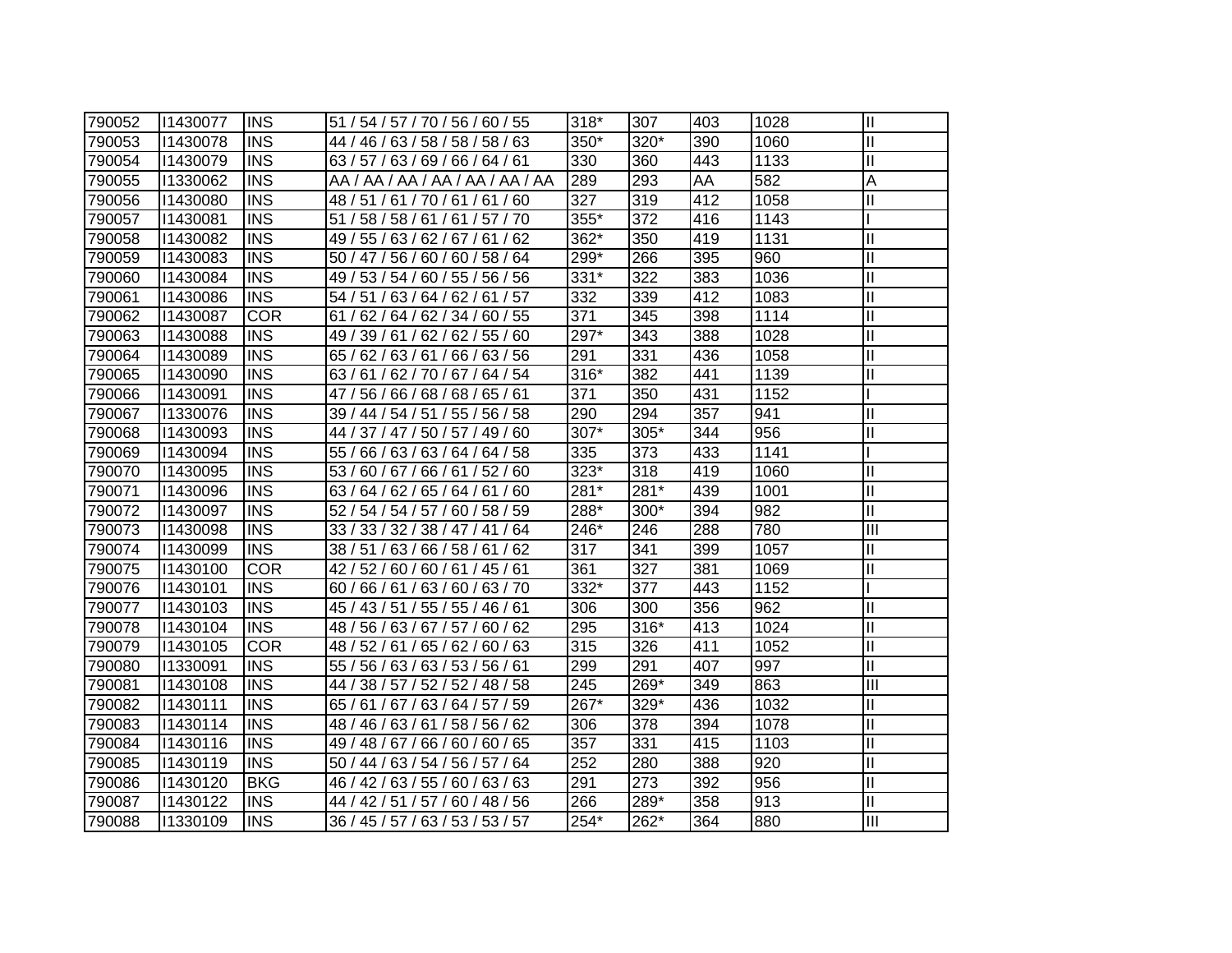| 790052 | I1430077 | INS | 51 / 54 / 57 / 70 / 56 / 60 / 55 | 318* | 307 | 403 | 1028 | II |
|---|---|---|---|---|---|---|---|---|
| 790053 | I1430078 | INS | 44 / 46 / 63 / 58 / 58 / 58 / 63 | 350* | 320* | 390 | 1060 | II |
| 790054 | I1430079 | INS | 63 / 57 / 63 / 69 / 66 / 64 / 61 | 330 | 360 | 443 | 1133 | II |
| 790055 | I1330062 | INS | AA / AA / AA / AA / AA / AA / AA | 289 | 293 | AA | 582 | A |
| 790056 | I1430080 | INS | 48 / 51 / 61 / 70 / 61 / 61 / 60 | 327 | 319 | 412 | 1058 | II |
| 790057 | I1430081 | INS | 51 / 58 / 58 / 61 / 61 / 57 / 70 | 355* | 372 | 416 | 1143 | I |
| 790058 | I1430082 | INS | 49 / 55 / 63 / 62 / 67 / 61 / 62 | 362* | 350 | 419 | 1131 | II |
| 790059 | I1430083 | INS | 50 / 47 / 56 / 60 / 60 / 58 / 64 | 299* | 266 | 395 | 960 | II |
| 790060 | I1430084 | INS | 49 / 53 / 54 / 60 / 55 / 56 / 56 | 331* | 322 | 383 | 1036 | II |
| 790061 | I1430086 | INS | 54 / 51 / 63 / 64 / 62 / 61 / 57 | 332 | 339 | 412 | 1083 | II |
| 790062 | I1430087 | COR | 61 / 62 / 64 / 62 / 34 / 60 / 55 | 371 | 345 | 398 | 1114 | II |
| 790063 | I1430088 | INS | 49 / 39 / 61 / 62 / 62 / 55 / 60 | 297* | 343 | 388 | 1028 | II |
| 790064 | I1430089 | INS | 65 / 62 / 63 / 61 / 66 / 63 / 56 | 291 | 331 | 436 | 1058 | II |
| 790065 | I1430090 | INS | 63 / 61 / 62 / 70 / 67 / 64 / 54 | 316* | 382 | 441 | 1139 | II |
| 790066 | I1430091 | INS | 47 / 56 / 66 / 68 / 68 / 65 / 61 | 371 | 350 | 431 | 1152 | I |
| 790067 | I1330076 | INS | 39 / 44 / 54 / 51 / 55 / 56 / 58 | 290 | 294 | 357 | 941 | II |
| 790068 | I1430093 | INS | 44 / 37 / 47 / 50 / 57 / 49 / 60 | 307* | 305* | 344 | 956 | II |
| 790069 | I1430094 | INS | 55 / 66 / 63 / 63 / 64 / 64 / 58 | 335 | 373 | 433 | 1141 | I |
| 790070 | I1430095 | INS | 53 / 60 / 67 / 66 / 61 / 52 / 60 | 323* | 318 | 419 | 1060 | II |
| 790071 | I1430096 | INS | 63 / 64 / 62 / 65 / 64 / 61 / 60 | 281* | 281* | 439 | 1001 | II |
| 790072 | I1430097 | INS | 52 / 54 / 54 / 57 / 60 / 58 / 59 | 288* | 300* | 394 | 982 | II |
| 790073 | I1430098 | INS | 33 / 33 / 32 / 38 / 47 / 41 / 64 | 246* | 246 | 288 | 780 | III |
| 790074 | I1430099 | INS | 38 / 51 / 63 / 66 / 58 / 61 / 62 | 317 | 341 | 399 | 1057 | II |
| 790075 | I1430100 | COR | 42 / 52 / 60 / 60 / 61 / 45 / 61 | 361 | 327 | 381 | 1069 | II |
| 790076 | I1430101 | INS | 60 / 66 / 61 / 63 / 60 / 63 / 70 | 332* | 377 | 443 | 1152 | I |
| 790077 | I1430103 | INS | 45 / 43 / 51 / 55 / 55 / 46 / 61 | 306 | 300 | 356 | 962 | II |
| 790078 | I1430104 | INS | 48 / 56 / 63 / 67 / 57 / 60 / 62 | 295 | 316* | 413 | 1024 | II |
| 790079 | I1430105 | COR | 48 / 52 / 61 / 65 / 62 / 60 / 63 | 315 | 326 | 411 | 1052 | II |
| 790080 | I1330091 | INS | 55 / 56 / 63 / 63 / 53 / 56 / 61 | 299 | 291 | 407 | 997 | II |
| 790081 | I1430108 | INS | 44 / 38 / 57 / 52 / 52 / 48 / 58 | 245 | 269* | 349 | 863 | III |
| 790082 | I1430111 | INS | 65 / 61 / 67 / 63 / 64 / 57 / 59 | 267* | 329* | 436 | 1032 | II |
| 790083 | I1430114 | INS | 48 / 46 / 63 / 61 / 58 / 56 / 62 | 306 | 378 | 394 | 1078 | II |
| 790084 | I1430116 | INS | 49 / 48 / 67 / 66 / 60 / 60 / 65 | 357 | 331 | 415 | 1103 | II |
| 790085 | I1430119 | INS | 50 / 44 / 63 / 54 / 56 / 57 / 64 | 252 | 280 | 388 | 920 | II |
| 790086 | I1430120 | BKG | 46 / 42 / 63 / 55 / 60 / 63 / 63 | 291 | 273 | 392 | 956 | II |
| 790087 | I1430122 | INS | 44 / 42 / 51 / 57 / 60 / 48 / 56 | 266 | 289* | 358 | 913 | II |
| 790088 | I1330109 | INS | 36 / 45 / 57 / 63 / 53 / 53 / 57 | 254* | 262* | 364 | 880 | III |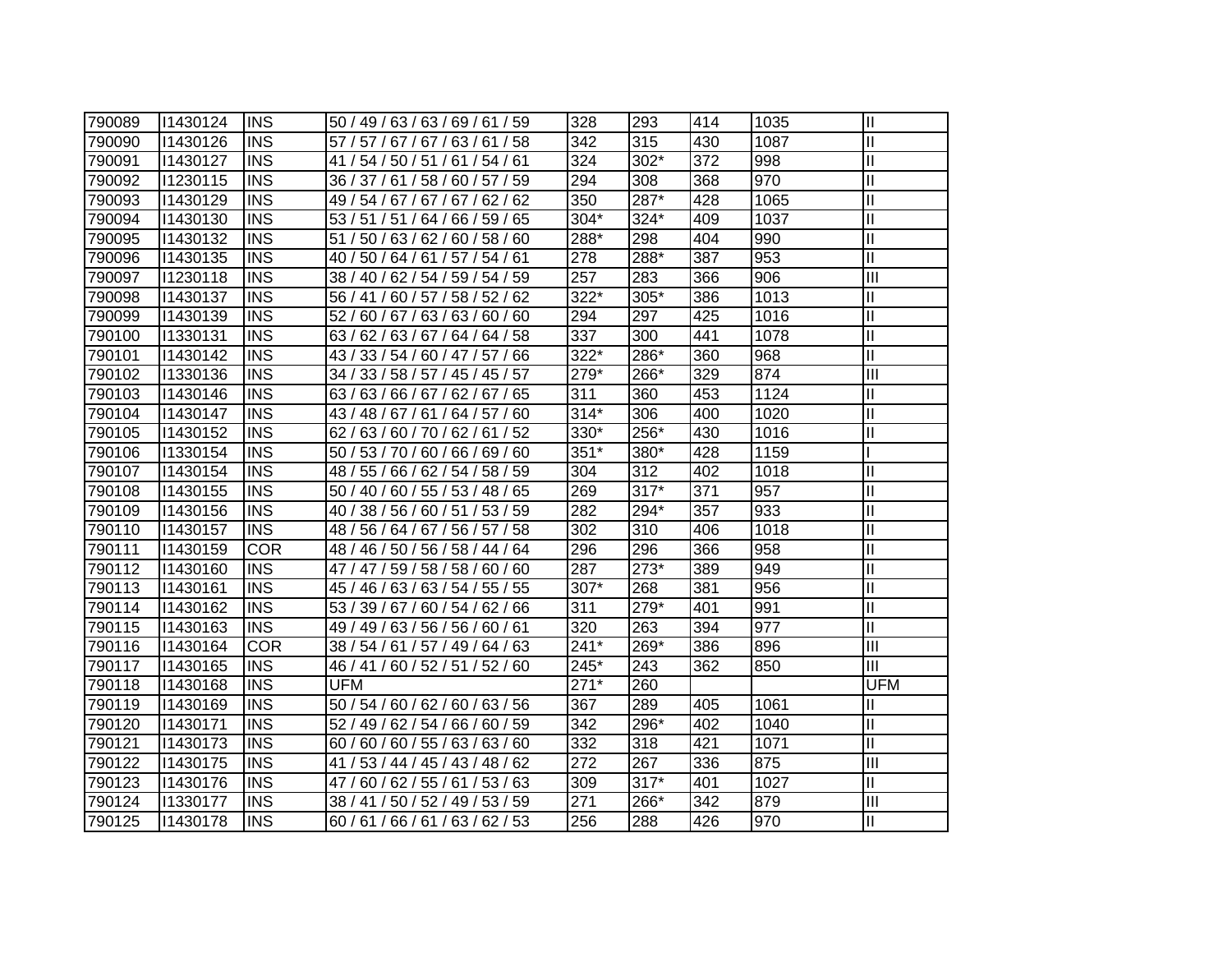| | | | | | | | | |
|---|---|---|---|---|---|---|---|---|
| 790089 | I1430124 | INS | 50 / 49 / 63 / 63 / 69 / 61 / 59 | 328 | 293 | 414 | 1035 | II |
| 790090 | I1430126 | INS | 57 / 57 / 67 / 67 / 63 / 61 / 58 | 342 | 315 | 430 | 1087 | II |
| 790091 | I1430127 | INS | 41 / 54 / 50 / 51 / 61 / 54 / 61 | 324 | 302* | 372 | 998 | II |
| 790092 | I1230115 | INS | 36 / 37 / 61 / 58 / 60 / 57 / 59 | 294 | 308 | 368 | 970 | II |
| 790093 | I1430129 | INS | 49 / 54 / 67 / 67 / 67 / 62 / 62 | 350 | 287* | 428 | 1065 | II |
| 790094 | I1430130 | INS | 53 / 51 / 51 / 64 / 66 / 59 / 65 | 304* | 324* | 409 | 1037 | II |
| 790095 | I1430132 | INS | 51 / 50 / 63 / 62 / 60 / 58 / 60 | 288* | 298 | 404 | 990 | II |
| 790096 | I1430135 | INS | 40 / 50 / 64 / 61 / 57 / 54 / 61 | 278 | 288* | 387 | 953 | II |
| 790097 | I1230118 | INS | 38 / 40 / 62 / 54 / 59 / 54 / 59 | 257 | 283 | 366 | 906 | III |
| 790098 | I1430137 | INS | 56 / 41 / 60 / 57 / 58 / 52 / 62 | 322* | 305* | 386 | 1013 | II |
| 790099 | I1430139 | INS | 52 / 60 / 67 / 63 / 63 / 60 / 60 | 294 | 297 | 425 | 1016 | II |
| 790100 | I1330131 | INS | 63 / 62 / 63 / 67 / 64 / 64 / 58 | 337 | 300 | 441 | 1078 | II |
| 790101 | I1430142 | INS | 43 / 33 / 54 / 60 / 47 / 57 / 66 | 322* | 286* | 360 | 968 | II |
| 790102 | I1330136 | INS | 34 / 33 / 58 / 57 / 45 / 45 / 57 | 279* | 266* | 329 | 874 | III |
| 790103 | I1430146 | INS | 63 / 63 / 66 / 67 / 62 / 67 / 65 | 311 | 360 | 453 | 1124 | II |
| 790104 | I1430147 | INS | 43 / 48 / 67 / 61 / 64 / 57 / 60 | 314* | 306 | 400 | 1020 | II |
| 790105 | I1430152 | INS | 62 / 63 / 60 / 70 / 62 / 61 / 52 | 330* | 256* | 430 | 1016 | II |
| 790106 | I1330154 | INS | 50 / 53 / 70 / 60 / 66 / 69 / 60 | 351* | 380* | 428 | 1159 | I |
| 790107 | I1430154 | INS | 48 / 55 / 66 / 62 / 54 / 58 / 59 | 304 | 312 | 402 | 1018 | II |
| 790108 | I1430155 | INS | 50 / 40 / 60 / 55 / 53 / 48 / 65 | 269 | 317* | 371 | 957 | II |
| 790109 | I1430156 | INS | 40 / 38 / 56 / 60 / 51 / 53 / 59 | 282 | 294* | 357 | 933 | II |
| 790110 | I1430157 | INS | 48 / 56 / 64 / 67 / 56 / 57 / 58 | 302 | 310 | 406 | 1018 | II |
| 790111 | I1430159 | COR | 48 / 46 / 50 / 56 / 58 / 44 / 64 | 296 | 296 | 366 | 958 | II |
| 790112 | I1430160 | INS | 47 / 47 / 59 / 58 / 58 / 60 / 60 | 287 | 273* | 389 | 949 | II |
| 790113 | I1430161 | INS | 45 / 46 / 63 / 63 / 54 / 55 / 55 | 307* | 268 | 381 | 956 | II |
| 790114 | I1430162 | INS | 53 / 39 / 67 / 60 / 54 / 62 / 66 | 311 | 279* | 401 | 991 | II |
| 790115 | I1430163 | INS | 49 / 49 / 63 / 56 / 56 / 60 / 61 | 320 | 263 | 394 | 977 | II |
| 790116 | I1430164 | COR | 38 / 54 / 61 / 57 / 49 / 64 / 63 | 241* | 269* | 386 | 896 | III |
| 790117 | I1430165 | INS | 46 / 41 / 60 / 52 / 51 / 52 / 60 | 245* | 243 | 362 | 850 | III |
| 790118 | I1430168 | INS | UFM | 271* | 260 | | | UFM |
| 790119 | I1430169 | INS | 50 / 54 / 60 / 62 / 60 / 63 / 56 | 367 | 289 | 405 | 1061 | II |
| 790120 | I1430171 | INS | 52 / 49 / 62 / 54 / 66 / 60 / 59 | 342 | 296* | 402 | 1040 | II |
| 790121 | I1430173 | INS | 60 / 60 / 60 / 55 / 63 / 63 / 60 | 332 | 318 | 421 | 1071 | II |
| 790122 | I1430175 | INS | 41 / 53 / 44 / 45 / 43 / 48 / 62 | 272 | 267 | 336 | 875 | III |
| 790123 | I1430176 | INS | 47 / 60 / 62 / 55 / 61 / 53 / 63 | 309 | 317* | 401 | 1027 | II |
| 790124 | I1330177 | INS | 38 / 41 / 50 / 52 / 49 / 53 / 59 | 271 | 266* | 342 | 879 | III |
| 790125 | I1430178 | INS | 60 / 61 / 66 / 61 / 63 / 62 / 53 | 256 | 288 | 426 | 970 | II |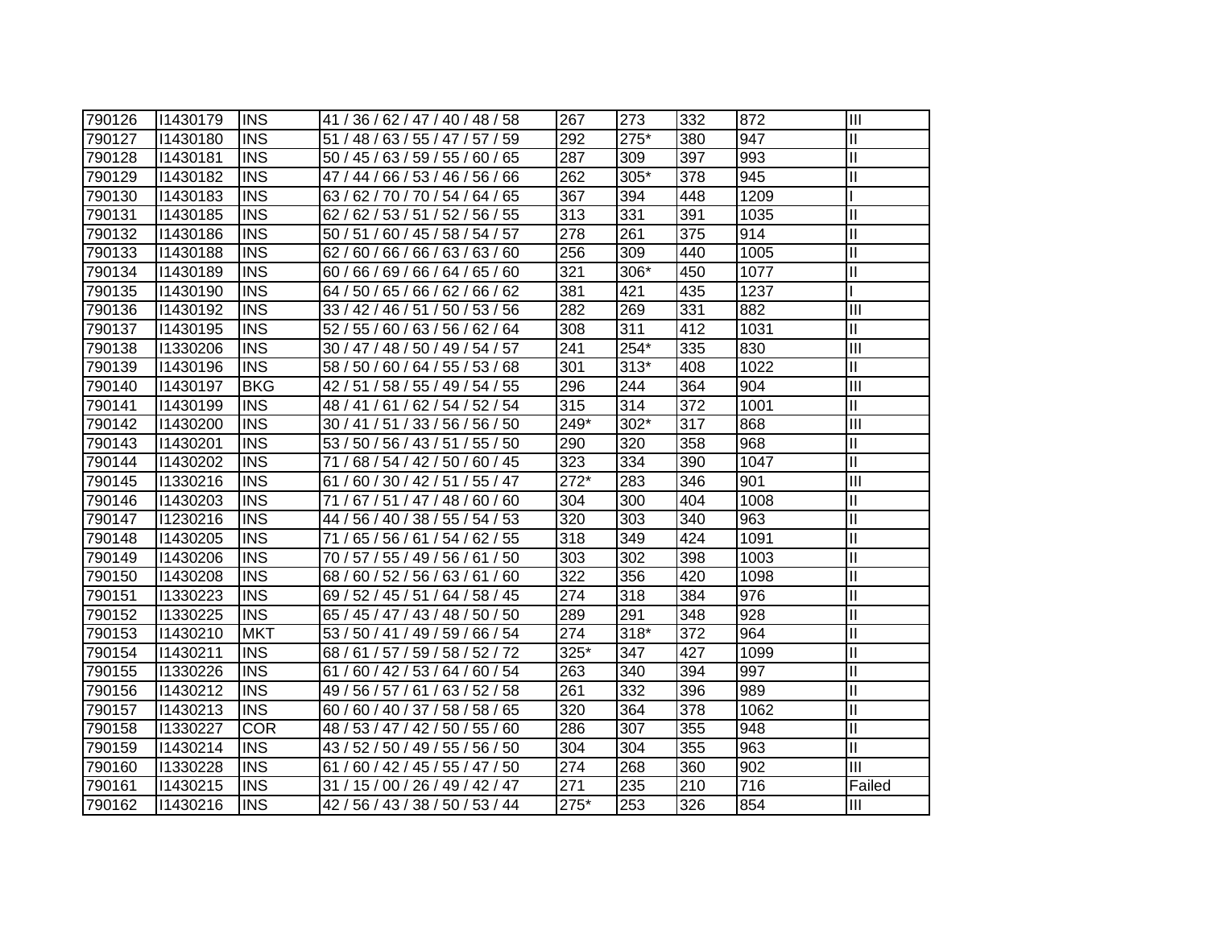| 790126 | I1430179 | INS | 41 / 36 / 62 / 47 / 40 / 48 / 58 | 267 | 273 | 332 | 872 | III |
|---|---|---|---|---|---|---|---|---|
| 790127 | I1430180 | INS | 51 / 48 / 63 / 55 / 47 / 57 / 59 | 292 | 275* | 380 | 947 | II |
| 790128 | I1430181 | INS | 50 / 45 / 63 / 59 / 55 / 60 / 65 | 287 | 309 | 397 | 993 | II |
| 790129 | I1430182 | INS | 47 / 44 / 66 / 53 / 46 / 56 / 66 | 262 | 305* | 378 | 945 | II |
| 790130 | I1430183 | INS | 63 / 62 / 70 / 70 / 54 / 64 / 65 | 367 | 394 | 448 | 1209 | I |
| 790131 | I1430185 | INS | 62 / 62 / 53 / 51 / 52 / 56 / 55 | 313 | 331 | 391 | 1035 | II |
| 790132 | I1430186 | INS | 50 / 51 / 60 / 45 / 58 / 54 / 57 | 278 | 261 | 375 | 914 | II |
| 790133 | I1430188 | INS | 62 / 60 / 66 / 66 / 63 / 63 / 60 | 256 | 309 | 440 | 1005 | II |
| 790134 | I1430189 | INS | 60 / 66 / 69 / 66 / 64 / 65 / 60 | 321 | 306* | 450 | 1077 | II |
| 790135 | I1430190 | INS | 64 / 50 / 65 / 66 / 62 / 66 / 62 | 381 | 421 | 435 | 1237 | I |
| 790136 | I1430192 | INS | 33 / 42 / 46 / 51 / 50 / 53 / 56 | 282 | 269 | 331 | 882 | III |
| 790137 | I1430195 | INS | 52 / 55 / 60 / 63 / 56 / 62 / 64 | 308 | 311 | 412 | 1031 | II |
| 790138 | I1330206 | INS | 30 / 47 / 48 / 50 / 49 / 54 / 57 | 241 | 254* | 335 | 830 | III |
| 790139 | I1430196 | INS | 58 / 50 / 60 / 64 / 55 / 53 / 68 | 301 | 313* | 408 | 1022 | II |
| 790140 | I1430197 | BKG | 42 / 51 / 58 / 55 / 49 / 54 / 55 | 296 | 244 | 364 | 904 | III |
| 790141 | I1430199 | INS | 48 / 41 / 61 / 62 / 54 / 52 / 54 | 315 | 314 | 372 | 1001 | II |
| 790142 | I1430200 | INS | 30 / 41 / 51 / 33 / 56 / 56 / 50 | 249* | 302* | 317 | 868 | III |
| 790143 | I1430201 | INS | 53 / 50 / 56 / 43 / 51 / 55 / 50 | 290 | 320 | 358 | 968 | II |
| 790144 | I1430202 | INS | 71 / 68 / 54 / 42 / 50 / 60 / 45 | 323 | 334 | 390 | 1047 | II |
| 790145 | I1330216 | INS | 61 / 60 / 30 / 42 / 51 / 55 / 47 | 272* | 283 | 346 | 901 | III |
| 790146 | I1430203 | INS | 71 / 67 / 51 / 47 / 48 / 60 / 60 | 304 | 300 | 404 | 1008 | II |
| 790147 | I1230216 | INS | 44 / 56 / 40 / 38 / 55 / 54 / 53 | 320 | 303 | 340 | 963 | II |
| 790148 | I1430205 | INS | 71 / 65 / 56 / 61 / 54 / 62 / 55 | 318 | 349 | 424 | 1091 | II |
| 790149 | I1430206 | INS | 70 / 57 / 55 / 49 / 56 / 61 / 50 | 303 | 302 | 398 | 1003 | II |
| 790150 | I1430208 | INS | 68 / 60 / 52 / 56 / 63 / 61 / 60 | 322 | 356 | 420 | 1098 | II |
| 790151 | I1330223 | INS | 69 / 52 / 45 / 51 / 64 / 58 / 45 | 274 | 318 | 384 | 976 | II |
| 790152 | I1330225 | INS | 65 / 45 / 47 / 43 / 48 / 50 / 50 | 289 | 291 | 348 | 928 | II |
| 790153 | I1430210 | MKT | 53 / 50 / 41 / 49 / 59 / 66 / 54 | 274 | 318* | 372 | 964 | II |
| 790154 | I1430211 | INS | 68 / 61 / 57 / 59 / 58 / 52 / 72 | 325* | 347 | 427 | 1099 | II |
| 790155 | I1330226 | INS | 61 / 60 / 42 / 53 / 64 / 60 / 54 | 263 | 340 | 394 | 997 | II |
| 790156 | I1430212 | INS | 49 / 56 / 57 / 61 / 63 / 52 / 58 | 261 | 332 | 396 | 989 | II |
| 790157 | I1430213 | INS | 60 / 60 / 40 / 37 / 58 / 58 / 65 | 320 | 364 | 378 | 1062 | II |
| 790158 | I1330227 | COR | 48 / 53 / 47 / 42 / 50 / 55 / 60 | 286 | 307 | 355 | 948 | II |
| 790159 | I1430214 | INS | 43 / 52 / 50 / 49 / 55 / 56 / 50 | 304 | 304 | 355 | 963 | II |
| 790160 | I1330228 | INS | 61 / 60 / 42 / 45 / 55 / 47 / 50 | 274 | 268 | 360 | 902 | III |
| 790161 | I1430215 | INS | 31 / 15 / 00 / 26 / 49 / 42 / 47 | 271 | 235 | 210 | 716 | Failed |
| 790162 | I1430216 | INS | 42 / 56 / 43 / 38 / 50 / 53 / 44 | 275* | 253 | 326 | 854 | III |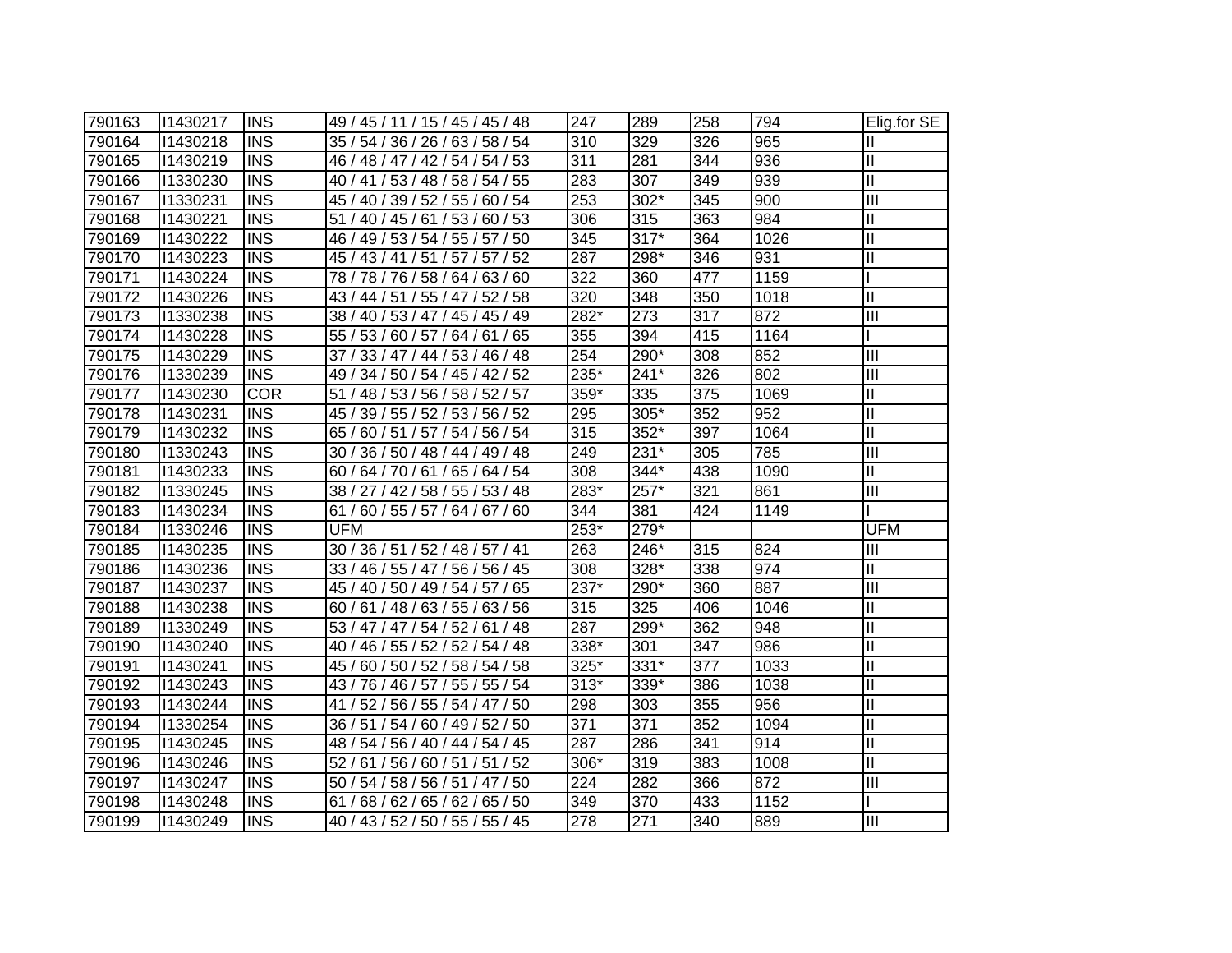| | | | | | | | | |
|---|---|---|---|---|---|---|---|---|
| 790163 | I1430217 | INS | 49 / 45 / 11 / 15 / 45 / 45 / 48 | 247 | 289 | 258 | 794 | Elig.for SE |
| 790164 | I1430218 | INS | 35 / 54 / 36 / 26 / 63 / 58 / 54 | 310 | 329 | 326 | 965 | II |
| 790165 | I1430219 | INS | 46 / 48 / 47 / 42 / 54 / 54 / 53 | 311 | 281 | 344 | 936 | II |
| 790166 | I1330230 | INS | 40 / 41 / 53 / 48 / 58 / 54 / 55 | 283 | 307 | 349 | 939 | II |
| 790167 | I1330231 | INS | 45 / 40 / 39 / 52 / 55 / 60 / 54 | 253 | 302* | 345 | 900 | III |
| 790168 | I1430221 | INS | 51 / 40 / 45 / 61 / 53 / 60 / 53 | 306 | 315 | 363 | 984 | II |
| 790169 | I1430222 | INS | 46 / 49 / 53 / 54 / 55 / 57 / 50 | 345 | 317* | 364 | 1026 | II |
| 790170 | I1430223 | INS | 45 / 43 / 41 / 51 / 57 / 57 / 52 | 287 | 298* | 346 | 931 | II |
| 790171 | I1430224 | INS | 78 / 78 / 76 / 58 / 64 / 63 / 60 | 322 | 360 | 477 | 1159 | I |
| 790172 | I1430226 | INS | 43 / 44 / 51 / 55 / 47 / 52 / 58 | 320 | 348 | 350 | 1018 | II |
| 790173 | I1330238 | INS | 38 / 40 / 53 / 47 / 45 / 45 / 49 | 282* | 273 | 317 | 872 | III |
| 790174 | I1430228 | INS | 55 / 53 / 60 / 57 / 64 / 61 / 65 | 355 | 394 | 415 | 1164 | I |
| 790175 | I1430229 | INS | 37 / 33 / 47 / 44 / 53 / 46 / 48 | 254 | 290* | 308 | 852 | III |
| 790176 | I1330239 | INS | 49 / 34 / 50 / 54 / 45 / 42 / 52 | 235* | 241* | 326 | 802 | III |
| 790177 | I1430230 | COR | 51 / 48 / 53 / 56 / 58 / 52 / 57 | 359* | 335 | 375 | 1069 | II |
| 790178 | I1430231 | INS | 45 / 39 / 55 / 52 / 53 / 56 / 52 | 295 | 305* | 352 | 952 | II |
| 790179 | I1430232 | INS | 65 / 60 / 51 / 57 / 54 / 56 / 54 | 315 | 352* | 397 | 1064 | II |
| 790180 | I1330243 | INS | 30 / 36 / 50 / 48 / 44 / 49 / 48 | 249 | 231* | 305 | 785 | III |
| 790181 | I1430233 | INS | 60 / 64 / 70 / 61 / 65 / 64 / 54 | 308 | 344* | 438 | 1090 | II |
| 790182 | I1330245 | INS | 38 / 27 / 42 / 58 / 55 / 53 / 48 | 283* | 257* | 321 | 861 | III |
| 790183 | I1430234 | INS | 61 / 60 / 55 / 57 / 64 / 67 / 60 | 344 | 381 | 424 | 1149 | I |
| 790184 | I1330246 | INS | UFM | 253* | 279* | | | UFM |
| 790185 | I1430235 | INS | 30 / 36 / 51 / 52 / 48 / 57 / 41 | 263 | 246* | 315 | 824 | III |
| 790186 | I1430236 | INS | 33 / 46 / 55 / 47 / 56 / 56 / 45 | 308 | 328* | 338 | 974 | II |
| 790187 | I1430237 | INS | 45 / 40 / 50 / 49 / 54 / 57 / 65 | 237* | 290* | 360 | 887 | III |
| 790188 | I1430238 | INS | 60 / 61 / 48 / 63 / 55 / 63 / 56 | 315 | 325 | 406 | 1046 | II |
| 790189 | I1330249 | INS | 53 / 47 / 47 / 54 / 52 / 61 / 48 | 287 | 299* | 362 | 948 | II |
| 790190 | I1430240 | INS | 40 / 46 / 55 / 52 / 52 / 54 / 48 | 338* | 301 | 347 | 986 | II |
| 790191 | I1430241 | INS | 45 / 60 / 50 / 52 / 58 / 54 / 58 | 325* | 331* | 377 | 1033 | II |
| 790192 | I1430243 | INS | 43 / 76 / 46 / 57 / 55 / 55 / 54 | 313* | 339* | 386 | 1038 | II |
| 790193 | I1430244 | INS | 41 / 52 / 56 / 55 / 54 / 47 / 50 | 298 | 303 | 355 | 956 | II |
| 790194 | I1330254 | INS | 36 / 51 / 54 / 60 / 49 / 52 / 50 | 371 | 371 | 352 | 1094 | II |
| 790195 | I1430245 | INS | 48 / 54 / 56 / 40 / 44 / 54 / 45 | 287 | 286 | 341 | 914 | II |
| 790196 | I1430246 | INS | 52 / 61 / 56 / 60 / 51 / 51 / 52 | 306* | 319 | 383 | 1008 | II |
| 790197 | I1430247 | INS | 50 / 54 / 58 / 56 / 51 / 47 / 50 | 224 | 282 | 366 | 872 | III |
| 790198 | I1430248 | INS | 61 / 68 / 62 / 65 / 62 / 65 / 50 | 349 | 370 | 433 | 1152 | I |
| 790199 | I1430249 | INS | 40 / 43 / 52 / 50 / 55 / 55 / 45 | 278 | 271 | 340 | 889 | III |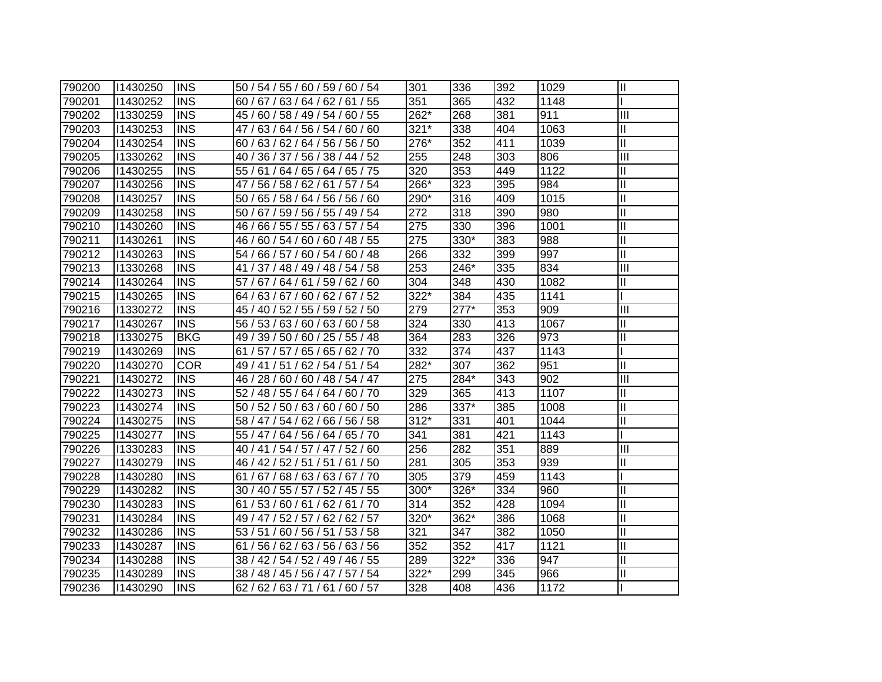| 790200 | I1430250 | INS | 50 / 54 / 55 / 60 / 59 / 60 / 54 | 301 | 336 | 392 | 1029 | II |
|---|---|---|---|---|---|---|---|---|
| 790201 | I1430252 | INS | 60 / 67 / 63 / 64 / 62 / 61 / 55 | 351 | 365 | 432 | 1148 | I |
| 790202 | I1330259 | INS | 45 / 60 / 58 / 49 / 54 / 60 / 55 | 262* | 268 | 381 | 911 | III |
| 790203 | I1430253 | INS | 47 / 63 / 64 / 56 / 54 / 60 / 60 | 321* | 338 | 404 | 1063 | II |
| 790204 | I1430254 | INS | 60 / 63 / 62 / 64 / 56 / 56 / 50 | 276* | 352 | 411 | 1039 | II |
| 790205 | I1330262 | INS | 40 / 36 / 37 / 56 / 38 / 44 / 52 | 255 | 248 | 303 | 806 | III |
| 790206 | I1430255 | INS | 55 / 61 / 64 / 65 / 64 / 65 / 75 | 320 | 353 | 449 | 1122 | II |
| 790207 | I1430256 | INS | 47 / 56 / 58 / 62 / 61 / 57 / 54 | 266* | 323 | 395 | 984 | II |
| 790208 | I1430257 | INS | 50 / 65 / 58 / 64 / 56 / 56 / 60 | 290* | 316 | 409 | 1015 | II |
| 790209 | I1430258 | INS | 50 / 67 / 59 / 56 / 55 / 49 / 54 | 272 | 318 | 390 | 980 | II |
| 790210 | I1430260 | INS | 46 / 66 / 55 / 55 / 63 / 57 / 54 | 275 | 330 | 396 | 1001 | II |
| 790211 | I1430261 | INS | 46 / 60 / 54 / 60 / 60 / 48 / 55 | 275 | 330* | 383 | 988 | II |
| 790212 | I1430263 | INS | 54 / 66 / 57 / 60 / 54 / 60 / 48 | 266 | 332 | 399 | 997 | II |
| 790213 | I1330268 | INS | 41 / 37 / 48 / 49 / 48 / 54 / 58 | 253 | 246* | 335 | 834 | III |
| 790214 | I1430264 | INS | 57 / 67 / 64 / 61 / 59 / 62 / 60 | 304 | 348 | 430 | 1082 | II |
| 790215 | I1430265 | INS | 64 / 63 / 67 / 60 / 62 / 67 / 52 | 322* | 384 | 435 | 1141 | I |
| 790216 | I1330272 | INS | 45 / 40 / 52 / 55 / 59 / 52 / 50 | 279 | 277* | 353 | 909 | III |
| 790217 | I1430267 | INS | 56 / 53 / 63 / 60 / 63 / 60 / 58 | 324 | 330 | 413 | 1067 | II |
| 790218 | I1330275 | BKG | 49 / 39 / 50 / 60 / 25 / 55 / 48 | 364 | 283 | 326 | 973 | II |
| 790219 | I1430269 | INS | 61 / 57 / 57 / 65 / 65 / 62 / 70 | 332 | 374 | 437 | 1143 | I |
| 790220 | I1430270 | COR | 49 / 41 / 51 / 62 / 54 / 51 / 54 | 282* | 307 | 362 | 951 | II |
| 790221 | I1430272 | INS | 46 / 28 / 60 / 60 / 48 / 54 / 47 | 275 | 284* | 343 | 902 | III |
| 790222 | I1430273 | INS | 52 / 48 / 55 / 64 / 64 / 60 / 70 | 329 | 365 | 413 | 1107 | II |
| 790223 | I1430274 | INS | 50 / 52 / 50 / 63 / 60 / 60 / 50 | 286 | 337* | 385 | 1008 | II |
| 790224 | I1430275 | INS | 58 / 47 / 54 / 62 / 66 / 56 / 58 | 312* | 331 | 401 | 1044 | II |
| 790225 | I1430277 | INS | 55 / 47 / 64 / 56 / 64 / 65 / 70 | 341 | 381 | 421 | 1143 | I |
| 790226 | I1330283 | INS | 40 / 41 / 54 / 57 / 47 / 52 / 60 | 256 | 282 | 351 | 889 | III |
| 790227 | I1430279 | INS | 46 / 42 / 52 / 51 / 51 / 61 / 50 | 281 | 305 | 353 | 939 | II |
| 790228 | I1430280 | INS | 61 / 67 / 68 / 63 / 63 / 67 / 70 | 305 | 379 | 459 | 1143 | I |
| 790229 | I1430282 | INS | 30 / 40 / 55 / 57 / 52 / 45 / 55 | 300* | 326* | 334 | 960 | II |
| 790230 | I1430283 | INS | 61 / 53 / 60 / 61 / 62 / 61 / 70 | 314 | 352 | 428 | 1094 | II |
| 790231 | I1430284 | INS | 49 / 47 / 52 / 57 / 62 / 62 / 57 | 320* | 362* | 386 | 1068 | II |
| 790232 | I1430286 | INS | 53 / 51 / 60 / 56 / 51 / 53 / 58 | 321 | 347 | 382 | 1050 | II |
| 790233 | I1430287 | INS | 61 / 56 / 62 / 63 / 56 / 63 / 56 | 352 | 352 | 417 | 1121 | II |
| 790234 | I1430288 | INS | 38 / 42 / 54 / 52 / 49 / 46 / 55 | 289 | 322* | 336 | 947 | II |
| 790235 | I1430289 | INS | 38 / 48 / 45 / 56 / 47 / 57 / 54 | 322* | 299 | 345 | 966 | II |
| 790236 | I1430290 | INS | 62 / 62 / 63 / 71 / 61 / 60 / 57 | 328 | 408 | 436 | 1172 | I |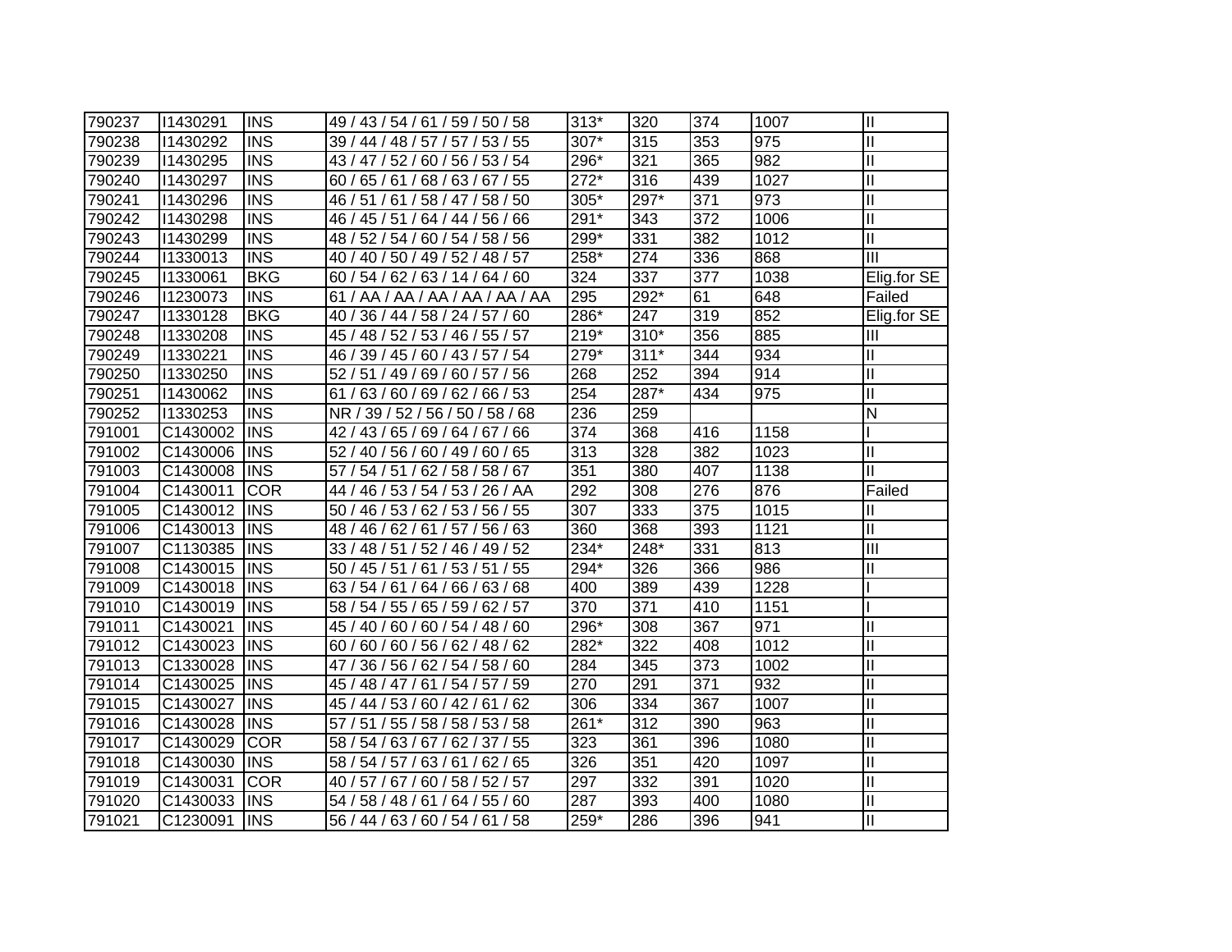| | | | | | | | | |
|---|---|---|---|---|---|---|---|---|
| 790237 | I1430291 | INS | 49 / 43 / 54 / 61 / 59 / 50 / 58 | 313* | 320 | 374 | 1007 | II |
| 790238 | I1430292 | INS | 39 / 44 / 48 / 57 / 57 / 53 / 55 | 307* | 315 | 353 | 975 | II |
| 790239 | I1430295 | INS | 43 / 47 / 52 / 60 / 56 / 53 / 54 | 296* | 321 | 365 | 982 | II |
| 790240 | I1430297 | INS | 60 / 65 / 61 / 68 / 63 / 67 / 55 | 272* | 316 | 439 | 1027 | II |
| 790241 | I1430296 | INS | 46 / 51 / 61 / 58 / 47 / 58 / 50 | 305* | 297* | 371 | 973 | II |
| 790242 | I1430298 | INS | 46 / 45 / 51 / 64 / 44 / 56 / 66 | 291* | 343 | 372 | 1006 | II |
| 790243 | I1430299 | INS | 48 / 52 / 54 / 60 / 54 / 58 / 56 | 299* | 331 | 382 | 1012 | II |
| 790244 | I1330013 | INS | 40 / 40 / 50 / 49 / 52 / 48 / 57 | 258* | 274 | 336 | 868 | III |
| 790245 | I1330061 | BKG | 60 / 54 / 62 / 63 / 14 / 64 / 60 | 324 | 337 | 377 | 1038 | Elig.for SE |
| 790246 | I1230073 | INS | 61 / AA / AA / AA / AA / AA / AA | 295 | 292* | 61 | 648 | Failed |
| 790247 | I1330128 | BKG | 40 / 36 / 44 / 58 / 24 / 57 / 60 | 286* | 247 | 319 | 852 | Elig.for SE |
| 790248 | I1330208 | INS | 45 / 48 / 52 / 53 / 46 / 55 / 57 | 219* | 310* | 356 | 885 | III |
| 790249 | I1330221 | INS | 46 / 39 / 45 / 60 / 43 / 57 / 54 | 279* | 311* | 344 | 934 | II |
| 790250 | I1330250 | INS | 52 / 51 / 49 / 69 / 60 / 57 / 56 | 268 | 252 | 394 | 914 | II |
| 790251 | I1430062 | INS | 61 / 63 / 60 / 69 / 62 / 66 / 53 | 254 | 287* | 434 | 975 | II |
| 790252 | I1330253 | INS | NR / 39 / 52 / 56 / 50 / 58 / 68 | 236 | 259 | | | N |
| 791001 | C1430002 | INS | 42 / 43 / 65 / 69 / 64 / 67 / 66 | 374 | 368 | 416 | 1158 | I |
| 791002 | C1430006 | INS | 52 / 40 / 56 / 60 / 49 / 60 / 65 | 313 | 328 | 382 | 1023 | II |
| 791003 | C1430008 | INS | 57 / 54 / 51 / 62 / 58 / 58 / 67 | 351 | 380 | 407 | 1138 | II |
| 791004 | C1430011 | COR | 44 / 46 / 53 / 54 / 53 / 26 / AA | 292 | 308 | 276 | 876 | Failed |
| 791005 | C1430012 | INS | 50 / 46 / 53 / 62 / 53 / 56 / 55 | 307 | 333 | 375 | 1015 | II |
| 791006 | C1430013 | INS | 48 / 46 / 62 / 61 / 57 / 56 / 63 | 360 | 368 | 393 | 1121 | II |
| 791007 | C1130385 | INS | 33 / 48 / 51 / 52 / 46 / 49 / 52 | 234* | 248* | 331 | 813 | III |
| 791008 | C1430015 | INS | 50 / 45 / 51 / 61 / 53 / 51 / 55 | 294* | 326 | 366 | 986 | II |
| 791009 | C1430018 | INS | 63 / 54 / 61 / 64 / 66 / 63 / 68 | 400 | 389 | 439 | 1228 | I |
| 791010 | C1430019 | INS | 58 / 54 / 55 / 65 / 59 / 62 / 57 | 370 | 371 | 410 | 1151 | I |
| 791011 | C1430021 | INS | 45 / 40 / 60 / 60 / 54 / 48 / 60 | 296* | 308 | 367 | 971 | II |
| 791012 | C1430023 | INS | 60 / 60 / 60 / 56 / 62 / 48 / 62 | 282* | 322 | 408 | 1012 | II |
| 791013 | C1330028 | INS | 47 / 36 / 56 / 62 / 54 / 58 / 60 | 284 | 345 | 373 | 1002 | II |
| 791014 | C1430025 | INS | 45 / 48 / 47 / 61 / 54 / 57 / 59 | 270 | 291 | 371 | 932 | II |
| 791015 | C1430027 | INS | 45 / 44 / 53 / 60 / 42 / 61 / 62 | 306 | 334 | 367 | 1007 | II |
| 791016 | C1430028 | INS | 57 / 51 / 55 / 58 / 58 / 53 / 58 | 261* | 312 | 390 | 963 | II |
| 791017 | C1430029 | COR | 58 / 54 / 63 / 67 / 62 / 37 / 55 | 323 | 361 | 396 | 1080 | II |
| 791018 | C1430030 | INS | 58 / 54 / 57 / 63 / 61 / 62 / 65 | 326 | 351 | 420 | 1097 | II |
| 791019 | C1430031 | COR | 40 / 57 / 67 / 60 / 58 / 52 / 57 | 297 | 332 | 391 | 1020 | II |
| 791020 | C1430033 | INS | 54 / 58 / 48 / 61 / 64 / 55 / 60 | 287 | 393 | 400 | 1080 | II |
| 791021 | C1230091 | INS | 56 / 44 / 63 / 60 / 54 / 61 / 58 | 259* | 286 | 396 | 941 | II |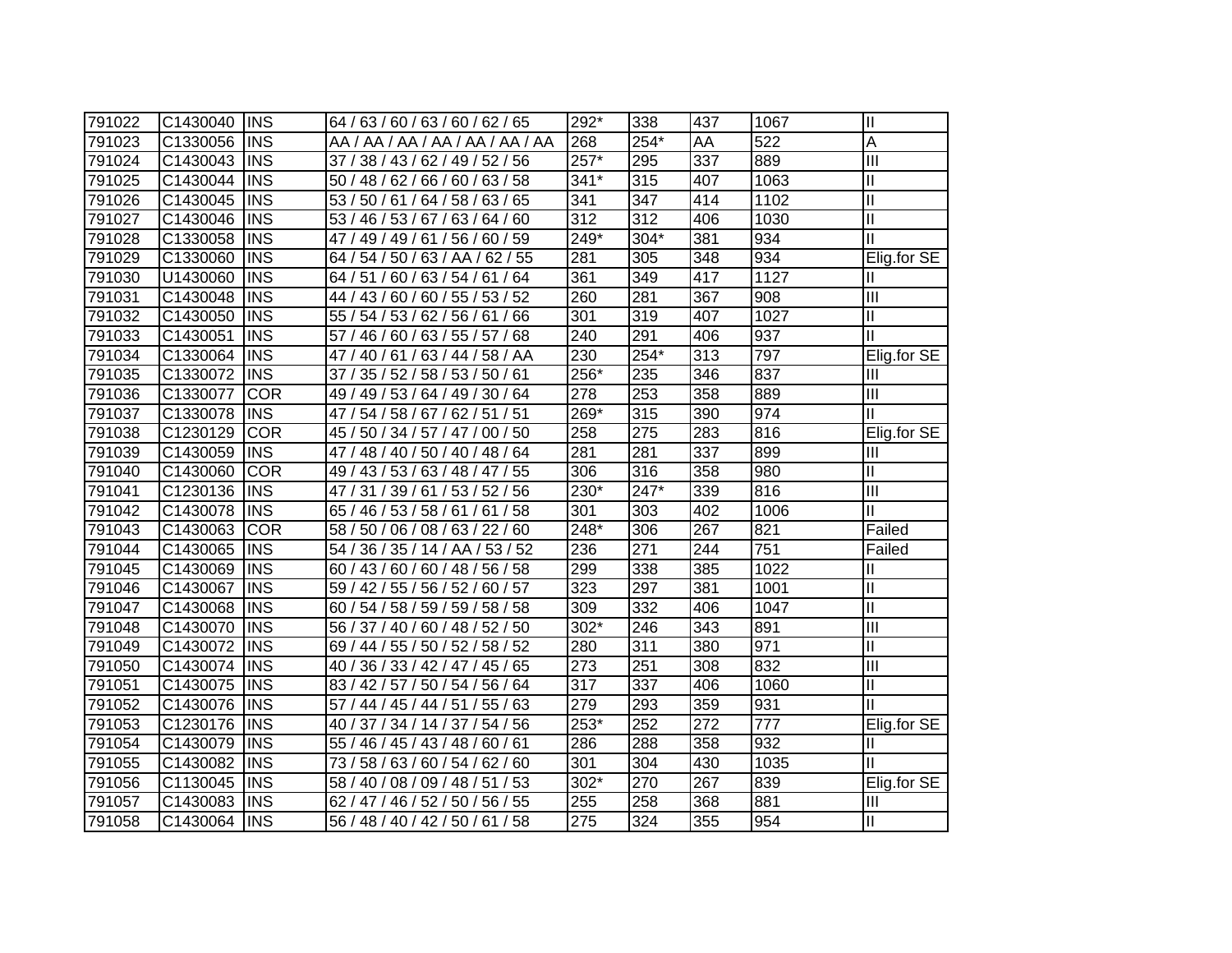| 791022 | C1430040 | INS | 64 / 63 / 60 / 63 / 60 / 62 / 65 | 292* | 338 | 437 | 1067 | II |
|---|---|---|---|---|---|---|---|---|
| 791023 | C1330056 | INS | AA / AA / AA / AA / AA / AA / AA | 268 | 254* | AA | 522 | A |
| 791024 | C1430043 | INS | 37 / 38 / 43 / 62 / 49 / 52 / 56 | 257* | 295 | 337 | 889 | III |
| 791025 | C1430044 | INS | 50 / 48 / 62 / 66 / 60 / 63 / 58 | 341* | 315 | 407 | 1063 | II |
| 791026 | C1430045 | INS | 53 / 50 / 61 / 64 / 58 / 63 / 65 | 341 | 347 | 414 | 1102 | II |
| 791027 | C1430046 | INS | 53 / 46 / 53 / 67 / 63 / 64 / 60 | 312 | 312 | 406 | 1030 | II |
| 791028 | C1330058 | INS | 47 / 49 / 49 / 61 / 56 / 60 / 59 | 249* | 304* | 381 | 934 | II |
| 791029 | C1330060 | INS | 64 / 54 / 50 / 63 / AA / 62 / 55 | 281 | 305 | 348 | 934 | Elig.for SE |
| 791030 | U1430060 | INS | 64 / 51 / 60 / 63 / 54 / 61 / 64 | 361 | 349 | 417 | 1127 | II |
| 791031 | C1430048 | INS | 44 / 43 / 60 / 60 / 55 / 53 / 52 | 260 | 281 | 367 | 908 | III |
| 791032 | C1430050 | INS | 55 / 54 / 53 / 62 / 56 / 61 / 66 | 301 | 319 | 407 | 1027 | II |
| 791033 | C1430051 | INS | 57 / 46 / 60 / 63 / 55 / 57 / 68 | 240 | 291 | 406 | 937 | II |
| 791034 | C1330064 | INS | 47 / 40 / 61 / 63 / 44 / 58 / AA | 230 | 254* | 313 | 797 | Elig.for SE |
| 791035 | C1330072 | INS | 37 / 35 / 52 / 58 / 53 / 50 / 61 | 256* | 235 | 346 | 837 | III |
| 791036 | C1330077 | COR | 49 / 49 / 53 / 64 / 49 / 30 / 64 | 278 | 253 | 358 | 889 | III |
| 791037 | C1330078 | INS | 47 / 54 / 58 / 67 / 62 / 51 / 51 | 269* | 315 | 390 | 974 | II |
| 791038 | C1230129 | COR | 45 / 50 / 34 / 57 / 47 / 00 / 50 | 258 | 275 | 283 | 816 | Elig.for SE |
| 791039 | C1430059 | INS | 47 / 48 / 40 / 50 / 40 / 48 / 64 | 281 | 281 | 337 | 899 | III |
| 791040 | C1430060 | COR | 49 / 43 / 53 / 63 / 48 / 47 / 55 | 306 | 316 | 358 | 980 | II |
| 791041 | C1230136 | INS | 47 / 31 / 39 / 61 / 53 / 52 / 56 | 230* | 247* | 339 | 816 | III |
| 791042 | C1430078 | INS | 65 / 46 / 53 / 58 / 61 / 61 / 58 | 301 | 303 | 402 | 1006 | II |
| 791043 | C1430063 | COR | 58 / 50 / 06 / 08 / 63 / 22 / 60 | 248* | 306 | 267 | 821 | Failed |
| 791044 | C1430065 | INS | 54 / 36 / 35 / 14 / AA / 53 / 52 | 236 | 271 | 244 | 751 | Failed |
| 791045 | C1430069 | INS | 60 / 43 / 60 / 60 / 48 / 56 / 58 | 299 | 338 | 385 | 1022 | II |
| 791046 | C1430067 | INS | 59 / 42 / 55 / 56 / 52 / 60 / 57 | 323 | 297 | 381 | 1001 | II |
| 791047 | C1430068 | INS | 60 / 54 / 58 / 59 / 59 / 58 / 58 | 309 | 332 | 406 | 1047 | II |
| 791048 | C1430070 | INS | 56 / 37 / 40 / 60 / 48 / 52 / 50 | 302* | 246 | 343 | 891 | III |
| 791049 | C1430072 | INS | 69 / 44 / 55 / 50 / 52 / 58 / 52 | 280 | 311 | 380 | 971 | II |
| 791050 | C1430074 | INS | 40 / 36 / 33 / 42 / 47 / 45 / 65 | 273 | 251 | 308 | 832 | III |
| 791051 | C1430075 | INS | 83 / 42 / 57 / 50 / 54 / 56 / 64 | 317 | 337 | 406 | 1060 | II |
| 791052 | C1430076 | INS | 57 / 44 / 45 / 44 / 51 / 55 / 63 | 279 | 293 | 359 | 931 | II |
| 791053 | C1230176 | INS | 40 / 37 / 34 / 14 / 37 / 54 / 56 | 253* | 252 | 272 | 777 | Elig.for SE |
| 791054 | C1430079 | INS | 55 / 46 / 45 / 43 / 48 / 60 / 61 | 286 | 288 | 358 | 932 | II |
| 791055 | C1430082 | INS | 73 / 58 / 63 / 60 / 54 / 62 / 60 | 301 | 304 | 430 | 1035 | II |
| 791056 | C1130045 | INS | 58 / 40 / 08 / 09 / 48 / 51 / 53 | 302* | 270 | 267 | 839 | Elig.for SE |
| 791057 | C1430083 | INS | 62 / 47 / 46 / 52 / 50 / 56 / 55 | 255 | 258 | 368 | 881 | III |
| 791058 | C1430064 | INS | 56 / 48 / 40 / 42 / 50 / 61 / 58 | 275 | 324 | 355 | 954 | II |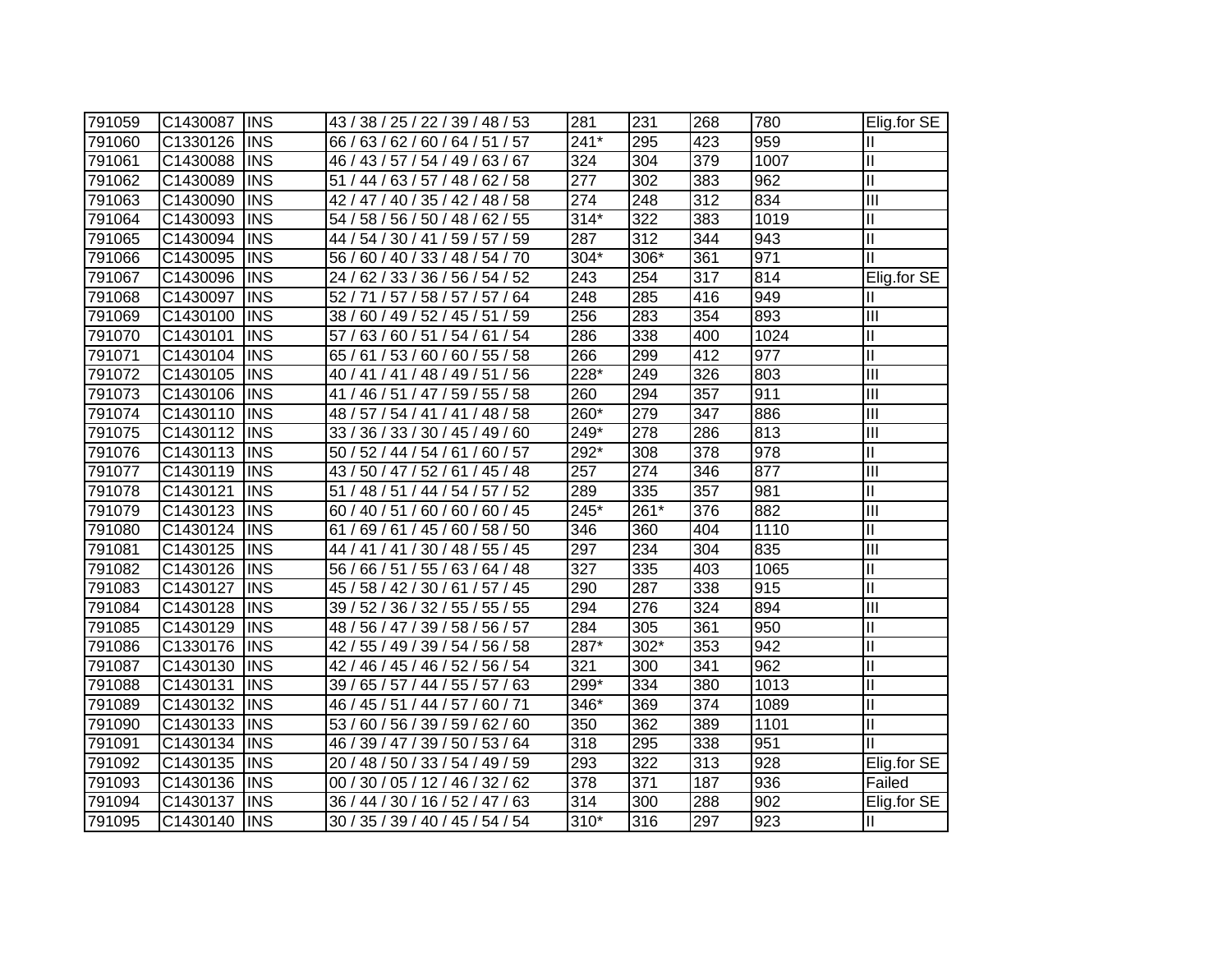| 791059 | C1430087 | INS | 43 / 38 / 25 / 22 / 39 / 48 / 53 | 281 | 231 | 268 | 780 | Elig.for SE |
|---|---|---|---|---|---|---|---|---|
| 791060 | C1330126 | INS | 66 / 63 / 62 / 60 / 64 / 51 / 57 | 241* | 295 | 423 | 959 | II |
| 791061 | C1430088 | INS | 46 / 43 / 57 / 54 / 49 / 63 / 67 | 324 | 304 | 379 | 1007 | II |
| 791062 | C1430089 | INS | 51 / 44 / 63 / 57 / 48 / 62 / 58 | 277 | 302 | 383 | 962 | II |
| 791063 | C1430090 | INS | 42 / 47 / 40 / 35 / 42 / 48 / 58 | 274 | 248 | 312 | 834 | III |
| 791064 | C1430093 | INS | 54 / 58 / 56 / 50 / 48 / 62 / 55 | 314* | 322 | 383 | 1019 | II |
| 791065 | C1430094 | INS | 44 / 54 / 30 / 41 / 59 / 57 / 59 | 287 | 312 | 344 | 943 | II |
| 791066 | C1430095 | INS | 56 / 60 / 40 / 33 / 48 / 54 / 70 | 304* | 306* | 361 | 971 | II |
| 791067 | C1430096 | INS | 24 / 62 / 33 / 36 / 56 / 54 / 52 | 243 | 254 | 317 | 814 | Elig.for SE |
| 791068 | C1430097 | INS | 52 / 71 / 57 / 58 / 57 / 57 / 64 | 248 | 285 | 416 | 949 | II |
| 791069 | C1430100 | INS | 38 / 60 / 49 / 52 / 45 / 51 / 59 | 256 | 283 | 354 | 893 | III |
| 791070 | C1430101 | INS | 57 / 63 / 60 / 51 / 54 / 61 / 54 | 286 | 338 | 400 | 1024 | II |
| 791071 | C1430104 | INS | 65 / 61 / 53 / 60 / 60 / 55 / 58 | 266 | 299 | 412 | 977 | II |
| 791072 | C1430105 | INS | 40 / 41 / 41 / 48 / 49 / 51 / 56 | 228* | 249 | 326 | 803 | III |
| 791073 | C1430106 | INS | 41 / 46 / 51 / 47 / 59 / 55 / 58 | 260 | 294 | 357 | 911 | III |
| 791074 | C1430110 | INS | 48 / 57 / 54 / 41 / 41 / 48 / 58 | 260* | 279 | 347 | 886 | III |
| 791075 | C1430112 | INS | 33 / 36 / 33 / 30 / 45 / 49 / 60 | 249* | 278 | 286 | 813 | III |
| 791076 | C1430113 | INS | 50 / 52 / 44 / 54 / 61 / 60 / 57 | 292* | 308 | 378 | 978 | II |
| 791077 | C1430119 | INS | 43 / 50 / 47 / 52 / 61 / 45 / 48 | 257 | 274 | 346 | 877 | III |
| 791078 | C1430121 | INS | 51 / 48 / 51 / 44 / 54 / 57 / 52 | 289 | 335 | 357 | 981 | II |
| 791079 | C1430123 | INS | 60 / 40 / 51 / 60 / 60 / 60 / 45 | 245* | 261* | 376 | 882 | III |
| 791080 | C1430124 | INS | 61 / 69 / 61 / 45 / 60 / 58 / 50 | 346 | 360 | 404 | 1110 | II |
| 791081 | C1430125 | INS | 44 / 41 / 41 / 30 / 48 / 55 / 45 | 297 | 234 | 304 | 835 | III |
| 791082 | C1430126 | INS | 56 / 66 / 51 / 55 / 63 / 64 / 48 | 327 | 335 | 403 | 1065 | II |
| 791083 | C1430127 | INS | 45 / 58 / 42 / 30 / 61 / 57 / 45 | 290 | 287 | 338 | 915 | II |
| 791084 | C1430128 | INS | 39 / 52 / 36 / 32 / 55 / 55 / 55 | 294 | 276 | 324 | 894 | III |
| 791085 | C1430129 | INS | 48 / 56 / 47 / 39 / 58 / 56 / 57 | 284 | 305 | 361 | 950 | II |
| 791086 | C1330176 | INS | 42 / 55 / 49 / 39 / 54 / 56 / 58 | 287* | 302* | 353 | 942 | II |
| 791087 | C1430130 | INS | 42 / 46 / 45 / 46 / 52 / 56 / 54 | 321 | 300 | 341 | 962 | II |
| 791088 | C1430131 | INS | 39 / 65 / 57 / 44 / 55 / 57 / 63 | 299* | 334 | 380 | 1013 | II |
| 791089 | C1430132 | INS | 46 / 45 / 51 / 44 / 57 / 60 / 71 | 346* | 369 | 374 | 1089 | II |
| 791090 | C1430133 | INS | 53 / 60 / 56 / 39 / 59 / 62 / 60 | 350 | 362 | 389 | 1101 | II |
| 791091 | C1430134 | INS | 46 / 39 / 47 / 39 / 50 / 53 / 64 | 318 | 295 | 338 | 951 | II |
| 791092 | C1430135 | INS | 20 / 48 / 50 / 33 / 54 / 49 / 59 | 293 | 322 | 313 | 928 | Elig.for SE |
| 791093 | C1430136 | INS | 00 / 30 / 05 / 12 / 46 / 32 / 62 | 378 | 371 | 187 | 936 | Failed |
| 791094 | C1430137 | INS | 36 / 44 / 30 / 16 / 52 / 47 / 63 | 314 | 300 | 288 | 902 | Elig.for SE |
| 791095 | C1430140 | INS | 30 / 35 / 39 / 40 / 45 / 54 / 54 | 310* | 316 | 297 | 923 | II |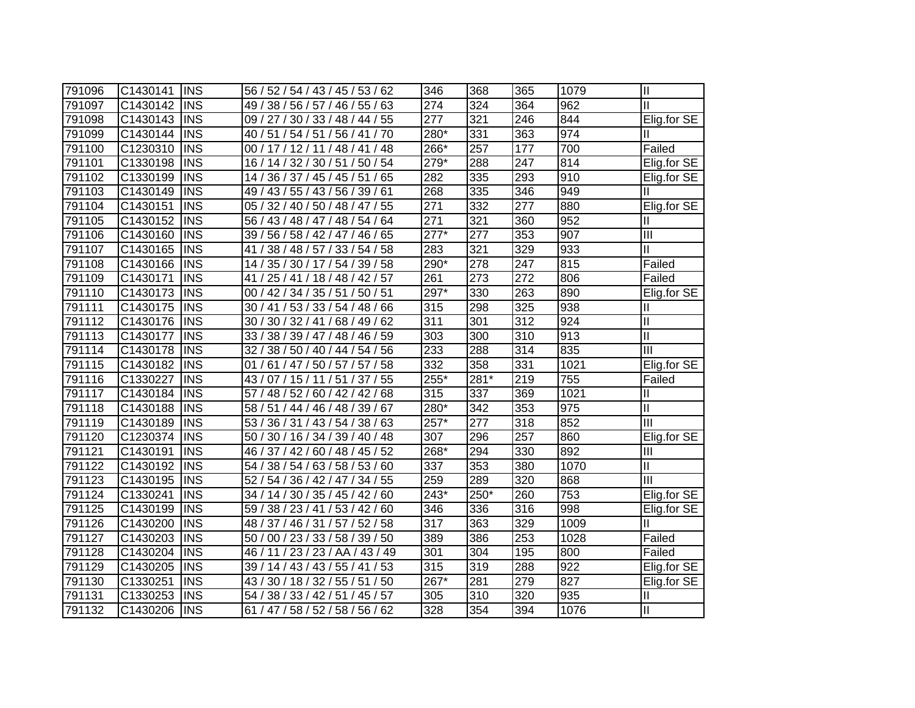| | | | | | | | | |
|---|---|---|---|---|---|---|---|---|
| 791096 | C1430141 | INS | 56 / 52 / 54 / 43 / 45 / 53 / 62 | 346 | 368 | 365 | 1079 | II |
| 791097 | C1430142 | INS | 49 / 38 / 56 / 57 / 46 / 55 / 63 | 274 | 324 | 364 | 962 | II |
| 791098 | C1430143 | INS | 09 / 27 / 30 / 33 / 48 / 44 / 55 | 277 | 321 | 246 | 844 | Elig.for SE |
| 791099 | C1430144 | INS | 40 / 51 / 54 / 51 / 56 / 41 / 70 | 280* | 331 | 363 | 974 | II |
| 791100 | C1230310 | INS | 00 / 17 / 12 / 11 / 48 / 41 / 48 | 266* | 257 | 177 | 700 | Failed |
| 791101 | C1330198 | INS | 16 / 14 / 32 / 30 / 51 / 50 / 54 | 279* | 288 | 247 | 814 | Elig.for SE |
| 791102 | C1330199 | INS | 14 / 36 / 37 / 45 / 45 / 51 / 65 | 282 | 335 | 293 | 910 | Elig.for SE |
| 791103 | C1430149 | INS | 49 / 43 / 55 / 43 / 56 / 39 / 61 | 268 | 335 | 346 | 949 | II |
| 791104 | C1430151 | INS | 05 / 32 / 40 / 50 / 48 / 47 / 55 | 271 | 332 | 277 | 880 | Elig.for SE |
| 791105 | C1430152 | INS | 56 / 43 / 48 / 47 / 48 / 54 / 64 | 271 | 321 | 360 | 952 | II |
| 791106 | C1430160 | INS | 39 / 56 / 58 / 42 / 47 / 46 / 65 | 277* | 277 | 353 | 907 | III |
| 791107 | C1430165 | INS | 41 / 38 / 48 / 57 / 33 / 54 / 58 | 283 | 321 | 329 | 933 | II |
| 791108 | C1430166 | INS | 14 / 35 / 30 / 17 / 54 / 39 / 58 | 290* | 278 | 247 | 815 | Failed |
| 791109 | C1430171 | INS | 41 / 25 / 41 / 18 / 48 / 42 / 57 | 261 | 273 | 272 | 806 | Failed |
| 791110 | C1430173 | INS | 00 / 42 / 34 / 35 / 51 / 50 / 51 | 297* | 330 | 263 | 890 | Elig.for SE |
| 791111 | C1430175 | INS | 30 / 41 / 53 / 33 / 54 / 48 / 66 | 315 | 298 | 325 | 938 | II |
| 791112 | C1430176 | INS | 30 / 30 / 32 / 41 / 68 / 49 / 62 | 311 | 301 | 312 | 924 | II |
| 791113 | C1430177 | INS | 33 / 38 / 39 / 47 / 48 / 46 / 59 | 303 | 300 | 310 | 913 | II |
| 791114 | C1430178 | INS | 32 / 38 / 50 / 40 / 44 / 54 / 56 | 233 | 288 | 314 | 835 | III |
| 791115 | C1430182 | INS | 01 / 61 / 47 / 50 / 57 / 57 / 58 | 332 | 358 | 331 | 1021 | Elig.for SE |
| 791116 | C1330227 | INS | 43 / 07 / 15 / 11 / 51 / 37 / 55 | 255* | 281* | 219 | 755 | Failed |
| 791117 | C1430184 | INS | 57 / 48 / 52 / 60 / 42 / 42 / 68 | 315 | 337 | 369 | 1021 | II |
| 791118 | C1430188 | INS | 58 / 51 / 44 / 46 / 48 / 39 / 67 | 280* | 342 | 353 | 975 | II |
| 791119 | C1430189 | INS | 53 / 36 / 31 / 43 / 54 / 38 / 63 | 257* | 277 | 318 | 852 | III |
| 791120 | C1230374 | INS | 50 / 30 / 16 / 34 / 39 / 40 / 48 | 307 | 296 | 257 | 860 | Elig.for SE |
| 791121 | C1430191 | INS | 46 / 37 / 42 / 60 / 48 / 45 / 52 | 268* | 294 | 330 | 892 | III |
| 791122 | C1430192 | INS | 54 / 38 / 54 / 63 / 58 / 53 / 60 | 337 | 353 | 380 | 1070 | II |
| 791123 | C1430195 | INS | 52 / 54 / 36 / 42 / 47 / 34 / 55 | 259 | 289 | 320 | 868 | III |
| 791124 | C1330241 | INS | 34 / 14 / 30 / 35 / 45 / 42 / 60 | 243* | 250* | 260 | 753 | Elig.for SE |
| 791125 | C1430199 | INS | 59 / 38 / 23 / 41 / 53 / 42 / 60 | 346 | 336 | 316 | 998 | Elig.for SE |
| 791126 | C1430200 | INS | 48 / 37 / 46 / 31 / 57 / 52 / 58 | 317 | 363 | 329 | 1009 | II |
| 791127 | C1430203 | INS | 50 / 00 / 23 / 33 / 58 / 39 / 50 | 389 | 386 | 253 | 1028 | Failed |
| 791128 | C1430204 | INS | 46 / 11 / 23 / 23 / AA / 43 / 49 | 301 | 304 | 195 | 800 | Failed |
| 791129 | C1430205 | INS | 39 / 14 / 43 / 43 / 55 / 41 / 53 | 315 | 319 | 288 | 922 | Elig.for SE |
| 791130 | C1330251 | INS | 43 / 30 / 18 / 32 / 55 / 51 / 50 | 267* | 281 | 279 | 827 | Elig.for SE |
| 791131 | C1330253 | INS | 54 / 38 / 33 / 42 / 51 / 45 / 57 | 305 | 310 | 320 | 935 | II |
| 791132 | C1430206 | INS | 61 / 47 / 58 / 52 / 58 / 56 / 62 | 328 | 354 | 394 | 1076 | II |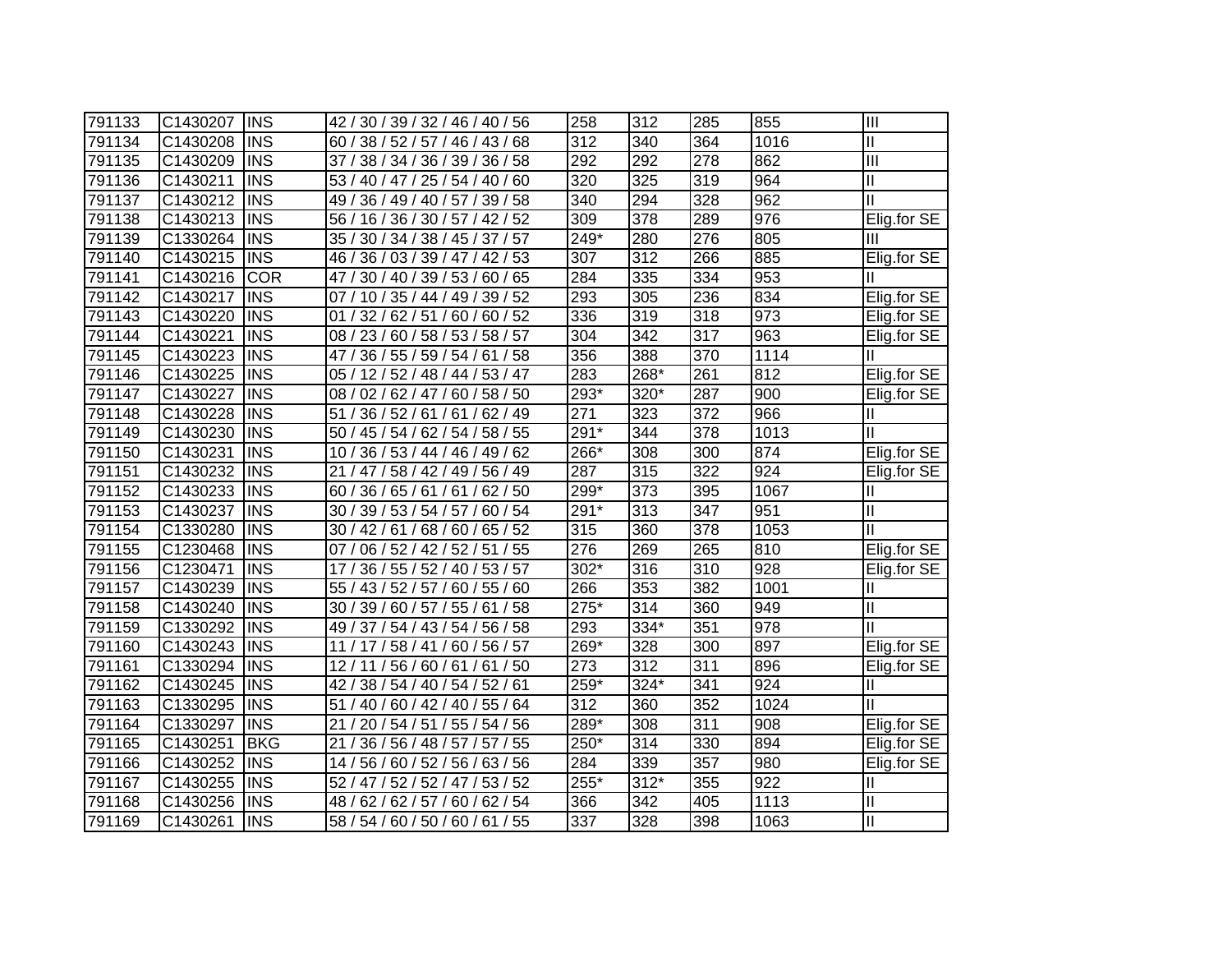| 791133 | C1430207 | INS | 42 / 30 / 39 / 32 / 46 / 40 / 56 | 258 | 312 | 285 | 855 | III |
|---|---|---|---|---|---|---|---|---|
| 791134 | C1430208 | INS | 60 / 38 / 52 / 57 / 46 / 43 / 68 | 312 | 340 | 364 | 1016 | II |
| 791135 | C1430209 | INS | 37 / 38 / 34 / 36 / 39 / 36 / 58 | 292 | 292 | 278 | 862 | III |
| 791136 | C1430211 | INS | 53 / 40 / 47 / 25 / 54 / 40 / 60 | 320 | 325 | 319 | 964 | II |
| 791137 | C1430212 | INS | 49 / 36 / 49 / 40 / 57 / 39 / 58 | 340 | 294 | 328 | 962 | II |
| 791138 | C1430213 | INS | 56 / 16 / 36 / 30 / 57 / 42 / 52 | 309 | 378 | 289 | 976 | Elig.for SE |
| 791139 | C1330264 | INS | 35 / 30 / 34 / 38 / 45 / 37 / 57 | 249* | 280 | 276 | 805 | III |
| 791140 | C1430215 | INS | 46 / 36 / 03 / 39 / 47 / 42 / 53 | 307 | 312 | 266 | 885 | Elig.for SE |
| 791141 | C1430216 | COR | 47 / 30 / 40 / 39 / 53 / 60 / 65 | 284 | 335 | 334 | 953 | II |
| 791142 | C1430217 | INS | 07 / 10 / 35 / 44 / 49 / 39 / 52 | 293 | 305 | 236 | 834 | Elig.for SE |
| 791143 | C1430220 | INS | 01 / 32 / 62 / 51 / 60 / 60 / 52 | 336 | 319 | 318 | 973 | Elig.for SE |
| 791144 | C1430221 | INS | 08 / 23 / 60 / 58 / 53 / 58 / 57 | 304 | 342 | 317 | 963 | Elig.for SE |
| 791145 | C1430223 | INS | 47 / 36 / 55 / 59 / 54 / 61 / 58 | 356 | 388 | 370 | 1114 | II |
| 791146 | C1430225 | INS | 05 / 12 / 52 / 48 / 44 / 53 / 47 | 283 | 268* | 261 | 812 | Elig.for SE |
| 791147 | C1430227 | INS | 08 / 02 / 62 / 47 / 60 / 58 / 50 | 293* | 320* | 287 | 900 | Elig.for SE |
| 791148 | C1430228 | INS | 51 / 36 / 52 / 61 / 61 / 62 / 49 | 271 | 323 | 372 | 966 | II |
| 791149 | C1430230 | INS | 50 / 45 / 54 / 62 / 54 / 58 / 55 | 291* | 344 | 378 | 1013 | II |
| 791150 | C1430231 | INS | 10 / 36 / 53 / 44 / 46 / 49 / 62 | 266* | 308 | 300 | 874 | Elig.for SE |
| 791151 | C1430232 | INS | 21 / 47 / 58 / 42 / 49 / 56 / 49 | 287 | 315 | 322 | 924 | Elig.for SE |
| 791152 | C1430233 | INS | 60 / 36 / 65 / 61 / 61 / 62 / 50 | 299* | 373 | 395 | 1067 | II |
| 791153 | C1430237 | INS | 30 / 39 / 53 / 54 / 57 / 60 / 54 | 291* | 313 | 347 | 951 | II |
| 791154 | C1330280 | INS | 30 / 42 / 61 / 68 / 60 / 65 / 52 | 315 | 360 | 378 | 1053 | II |
| 791155 | C1230468 | INS | 07 / 06 / 52 / 42 / 52 / 51 / 55 | 276 | 269 | 265 | 810 | Elig.for SE |
| 791156 | C1230471 | INS | 17 / 36 / 55 / 52 / 40 / 53 / 57 | 302* | 316 | 310 | 928 | Elig.for SE |
| 791157 | C1430239 | INS | 55 / 43 / 52 / 57 / 60 / 55 / 60 | 266 | 353 | 382 | 1001 | II |
| 791158 | C1430240 | INS | 30 / 39 / 60 / 57 / 55 / 61 / 58 | 275* | 314 | 360 | 949 | II |
| 791159 | C1330292 | INS | 49 / 37 / 54 / 43 / 54 / 56 / 58 | 293 | 334* | 351 | 978 | II |
| 791160 | C1430243 | INS | 11 / 17 / 58 / 41 / 60 / 56 / 57 | 269* | 328 | 300 | 897 | Elig.for SE |
| 791161 | C1330294 | INS | 12 / 11 / 56 / 60 / 61 / 61 / 50 | 273 | 312 | 311 | 896 | Elig.for SE |
| 791162 | C1430245 | INS | 42 / 38 / 54 / 40 / 54 / 52 / 61 | 259* | 324* | 341 | 924 | II |
| 791163 | C1330295 | INS | 51 / 40 / 60 / 42 / 40 / 55 / 64 | 312 | 360 | 352 | 1024 | II |
| 791164 | C1330297 | INS | 21 / 20 / 54 / 51 / 55 / 54 / 56 | 289* | 308 | 311 | 908 | Elig.for SE |
| 791165 | C1430251 | BKG | 21 / 36 / 56 / 48 / 57 / 57 / 55 | 250* | 314 | 330 | 894 | Elig.for SE |
| 791166 | C1430252 | INS | 14 / 56 / 60 / 52 / 56 / 63 / 56 | 284 | 339 | 357 | 980 | Elig.for SE |
| 791167 | C1430255 | INS | 52 / 47 / 52 / 52 / 47 / 53 / 52 | 255* | 312* | 355 | 922 | II |
| 791168 | C1430256 | INS | 48 / 62 / 62 / 57 / 60 / 62 / 54 | 366 | 342 | 405 | 1113 | II |
| 791169 | C1430261 | INS | 58 / 54 / 60 / 50 / 60 / 61 / 55 | 337 | 328 | 398 | 1063 | II |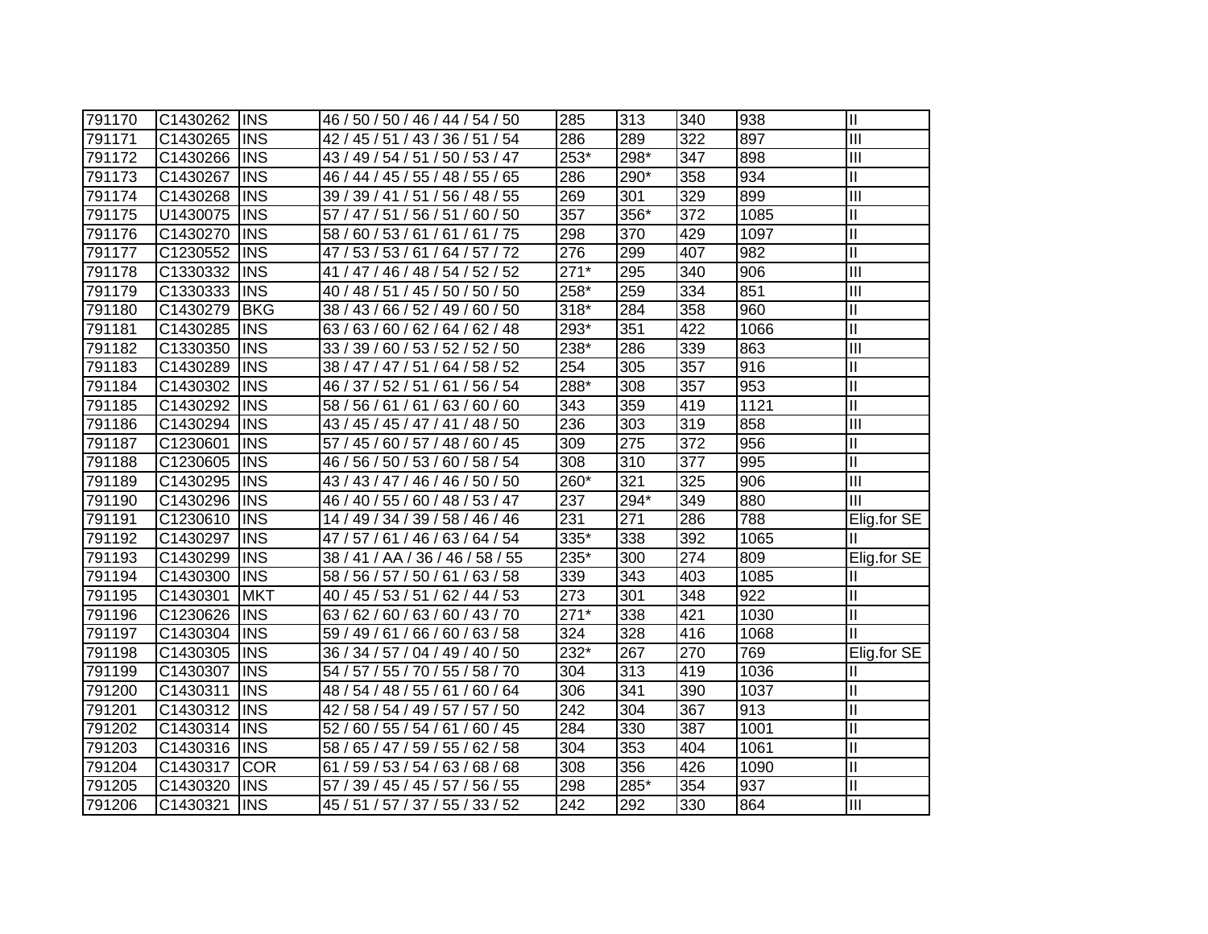| | | | | | | | | |
|---|---|---|---|---|---|---|---|---|
| 791170 | C1430262 | INS | 46 / 50 / 50 / 46 / 44 / 54 / 50 | 285 | 313 | 340 | 938 | II |
| 791171 | C1430265 | INS | 42 / 45 / 51 / 43 / 36 / 51 / 54 | 286 | 289 | 322 | 897 | III |
| 791172 | C1430266 | INS | 43 / 49 / 54 / 51 / 50 / 53 / 47 | 253* | 298* | 347 | 898 | III |
| 791173 | C1430267 | INS | 46 / 44 / 45 / 55 / 48 / 55 / 65 | 286 | 290* | 358 | 934 | II |
| 791174 | C1430268 | INS | 39 / 39 / 41 / 51 / 56 / 48 / 55 | 269 | 301 | 329 | 899 | III |
| 791175 | U1430075 | INS | 57 / 47 / 51 / 56 / 51 / 60 / 50 | 357 | 356* | 372 | 1085 | II |
| 791176 | C1430270 | INS | 58 / 60 / 53 / 61 / 61 / 61 / 75 | 298 | 370 | 429 | 1097 | II |
| 791177 | C1230552 | INS | 47 / 53 / 53 / 61 / 64 / 57 / 72 | 276 | 299 | 407 | 982 | II |
| 791178 | C1330332 | INS | 41 / 47 / 46 / 48 / 54 / 52 / 52 | 271* | 295 | 340 | 906 | III |
| 791179 | C1330333 | INS | 40 / 48 / 51 / 45 / 50 / 50 / 50 | 258* | 259 | 334 | 851 | III |
| 791180 | C1430279 | BKG | 38 / 43 / 66 / 52 / 49 / 60 / 50 | 318* | 284 | 358 | 960 | II |
| 791181 | C1430285 | INS | 63 / 63 / 60 / 62 / 64 / 62 / 48 | 293* | 351 | 422 | 1066 | II |
| 791182 | C1330350 | INS | 33 / 39 / 60 / 53 / 52 / 52 / 50 | 238* | 286 | 339 | 863 | III |
| 791183 | C1430289 | INS | 38 / 47 / 47 / 51 / 64 / 58 / 52 | 254 | 305 | 357 | 916 | II |
| 791184 | C1430302 | INS | 46 / 37 / 52 / 51 / 61 / 56 / 54 | 288* | 308 | 357 | 953 | II |
| 791185 | C1430292 | INS | 58 / 56 / 61 / 61 / 63 / 60 / 60 | 343 | 359 | 419 | 1121 | II |
| 791186 | C1430294 | INS | 43 / 45 / 45 / 47 / 41 / 48 / 50 | 236 | 303 | 319 | 858 | III |
| 791187 | C1230601 | INS | 57 / 45 / 60 / 57 / 48 / 60 / 45 | 309 | 275 | 372 | 956 | II |
| 791188 | C1230605 | INS | 46 / 56 / 50 / 53 / 60 / 58 / 54 | 308 | 310 | 377 | 995 | II |
| 791189 | C1430295 | INS | 43 / 43 / 47 / 46 / 46 / 50 / 50 | 260* | 321 | 325 | 906 | III |
| 791190 | C1430296 | INS | 46 / 40 / 55 / 60 / 48 / 53 / 47 | 237 | 294* | 349 | 880 | III |
| 791191 | C1230610 | INS | 14 / 49 / 34 / 39 / 58 / 46 / 46 | 231 | 271 | 286 | 788 | Elig.for SE |
| 791192 | C1430297 | INS | 47 / 57 / 61 / 46 / 63 / 64 / 54 | 335* | 338 | 392 | 1065 | II |
| 791193 | C1430299 | INS | 38 / 41 / AA / 36 / 46 / 58 / 55 | 235* | 300 | 274 | 809 | Elig.for SE |
| 791194 | C1430300 | INS | 58 / 56 / 57 / 50 / 61 / 63 / 58 | 339 | 343 | 403 | 1085 | II |
| 791195 | C1430301 | MKT | 40 / 45 / 53 / 51 / 62 / 44 / 53 | 273 | 301 | 348 | 922 | II |
| 791196 | C1230626 | INS | 63 / 62 / 60 / 63 / 60 / 43 / 70 | 271* | 338 | 421 | 1030 | II |
| 791197 | C1430304 | INS | 59 / 49 / 61 / 66 / 60 / 63 / 58 | 324 | 328 | 416 | 1068 | II |
| 791198 | C1430305 | INS | 36 / 34 / 57 / 04 / 49 / 40 / 50 | 232* | 267 | 270 | 769 | Elig.for SE |
| 791199 | C1430307 | INS | 54 / 57 / 55 / 70 / 55 / 58 / 70 | 304 | 313 | 419 | 1036 | II |
| 791200 | C1430311 | INS | 48 / 54 / 48 / 55 / 61 / 60 / 64 | 306 | 341 | 390 | 1037 | II |
| 791201 | C1430312 | INS | 42 / 58 / 54 / 49 / 57 / 57 / 50 | 242 | 304 | 367 | 913 | II |
| 791202 | C1430314 | INS | 52 / 60 / 55 / 54 / 61 / 60 / 45 | 284 | 330 | 387 | 1001 | II |
| 791203 | C1430316 | INS | 58 / 65 / 47 / 59 / 55 / 62 / 58 | 304 | 353 | 404 | 1061 | II |
| 791204 | C1430317 | COR | 61 / 59 / 53 / 54 / 63 / 68 / 68 | 308 | 356 | 426 | 1090 | II |
| 791205 | C1430320 | INS | 57 / 39 / 45 / 45 / 57 / 56 / 55 | 298 | 285* | 354 | 937 | II |
| 791206 | C1430321 | INS | 45 / 51 / 57 / 37 / 55 / 33 / 52 | 242 | 292 | 330 | 864 | III |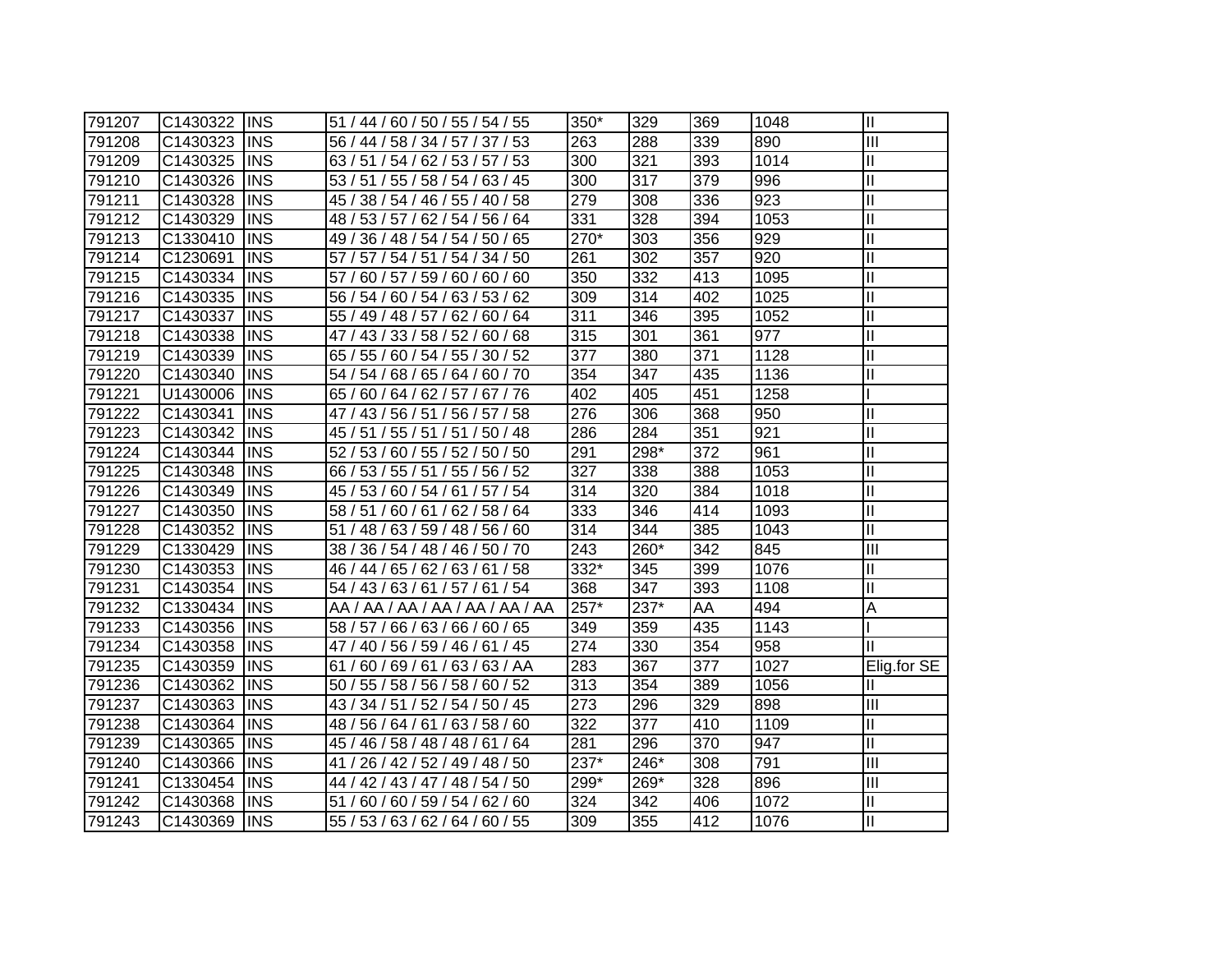| 791207 | C1430322 | INS | 51 / 44 / 60 / 50 / 55 / 54 / 55 | 350* | 329 | 369 | 1048 | II |
|---|---|---|---|---|---|---|---|---|
| 791208 | C1430323 | INS | 56 / 44 / 58 / 34 / 57 / 37 / 53 | 263 | 288 | 339 | 890 | III |
| 791209 | C1430325 | INS | 63 / 51 / 54 / 62 / 53 / 57 / 53 | 300 | 321 | 393 | 1014 | II |
| 791210 | C1430326 | INS | 53 / 51 / 55 / 58 / 54 / 63 / 45 | 300 | 317 | 379 | 996 | II |
| 791211 | C1430328 | INS | 45 / 38 / 54 / 46 / 55 / 40 / 58 | 279 | 308 | 336 | 923 | II |
| 791212 | C1430329 | INS | 48 / 53 / 57 / 62 / 54 / 56 / 64 | 331 | 328 | 394 | 1053 | II |
| 791213 | C1330410 | INS | 49 / 36 / 48 / 54 / 54 / 50 / 65 | 270* | 303 | 356 | 929 | II |
| 791214 | C1230691 | INS | 57 / 57 / 54 / 51 / 54 / 34 / 50 | 261 | 302 | 357 | 920 | II |
| 791215 | C1430334 | INS | 57 / 60 / 57 / 59 / 60 / 60 / 60 | 350 | 332 | 413 | 1095 | II |
| 791216 | C1430335 | INS | 56 / 54 / 60 / 54 / 63 / 53 / 62 | 309 | 314 | 402 | 1025 | II |
| 791217 | C1430337 | INS | 55 / 49 / 48 / 57 / 62 / 60 / 64 | 311 | 346 | 395 | 1052 | II |
| 791218 | C1430338 | INS | 47 / 43 / 33 / 58 / 52 / 60 / 68 | 315 | 301 | 361 | 977 | II |
| 791219 | C1430339 | INS | 65 / 55 / 60 / 54 / 55 / 30 / 52 | 377 | 380 | 371 | 1128 | II |
| 791220 | C1430340 | INS | 54 / 54 / 68 / 65 / 64 / 60 / 70 | 354 | 347 | 435 | 1136 | II |
| 791221 | U1430006 | INS | 65 / 60 / 64 / 62 / 57 / 67 / 76 | 402 | 405 | 451 | 1258 | I |
| 791222 | C1430341 | INS | 47 / 43 / 56 / 51 / 56 / 57 / 58 | 276 | 306 | 368 | 950 | II |
| 791223 | C1430342 | INS | 45 / 51 / 55 / 51 / 51 / 50 / 48 | 286 | 284 | 351 | 921 | II |
| 791224 | C1430344 | INS | 52 / 53 / 60 / 55 / 52 / 50 / 50 | 291 | 298* | 372 | 961 | II |
| 791225 | C1430348 | INS | 66 / 53 / 55 / 51 / 55 / 56 / 52 | 327 | 338 | 388 | 1053 | II |
| 791226 | C1430349 | INS | 45 / 53 / 60 / 54 / 61 / 57 / 54 | 314 | 320 | 384 | 1018 | II |
| 791227 | C1430350 | INS | 58 / 51 / 60 / 61 / 62 / 58 / 64 | 333 | 346 | 414 | 1093 | II |
| 791228 | C1430352 | INS | 51 / 48 / 63 / 59 / 48 / 56 / 60 | 314 | 344 | 385 | 1043 | II |
| 791229 | C1330429 | INS | 38 / 36 / 54 / 48 / 46 / 50 / 70 | 243 | 260* | 342 | 845 | III |
| 791230 | C1430353 | INS | 46 / 44 / 65 / 62 / 63 / 61 / 58 | 332* | 345 | 399 | 1076 | II |
| 791231 | C1430354 | INS | 54 / 43 / 63 / 61 / 57 / 61 / 54 | 368 | 347 | 393 | 1108 | II |
| 791232 | C1330434 | INS | AA / AA / AA / AA / AA / AA / AA | 257* | 237* | AA | 494 | A |
| 791233 | C1430356 | INS | 58 / 57 / 66 / 63 / 66 / 60 / 65 | 349 | 359 | 435 | 1143 | I |
| 791234 | C1430358 | INS | 47 / 40 / 56 / 59 / 46 / 61 / 45 | 274 | 330 | 354 | 958 | II |
| 791235 | C1430359 | INS | 61 / 60 / 69 / 61 / 63 / 63 / AA | 283 | 367 | 377 | 1027 | Elig.for SE |
| 791236 | C1430362 | INS | 50 / 55 / 58 / 56 / 58 / 60 / 52 | 313 | 354 | 389 | 1056 | II |
| 791237 | C1430363 | INS | 43 / 34 / 51 / 52 / 54 / 50 / 45 | 273 | 296 | 329 | 898 | III |
| 791238 | C1430364 | INS | 48 / 56 / 64 / 61 / 63 / 58 / 60 | 322 | 377 | 410 | 1109 | II |
| 791239 | C1430365 | INS | 45 / 46 / 58 / 48 / 48 / 61 / 64 | 281 | 296 | 370 | 947 | II |
| 791240 | C1430366 | INS | 41 / 26 / 42 / 52 / 49 / 48 / 50 | 237* | 246* | 308 | 791 | III |
| 791241 | C1330454 | INS | 44 / 42 / 43 / 47 / 48 / 54 / 50 | 299* | 269* | 328 | 896 | III |
| 791242 | C1430368 | INS | 51 / 60 / 60 / 59 / 54 / 62 / 60 | 324 | 342 | 406 | 1072 | II |
| 791243 | C1430369 | INS | 55 / 53 / 63 / 62 / 64 / 60 / 55 | 309 | 355 | 412 | 1076 | II |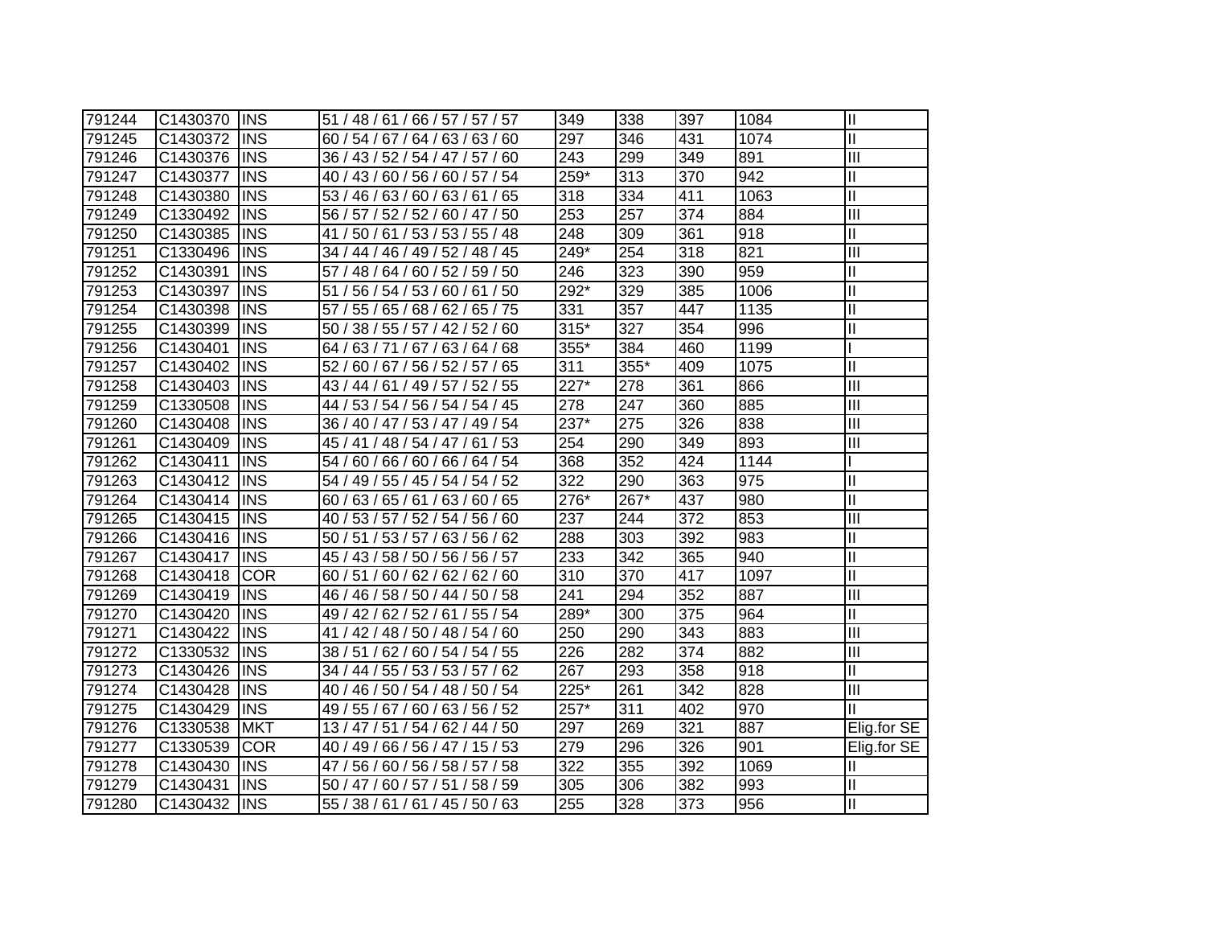| 791244 | C1430370 | INS | 51 / 48 / 61 / 66 / 57 / 57 / 57 | 349 | 338 | 397 | 1084 | II |
|---|---|---|---|---|---|---|---|---|
| 791245 | C1430372 | INS | 60 / 54 / 67 / 64 / 63 / 63 / 60 | 297 | 346 | 431 | 1074 | II |
| 791246 | C1430376 | INS | 36 / 43 / 52 / 54 / 47 / 57 / 60 | 243 | 299 | 349 | 891 | III |
| 791247 | C1430377 | INS | 40 / 43 / 60 / 56 / 60 / 57 / 54 | 259* | 313 | 370 | 942 | II |
| 791248 | C1430380 | INS | 53 / 46 / 63 / 60 / 63 / 61 / 65 | 318 | 334 | 411 | 1063 | II |
| 791249 | C1330492 | INS | 56 / 57 / 52 / 52 / 60 / 47 / 50 | 253 | 257 | 374 | 884 | III |
| 791250 | C1430385 | INS | 41 / 50 / 61 / 53 / 53 / 55 / 48 | 248 | 309 | 361 | 918 | II |
| 791251 | C1330496 | INS | 34 / 44 / 46 / 49 / 52 / 48 / 45 | 249* | 254 | 318 | 821 | III |
| 791252 | C1430391 | INS | 57 / 48 / 64 / 60 / 52 / 59 / 50 | 246 | 323 | 390 | 959 | II |
| 791253 | C1430397 | INS | 51 / 56 / 54 / 53 / 60 / 61 / 50 | 292* | 329 | 385 | 1006 | II |
| 791254 | C1430398 | INS | 57 / 55 / 65 / 68 / 62 / 65 / 75 | 331 | 357 | 447 | 1135 | II |
| 791255 | C1430399 | INS | 50 / 38 / 55 / 57 / 42 / 52 / 60 | 315* | 327 | 354 | 996 | II |
| 791256 | C1430401 | INS | 64 / 63 / 71 / 67 / 63 / 64 / 68 | 355* | 384 | 460 | 1199 | I |
| 791257 | C1430402 | INS | 52 / 60 / 67 / 56 / 52 / 57 / 65 | 311 | 355* | 409 | 1075 | II |
| 791258 | C1430403 | INS | 43 / 44 / 61 / 49 / 57 / 52 / 55 | 227* | 278 | 361 | 866 | III |
| 791259 | C1330508 | INS | 44 / 53 / 54 / 56 / 54 / 54 / 45 | 278 | 247 | 360 | 885 | III |
| 791260 | C1430408 | INS | 36 / 40 / 47 / 53 / 47 / 49 / 54 | 237* | 275 | 326 | 838 | III |
| 791261 | C1430409 | INS | 45 / 41 / 48 / 54 / 47 / 61 / 53 | 254 | 290 | 349 | 893 | III |
| 791262 | C1430411 | INS | 54 / 60 / 66 / 60 / 66 / 64 / 54 | 368 | 352 | 424 | 1144 | I |
| 791263 | C1430412 | INS | 54 / 49 / 55 / 45 / 54 / 54 / 52 | 322 | 290 | 363 | 975 | II |
| 791264 | C1430414 | INS | 60 / 63 / 65 / 61 / 63 / 60 / 65 | 276* | 267* | 437 | 980 | II |
| 791265 | C1430415 | INS | 40 / 53 / 57 / 52 / 54 / 56 / 60 | 237 | 244 | 372 | 853 | III |
| 791266 | C1430416 | INS | 50 / 51 / 53 / 57 / 63 / 56 / 62 | 288 | 303 | 392 | 983 | II |
| 791267 | C1430417 | INS | 45 / 43 / 58 / 50 / 56 / 56 / 57 | 233 | 342 | 365 | 940 | II |
| 791268 | C1430418 | COR | 60 / 51 / 60 / 62 / 62 / 62 / 60 | 310 | 370 | 417 | 1097 | II |
| 791269 | C1430419 | INS | 46 / 46 / 58 / 50 / 44 / 50 / 58 | 241 | 294 | 352 | 887 | III |
| 791270 | C1430420 | INS | 49 / 42 / 62 / 52 / 61 / 55 / 54 | 289* | 300 | 375 | 964 | II |
| 791271 | C1430422 | INS | 41 / 42 / 48 / 50 / 48 / 54 / 60 | 250 | 290 | 343 | 883 | III |
| 791272 | C1330532 | INS | 38 / 51 / 62 / 60 / 54 / 54 / 55 | 226 | 282 | 374 | 882 | III |
| 791273 | C1430426 | INS | 34 / 44 / 55 / 53 / 53 / 57 / 62 | 267 | 293 | 358 | 918 | II |
| 791274 | C1430428 | INS | 40 / 46 / 50 / 54 / 48 / 50 / 54 | 225* | 261 | 342 | 828 | III |
| 791275 | C1430429 | INS | 49 / 55 / 67 / 60 / 63 / 56 / 52 | 257* | 311 | 402 | 970 | II |
| 791276 | C1330538 | MKT | 13 / 47 / 51 / 54 / 62 / 44 / 50 | 297 | 269 | 321 | 887 | Elig.for SE |
| 791277 | C1330539 | COR | 40 / 49 / 66 / 56 / 47 / 15 / 53 | 279 | 296 | 326 | 901 | Elig.for SE |
| 791278 | C1430430 | INS | 47 / 56 / 60 / 56 / 58 / 57 / 58 | 322 | 355 | 392 | 1069 | II |
| 791279 | C1430431 | INS | 50 / 47 / 60 / 57 / 51 / 58 / 59 | 305 | 306 | 382 | 993 | II |
| 791280 | C1430432 | INS | 55 / 38 / 61 / 61 / 45 / 50 / 63 | 255 | 328 | 373 | 956 | II |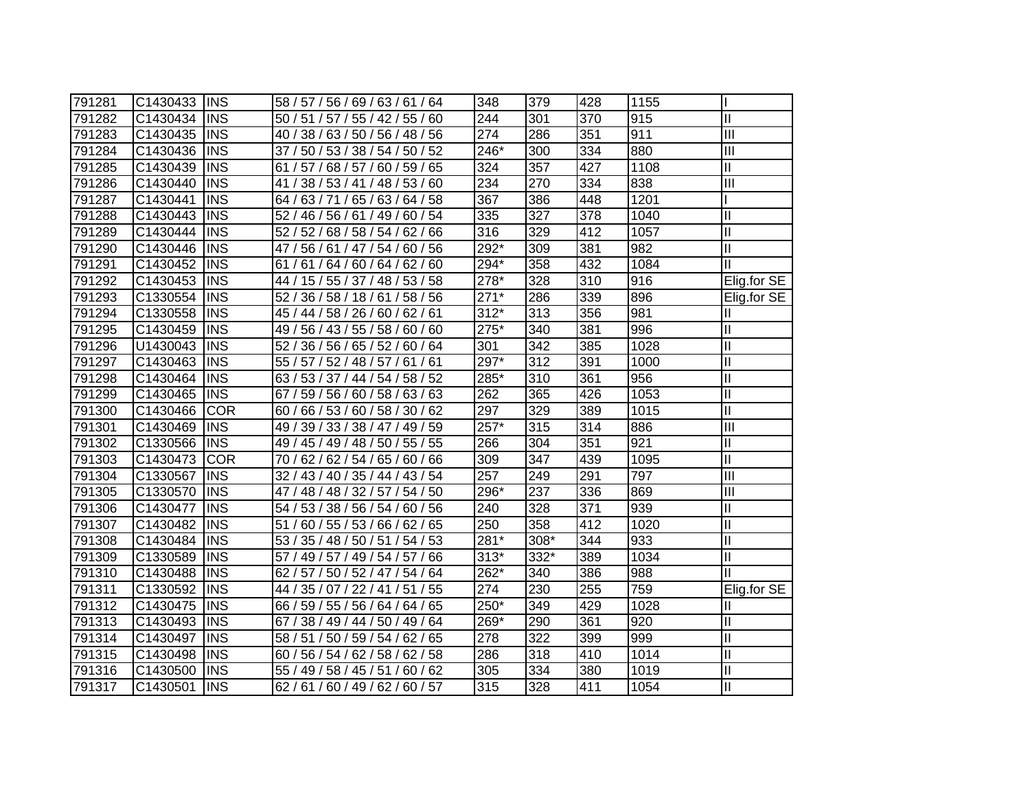| 791281 | C1430433 | INS | 58 / 57 / 56 / 69 / 63 / 61 / 64 | 348 | 379 | 428 | 1155 | I |
|---|---|---|---|---|---|---|---|---|
| 791282 | C1430434 | INS | 50 / 51 / 57 / 55 / 42 / 55 / 60 | 244 | 301 | 370 | 915 | II |
| 791283 | C1430435 | INS | 40 / 38 / 63 / 50 / 56 / 48 / 56 | 274 | 286 | 351 | 911 | III |
| 791284 | C1430436 | INS | 37 / 50 / 53 / 38 / 54 / 50 / 52 | 246* | 300 | 334 | 880 | III |
| 791285 | C1430439 | INS | 61 / 57 / 68 / 57 / 60 / 59 / 65 | 324 | 357 | 427 | 1108 | II |
| 791286 | C1430440 | INS | 41 / 38 / 53 / 41 / 48 / 53 / 60 | 234 | 270 | 334 | 838 | III |
| 791287 | C1430441 | INS | 64 / 63 / 71 / 65 / 63 / 64 / 58 | 367 | 386 | 448 | 1201 | I |
| 791288 | C1430443 | INS | 52 / 46 / 56 / 61 / 49 / 60 / 54 | 335 | 327 | 378 | 1040 | II |
| 791289 | C1430444 | INS | 52 / 52 / 68 / 58 / 54 / 62 / 66 | 316 | 329 | 412 | 1057 | II |
| 791290 | C1430446 | INS | 47 / 56 / 61 / 47 / 54 / 60 / 56 | 292* | 309 | 381 | 982 | II |
| 791291 | C1430452 | INS | 61 / 61 / 64 / 60 / 64 / 62 / 60 | 294* | 358 | 432 | 1084 | II |
| 791292 | C1430453 | INS | 44 / 15 / 55 / 37 / 48 / 53 / 58 | 278* | 328 | 310 | 916 | Elig.for SE |
| 791293 | C1330554 | INS | 52 / 36 / 58 / 18 / 61 / 58 / 56 | 271* | 286 | 339 | 896 | Elig.for SE |
| 791294 | C1330558 | INS | 45 / 44 / 58 / 26 / 60 / 62 / 61 | 312* | 313 | 356 | 981 | II |
| 791295 | C1430459 | INS | 49 / 56 / 43 / 55 / 58 / 60 / 60 | 275* | 340 | 381 | 996 | II |
| 791296 | U1430043 | INS | 52 / 36 / 56 / 65 / 52 / 60 / 64 | 301 | 342 | 385 | 1028 | II |
| 791297 | C1430463 | INS | 55 / 57 / 52 / 48 / 57 / 61 / 61 | 297* | 312 | 391 | 1000 | II |
| 791298 | C1430464 | INS | 63 / 53 / 37 / 44 / 54 / 58 / 52 | 285* | 310 | 361 | 956 | II |
| 791299 | C1430465 | INS | 67 / 59 / 56 / 60 / 58 / 63 / 63 | 262 | 365 | 426 | 1053 | II |
| 791300 | C1430466 | COR | 60 / 66 / 53 / 60 / 58 / 30 / 62 | 297 | 329 | 389 | 1015 | II |
| 791301 | C1430469 | INS | 49 / 39 / 33 / 38 / 47 / 49 / 59 | 257* | 315 | 314 | 886 | III |
| 791302 | C1330566 | INS | 49 / 45 / 49 / 48 / 50 / 55 / 55 | 266 | 304 | 351 | 921 | II |
| 791303 | C1430473 | COR | 70 / 62 / 62 / 54 / 65 / 60 / 66 | 309 | 347 | 439 | 1095 | II |
| 791304 | C1330567 | INS | 32 / 43 / 40 / 35 / 44 / 43 / 54 | 257 | 249 | 291 | 797 | III |
| 791305 | C1330570 | INS | 47 / 48 / 48 / 32 / 57 / 54 / 50 | 296* | 237 | 336 | 869 | III |
| 791306 | C1430477 | INS | 54 / 53 / 38 / 56 / 54 / 60 / 56 | 240 | 328 | 371 | 939 | II |
| 791307 | C1430482 | INS | 51 / 60 / 55 / 53 / 66 / 62 / 65 | 250 | 358 | 412 | 1020 | II |
| 791308 | C1430484 | INS | 53 / 35 / 48 / 50 / 51 / 54 / 53 | 281* | 308* | 344 | 933 | II |
| 791309 | C1330589 | INS | 57 / 49 / 57 / 49 / 54 / 57 / 66 | 313* | 332* | 389 | 1034 | II |
| 791310 | C1430488 | INS | 62 / 57 / 50 / 52 / 47 / 54 / 64 | 262* | 340 | 386 | 988 | II |
| 791311 | C1330592 | INS | 44 / 35 / 07 / 22 / 41 / 51 / 55 | 274 | 230 | 255 | 759 | Elig.for SE |
| 791312 | C1430475 | INS | 66 / 59 / 55 / 56 / 64 / 64 / 65 | 250* | 349 | 429 | 1028 | II |
| 791313 | C1430493 | INS | 67 / 38 / 49 / 44 / 50 / 49 / 64 | 269* | 290 | 361 | 920 | II |
| 791314 | C1430497 | INS | 58 / 51 / 50 / 59 / 54 / 62 / 65 | 278 | 322 | 399 | 999 | II |
| 791315 | C1430498 | INS | 60 / 56 / 54 / 62 / 58 / 62 / 58 | 286 | 318 | 410 | 1014 | II |
| 791316 | C1430500 | INS | 55 / 49 / 58 / 45 / 51 / 60 / 62 | 305 | 334 | 380 | 1019 | II |
| 791317 | C1430501 | INS | 62 / 61 / 60 / 49 / 62 / 60 / 57 | 315 | 328 | 411 | 1054 | II |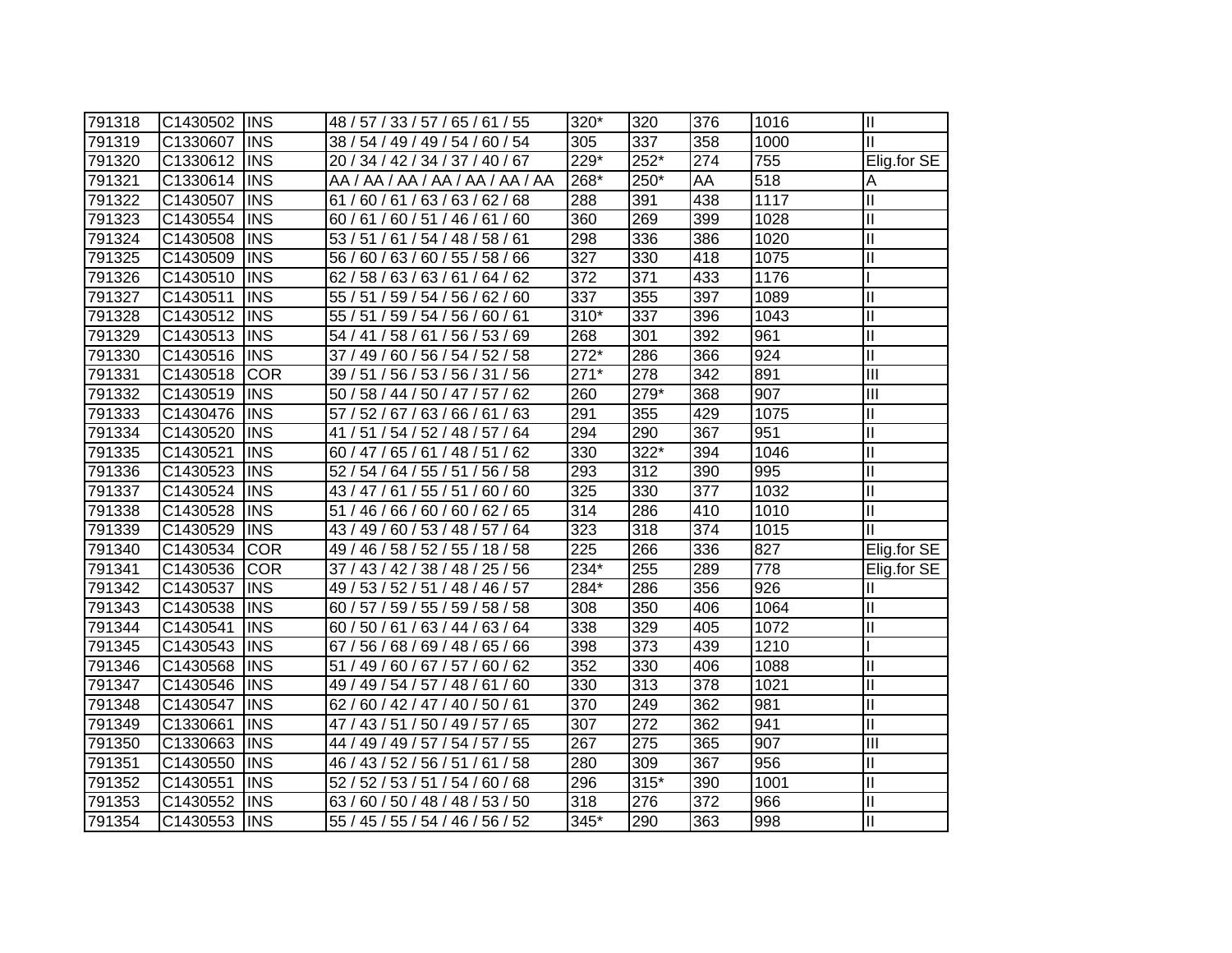| 791318 | C1430502 | INS | 48 / 57 / 33 / 57 / 65 / 61 / 55 | 320* | 320 | 376 | 1016 | II |
|---|---|---|---|---|---|---|---|---|
| 791319 | C1330607 | INS | 38 / 54 / 49 / 49 / 54 / 60 / 54 | 305 | 337 | 358 | 1000 | II |
| 791320 | C1330612 | INS | 20 / 34 / 42 / 34 / 37 / 40 / 67 | 229* | 252* | 274 | 755 | Elig.for SE |
| 791321 | C1330614 | INS | AA / AA / AA / AA / AA / AA / AA | 268* | 250* | AA | 518 | A |
| 791322 | C1430507 | INS | 61 / 60 / 61 / 63 / 63 / 62 / 68 | 288 | 391 | 438 | 1117 | II |
| 791323 | C1430554 | INS | 60 / 61 / 60 / 51 / 46 / 61 / 60 | 360 | 269 | 399 | 1028 | II |
| 791324 | C1430508 | INS | 53 / 51 / 61 / 54 / 48 / 58 / 61 | 298 | 336 | 386 | 1020 | II |
| 791325 | C1430509 | INS | 56 / 60 / 63 / 60 / 55 / 58 / 66 | 327 | 330 | 418 | 1075 | II |
| 791326 | C1430510 | INS | 62 / 58 / 63 / 63 / 61 / 64 / 62 | 372 | 371 | 433 | 1176 | I |
| 791327 | C1430511 | INS | 55 / 51 / 59 / 54 / 56 / 62 / 60 | 337 | 355 | 397 | 1089 | II |
| 791328 | C1430512 | INS | 55 / 51 / 59 / 54 / 56 / 60 / 61 | 310* | 337 | 396 | 1043 | II |
| 791329 | C1430513 | INS | 54 / 41 / 58 / 61 / 56 / 53 / 69 | 268 | 301 | 392 | 961 | II |
| 791330 | C1430516 | INS | 37 / 49 / 60 / 56 / 54 / 52 / 58 | 272* | 286 | 366 | 924 | II |
| 791331 | C1430518 | COR | 39 / 51 / 56 / 53 / 56 / 31 / 56 | 271* | 278 | 342 | 891 | III |
| 791332 | C1430519 | INS | 50 / 58 / 44 / 50 / 47 / 57 / 62 | 260 | 279* | 368 | 907 | III |
| 791333 | C1430476 | INS | 57 / 52 / 67 / 63 / 66 / 61 / 63 | 291 | 355 | 429 | 1075 | II |
| 791334 | C1430520 | INS | 41 / 51 / 54 / 52 / 48 / 57 / 64 | 294 | 290 | 367 | 951 | II |
| 791335 | C1430521 | INS | 60 / 47 / 65 / 61 / 48 / 51 / 62 | 330 | 322* | 394 | 1046 | II |
| 791336 | C1430523 | INS | 52 / 54 / 64 / 55 / 51 / 56 / 58 | 293 | 312 | 390 | 995 | II |
| 791337 | C1430524 | INS | 43 / 47 / 61 / 55 / 51 / 60 / 60 | 325 | 330 | 377 | 1032 | II |
| 791338 | C1430528 | INS | 51 / 46 / 66 / 60 / 60 / 62 / 65 | 314 | 286 | 410 | 1010 | II |
| 791339 | C1430529 | INS | 43 / 49 / 60 / 53 / 48 / 57 / 64 | 323 | 318 | 374 | 1015 | II |
| 791340 | C1430534 | COR | 49 / 46 / 58 / 52 / 55 / 18 / 58 | 225 | 266 | 336 | 827 | Elig.for SE |
| 791341 | C1430536 | COR | 37 / 43 / 42 / 38 / 48 / 25 / 56 | 234* | 255 | 289 | 778 | Elig.for SE |
| 791342 | C1430537 | INS | 49 / 53 / 52 / 51 / 48 / 46 / 57 | 284* | 286 | 356 | 926 | II |
| 791343 | C1430538 | INS | 60 / 57 / 59 / 55 / 59 / 58 / 58 | 308 | 350 | 406 | 1064 | II |
| 791344 | C1430541 | INS | 60 / 50 / 61 / 63 / 44 / 63 / 64 | 338 | 329 | 405 | 1072 | II |
| 791345 | C1430543 | INS | 67 / 56 / 68 / 69 / 48 / 65 / 66 | 398 | 373 | 439 | 1210 | I |
| 791346 | C1430568 | INS | 51 / 49 / 60 / 67 / 57 / 60 / 62 | 352 | 330 | 406 | 1088 | II |
| 791347 | C1430546 | INS | 49 / 49 / 54 / 57 / 48 / 61 / 60 | 330 | 313 | 378 | 1021 | II |
| 791348 | C1430547 | INS | 62 / 60 / 42 / 47 / 40 / 50 / 61 | 370 | 249 | 362 | 981 | II |
| 791349 | C1330661 | INS | 47 / 43 / 51 / 50 / 49 / 57 / 65 | 307 | 272 | 362 | 941 | II |
| 791350 | C1330663 | INS | 44 / 49 / 49 / 57 / 54 / 57 / 55 | 267 | 275 | 365 | 907 | III |
| 791351 | C1430550 | INS | 46 / 43 / 52 / 56 / 51 / 61 / 58 | 280 | 309 | 367 | 956 | II |
| 791352 | C1430551 | INS | 52 / 52 / 53 / 51 / 54 / 60 / 68 | 296 | 315* | 390 | 1001 | II |
| 791353 | C1430552 | INS | 63 / 60 / 50 / 48 / 48 / 53 / 50 | 318 | 276 | 372 | 966 | II |
| 791354 | C1430553 | INS | 55 / 45 / 55 / 54 / 46 / 56 / 52 | 345* | 290 | 363 | 998 | II |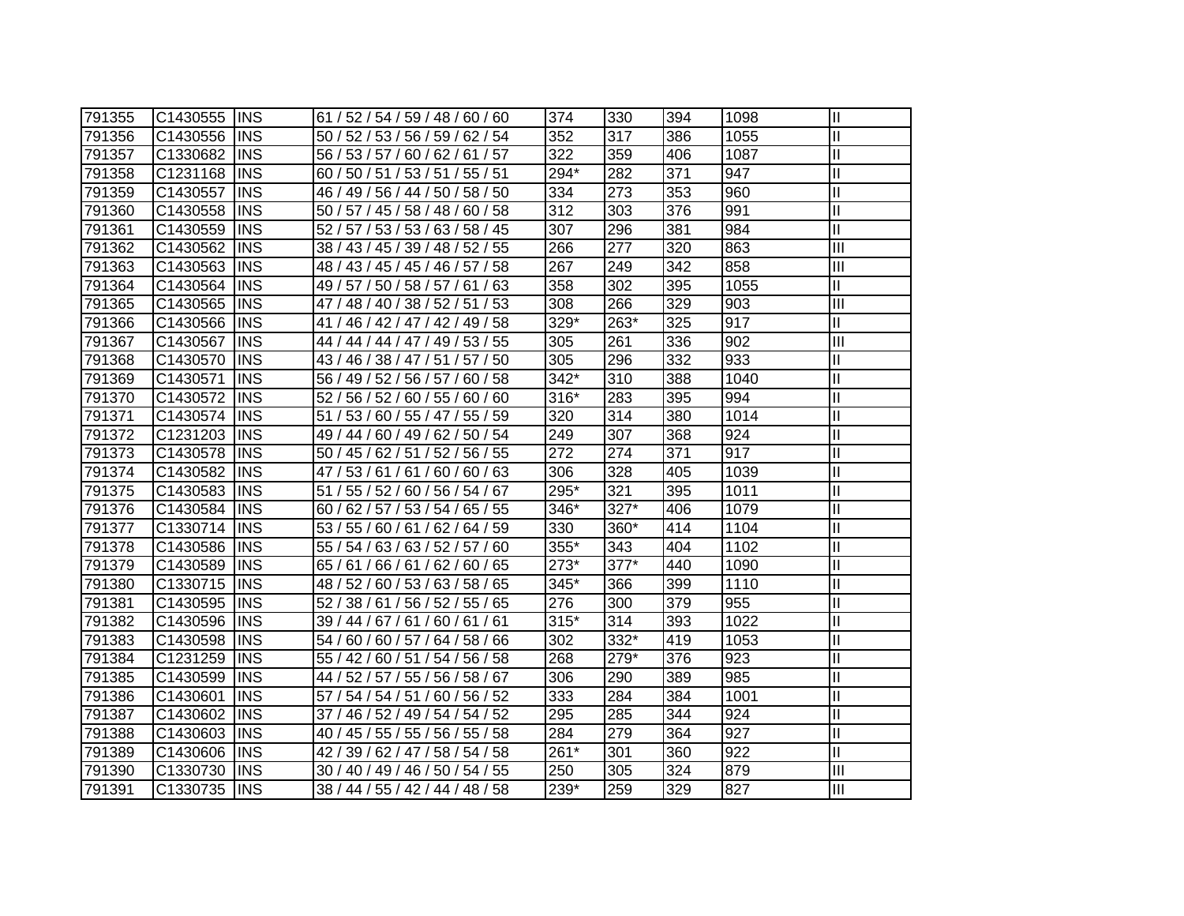| | | | | | | | | |
|---|---|---|---|---|---|---|---|---|
| 791355 | C1430555 | INS | 61 / 52 / 54 / 59 / 48 / 60 / 60 | 374 | 330 | 394 | 1098 | II |
| 791356 | C1430556 | INS | 50 / 52 / 53 / 56 / 59 / 62 / 54 | 352 | 317 | 386 | 1055 | II |
| 791357 | C1330682 | INS | 56 / 53 / 57 / 60 / 62 / 61 / 57 | 322 | 359 | 406 | 1087 | II |
| 791358 | C1231168 | INS | 60 / 50 / 51 / 53 / 51 / 55 / 51 | 294* | 282 | 371 | 947 | II |
| 791359 | C1430557 | INS | 46 / 49 / 56 / 44 / 50 / 58 / 50 | 334 | 273 | 353 | 960 | II |
| 791360 | C1430558 | INS | 50 / 57 / 45 / 58 / 48 / 60 / 58 | 312 | 303 | 376 | 991 | II |
| 791361 | C1430559 | INS | 52 / 57 / 53 / 53 / 63 / 58 / 45 | 307 | 296 | 381 | 984 | II |
| 791362 | C1430562 | INS | 38 / 43 / 45 / 39 / 48 / 52 / 55 | 266 | 277 | 320 | 863 | III |
| 791363 | C1430563 | INS | 48 / 43 / 45 / 45 / 46 / 57 / 58 | 267 | 249 | 342 | 858 | III |
| 791364 | C1430564 | INS | 49 / 57 / 50 / 58 / 57 / 61 / 63 | 358 | 302 | 395 | 1055 | II |
| 791365 | C1430565 | INS | 47 / 48 / 40 / 38 / 52 / 51 / 53 | 308 | 266 | 329 | 903 | III |
| 791366 | C1430566 | INS | 41 / 46 / 42 / 47 / 42 / 49 / 58 | 329* | 263* | 325 | 917 | II |
| 791367 | C1430567 | INS | 44 / 44 / 44 / 47 / 49 / 53 / 55 | 305 | 261 | 336 | 902 | III |
| 791368 | C1430570 | INS | 43 / 46 / 38 / 47 / 51 / 57 / 50 | 305 | 296 | 332 | 933 | II |
| 791369 | C1430571 | INS | 56 / 49 / 52 / 56 / 57 / 60 / 58 | 342* | 310 | 388 | 1040 | II |
| 791370 | C1430572 | INS | 52 / 56 / 52 / 60 / 55 / 60 / 60 | 316* | 283 | 395 | 994 | II |
| 791371 | C1430574 | INS | 51 / 53 / 60 / 55 / 47 / 55 / 59 | 320 | 314 | 380 | 1014 | II |
| 791372 | C1231203 | INS | 49 / 44 / 60 / 49 / 62 / 50 / 54 | 249 | 307 | 368 | 924 | II |
| 791373 | C1430578 | INS | 50 / 45 / 62 / 51 / 52 / 56 / 55 | 272 | 274 | 371 | 917 | II |
| 791374 | C1430582 | INS | 47 / 53 / 61 / 61 / 60 / 60 / 63 | 306 | 328 | 405 | 1039 | II |
| 791375 | C1430583 | INS | 51 / 55 / 52 / 60 / 56 / 54 / 67 | 295* | 321 | 395 | 1011 | II |
| 791376 | C1430584 | INS | 60 / 62 / 57 / 53 / 54 / 65 / 55 | 346* | 327* | 406 | 1079 | II |
| 791377 | C1330714 | INS | 53 / 55 / 60 / 61 / 62 / 64 / 59 | 330 | 360* | 414 | 1104 | II |
| 791378 | C1430586 | INS | 55 / 54 / 63 / 63 / 52 / 57 / 60 | 355* | 343 | 404 | 1102 | II |
| 791379 | C1430589 | INS | 65 / 61 / 66 / 61 / 62 / 60 / 65 | 273* | 377* | 440 | 1090 | II |
| 791380 | C1330715 | INS | 48 / 52 / 60 / 53 / 63 / 58 / 65 | 345* | 366 | 399 | 1110 | II |
| 791381 | C1430595 | INS | 52 / 38 / 61 / 56 / 52 / 55 / 65 | 276 | 300 | 379 | 955 | II |
| 791382 | C1430596 | INS | 39 / 44 / 67 / 61 / 60 / 61 / 61 | 315* | 314 | 393 | 1022 | II |
| 791383 | C1430598 | INS | 54 / 60 / 60 / 57 / 64 / 58 / 66 | 302 | 332* | 419 | 1053 | II |
| 791384 | C1231259 | INS | 55 / 42 / 60 / 51 / 54 / 56 / 58 | 268 | 279* | 376 | 923 | II |
| 791385 | C1430599 | INS | 44 / 52 / 57 / 55 / 56 / 58 / 67 | 306 | 290 | 389 | 985 | II |
| 791386 | C1430601 | INS | 57 / 54 / 54 / 51 / 60 / 56 / 52 | 333 | 284 | 384 | 1001 | II |
| 791387 | C1430602 | INS | 37 / 46 / 52 / 49 / 54 / 54 / 52 | 295 | 285 | 344 | 924 | II |
| 791388 | C1430603 | INS | 40 / 45 / 55 / 55 / 56 / 55 / 58 | 284 | 279 | 364 | 927 | II |
| 791389 | C1430606 | INS | 42 / 39 / 62 / 47 / 58 / 54 / 58 | 261* | 301 | 360 | 922 | II |
| 791390 | C1330730 | INS | 30 / 40 / 49 / 46 / 50 / 54 / 55 | 250 | 305 | 324 | 879 | III |
| 791391 | C1330735 | INS | 38 / 44 / 55 / 42 / 44 / 48 / 58 | 239* | 259 | 329 | 827 | III |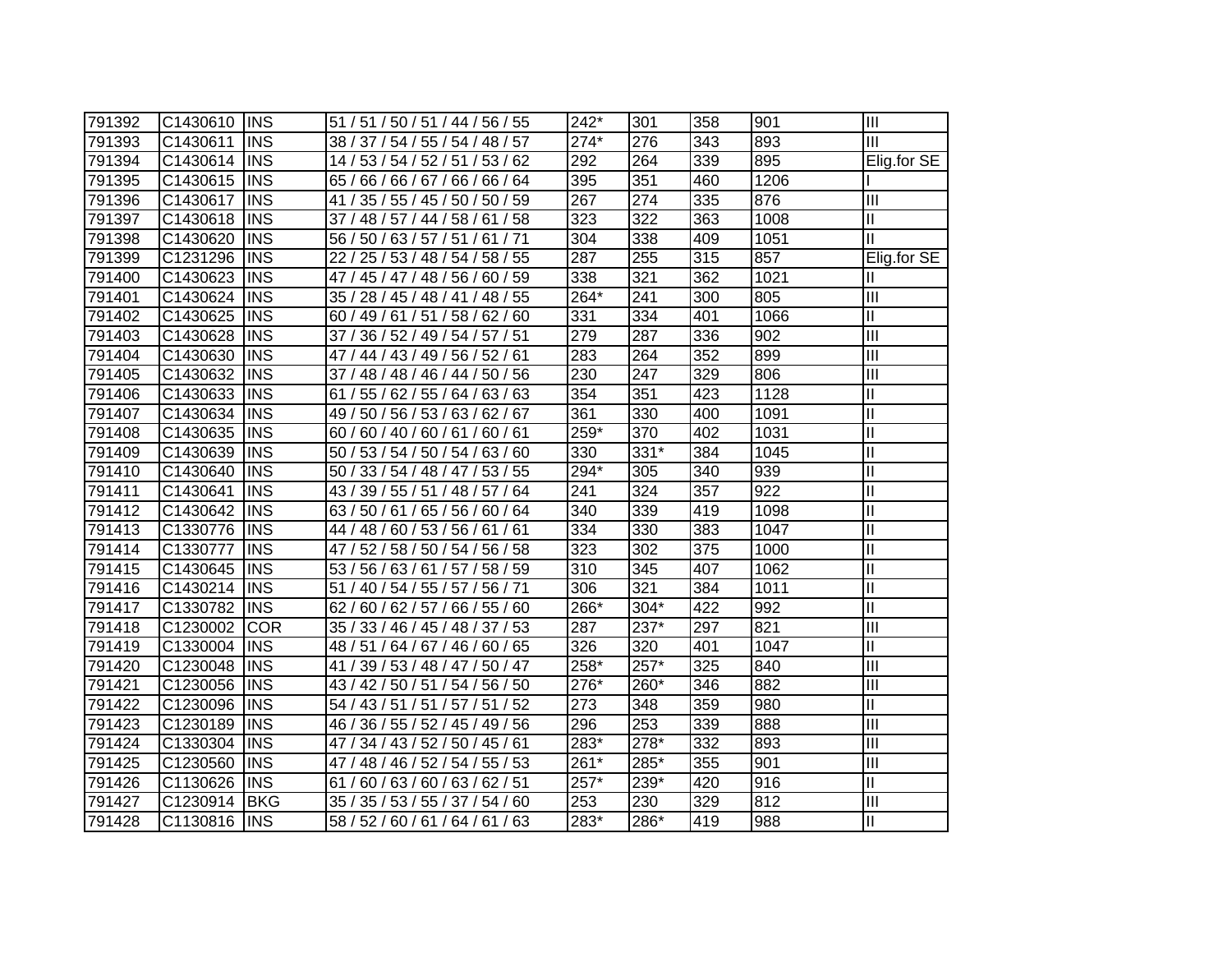| | | | | | | | | |
|---|---|---|---|---|---|---|---|---|
| 791392 | C1430610 | INS | 51 / 51 / 50 / 51 / 44 / 56 / 55 | 242* | 301 | 358 | 901 | III |
| 791393 | C1430611 | INS | 38 / 37 / 54 / 55 / 54 / 48 / 57 | 274* | 276 | 343 | 893 | III |
| 791394 | C1430614 | INS | 14 / 53 / 54 / 52 / 51 / 53 / 62 | 292 | 264 | 339 | 895 | Elig.for SE |
| 791395 | C1430615 | INS | 65 / 66 / 66 / 67 / 66 / 66 / 64 | 395 | 351 | 460 | 1206 | I |
| 791396 | C1430617 | INS | 41 / 35 / 55 / 45 / 50 / 50 / 59 | 267 | 274 | 335 | 876 | III |
| 791397 | C1430618 | INS | 37 / 48 / 57 / 44 / 58 / 61 / 58 | 323 | 322 | 363 | 1008 | II |
| 791398 | C1430620 | INS | 56 / 50 / 63 / 57 / 51 / 61 / 71 | 304 | 338 | 409 | 1051 | II |
| 791399 | C1231296 | INS | 22 / 25 / 53 / 48 / 54 / 58 / 55 | 287 | 255 | 315 | 857 | Elig.for SE |
| 791400 | C1430623 | INS | 47 / 45 / 47 / 48 / 56 / 60 / 59 | 338 | 321 | 362 | 1021 | II |
| 791401 | C1430624 | INS | 35 / 28 / 45 / 48 / 41 / 48 / 55 | 264* | 241 | 300 | 805 | III |
| 791402 | C1430625 | INS | 60 / 49 / 61 / 51 / 58 / 62 / 60 | 331 | 334 | 401 | 1066 | II |
| 791403 | C1430628 | INS | 37 / 36 / 52 / 49 / 54 / 57 / 51 | 279 | 287 | 336 | 902 | III |
| 791404 | C1430630 | INS | 47 / 44 / 43 / 49 / 56 / 52 / 61 | 283 | 264 | 352 | 899 | III |
| 791405 | C1430632 | INS | 37 / 48 / 48 / 46 / 44 / 50 / 56 | 230 | 247 | 329 | 806 | III |
| 791406 | C1430633 | INS | 61 / 55 / 62 / 55 / 64 / 63 / 63 | 354 | 351 | 423 | 1128 | II |
| 791407 | C1430634 | INS | 49 / 50 / 56 / 53 / 63 / 62 / 67 | 361 | 330 | 400 | 1091 | II |
| 791408 | C1430635 | INS | 60 / 60 / 40 / 60 / 61 / 60 / 61 | 259* | 370 | 402 | 1031 | II |
| 791409 | C1430639 | INS | 50 / 53 / 54 / 50 / 54 / 63 / 60 | 330 | 331* | 384 | 1045 | II |
| 791410 | C1430640 | INS | 50 / 33 / 54 / 48 / 47 / 53 / 55 | 294* | 305 | 340 | 939 | II |
| 791411 | C1430641 | INS | 43 / 39 / 55 / 51 / 48 / 57 / 64 | 241 | 324 | 357 | 922 | II |
| 791412 | C1430642 | INS | 63 / 50 / 61 / 65 / 56 / 60 / 64 | 340 | 339 | 419 | 1098 | II |
| 791413 | C1330776 | INS | 44 / 48 / 60 / 53 / 56 / 61 / 61 | 334 | 330 | 383 | 1047 | II |
| 791414 | C1330777 | INS | 47 / 52 / 58 / 50 / 54 / 56 / 58 | 323 | 302 | 375 | 1000 | II |
| 791415 | C1430645 | INS | 53 / 56 / 63 / 61 / 57 / 58 / 59 | 310 | 345 | 407 | 1062 | II |
| 791416 | C1430214 | INS | 51 / 40 / 54 / 55 / 57 / 56 / 71 | 306 | 321 | 384 | 1011 | II |
| 791417 | C1330782 | INS | 62 / 60 / 62 / 57 / 66 / 55 / 60 | 266* | 304* | 422 | 992 | II |
| 791418 | C1230002 | COR | 35 / 33 / 46 / 45 / 48 / 37 / 53 | 287 | 237* | 297 | 821 | III |
| 791419 | C1330004 | INS | 48 / 51 / 64 / 67 / 46 / 60 / 65 | 326 | 320 | 401 | 1047 | II |
| 791420 | C1230048 | INS | 41 / 39 / 53 / 48 / 47 / 50 / 47 | 258* | 257* | 325 | 840 | III |
| 791421 | C1230056 | INS | 43 / 42 / 50 / 51 / 54 / 56 / 50 | 276* | 260* | 346 | 882 | III |
| 791422 | C1230096 | INS | 54 / 43 / 51 / 51 / 57 / 51 / 52 | 273 | 348 | 359 | 980 | II |
| 791423 | C1230189 | INS | 46 / 36 / 55 / 52 / 45 / 49 / 56 | 296 | 253 | 339 | 888 | III |
| 791424 | C1330304 | INS | 47 / 34 / 43 / 52 / 50 / 45 / 61 | 283* | 278* | 332 | 893 | III |
| 791425 | C1230560 | INS | 47 / 48 / 46 / 52 / 54 / 55 / 53 | 261* | 285* | 355 | 901 | III |
| 791426 | C1130626 | INS | 61 / 60 / 63 / 60 / 63 / 62 / 51 | 257* | 239* | 420 | 916 | II |
| 791427 | C1230914 | BKG | 35 / 35 / 53 / 55 / 37 / 54 / 60 | 253 | 230 | 329 | 812 | III |
| 791428 | C1130816 | INS | 58 / 52 / 60 / 61 / 64 / 61 / 63 | 283* | 286* | 419 | 988 | II |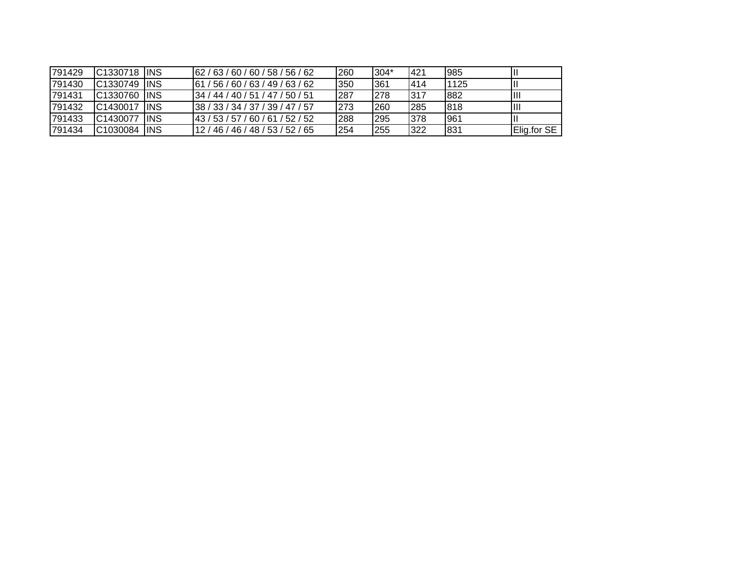| | | | | | | | | |
|---|---|---|---|---|---|---|---|---|
| 791429 | C1330718 | INS | 62 / 63 / 60 / 60 / 58 / 56 / 62 | 260 | 304* | 421 | 985 | II |
| 791430 | C1330749 | INS | 61 / 56 / 60 / 63 / 49 / 63 / 62 | 350 | 361 | 414 | 1125 | II |
| 791431 | C1330760 | INS | 34 / 44 / 40 / 51 / 47 / 50 / 51 | 287 | 278 | 317 | 882 | III |
| 791432 | C1430017 | INS | 38 / 33 / 34 / 37 / 39 / 47 / 57 | 273 | 260 | 285 | 818 | III |
| 791433 | C1430077 | INS | 43 / 53 / 57 / 60 / 61 / 52 / 52 | 288 | 295 | 378 | 961 | II |
| 791434 | C1030084 | INS | 12 / 46 / 46 / 48 / 53 / 52 / 65 | 254 | 255 | 322 | 831 | Elig.for SE |